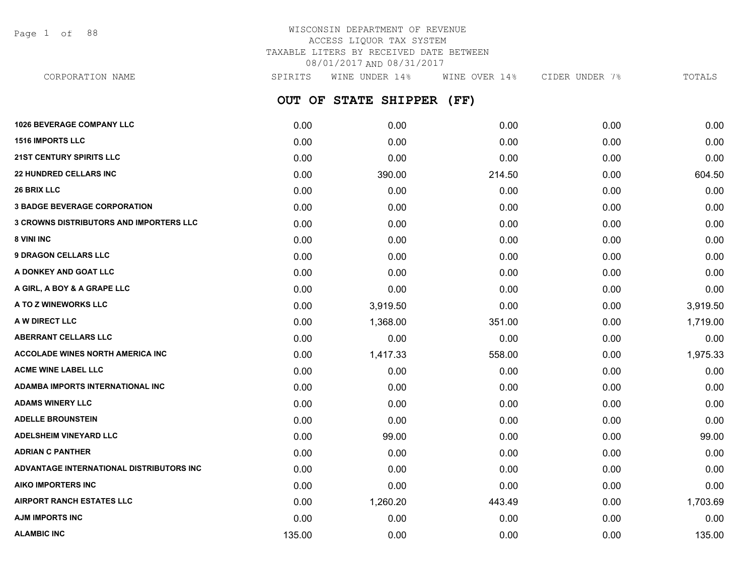# WISCONSIN DEPARTMENT OF REVENUE
## ACCESS LIQUOR TAX SYSTEM
## TAXABLE LITERS BY RECEIVED DATE BETWEEN 08/01/2017 AND 08/31/2017

## OUT OF STATE SHIPPER (FF)

| CORPORATION NAME | SPIRITS | WINE UNDER 14% | WINE OVER 14% | CIDER UNDER 7% | TOTALS |
|---|---|---|---|---|---|
| 1026 BEVERAGE COMPANY LLC | 0.00 | 0.00 | 0.00 | 0.00 | 0.00 |
| 1516 IMPORTS LLC | 0.00 | 0.00 | 0.00 | 0.00 | 0.00 |
| 21ST CENTURY SPIRITS LLC | 0.00 | 0.00 | 0.00 | 0.00 | 0.00 |
| 22 HUNDRED CELLARS INC | 0.00 | 390.00 | 214.50 | 0.00 | 604.50 |
| 26 BRIX LLC | 0.00 | 0.00 | 0.00 | 0.00 | 0.00 |
| 3 BADGE BEVERAGE CORPORATION | 0.00 | 0.00 | 0.00 | 0.00 | 0.00 |
| 3 CROWNS DISTRIBUTORS AND IMPORTERS LLC | 0.00 | 0.00 | 0.00 | 0.00 | 0.00 |
| 8 VINI INC | 0.00 | 0.00 | 0.00 | 0.00 | 0.00 |
| 9 DRAGON CELLARS LLC | 0.00 | 0.00 | 0.00 | 0.00 | 0.00 |
| A DONKEY AND GOAT LLC | 0.00 | 0.00 | 0.00 | 0.00 | 0.00 |
| A GIRL, A BOY & A GRAPE LLC | 0.00 | 0.00 | 0.00 | 0.00 | 0.00 |
| A TO Z WINEWORKS LLC | 0.00 | 3,919.50 | 0.00 | 0.00 | 3,919.50 |
| A W DIRECT LLC | 0.00 | 1,368.00 | 351.00 | 0.00 | 1,719.00 |
| ABERRANT CELLARS LLC | 0.00 | 0.00 | 0.00 | 0.00 | 0.00 |
| ACCOLADE WINES NORTH AMERICA INC | 0.00 | 1,417.33 | 558.00 | 0.00 | 1,975.33 |
| ACME WINE LABEL LLC | 0.00 | 0.00 | 0.00 | 0.00 | 0.00 |
| ADAMBA IMPORTS INTERNATIONAL INC | 0.00 | 0.00 | 0.00 | 0.00 | 0.00 |
| ADAMS WINERY LLC | 0.00 | 0.00 | 0.00 | 0.00 | 0.00 |
| ADELLE BROUNSTEIN | 0.00 | 0.00 | 0.00 | 0.00 | 0.00 |
| ADELSHEIM VINEYARD LLC | 0.00 | 99.00 | 0.00 | 0.00 | 99.00 |
| ADRIAN C PANTHER | 0.00 | 0.00 | 0.00 | 0.00 | 0.00 |
| ADVANTAGE INTERNATIONAL DISTRIBUTORS INC | 0.00 | 0.00 | 0.00 | 0.00 | 0.00 |
| AIKO IMPORTERS INC | 0.00 | 0.00 | 0.00 | 0.00 | 0.00 |
| AIRPORT RANCH ESTATES LLC | 0.00 | 1,260.20 | 443.49 | 0.00 | 1,703.69 |
| AJM IMPORTS INC | 0.00 | 0.00 | 0.00 | 0.00 | 0.00 |
| ALAMBIC INC | 135.00 | 0.00 | 0.00 | 0.00 | 135.00 |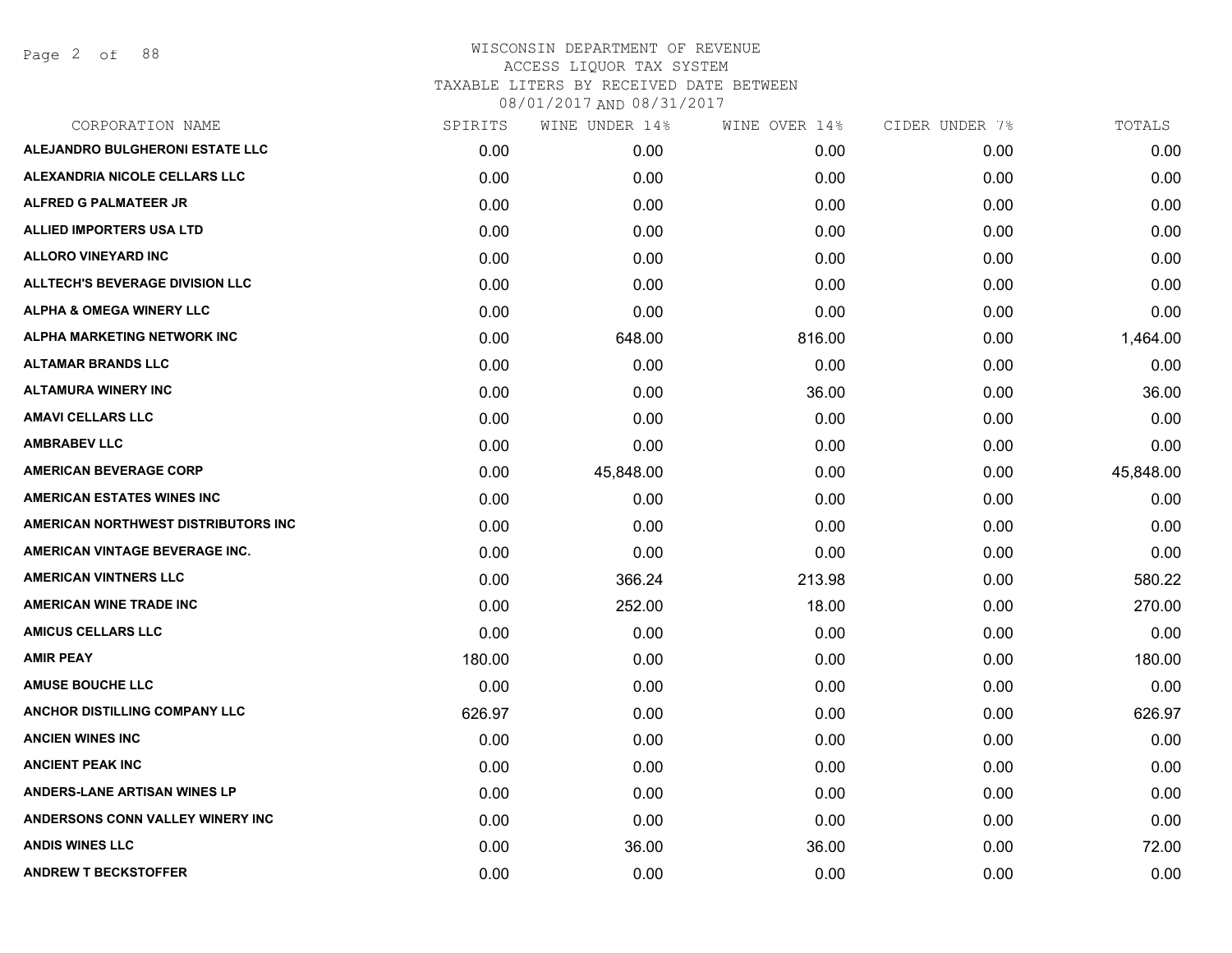# WISCONSIN DEPARTMENT OF REVENUE

ACCESS LIQUOR TAX SYSTEM

TAXABLE LITERS BY RECEIVED DATE BETWEEN

08/01/2017 AND 08/31/2017

| CORPORATION NAME | SPIRITS | WINE UNDER 14% | WINE OVER 14% | CIDER UNDER 7% | TOTALS |
|---|---|---|---|---|---|
| ALEJANDRO BULGHERONI ESTATE LLC | 0.00 | 0.00 | 0.00 | 0.00 | 0.00 |
| ALEXANDRIA NICOLE CELLARS LLC | 0.00 | 0.00 | 0.00 | 0.00 | 0.00 |
| ALFRED G PALMATEER JR | 0.00 | 0.00 | 0.00 | 0.00 | 0.00 |
| ALLIED IMPORTERS USA LTD | 0.00 | 0.00 | 0.00 | 0.00 | 0.00 |
| ALLORO VINEYARD INC | 0.00 | 0.00 | 0.00 | 0.00 | 0.00 |
| ALLTECH'S BEVERAGE DIVISION LLC | 0.00 | 0.00 | 0.00 | 0.00 | 0.00 |
| ALPHA & OMEGA WINERY LLC | 0.00 | 0.00 | 0.00 | 0.00 | 0.00 |
| ALPHA MARKETING NETWORK INC | 0.00 | 648.00 | 816.00 | 0.00 | 1,464.00 |
| ALTAMAR BRANDS LLC | 0.00 | 0.00 | 0.00 | 0.00 | 0.00 |
| ALTAMURA WINERY INC | 0.00 | 0.00 | 36.00 | 0.00 | 36.00 |
| AMAVI CELLARS LLC | 0.00 | 0.00 | 0.00 | 0.00 | 0.00 |
| AMBRABEV LLC | 0.00 | 0.00 | 0.00 | 0.00 | 0.00 |
| AMERICAN BEVERAGE CORP | 0.00 | 45,848.00 | 0.00 | 0.00 | 45,848.00 |
| AMERICAN ESTATES WINES INC | 0.00 | 0.00 | 0.00 | 0.00 | 0.00 |
| AMERICAN NORTHWEST DISTRIBUTORS INC | 0.00 | 0.00 | 0.00 | 0.00 | 0.00 |
| AMERICAN VINTAGE BEVERAGE INC. | 0.00 | 0.00 | 0.00 | 0.00 | 0.00 |
| AMERICAN VINTNERS LLC | 0.00 | 366.24 | 213.98 | 0.00 | 580.22 |
| AMERICAN WINE TRADE INC | 0.00 | 252.00 | 18.00 | 0.00 | 270.00 |
| AMICUS CELLARS LLC | 0.00 | 0.00 | 0.00 | 0.00 | 0.00 |
| AMIR PEAY | 180.00 | 0.00 | 0.00 | 0.00 | 180.00 |
| AMUSE BOUCHE LLC | 0.00 | 0.00 | 0.00 | 0.00 | 0.00 |
| ANCHOR DISTILLING COMPANY LLC | 626.97 | 0.00 | 0.00 | 0.00 | 626.97 |
| ANCIEN WINES INC | 0.00 | 0.00 | 0.00 | 0.00 | 0.00 |
| ANCIENT PEAK INC | 0.00 | 0.00 | 0.00 | 0.00 | 0.00 |
| ANDERS-LANE ARTISAN WINES LP | 0.00 | 0.00 | 0.00 | 0.00 | 0.00 |
| ANDERSONS CONN VALLEY WINERY INC | 0.00 | 0.00 | 0.00 | 0.00 | 0.00 |
| ANDIS WINES LLC | 0.00 | 36.00 | 36.00 | 0.00 | 72.00 |
| ANDREW T BECKSTOFFER | 0.00 | 0.00 | 0.00 | 0.00 | 0.00 |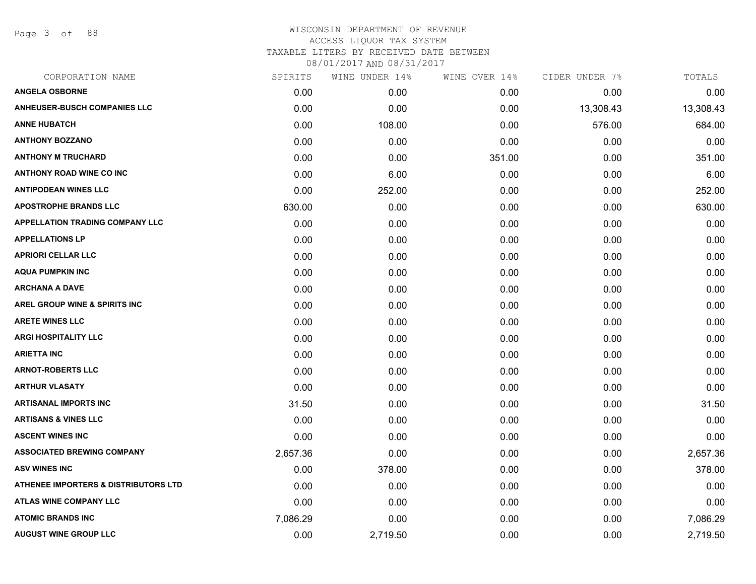WISCONSIN DEPARTMENT OF REVENUE
ACCESS LIQUOR TAX SYSTEM
TAXABLE LITERS BY RECEIVED DATE BETWEEN
08/01/2017 AND 08/31/2017

| CORPORATION NAME | SPIRITS | WINE UNDER 14% | WINE OVER 14% | CIDER UNDER 7% | TOTALS |
|---|---|---|---|---|---|
| ANGELA OSBORNE | 0.00 | 0.00 | 0.00 | 0.00 | 0.00 |
| ANHEUSER-BUSCH COMPANIES LLC | 0.00 | 0.00 | 0.00 | 13,308.43 | 13,308.43 |
| ANNE HUBATCH | 0.00 | 108.00 | 0.00 | 576.00 | 684.00 |
| ANTHONY BOZZANO | 0.00 | 0.00 | 0.00 | 0.00 | 0.00 |
| ANTHONY M TRUCHARD | 0.00 | 0.00 | 351.00 | 0.00 | 351.00 |
| ANTHONY ROAD WINE CO INC | 0.00 | 6.00 | 0.00 | 0.00 | 6.00 |
| ANTIPODEAN WINES LLC | 0.00 | 252.00 | 0.00 | 0.00 | 252.00 |
| APOSTROPHE BRANDS LLC | 630.00 | 0.00 | 0.00 | 0.00 | 630.00 |
| APPELLATION TRADING COMPANY LLC | 0.00 | 0.00 | 0.00 | 0.00 | 0.00 |
| APPELLATIONS LP | 0.00 | 0.00 | 0.00 | 0.00 | 0.00 |
| APRIORI CELLAR LLC | 0.00 | 0.00 | 0.00 | 0.00 | 0.00 |
| AQUA PUMPKIN INC | 0.00 | 0.00 | 0.00 | 0.00 | 0.00 |
| ARCHANA A DAVE | 0.00 | 0.00 | 0.00 | 0.00 | 0.00 |
| AREL GROUP WINE & SPIRITS INC | 0.00 | 0.00 | 0.00 | 0.00 | 0.00 |
| ARETE WINES LLC | 0.00 | 0.00 | 0.00 | 0.00 | 0.00 |
| ARGI HOSPITALITY LLC | 0.00 | 0.00 | 0.00 | 0.00 | 0.00 |
| ARIETTA INC | 0.00 | 0.00 | 0.00 | 0.00 | 0.00 |
| ARNOT-ROBERTS LLC | 0.00 | 0.00 | 0.00 | 0.00 | 0.00 |
| ARTHUR VLASATY | 0.00 | 0.00 | 0.00 | 0.00 | 0.00 |
| ARTISANAL IMPORTS INC | 31.50 | 0.00 | 0.00 | 0.00 | 31.50 |
| ARTISANS & VINES LLC | 0.00 | 0.00 | 0.00 | 0.00 | 0.00 |
| ASCENT WINES INC | 0.00 | 0.00 | 0.00 | 0.00 | 0.00 |
| ASSOCIATED BREWING COMPANY | 2,657.36 | 0.00 | 0.00 | 0.00 | 2,657.36 |
| ASV WINES INC | 0.00 | 378.00 | 0.00 | 0.00 | 378.00 |
| ATHENEE IMPORTERS & DISTRIBUTORS LTD | 0.00 | 0.00 | 0.00 | 0.00 | 0.00 |
| ATLAS WINE COMPANY LLC | 0.00 | 0.00 | 0.00 | 0.00 | 0.00 |
| ATOMIC BRANDS INC | 7,086.29 | 0.00 | 0.00 | 0.00 | 7,086.29 |
| AUGUST WINE GROUP LLC | 0.00 | 2,719.50 | 0.00 | 0.00 | 2,719.50 |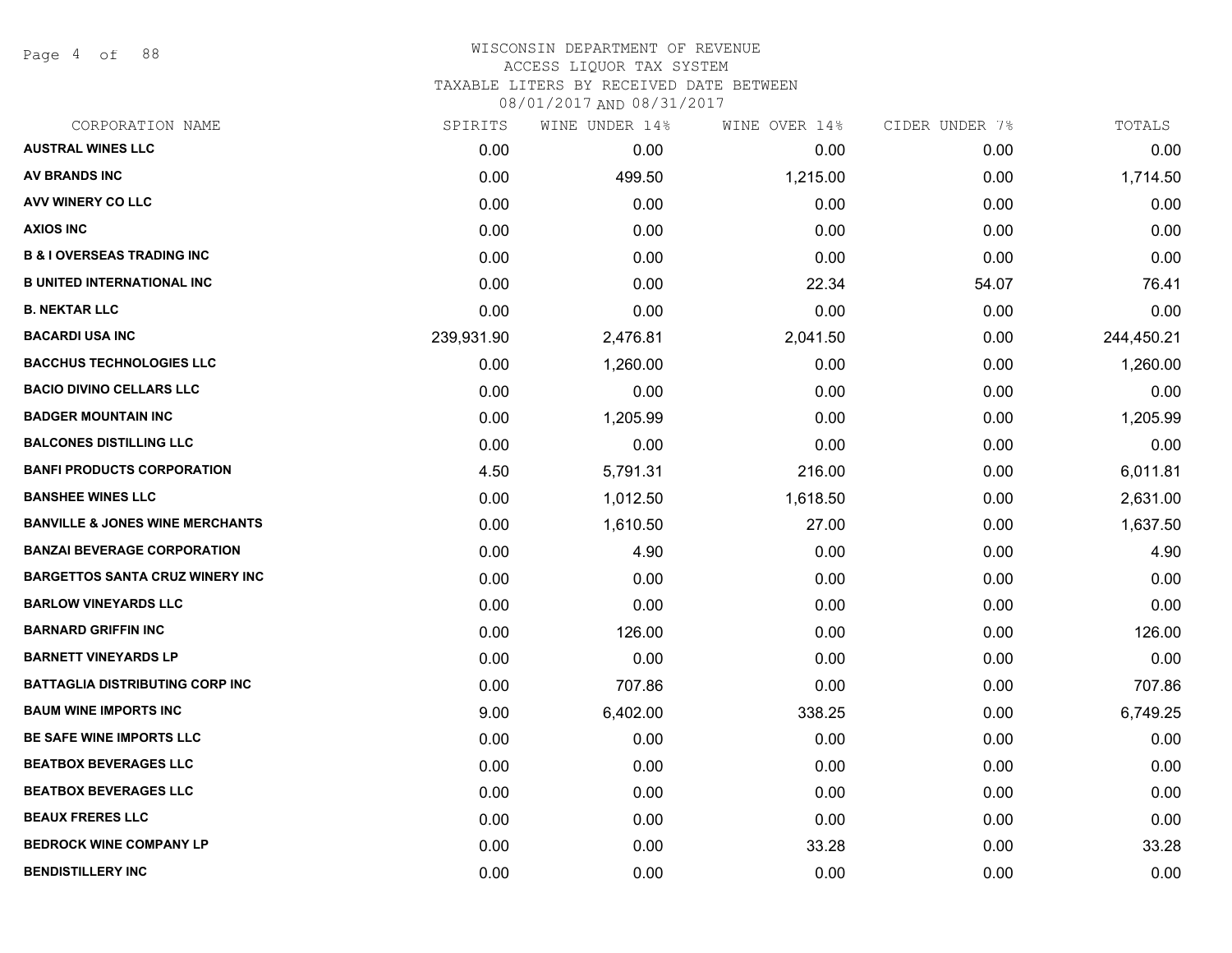# WISCONSIN DEPARTMENT OF REVENUE
## ACCESS LIQUOR TAX SYSTEM
### TAXABLE LITERS BY RECEIVED DATE BETWEEN 08/01/2017 AND 08/31/2017

| CORPORATION NAME | SPIRITS | WINE UNDER 14% | WINE OVER 14% | CIDER UNDER 7% | TOTALS |
|---|---|---|---|---|---|
| **AUSTRAL WINES LLC** | 0.00 | 0.00 | 0.00 | 0.00 | 0.00 |
| **AV BRANDS INC** | 0.00 | 499.50 | 1,215.00 | 0.00 | 1,714.50 |
| **AVV WINERY CO LLC** | 0.00 | 0.00 | 0.00 | 0.00 | 0.00 |
| **AXIOS INC** | 0.00 | 0.00 | 0.00 | 0.00 | 0.00 |
| **B & I OVERSEAS TRADING INC** | 0.00 | 0.00 | 0.00 | 0.00 | 0.00 |
| **B UNITED INTERNATIONAL INC** | 0.00 | 0.00 | 22.34 | 54.07 | 76.41 |
| **B. NEKTAR LLC** | 0.00 | 0.00 | 0.00 | 0.00 | 0.00 |
| **BACARDI USA INC** | 239,931.90 | 2,476.81 | 2,041.50 | 0.00 | 244,450.21 |
| **BACCHUS TECHNOLOGIES LLC** | 0.00 | 1,260.00 | 0.00 | 0.00 | 1,260.00 |
| **BACIO DIVINO CELLARS LLC** | 0.00 | 0.00 | 0.00 | 0.00 | 0.00 |
| **BADGER MOUNTAIN INC** | 0.00 | 1,205.99 | 0.00 | 0.00 | 1,205.99 |
| **BALCONES DISTILLING LLC** | 0.00 | 0.00 | 0.00 | 0.00 | 0.00 |
| **BANFI PRODUCTS CORPORATION** | 4.50 | 5,791.31 | 216.00 | 0.00 | 6,011.81 |
| **BANSHEE WINES LLC** | 0.00 | 1,012.50 | 1,618.50 | 0.00 | 2,631.00 |
| **BANVILLE & JONES WINE MERCHANTS** | 0.00 | 1,610.50 | 27.00 | 0.00 | 1,637.50 |
| **BANZAI BEVERAGE CORPORATION** | 0.00 | 4.90 | 0.00 | 0.00 | 4.90 |
| **BARGETTOS SANTA CRUZ WINERY INC** | 0.00 | 0.00 | 0.00 | 0.00 | 0.00 |
| **BARLOW VINEYARDS LLC** | 0.00 | 0.00 | 0.00 | 0.00 | 0.00 |
| **BARNARD GRIFFIN INC** | 0.00 | 126.00 | 0.00 | 0.00 | 126.00 |
| **BARNETT VINEYARDS LP** | 0.00 | 0.00 | 0.00 | 0.00 | 0.00 |
| **BATTAGLIA DISTRIBUTING CORP INC** | 0.00 | 707.86 | 0.00 | 0.00 | 707.86 |
| **BAUM WINE IMPORTS INC** | 9.00 | 6,402.00 | 338.25 | 0.00 | 6,749.25 |
| **BE SAFE WINE IMPORTS LLC** | 0.00 | 0.00 | 0.00 | 0.00 | 0.00 |
| **BEATBOX BEVERAGES LLC** | 0.00 | 0.00 | 0.00 | 0.00 | 0.00 |
| **BEATBOX BEVERAGES LLC** | 0.00 | 0.00 | 0.00 | 0.00 | 0.00 |
| **BEAUX FRERES LLC** | 0.00 | 0.00 | 0.00 | 0.00 | 0.00 |
| **BEDROCK WINE COMPANY LP** | 0.00 | 0.00 | 33.28 | 0.00 | 33.28 |
| **BENDISTILLERY INC** | 0.00 | 0.00 | 0.00 | 0.00 | 0.00 |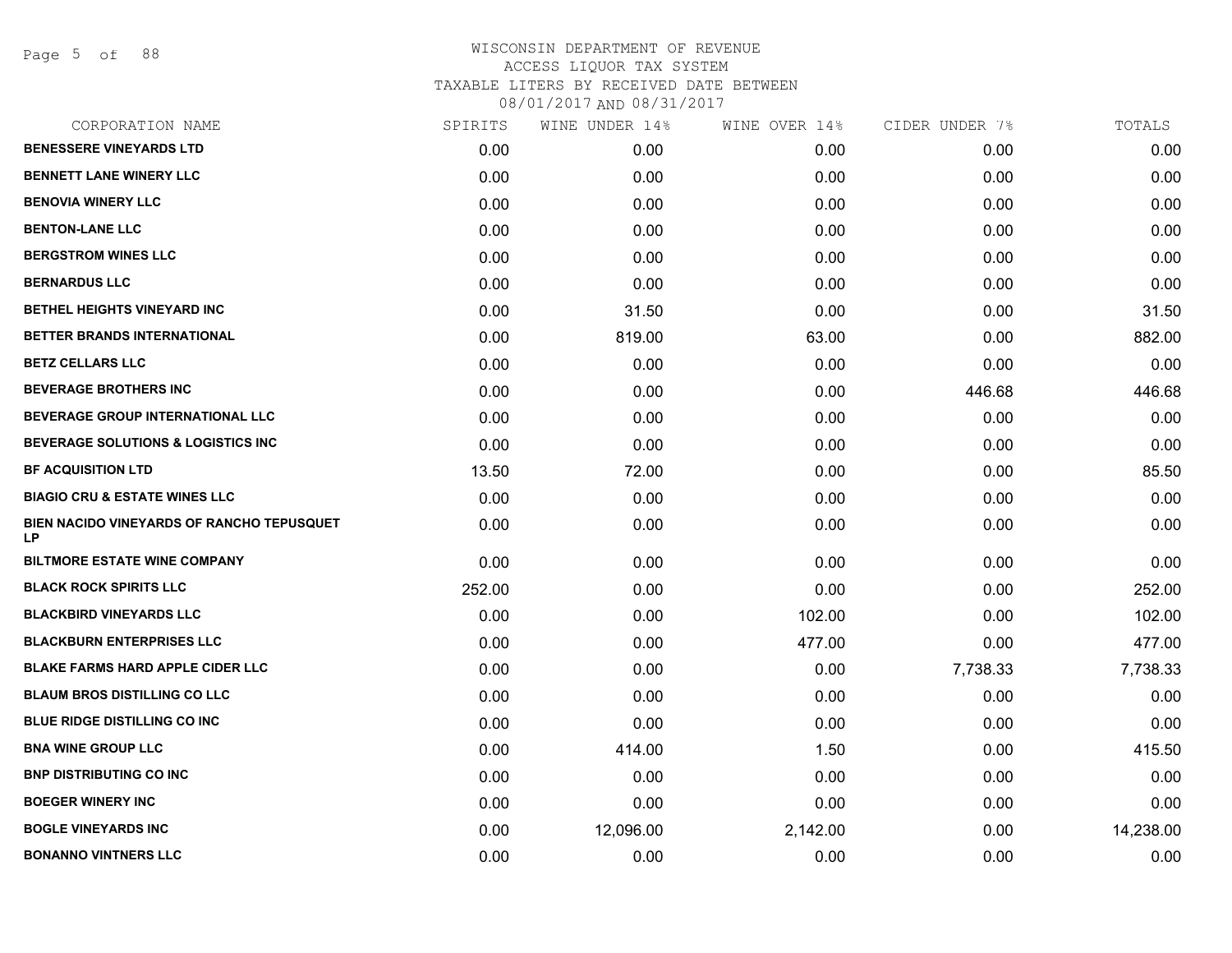# WISCONSIN DEPARTMENT OF REVENUE
ACCESS LIQUOR TAX SYSTEM
TAXABLE LITERS BY RECEIVED DATE BETWEEN
08/01/2017 AND 08/31/2017

| CORPORATION NAME | SPIRITS | WINE UNDER 14% | WINE OVER 14% | CIDER UNDER 7% | TOTALS |
|---|---|---|---|---|---|
| BENESSERE VINEYARDS LTD | 0.00 | 0.00 | 0.00 | 0.00 | 0.00 |
| BENNETT LANE WINERY LLC | 0.00 | 0.00 | 0.00 | 0.00 | 0.00 |
| BENOVIA WINERY LLC | 0.00 | 0.00 | 0.00 | 0.00 | 0.00 |
| BENTON-LANE LLC | 0.00 | 0.00 | 0.00 | 0.00 | 0.00 |
| BERGSTROM WINES LLC | 0.00 | 0.00 | 0.00 | 0.00 | 0.00 |
| BERNARDUS LLC | 0.00 | 0.00 | 0.00 | 0.00 | 0.00 |
| BETHEL HEIGHTS VINEYARD INC | 0.00 | 31.50 | 0.00 | 0.00 | 31.50 |
| BETTER BRANDS INTERNATIONAL | 0.00 | 819.00 | 63.00 | 0.00 | 882.00 |
| BETZ CELLARS LLC | 0.00 | 0.00 | 0.00 | 0.00 | 0.00 |
| BEVERAGE BROTHERS INC | 0.00 | 0.00 | 0.00 | 446.68 | 446.68 |
| BEVERAGE GROUP INTERNATIONAL LLC | 0.00 | 0.00 | 0.00 | 0.00 | 0.00 |
| BEVERAGE SOLUTIONS & LOGISTICS INC | 0.00 | 0.00 | 0.00 | 0.00 | 0.00 |
| BF ACQUISITION LTD | 13.50 | 72.00 | 0.00 | 0.00 | 85.50 |
| BIAGIO CRU & ESTATE WINES LLC | 0.00 | 0.00 | 0.00 | 0.00 | 0.00 |
| BIEN NACIDO VINEYARDS OF RANCHO TEPUSQUET LP | 0.00 | 0.00 | 0.00 | 0.00 | 0.00 |
| BILTMORE ESTATE WINE COMPANY | 0.00 | 0.00 | 0.00 | 0.00 | 0.00 |
| BLACK ROCK SPIRITS LLC | 252.00 | 0.00 | 0.00 | 0.00 | 252.00 |
| BLACKBIRD VINEYARDS LLC | 0.00 | 0.00 | 102.00 | 0.00 | 102.00 |
| BLACKBURN ENTERPRISES LLC | 0.00 | 0.00 | 477.00 | 0.00 | 477.00 |
| BLAKE FARMS HARD APPLE CIDER LLC | 0.00 | 0.00 | 0.00 | 7,738.33 | 7,738.33 |
| BLAUM BROS DISTILLING CO LLC | 0.00 | 0.00 | 0.00 | 0.00 | 0.00 |
| BLUE RIDGE DISTILLING CO INC | 0.00 | 0.00 | 0.00 | 0.00 | 0.00 |
| BNA WINE GROUP LLC | 0.00 | 414.00 | 1.50 | 0.00 | 415.50 |
| BNP DISTRIBUTING CO INC | 0.00 | 0.00 | 0.00 | 0.00 | 0.00 |
| BOEGER WINERY INC | 0.00 | 0.00 | 0.00 | 0.00 | 0.00 |
| BOGLE VINEYARDS INC | 0.00 | 12,096.00 | 2,142.00 | 0.00 | 14,238.00 |
| BONANNO VINTNERS LLC | 0.00 | 0.00 | 0.00 | 0.00 | 0.00 |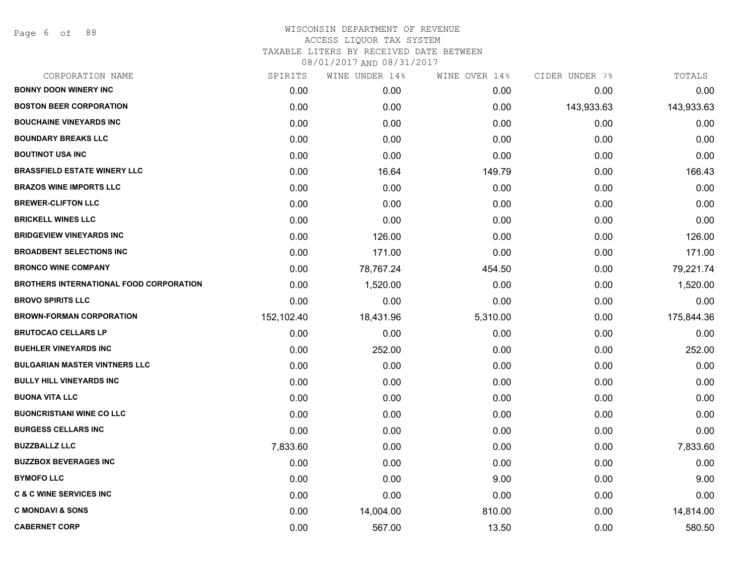WISCONSIN DEPARTMENT OF REVENUE
ACCESS LIQUOR TAX SYSTEM
TAXABLE LITERS BY RECEIVED DATE BETWEEN
08/01/2017 AND 08/31/2017

| CORPORATION NAME | SPIRITS | WINE UNDER 14% | WINE OVER 14% | CIDER UNDER 7% | TOTALS |
|---|---|---|---|---|---|
| **BONNY DOON WINERY INC** | 0.00 | 0.00 | 0.00 | 0.00 | 0.00 |
| **BOSTON BEER CORPORATION** | 0.00 | 0.00 | 0.00 | 143,933.63 | 143,933.63 |
| **BOUCHAINE VINEYARDS INC** | 0.00 | 0.00 | 0.00 | 0.00 | 0.00 |
| **BOUNDARY BREAKS LLC** | 0.00 | 0.00 | 0.00 | 0.00 | 0.00 |
| **BOUTINOT USA INC** | 0.00 | 0.00 | 0.00 | 0.00 | 0.00 |
| **BRASSFIELD ESTATE WINERY LLC** | 0.00 | 16.64 | 149.79 | 0.00 | 166.43 |
| **BRAZOS WINE IMPORTS LLC** | 0.00 | 0.00 | 0.00 | 0.00 | 0.00 |
| **BREWER-CLIFTON LLC** | 0.00 | 0.00 | 0.00 | 0.00 | 0.00 |
| **BRICKELL WINES LLC** | 0.00 | 0.00 | 0.00 | 0.00 | 0.00 |
| **BRIDGEVIEW VINEYARDS INC** | 0.00 | 126.00 | 0.00 | 0.00 | 126.00 |
| **BROADBENT SELECTIONS INC** | 0.00 | 171.00 | 0.00 | 0.00 | 171.00 |
| **BRONCO WINE COMPANY** | 0.00 | 78,767.24 | 454.50 | 0.00 | 79,221.74 |
| **BROTHERS INTERNATIONAL FOOD CORPORATION** | 0.00 | 1,520.00 | 0.00 | 0.00 | 1,520.00 |
| **BROVO SPIRITS LLC** | 0.00 | 0.00 | 0.00 | 0.00 | 0.00 |
| **BROWN-FORMAN CORPORATION** | 152,102.40 | 18,431.96 | 5,310.00 | 0.00 | 175,844.36 |
| **BRUTOCAO CELLARS LP** | 0.00 | 0.00 | 0.00 | 0.00 | 0.00 |
| **BUEHLER VINEYARDS INC** | 0.00 | 252.00 | 0.00 | 0.00 | 252.00 |
| **BULGARIAN MASTER VINTNERS LLC** | 0.00 | 0.00 | 0.00 | 0.00 | 0.00 |
| **BULLY HILL VINEYARDS INC** | 0.00 | 0.00 | 0.00 | 0.00 | 0.00 |
| **BUONA VITA LLC** | 0.00 | 0.00 | 0.00 | 0.00 | 0.00 |
| **BUONCRISTIANI WINE CO LLC** | 0.00 | 0.00 | 0.00 | 0.00 | 0.00 |
| **BURGESS CELLARS INC** | 0.00 | 0.00 | 0.00 | 0.00 | 0.00 |
| **BUZZBALLZ LLC** | 7,833.60 | 0.00 | 0.00 | 0.00 | 7,833.60 |
| **BUZZBOX BEVERAGES INC** | 0.00 | 0.00 | 0.00 | 0.00 | 0.00 |
| **BYMOFO LLC** | 0.00 | 0.00 | 9.00 | 0.00 | 9.00 |
| **C & C WINE SERVICES INC** | 0.00 | 0.00 | 0.00 | 0.00 | 0.00 |
| **C MONDAVI & SONS** | 0.00 | 14,004.00 | 810.00 | 0.00 | 14,814.00 |
| **CABERNET CORP** | 0.00 | 567.00 | 13.50 | 0.00 | 580.50 |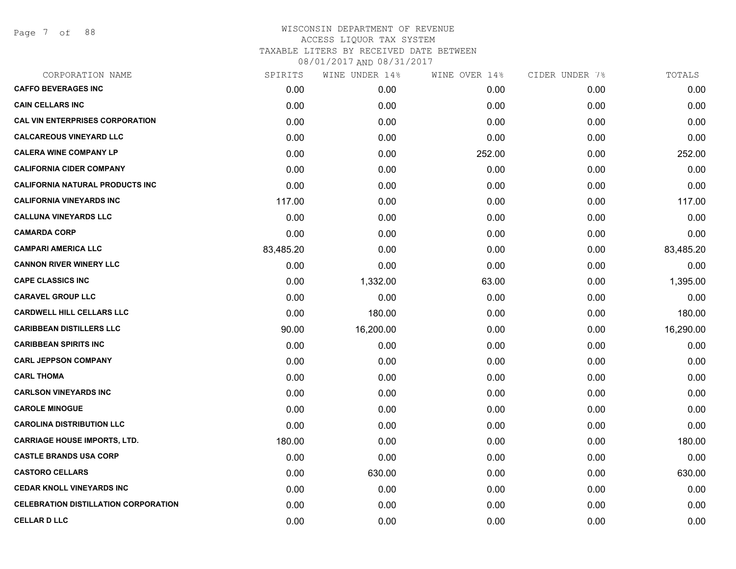WISCONSIN DEPARTMENT OF REVENUE
ACCESS LIQUOR TAX SYSTEM
TAXABLE LITERS BY RECEIVED DATE BETWEEN
08/01/2017 AND 08/31/2017

| CORPORATION NAME | SPIRITS | WINE UNDER 14% | WINE OVER 14% | CIDER UNDER 7% | TOTALS |
|---|---|---|---|---|---|
| **CAFFO BEVERAGES INC** | 0.00 | 0.00 | 0.00 | 0.00 | 0.00 |
| **CAIN CELLARS INC** | 0.00 | 0.00 | 0.00 | 0.00 | 0.00 |
| **CAL VIN ENTERPRISES CORPORATION** | 0.00 | 0.00 | 0.00 | 0.00 | 0.00 |
| **CALCAREOUS VINEYARD LLC** | 0.00 | 0.00 | 0.00 | 0.00 | 0.00 |
| **CALERA WINE COMPANY LP** | 0.00 | 0.00 | 252.00 | 0.00 | 252.00 |
| **CALIFORNIA CIDER COMPANY** | 0.00 | 0.00 | 0.00 | 0.00 | 0.00 |
| **CALIFORNIA NATURAL PRODUCTS INC** | 0.00 | 0.00 | 0.00 | 0.00 | 0.00 |
| **CALIFORNIA VINEYARDS INC** | 117.00 | 0.00 | 0.00 | 0.00 | 117.00 |
| **CALLUNA VINEYARDS LLC** | 0.00 | 0.00 | 0.00 | 0.00 | 0.00 |
| **CAMARDA CORP** | 0.00 | 0.00 | 0.00 | 0.00 | 0.00 |
| **CAMPARI AMERICA LLC** | 83,485.20 | 0.00 | 0.00 | 0.00 | 83,485.20 |
| **CANNON RIVER WINERY LLC** | 0.00 | 0.00 | 0.00 | 0.00 | 0.00 |
| **CAPE CLASSICS INC** | 0.00 | 1,332.00 | 63.00 | 0.00 | 1,395.00 |
| **CARAVEL GROUP LLC** | 0.00 | 0.00 | 0.00 | 0.00 | 0.00 |
| **CARDWELL HILL CELLARS LLC** | 0.00 | 180.00 | 0.00 | 0.00 | 180.00 |
| **CARIBBEAN DISTILLERS LLC** | 90.00 | 16,200.00 | 0.00 | 0.00 | 16,290.00 |
| **CARIBBEAN SPIRITS INC** | 0.00 | 0.00 | 0.00 | 0.00 | 0.00 |
| **CARL JEPPSON COMPANY** | 0.00 | 0.00 | 0.00 | 0.00 | 0.00 |
| **CARL THOMA** | 0.00 | 0.00 | 0.00 | 0.00 | 0.00 |
| **CARLSON VINEYARDS INC** | 0.00 | 0.00 | 0.00 | 0.00 | 0.00 |
| **CAROLE MINOGUE** | 0.00 | 0.00 | 0.00 | 0.00 | 0.00 |
| **CAROLINA DISTRIBUTION LLC** | 0.00 | 0.00 | 0.00 | 0.00 | 0.00 |
| **CARRIAGE HOUSE IMPORTS, LTD.** | 180.00 | 0.00 | 0.00 | 0.00 | 180.00 |
| **CASTLE BRANDS USA CORP** | 0.00 | 0.00 | 0.00 | 0.00 | 0.00 |
| **CASTORO CELLARS** | 0.00 | 630.00 | 0.00 | 0.00 | 630.00 |
| **CEDAR KNOLL VINEYARDS INC** | 0.00 | 0.00 | 0.00 | 0.00 | 0.00 |
| **CELEBRATION DISTILLATION CORPORATION** | 0.00 | 0.00 | 0.00 | 0.00 | 0.00 |
| **CELLAR D LLC** | 0.00 | 0.00 | 0.00 | 0.00 | 0.00 |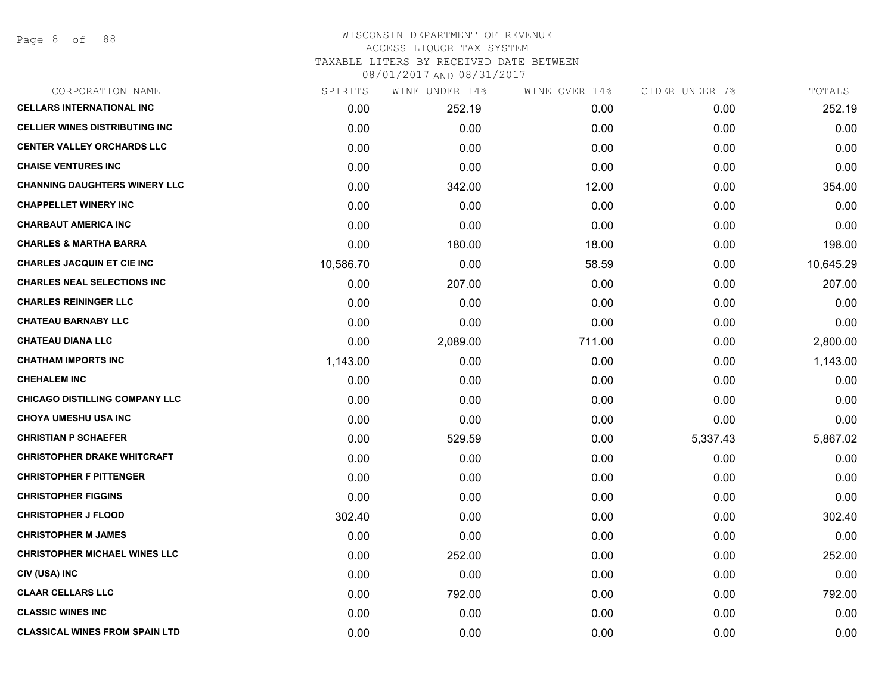# WISCONSIN DEPARTMENT OF REVENUE
## ACCESS LIQUOR TAX SYSTEM
### TAXABLE LITERS BY RECEIVED DATE BETWEEN 08/01/2017 AND 08/31/2017

| CORPORATION NAME | SPIRITS | WINE UNDER 14% | WINE OVER 14% | CIDER UNDER 7% | TOTALS |
|---|---|---|---|---|---|
| **CELLARS INTERNATIONAL INC** | 0.00 | 252.19 | 0.00 | 0.00 | 252.19 |
| **CELLIER WINES DISTRIBUTING INC** | 0.00 | 0.00 | 0.00 | 0.00 | 0.00 |
| **CENTER VALLEY ORCHARDS LLC** | 0.00 | 0.00 | 0.00 | 0.00 | 0.00 |
| **CHAISE VENTURES INC** | 0.00 | 0.00 | 0.00 | 0.00 | 0.00 |
| **CHANNING DAUGHTERS WINERY LLC** | 0.00 | 342.00 | 12.00 | 0.00 | 354.00 |
| **CHAPPELLET WINERY INC** | 0.00 | 0.00 | 0.00 | 0.00 | 0.00 |
| **CHARBAUT AMERICA INC** | 0.00 | 0.00 | 0.00 | 0.00 | 0.00 |
| **CHARLES & MARTHA BARRA** | 0.00 | 180.00 | 18.00 | 0.00 | 198.00 |
| **CHARLES JACQUIN ET CIE INC** | 10,586.70 | 0.00 | 58.59 | 0.00 | 10,645.29 |
| **CHARLES NEAL SELECTIONS INC** | 0.00 | 207.00 | 0.00 | 0.00 | 207.00 |
| **CHARLES REININGER LLC** | 0.00 | 0.00 | 0.00 | 0.00 | 0.00 |
| **CHATEAU BARNABY LLC** | 0.00 | 0.00 | 0.00 | 0.00 | 0.00 |
| **CHATEAU DIANA LLC** | 0.00 | 2,089.00 | 711.00 | 0.00 | 2,800.00 |
| **CHATHAM IMPORTS INC** | 1,143.00 | 0.00 | 0.00 | 0.00 | 1,143.00 |
| **CHEHALEM INC** | 0.00 | 0.00 | 0.00 | 0.00 | 0.00 |
| **CHICAGO DISTILLING COMPANY LLC** | 0.00 | 0.00 | 0.00 | 0.00 | 0.00 |
| **CHOYA UMESHU USA INC** | 0.00 | 0.00 | 0.00 | 0.00 | 0.00 |
| **CHRISTIAN P SCHAEFER** | 0.00 | 529.59 | 0.00 | 5,337.43 | 5,867.02 |
| **CHRISTOPHER DRAKE WHITCRAFT** | 0.00 | 0.00 | 0.00 | 0.00 | 0.00 |
| **CHRISTOPHER F PITTENGER** | 0.00 | 0.00 | 0.00 | 0.00 | 0.00 |
| **CHRISTOPHER FIGGINS** | 0.00 | 0.00 | 0.00 | 0.00 | 0.00 |
| **CHRISTOPHER J FLOOD** | 302.40 | 0.00 | 0.00 | 0.00 | 302.40 |
| **CHRISTOPHER M JAMES** | 0.00 | 0.00 | 0.00 | 0.00 | 0.00 |
| **CHRISTOPHER MICHAEL WINES LLC** | 0.00 | 252.00 | 0.00 | 0.00 | 252.00 |
| **CIV (USA) INC** | 0.00 | 0.00 | 0.00 | 0.00 | 0.00 |
| **CLAAR CELLARS LLC** | 0.00 | 792.00 | 0.00 | 0.00 | 792.00 |
| **CLASSIC WINES INC** | 0.00 | 0.00 | 0.00 | 0.00 | 0.00 |
| **CLASSICAL WINES FROM SPAIN LTD** | 0.00 | 0.00 | 0.00 | 0.00 | 0.00 |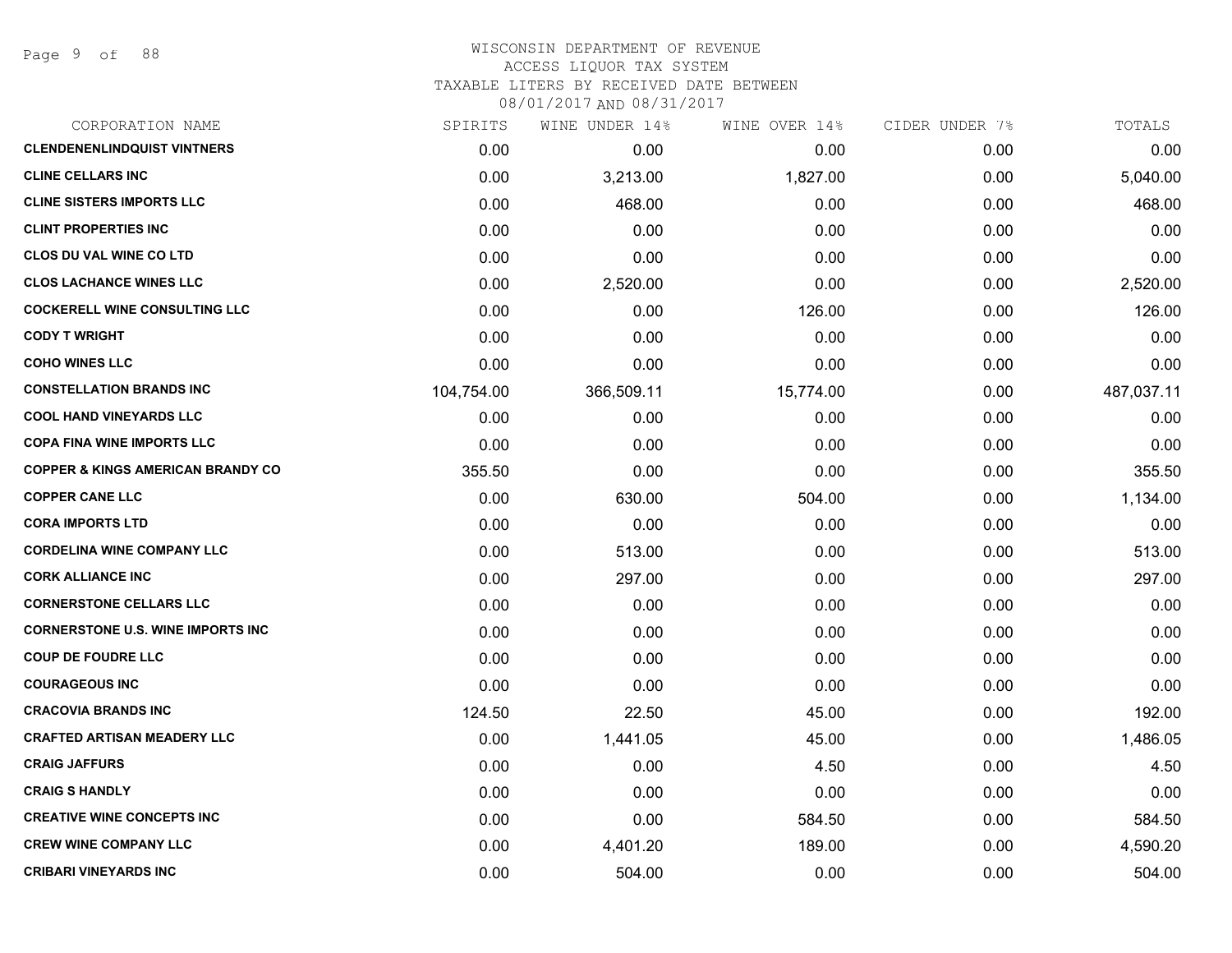# WISCONSIN DEPARTMENT OF REVENUE
ACCESS LIQUOR TAX SYSTEM
TAXABLE LITERS BY RECEIVED DATE BETWEEN
08/01/2017 AND 08/31/2017

| CORPORATION NAME | SPIRITS | WINE UNDER 14% | WINE OVER 14% | CIDER UNDER 7% | TOTALS |
|---|---|---|---|---|---|
| **CLENDENENLINDQUIST VINTNERS** | 0.00 | 0.00 | 0.00 | 0.00 | 0.00 |
| **CLINE CELLARS INC** | 0.00 | 3,213.00 | 1,827.00 | 0.00 | 5,040.00 |
| **CLINE SISTERS IMPORTS LLC** | 0.00 | 468.00 | 0.00 | 0.00 | 468.00 |
| **CLINT PROPERTIES INC** | 0.00 | 0.00 | 0.00 | 0.00 | 0.00 |
| **CLOS DU VAL WINE CO LTD** | 0.00 | 0.00 | 0.00 | 0.00 | 0.00 |
| **CLOS LACHANCE WINES LLC** | 0.00 | 2,520.00 | 0.00 | 0.00 | 2,520.00 |
| **COCKERELL WINE CONSULTING LLC** | 0.00 | 0.00 | 126.00 | 0.00 | 126.00 |
| **CODY T WRIGHT** | 0.00 | 0.00 | 0.00 | 0.00 | 0.00 |
| **COHO WINES LLC** | 0.00 | 0.00 | 0.00 | 0.00 | 0.00 |
| **CONSTELLATION BRANDS INC** | 104,754.00 | 366,509.11 | 15,774.00 | 0.00 | 487,037.11 |
| **COOL HAND VINEYARDS LLC** | 0.00 | 0.00 | 0.00 | 0.00 | 0.00 |
| **COPA FINA WINE IMPORTS LLC** | 0.00 | 0.00 | 0.00 | 0.00 | 0.00 |
| **COPPER & KINGS AMERICAN BRANDY CO** | 355.50 | 0.00 | 0.00 | 0.00 | 355.50 |
| **COPPER CANE LLC** | 0.00 | 630.00 | 504.00 | 0.00 | 1,134.00 |
| **CORA IMPORTS LTD** | 0.00 | 0.00 | 0.00 | 0.00 | 0.00 |
| **CORDELINA WINE COMPANY LLC** | 0.00 | 513.00 | 0.00 | 0.00 | 513.00 |
| **CORK ALLIANCE INC** | 0.00 | 297.00 | 0.00 | 0.00 | 297.00 |
| **CORNERSTONE CELLARS LLC** | 0.00 | 0.00 | 0.00 | 0.00 | 0.00 |
| **CORNERSTONE U.S. WINE IMPORTS INC** | 0.00 | 0.00 | 0.00 | 0.00 | 0.00 |
| **COUP DE FOUDRE LLC** | 0.00 | 0.00 | 0.00 | 0.00 | 0.00 |
| **COURAGEOUS INC** | 0.00 | 0.00 | 0.00 | 0.00 | 0.00 |
| **CRACOVIA BRANDS INC** | 124.50 | 22.50 | 45.00 | 0.00 | 192.00 |
| **CRAFTED ARTISAN MEADERY LLC** | 0.00 | 1,441.05 | 45.00 | 0.00 | 1,486.05 |
| **CRAIG JAFFURS** | 0.00 | 0.00 | 4.50 | 0.00 | 4.50 |
| **CRAIG S HANDLY** | 0.00 | 0.00 | 0.00 | 0.00 | 0.00 |
| **CREATIVE WINE CONCEPTS INC** | 0.00 | 0.00 | 584.50 | 0.00 | 584.50 |
| **CREW WINE COMPANY LLC** | 0.00 | 4,401.20 | 189.00 | 0.00 | 4,590.20 |
| **CRIBARI VINEYARDS INC** | 0.00 | 504.00 | 0.00 | 0.00 | 504.00 |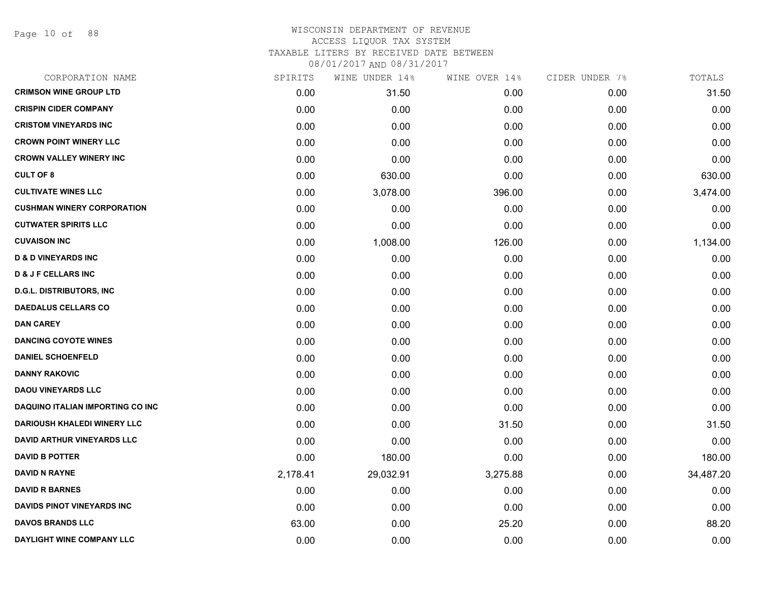# WISCONSIN DEPARTMENT OF REVENUE
ACCESS LIQUOR TAX SYSTEM
TAXABLE LITERS BY RECEIVED DATE BETWEEN
08/01/2017 AND 08/31/2017

| CORPORATION NAME | SPIRITS | WINE UNDER 14% | WINE OVER 14% | CIDER UNDER 7% | TOTALS |
|---|---|---|---|---|---|
| CRIMSON WINE GROUP LTD | 0.00 | 31.50 | 0.00 | 0.00 | 31.50 |
| CRISPIN CIDER COMPANY | 0.00 | 0.00 | 0.00 | 0.00 | 0.00 |
| CRISTOM VINEYARDS INC | 0.00 | 0.00 | 0.00 | 0.00 | 0.00 |
| CROWN POINT WINERY LLC | 0.00 | 0.00 | 0.00 | 0.00 | 0.00 |
| CROWN VALLEY WINERY INC | 0.00 | 0.00 | 0.00 | 0.00 | 0.00 |
| CULT OF 8 | 0.00 | 630.00 | 0.00 | 0.00 | 630.00 |
| CULTIVATE WINES LLC | 0.00 | 3,078.00 | 396.00 | 0.00 | 3,474.00 |
| CUSHMAN WINERY CORPORATION | 0.00 | 0.00 | 0.00 | 0.00 | 0.00 |
| CUTWATER SPIRITS LLC | 0.00 | 0.00 | 0.00 | 0.00 | 0.00 |
| CUVAISON INC | 0.00 | 1,008.00 | 126.00 | 0.00 | 1,134.00 |
| D & D VINEYARDS INC | 0.00 | 0.00 | 0.00 | 0.00 | 0.00 |
| D & J F CELLARS INC | 0.00 | 0.00 | 0.00 | 0.00 | 0.00 |
| D.G.L. DISTRIBUTORS, INC | 0.00 | 0.00 | 0.00 | 0.00 | 0.00 |
| DAEDALUS CELLARS CO | 0.00 | 0.00 | 0.00 | 0.00 | 0.00 |
| DAN CAREY | 0.00 | 0.00 | 0.00 | 0.00 | 0.00 |
| DANCING COYOTE WINES | 0.00 | 0.00 | 0.00 | 0.00 | 0.00 |
| DANIEL SCHOENFELD | 0.00 | 0.00 | 0.00 | 0.00 | 0.00 |
| DANNY RAKOVIC | 0.00 | 0.00 | 0.00 | 0.00 | 0.00 |
| DAOU VINEYARDS LLC | 0.00 | 0.00 | 0.00 | 0.00 | 0.00 |
| DAQUINO ITALIAN IMPORTING CO INC | 0.00 | 0.00 | 0.00 | 0.00 | 0.00 |
| DARIOUSH KHALEDI WINERY LLC | 0.00 | 0.00 | 31.50 | 0.00 | 31.50 |
| DAVID ARTHUR VINEYARDS LLC | 0.00 | 0.00 | 0.00 | 0.00 | 0.00 |
| DAVID B POTTER | 0.00 | 180.00 | 0.00 | 0.00 | 180.00 |
| DAVID N RAYNE | 2,178.41 | 29,032.91 | 3,275.88 | 0.00 | 34,487.20 |
| DAVID R BARNES | 0.00 | 0.00 | 0.00 | 0.00 | 0.00 |
| DAVIDS PINOT VINEYARDS INC | 0.00 | 0.00 | 0.00 | 0.00 | 0.00 |
| DAVOS BRANDS LLC | 63.00 | 0.00 | 25.20 | 0.00 | 88.20 |
| DAYLIGHT WINE COMPANY LLC | 0.00 | 0.00 | 0.00 | 0.00 | 0.00 |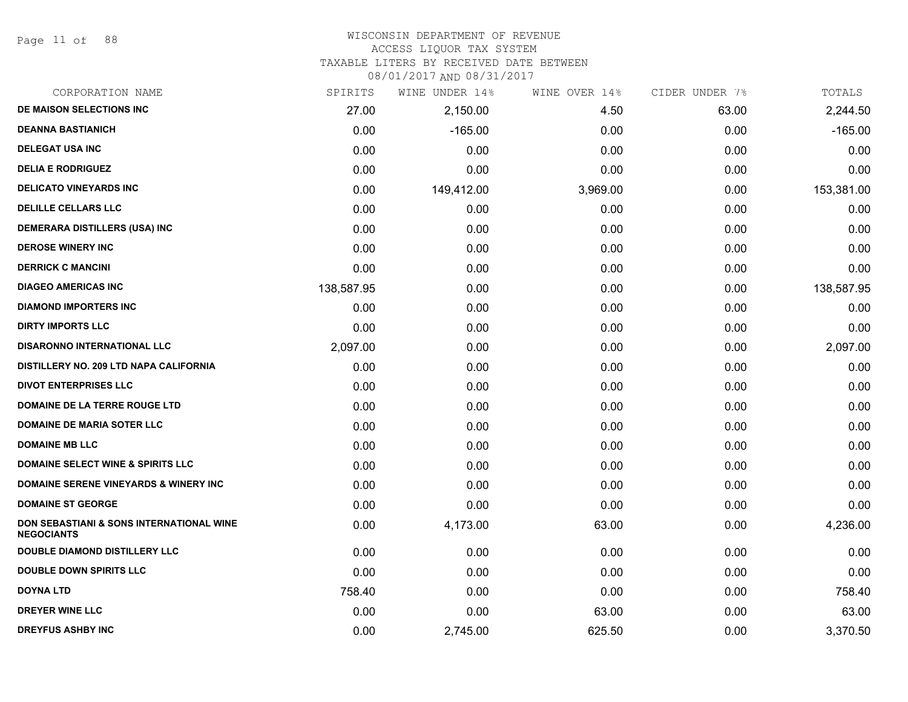# WISCONSIN DEPARTMENT OF REVENUE
## ACCESS LIQUOR TAX SYSTEM
## TAXABLE LITERS BY RECEIVED DATE BETWEEN 08/01/2017 AND 08/31/2017

| CORPORATION NAME | SPIRITS | WINE UNDER 14% | WINE OVER 14% | CIDER UNDER 7% | TOTALS |
|---|---|---|---|---|---|
| DE MAISON SELECTIONS INC | 27.00 | 2,150.00 | 4.50 | 63.00 | 2,244.50 |
| DEANNA BASTIANICH | 0.00 | -165.00 | 0.00 | 0.00 | -165.00 |
| DELEGAT USA INC | 0.00 | 0.00 | 0.00 | 0.00 | 0.00 |
| DELIA E RODRIGUEZ | 0.00 | 0.00 | 0.00 | 0.00 | 0.00 |
| DELICATO VINEYARDS INC | 0.00 | 149,412.00 | 3,969.00 | 0.00 | 153,381.00 |
| DELILLE CELLARS LLC | 0.00 | 0.00 | 0.00 | 0.00 | 0.00 |
| DEMERARA DISTILLERS (USA) INC | 0.00 | 0.00 | 0.00 | 0.00 | 0.00 |
| DEROSE WINERY INC | 0.00 | 0.00 | 0.00 | 0.00 | 0.00 |
| DERRICK C MANCINI | 0.00 | 0.00 | 0.00 | 0.00 | 0.00 |
| DIAGEO AMERICAS INC | 138,587.95 | 0.00 | 0.00 | 0.00 | 138,587.95 |
| DIAMOND IMPORTERS INC | 0.00 | 0.00 | 0.00 | 0.00 | 0.00 |
| DIRTY IMPORTS LLC | 0.00 | 0.00 | 0.00 | 0.00 | 0.00 |
| DISARONNO INTERNATIONAL LLC | 2,097.00 | 0.00 | 0.00 | 0.00 | 2,097.00 |
| DISTILLERY NO. 209 LTD NAPA CALIFORNIA | 0.00 | 0.00 | 0.00 | 0.00 | 0.00 |
| DIVOT ENTERPRISES LLC | 0.00 | 0.00 | 0.00 | 0.00 | 0.00 |
| DOMAINE DE LA TERRE ROUGE LTD | 0.00 | 0.00 | 0.00 | 0.00 | 0.00 |
| DOMAINE DE MARIA SOTER LLC | 0.00 | 0.00 | 0.00 | 0.00 | 0.00 |
| DOMAINE MB LLC | 0.00 | 0.00 | 0.00 | 0.00 | 0.00 |
| DOMAINE SELECT WINE & SPIRITS LLC | 0.00 | 0.00 | 0.00 | 0.00 | 0.00 |
| DOMAINE SERENE VINEYARDS & WINERY INC | 0.00 | 0.00 | 0.00 | 0.00 | 0.00 |
| DOMAINE ST GEORGE | 0.00 | 0.00 | 0.00 | 0.00 | 0.00 |
| DON SEBASTIANI & SONS INTERNATIONAL WINE NEGOCIANTS | 0.00 | 4,173.00 | 63.00 | 0.00 | 4,236.00 |
| DOUBLE DIAMOND DISTILLERY LLC | 0.00 | 0.00 | 0.00 | 0.00 | 0.00 |
| DOUBLE DOWN SPIRITS LLC | 0.00 | 0.00 | 0.00 | 0.00 | 0.00 |
| DOYNA LTD | 758.40 | 0.00 | 0.00 | 0.00 | 758.40 |
| DREYER WINE LLC | 0.00 | 0.00 | 63.00 | 0.00 | 63.00 |
| DREYFUS ASHBY INC | 0.00 | 2,745.00 | 625.50 | 0.00 | 3,370.50 |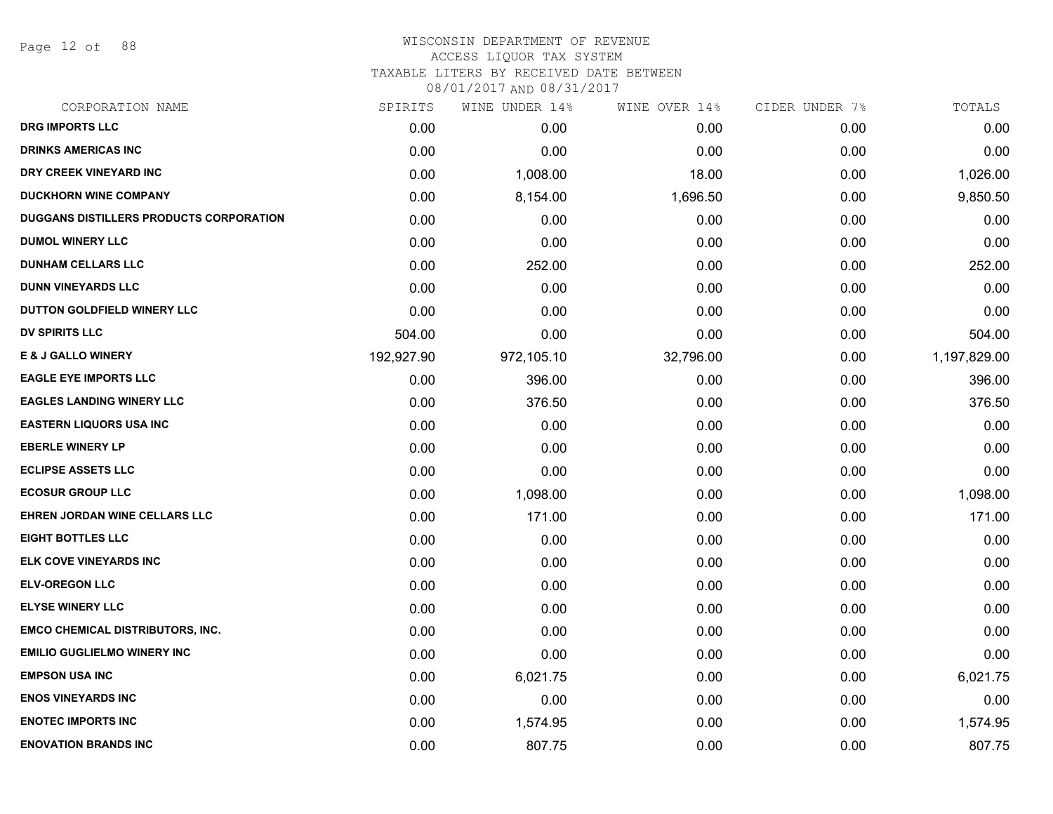# WISCONSIN DEPARTMENT OF REVENUE
## ACCESS LIQUOR TAX SYSTEM
## TAXABLE LITERS BY RECEIVED DATE BETWEEN 08/01/2017 AND 08/31/2017

| CORPORATION NAME | SPIRITS | WINE UNDER 14% | WINE OVER 14% | CIDER UNDER 7% | TOTALS |
|---|---|---|---|---|---|
| DRG IMPORTS LLC | 0.00 | 0.00 | 0.00 | 0.00 | 0.00 |
| DRINKS AMERICAS INC | 0.00 | 0.00 | 0.00 | 0.00 | 0.00 |
| DRY CREEK VINEYARD INC | 0.00 | 1,008.00 | 18.00 | 0.00 | 1,026.00 |
| DUCKHORN WINE COMPANY | 0.00 | 8,154.00 | 1,696.50 | 0.00 | 9,850.50 |
| DUGGANS DISTILLERS PRODUCTS CORPORATION | 0.00 | 0.00 | 0.00 | 0.00 | 0.00 |
| DUMOL WINERY LLC | 0.00 | 0.00 | 0.00 | 0.00 | 0.00 |
| DUNHAM CELLARS LLC | 0.00 | 252.00 | 0.00 | 0.00 | 252.00 |
| DUNN VINEYARDS LLC | 0.00 | 0.00 | 0.00 | 0.00 | 0.00 |
| DUTTON GOLDFIELD WINERY LLC | 0.00 | 0.00 | 0.00 | 0.00 | 0.00 |
| DV SPIRITS LLC | 504.00 | 0.00 | 0.00 | 0.00 | 504.00 |
| E & J GALLO WINERY | 192,927.90 | 972,105.10 | 32,796.00 | 0.00 | 1,197,829.00 |
| EAGLE EYE IMPORTS LLC | 0.00 | 396.00 | 0.00 | 0.00 | 396.00 |
| EAGLES LANDING WINERY LLC | 0.00 | 376.50 | 0.00 | 0.00 | 376.50 |
| EASTERN LIQUORS USA INC | 0.00 | 0.00 | 0.00 | 0.00 | 0.00 |
| EBERLE WINERY LP | 0.00 | 0.00 | 0.00 | 0.00 | 0.00 |
| ECLIPSE ASSETS LLC | 0.00 | 0.00 | 0.00 | 0.00 | 0.00 |
| ECOSUR GROUP LLC | 0.00 | 1,098.00 | 0.00 | 0.00 | 1,098.00 |
| EHREN JORDAN WINE CELLARS LLC | 0.00 | 171.00 | 0.00 | 0.00 | 171.00 |
| EIGHT BOTTLES LLC | 0.00 | 0.00 | 0.00 | 0.00 | 0.00 |
| ELK COVE VINEYARDS INC | 0.00 | 0.00 | 0.00 | 0.00 | 0.00 |
| ELV-OREGON LLC | 0.00 | 0.00 | 0.00 | 0.00 | 0.00 |
| ELYSE WINERY LLC | 0.00 | 0.00 | 0.00 | 0.00 | 0.00 |
| EMCO CHEMICAL DISTRIBUTORS, INC. | 0.00 | 0.00 | 0.00 | 0.00 | 0.00 |
| EMILIO GUGLIELMO WINERY INC | 0.00 | 0.00 | 0.00 | 0.00 | 0.00 |
| EMPSON USA INC | 0.00 | 6,021.75 | 0.00 | 0.00 | 6,021.75 |
| ENOS VINEYARDS INC | 0.00 | 0.00 | 0.00 | 0.00 | 0.00 |
| ENOTEC IMPORTS INC | 0.00 | 1,574.95 | 0.00 | 0.00 | 1,574.95 |
| ENOVATION BRANDS INC | 0.00 | 807.75 | 0.00 | 0.00 | 807.75 |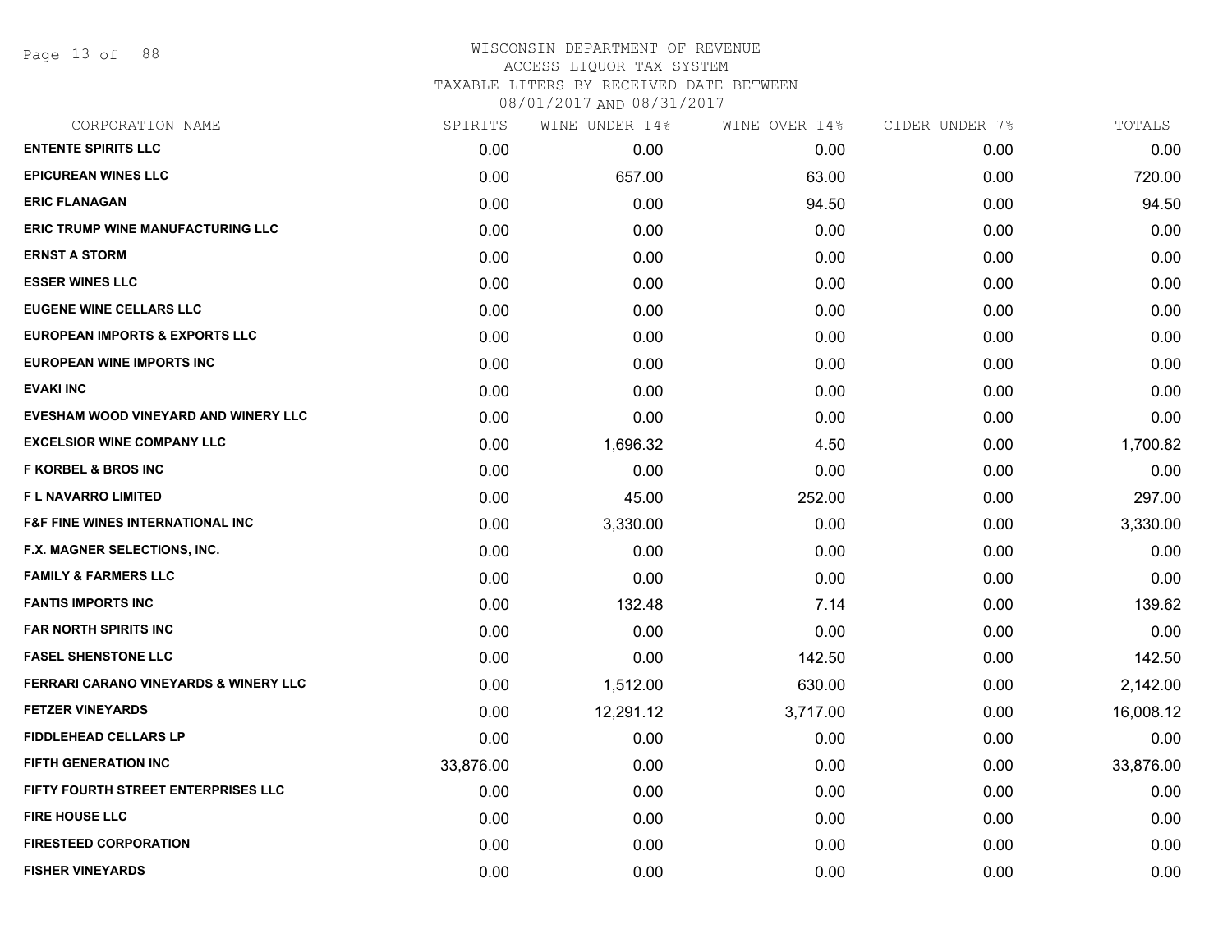WISCONSIN DEPARTMENT OF REVENUE
ACCESS LIQUOR TAX SYSTEM
TAXABLE LITERS BY RECEIVED DATE BETWEEN
08/01/2017 AND 08/31/2017

| CORPORATION NAME | SPIRITS | WINE UNDER 14% | WINE OVER 14% | CIDER UNDER 7% | TOTALS |
|---|---|---|---|---|---|
| **ENTENTE SPIRITS LLC** | 0.00 | 0.00 | 0.00 | 0.00 | 0.00 |
| **EPICUREAN WINES LLC** | 0.00 | 657.00 | 63.00 | 0.00 | 720.00 |
| **ERIC FLANAGAN** | 0.00 | 0.00 | 94.50 | 0.00 | 94.50 |
| **ERIC TRUMP WINE MANUFACTURING LLC** | 0.00 | 0.00 | 0.00 | 0.00 | 0.00 |
| **ERNST A STORM** | 0.00 | 0.00 | 0.00 | 0.00 | 0.00 |
| **ESSER WINES LLC** | 0.00 | 0.00 | 0.00 | 0.00 | 0.00 |
| **EUGENE WINE CELLARS LLC** | 0.00 | 0.00 | 0.00 | 0.00 | 0.00 |
| **EUROPEAN IMPORTS & EXPORTS LLC** | 0.00 | 0.00 | 0.00 | 0.00 | 0.00 |
| **EUROPEAN WINE IMPORTS INC** | 0.00 | 0.00 | 0.00 | 0.00 | 0.00 |
| **EVAKI INC** | 0.00 | 0.00 | 0.00 | 0.00 | 0.00 |
| **EVESHAM WOOD VINEYARD AND WINERY LLC** | 0.00 | 0.00 | 0.00 | 0.00 | 0.00 |
| **EXCELSIOR WINE COMPANY LLC** | 0.00 | 1,696.32 | 4.50 | 0.00 | 1,700.82 |
| **F KORBEL & BROS INC** | 0.00 | 0.00 | 0.00 | 0.00 | 0.00 |
| **F L NAVARRO LIMITED** | 0.00 | 45.00 | 252.00 | 0.00 | 297.00 |
| **F&F FINE WINES INTERNATIONAL INC** | 0.00 | 3,330.00 | 0.00 | 0.00 | 3,330.00 |
| **F.X. MAGNER SELECTIONS, INC.** | 0.00 | 0.00 | 0.00 | 0.00 | 0.00 |
| **FAMILY & FARMERS LLC** | 0.00 | 0.00 | 0.00 | 0.00 | 0.00 |
| **FANTIS IMPORTS INC** | 0.00 | 132.48 | 7.14 | 0.00 | 139.62 |
| **FAR NORTH SPIRITS INC** | 0.00 | 0.00 | 0.00 | 0.00 | 0.00 |
| **FASEL SHENSTONE LLC** | 0.00 | 0.00 | 142.50 | 0.00 | 142.50 |
| **FERRARI CARANO VINEYARDS & WINERY LLC** | 0.00 | 1,512.00 | 630.00 | 0.00 | 2,142.00 |
| **FETZER VINEYARDS** | 0.00 | 12,291.12 | 3,717.00 | 0.00 | 16,008.12 |
| **FIDDLEHEAD CELLARS LP** | 0.00 | 0.00 | 0.00 | 0.00 | 0.00 |
| **FIFTH GENERATION INC** | 33,876.00 | 0.00 | 0.00 | 0.00 | 33,876.00 |
| **FIFTY FOURTH STREET ENTERPRISES LLC** | 0.00 | 0.00 | 0.00 | 0.00 | 0.00 |
| **FIRE HOUSE LLC** | 0.00 | 0.00 | 0.00 | 0.00 | 0.00 |
| **FIRESTEED CORPORATION** | 0.00 | 0.00 | 0.00 | 0.00 | 0.00 |
| **FISHER VINEYARDS** | 0.00 | 0.00 | 0.00 | 0.00 | 0.00 |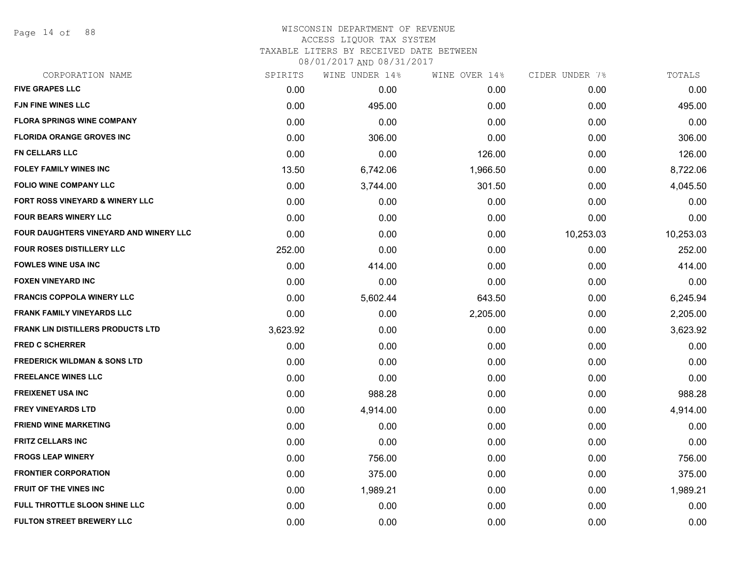# WISCONSIN DEPARTMENT OF REVENUE
## ACCESS LIQUOR TAX SYSTEM
### TAXABLE LITERS BY RECEIVED DATE BETWEEN 08/01/2017 AND 08/31/2017

| CORPORATION NAME | SPIRITS | WINE UNDER 14% | WINE OVER 14% | CIDER UNDER 7% | TOTALS |
|---|---|---|---|---|---|
| FIVE GRAPES LLC | 0.00 | 0.00 | 0.00 | 0.00 | 0.00 |
| FJN FINE WINES LLC | 0.00 | 495.00 | 0.00 | 0.00 | 495.00 |
| FLORA SPRINGS WINE COMPANY | 0.00 | 0.00 | 0.00 | 0.00 | 0.00 |
| FLORIDA ORANGE GROVES INC | 0.00 | 306.00 | 0.00 | 0.00 | 306.00 |
| FN CELLARS LLC | 0.00 | 0.00 | 126.00 | 0.00 | 126.00 |
| FOLEY FAMILY WINES INC | 13.50 | 6,742.06 | 1,966.50 | 0.00 | 8,722.06 |
| FOLIO WINE COMPANY LLC | 0.00 | 3,744.00 | 301.50 | 0.00 | 4,045.50 |
| FORT ROSS VINEYARD & WINERY LLC | 0.00 | 0.00 | 0.00 | 0.00 | 0.00 |
| FOUR BEARS WINERY LLC | 0.00 | 0.00 | 0.00 | 0.00 | 0.00 |
| FOUR DAUGHTERS VINEYARD AND WINERY LLC | 0.00 | 0.00 | 0.00 | 10,253.03 | 10,253.03 |
| FOUR ROSES DISTILLERY LLC | 252.00 | 0.00 | 0.00 | 0.00 | 252.00 |
| FOWLES WINE USA INC | 0.00 | 414.00 | 0.00 | 0.00 | 414.00 |
| FOXEN VINEYARD INC | 0.00 | 0.00 | 0.00 | 0.00 | 0.00 |
| FRANCIS COPPOLA WINERY LLC | 0.00 | 5,602.44 | 643.50 | 0.00 | 6,245.94 |
| FRANK FAMILY VINEYARDS LLC | 0.00 | 0.00 | 2,205.00 | 0.00 | 2,205.00 |
| FRANK LIN DISTILLERS PRODUCTS LTD | 3,623.92 | 0.00 | 0.00 | 0.00 | 3,623.92 |
| FRED C SCHERRER | 0.00 | 0.00 | 0.00 | 0.00 | 0.00 |
| FREDERICK WILDMAN & SONS LTD | 0.00 | 0.00 | 0.00 | 0.00 | 0.00 |
| FREELANCE WINES LLC | 0.00 | 0.00 | 0.00 | 0.00 | 0.00 |
| FREIXENET USA INC | 0.00 | 988.28 | 0.00 | 0.00 | 988.28 |
| FREY VINEYARDS LTD | 0.00 | 4,914.00 | 0.00 | 0.00 | 4,914.00 |
| FRIEND WINE MARKETING | 0.00 | 0.00 | 0.00 | 0.00 | 0.00 |
| FRITZ CELLARS INC | 0.00 | 0.00 | 0.00 | 0.00 | 0.00 |
| FROGS LEAP WINERY | 0.00 | 756.00 | 0.00 | 0.00 | 756.00 |
| FRONTIER CORPORATION | 0.00 | 375.00 | 0.00 | 0.00 | 375.00 |
| FRUIT OF THE VINES INC | 0.00 | 1,989.21 | 0.00 | 0.00 | 1,989.21 |
| FULL THROTTLE SLOON SHINE LLC | 0.00 | 0.00 | 0.00 | 0.00 | 0.00 |
| FULTON STREET BREWERY LLC | 0.00 | 0.00 | 0.00 | 0.00 | 0.00 |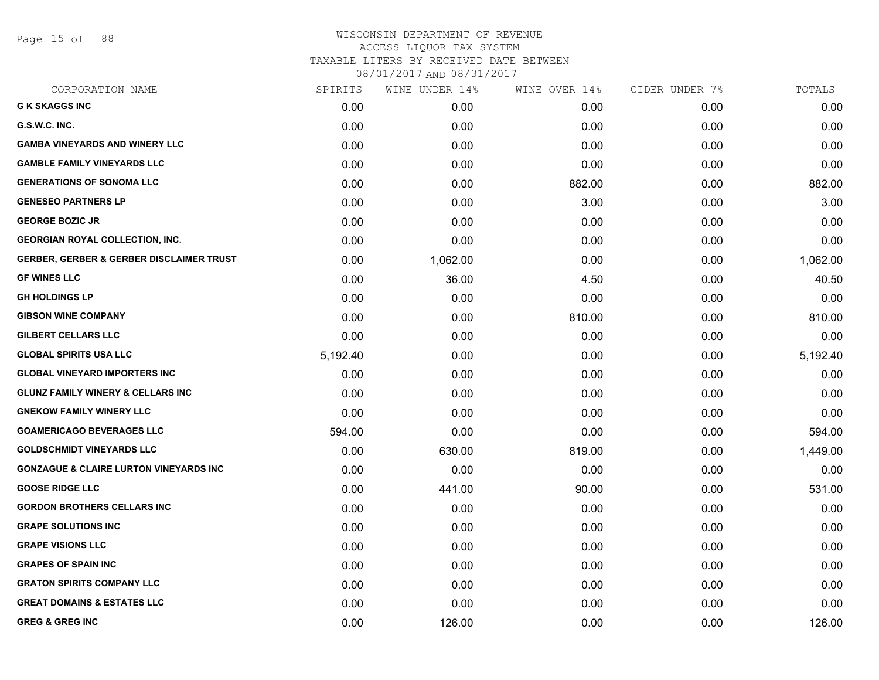WISCONSIN DEPARTMENT OF REVENUE
ACCESS LIQUOR TAX SYSTEM
TAXABLE LITERS BY RECEIVED DATE BETWEEN
08/01/2017 AND 08/31/2017

| CORPORATION NAME | SPIRITS | WINE UNDER 14% | WINE OVER 14% | CIDER UNDER 7% | TOTALS |
|---|---|---|---|---|---|
| **G K SKAGGS INC** | 0.00 | 0.00 | 0.00 | 0.00 | 0.00 |
| **G.S.W.C. INC.** | 0.00 | 0.00 | 0.00 | 0.00 | 0.00 |
| **GAMBA VINEYARDS AND WINERY LLC** | 0.00 | 0.00 | 0.00 | 0.00 | 0.00 |
| **GAMBLE FAMILY VINEYARDS LLC** | 0.00 | 0.00 | 0.00 | 0.00 | 0.00 |
| **GENERATIONS OF SONOMA LLC** | 0.00 | 0.00 | 882.00 | 0.00 | 882.00 |
| **GENESEO PARTNERS LP** | 0.00 | 0.00 | 3.00 | 0.00 | 3.00 |
| **GEORGE BOZIC JR** | 0.00 | 0.00 | 0.00 | 0.00 | 0.00 |
| **GEORGIAN ROYAL COLLECTION, INC.** | 0.00 | 0.00 | 0.00 | 0.00 | 0.00 |
| **GERBER, GERBER & GERBER DISCLAIMER TRUST** | 0.00 | 1,062.00 | 0.00 | 0.00 | 1,062.00 |
| **GF WINES LLC** | 0.00 | 36.00 | 4.50 | 0.00 | 40.50 |
| **GH HOLDINGS LP** | 0.00 | 0.00 | 0.00 | 0.00 | 0.00 |
| **GIBSON WINE COMPANY** | 0.00 | 0.00 | 810.00 | 0.00 | 810.00 |
| **GILBERT CELLARS LLC** | 0.00 | 0.00 | 0.00 | 0.00 | 0.00 |
| **GLOBAL SPIRITS USA LLC** | 5,192.40 | 0.00 | 0.00 | 0.00 | 5,192.40 |
| **GLOBAL VINEYARD IMPORTERS INC** | 0.00 | 0.00 | 0.00 | 0.00 | 0.00 |
| **GLUNZ FAMILY WINERY & CELLARS INC** | 0.00 | 0.00 | 0.00 | 0.00 | 0.00 |
| **GNEKOW FAMILY WINERY LLC** | 0.00 | 0.00 | 0.00 | 0.00 | 0.00 |
| **GOAMERICAGO BEVERAGES LLC** | 594.00 | 0.00 | 0.00 | 0.00 | 594.00 |
| **GOLDSCHMIDT VINEYARDS LLC** | 0.00 | 630.00 | 819.00 | 0.00 | 1,449.00 |
| **GONZAGUE & CLAIRE LURTON VINEYARDS INC** | 0.00 | 0.00 | 0.00 | 0.00 | 0.00 |
| **GOOSE RIDGE LLC** | 0.00 | 441.00 | 90.00 | 0.00 | 531.00 |
| **GORDON BROTHERS CELLARS INC** | 0.00 | 0.00 | 0.00 | 0.00 | 0.00 |
| **GRAPE SOLUTIONS INC** | 0.00 | 0.00 | 0.00 | 0.00 | 0.00 |
| **GRAPE VISIONS LLC** | 0.00 | 0.00 | 0.00 | 0.00 | 0.00 |
| **GRAPES OF SPAIN INC** | 0.00 | 0.00 | 0.00 | 0.00 | 0.00 |
| **GRATON SPIRITS COMPANY LLC** | 0.00 | 0.00 | 0.00 | 0.00 | 0.00 |
| **GREAT DOMAINS & ESTATES LLC** | 0.00 | 0.00 | 0.00 | 0.00 | 0.00 |
| **GREG & GREG INC** | 0.00 | 126.00 | 0.00 | 0.00 | 126.00 |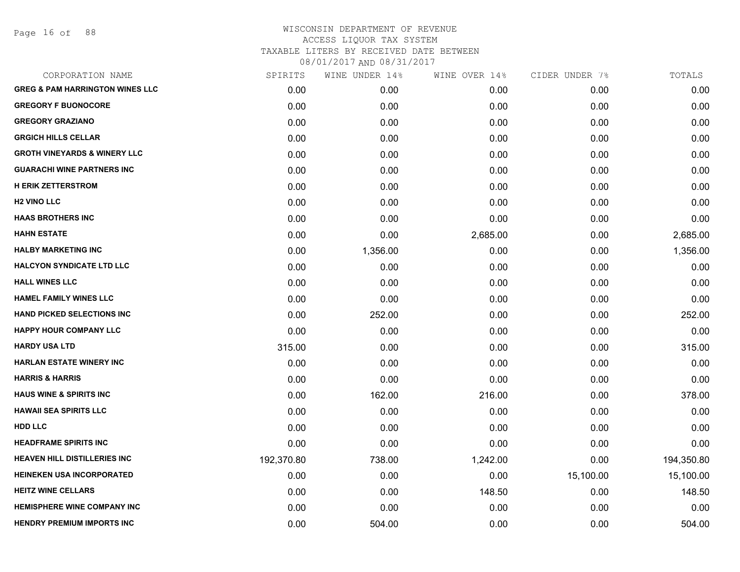# WISCONSIN DEPARTMENT OF REVENUE
ACCESS LIQUOR TAX SYSTEM
TAXABLE LITERS BY RECEIVED DATE BETWEEN
08/01/2017 AND 08/31/2017

| CORPORATION NAME | SPIRITS | WINE UNDER 14% | WINE OVER 14% | CIDER UNDER 7% | TOTALS |
|---|---|---|---|---|---|
| GREG & PAM HARRINGTON WINES LLC | 0.00 | 0.00 | 0.00 | 0.00 | 0.00 |
| GREGORY F BUONOCORE | 0.00 | 0.00 | 0.00 | 0.00 | 0.00 |
| GREGORY GRAZIANO | 0.00 | 0.00 | 0.00 | 0.00 | 0.00 |
| GRGICH HILLS CELLAR | 0.00 | 0.00 | 0.00 | 0.00 | 0.00 |
| GROTH VINEYARDS & WINERY LLC | 0.00 | 0.00 | 0.00 | 0.00 | 0.00 |
| GUARACHI WINE PARTNERS INC | 0.00 | 0.00 | 0.00 | 0.00 | 0.00 |
| H ERIK ZETTERSTROM | 0.00 | 0.00 | 0.00 | 0.00 | 0.00 |
| H2 VINO LLC | 0.00 | 0.00 | 0.00 | 0.00 | 0.00 |
| HAAS BROTHERS INC | 0.00 | 0.00 | 0.00 | 0.00 | 0.00 |
| HAHN ESTATE | 0.00 | 0.00 | 2,685.00 | 0.00 | 2,685.00 |
| HALBY MARKETING INC | 0.00 | 1,356.00 | 0.00 | 0.00 | 1,356.00 |
| HALCYON SYNDICATE LTD LLC | 0.00 | 0.00 | 0.00 | 0.00 | 0.00 |
| HALL WINES LLC | 0.00 | 0.00 | 0.00 | 0.00 | 0.00 |
| HAMEL FAMILY WINES LLC | 0.00 | 0.00 | 0.00 | 0.00 | 0.00 |
| HAND PICKED SELECTIONS INC | 0.00 | 252.00 | 0.00 | 0.00 | 252.00 |
| HAPPY HOUR COMPANY LLC | 0.00 | 0.00 | 0.00 | 0.00 | 0.00 |
| HARDY USA LTD | 315.00 | 0.00 | 0.00 | 0.00 | 315.00 |
| HARLAN ESTATE WINERY INC | 0.00 | 0.00 | 0.00 | 0.00 | 0.00 |
| HARRIS & HARRIS | 0.00 | 0.00 | 0.00 | 0.00 | 0.00 |
| HAUS WINE & SPIRITS INC | 0.00 | 162.00 | 216.00 | 0.00 | 378.00 |
| HAWAII SEA SPIRITS LLC | 0.00 | 0.00 | 0.00 | 0.00 | 0.00 |
| HDD LLC | 0.00 | 0.00 | 0.00 | 0.00 | 0.00 |
| HEADFRAME SPIRITS INC | 0.00 | 0.00 | 0.00 | 0.00 | 0.00 |
| HEAVEN HILL DISTILLERIES INC | 192,370.80 | 738.00 | 1,242.00 | 0.00 | 194,350.80 |
| HEINEKEN USA INCORPORATED | 0.00 | 0.00 | 0.00 | 15,100.00 | 15,100.00 |
| HEITZ WINE CELLARS | 0.00 | 0.00 | 148.50 | 0.00 | 148.50 |
| HEMISPHERE WINE COMPANY INC | 0.00 | 0.00 | 0.00 | 0.00 | 0.00 |
| HENDRY PREMIUM IMPORTS INC | 0.00 | 504.00 | 0.00 | 0.00 | 504.00 |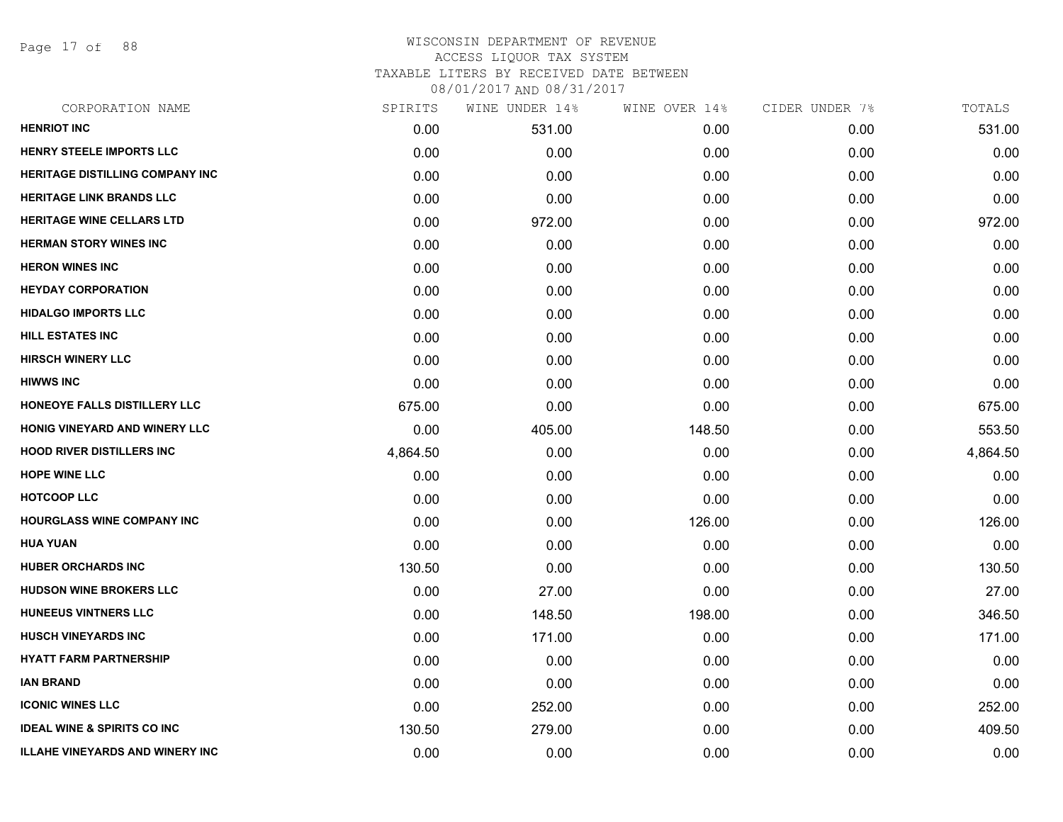# WISCONSIN DEPARTMENT OF REVENUE
## ACCESS LIQUOR TAX SYSTEM
### TAXABLE LITERS BY RECEIVED DATE BETWEEN 08/01/2017 AND 08/31/2017

| CORPORATION NAME | SPIRITS | WINE UNDER 14% | WINE OVER 14% | CIDER UNDER 7% | TOTALS |
|---|---|---|---|---|---|
| HENRIOT INC | 0.00 | 531.00 | 0.00 | 0.00 | 531.00 |
| HENRY STEELE IMPORTS LLC | 0.00 | 0.00 | 0.00 | 0.00 | 0.00 |
| HERITAGE DISTILLING COMPANY INC | 0.00 | 0.00 | 0.00 | 0.00 | 0.00 |
| HERITAGE LINK BRANDS LLC | 0.00 | 0.00 | 0.00 | 0.00 | 0.00 |
| HERITAGE WINE CELLARS LTD | 0.00 | 972.00 | 0.00 | 0.00 | 972.00 |
| HERMAN STORY WINES INC | 0.00 | 0.00 | 0.00 | 0.00 | 0.00 |
| HERON WINES INC | 0.00 | 0.00 | 0.00 | 0.00 | 0.00 |
| HEYDAY CORPORATION | 0.00 | 0.00 | 0.00 | 0.00 | 0.00 |
| HIDALGO IMPORTS LLC | 0.00 | 0.00 | 0.00 | 0.00 | 0.00 |
| HILL ESTATES INC | 0.00 | 0.00 | 0.00 | 0.00 | 0.00 |
| HIRSCH WINERY LLC | 0.00 | 0.00 | 0.00 | 0.00 | 0.00 |
| HIWWS INC | 0.00 | 0.00 | 0.00 | 0.00 | 0.00 |
| HONEOYE FALLS DISTILLERY LLC | 675.00 | 0.00 | 0.00 | 0.00 | 675.00 |
| HONIG VINEYARD AND WINERY LLC | 0.00 | 405.00 | 148.50 | 0.00 | 553.50 |
| HOOD RIVER DISTILLERS INC | 4,864.50 | 0.00 | 0.00 | 0.00 | 4,864.50 |
| HOPE WINE LLC | 0.00 | 0.00 | 0.00 | 0.00 | 0.00 |
| HOTCOOP LLC | 0.00 | 0.00 | 0.00 | 0.00 | 0.00 |
| HOURGLASS WINE COMPANY INC | 0.00 | 0.00 | 126.00 | 0.00 | 126.00 |
| HUA YUAN | 0.00 | 0.00 | 0.00 | 0.00 | 0.00 |
| HUBER ORCHARDS INC | 130.50 | 0.00 | 0.00 | 0.00 | 130.50 |
| HUDSON WINE BROKERS LLC | 0.00 | 27.00 | 0.00 | 0.00 | 27.00 |
| HUNEEUS VINTNERS LLC | 0.00 | 148.50 | 198.00 | 0.00 | 346.50 |
| HUSCH VINEYARDS INC | 0.00 | 171.00 | 0.00 | 0.00 | 171.00 |
| HYATT FARM PARTNERSHIP | 0.00 | 0.00 | 0.00 | 0.00 | 0.00 |
| IAN BRAND | 0.00 | 0.00 | 0.00 | 0.00 | 0.00 |
| ICONIC WINES LLC | 0.00 | 252.00 | 0.00 | 0.00 | 252.00 |
| IDEAL WINE & SPIRITS CO INC | 130.50 | 279.00 | 0.00 | 0.00 | 409.50 |
| ILLAHE VINEYARDS AND WINERY INC | 0.00 | 0.00 | 0.00 | 0.00 | 0.00 |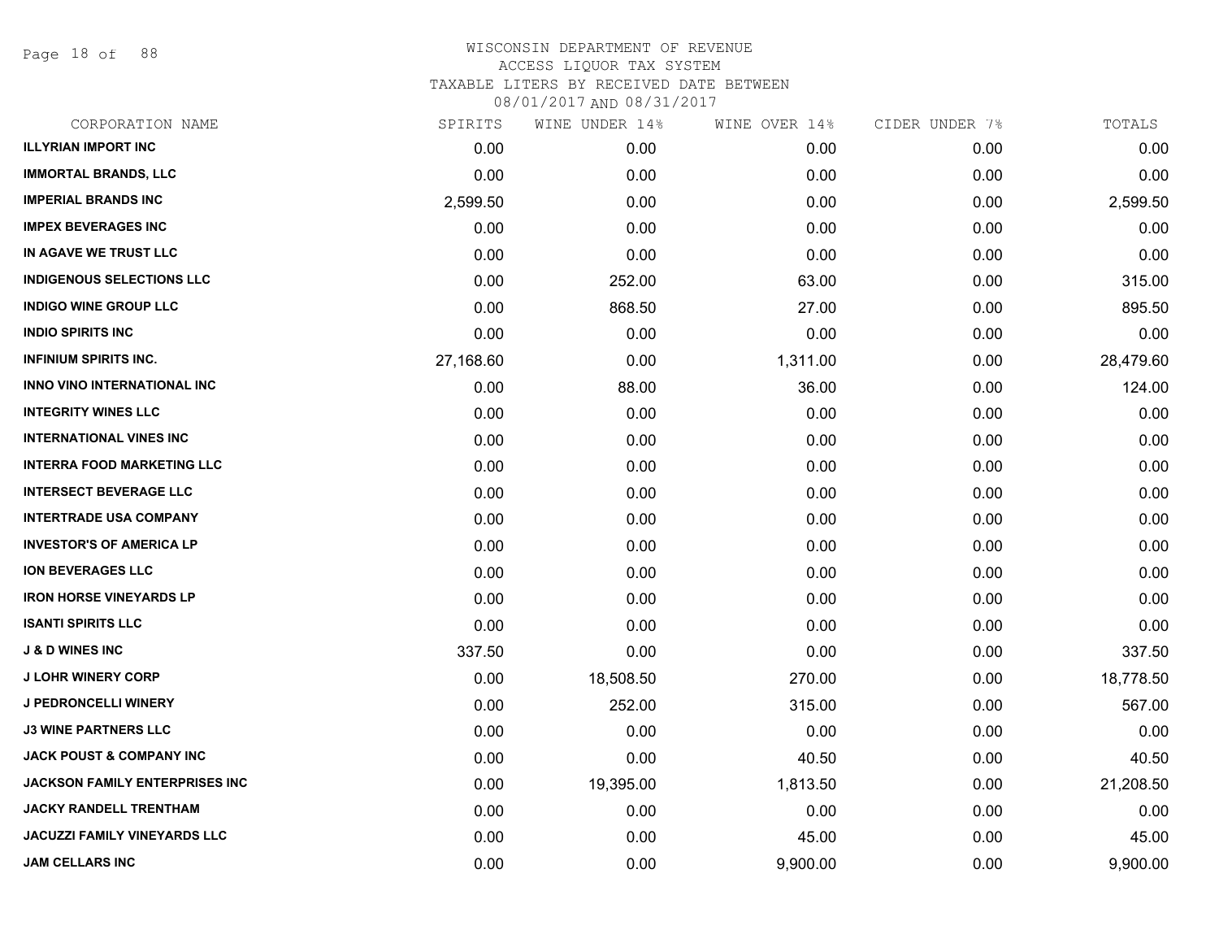# WISCONSIN DEPARTMENT OF REVENUE

ACCESS LIQUOR TAX SYSTEM

TAXABLE LITERS BY RECEIVED DATE BETWEEN

08/01/2017 AND 08/31/2017

| CORPORATION NAME | SPIRITS | WINE UNDER 14% | WINE OVER 14% | CIDER UNDER 7% | TOTALS |
|---|---|---|---|---|---|
| ILLYRIAN IMPORT INC | 0.00 | 0.00 | 0.00 | 0.00 | 0.00 |
| IMMORTAL BRANDS, LLC | 0.00 | 0.00 | 0.00 | 0.00 | 0.00 |
| IMPERIAL BRANDS INC | 2,599.50 | 0.00 | 0.00 | 0.00 | 2,599.50 |
| IMPEX BEVERAGES INC | 0.00 | 0.00 | 0.00 | 0.00 | 0.00 |
| IN AGAVE WE TRUST LLC | 0.00 | 0.00 | 0.00 | 0.00 | 0.00 |
| INDIGENOUS SELECTIONS LLC | 0.00 | 252.00 | 63.00 | 0.00 | 315.00 |
| INDIGO WINE GROUP LLC | 0.00 | 868.50 | 27.00 | 0.00 | 895.50 |
| INDIO SPIRITS INC | 0.00 | 0.00 | 0.00 | 0.00 | 0.00 |
| INFINIUM SPIRITS INC. | 27,168.60 | 0.00 | 1,311.00 | 0.00 | 28,479.60 |
| INNO VINO INTERNATIONAL INC | 0.00 | 88.00 | 36.00 | 0.00 | 124.00 |
| INTEGRITY WINES LLC | 0.00 | 0.00 | 0.00 | 0.00 | 0.00 |
| INTERNATIONAL VINES INC | 0.00 | 0.00 | 0.00 | 0.00 | 0.00 |
| INTERRA FOOD MARKETING LLC | 0.00 | 0.00 | 0.00 | 0.00 | 0.00 |
| INTERSECT BEVERAGE LLC | 0.00 | 0.00 | 0.00 | 0.00 | 0.00 |
| INTERTRADE USA COMPANY | 0.00 | 0.00 | 0.00 | 0.00 | 0.00 |
| INVESTOR'S OF AMERICA LP | 0.00 | 0.00 | 0.00 | 0.00 | 0.00 |
| ION BEVERAGES LLC | 0.00 | 0.00 | 0.00 | 0.00 | 0.00 |
| IRON HORSE VINEYARDS LP | 0.00 | 0.00 | 0.00 | 0.00 | 0.00 |
| ISANTI SPIRITS LLC | 0.00 | 0.00 | 0.00 | 0.00 | 0.00 |
| J & D WINES INC | 337.50 | 0.00 | 0.00 | 0.00 | 337.50 |
| J LOHR WINERY CORP | 0.00 | 18,508.50 | 270.00 | 0.00 | 18,778.50 |
| J PEDRONCELLI WINERY | 0.00 | 252.00 | 315.00 | 0.00 | 567.00 |
| J3 WINE PARTNERS LLC | 0.00 | 0.00 | 0.00 | 0.00 | 0.00 |
| JACK POUST & COMPANY INC | 0.00 | 0.00 | 40.50 | 0.00 | 40.50 |
| JACKSON FAMILY ENTERPRISES INC | 0.00 | 19,395.00 | 1,813.50 | 0.00 | 21,208.50 |
| JACKY RANDELL TRENTHAM | 0.00 | 0.00 | 0.00 | 0.00 | 0.00 |
| JACUZZI FAMILY VINEYARDS LLC | 0.00 | 0.00 | 45.00 | 0.00 | 45.00 |
| JAM CELLARS INC | 0.00 | 0.00 | 9,900.00 | 0.00 | 9,900.00 |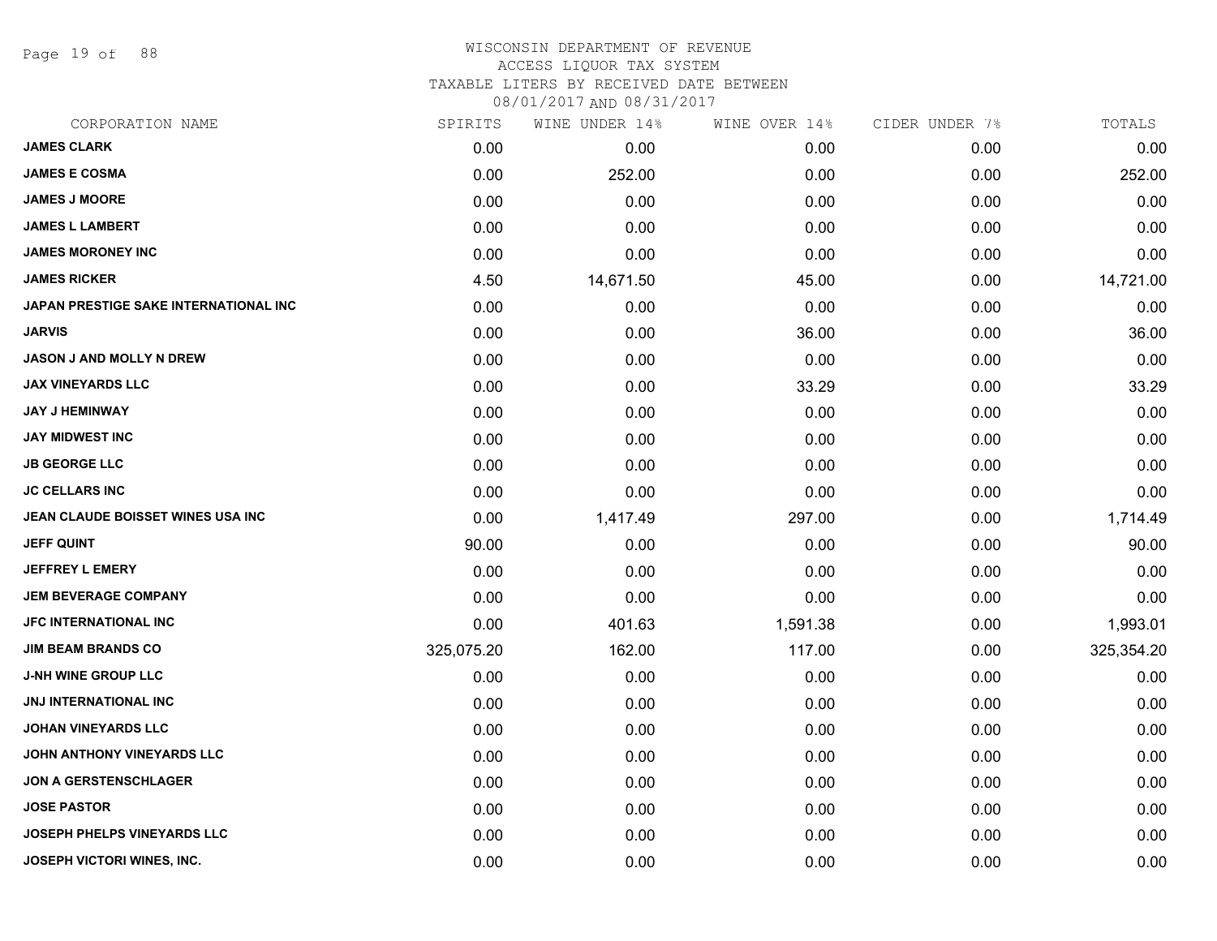# WISCONSIN DEPARTMENT OF REVENUE
ACCESS LIQUOR TAX SYSTEM
TAXABLE LITERS BY RECEIVED DATE BETWEEN
08/01/2017 AND 08/31/2017

| CORPORATION NAME | SPIRITS | WINE UNDER 14% | WINE OVER 14% | CIDER UNDER 7% | TOTALS |
|---|---|---|---|---|---|
| JAMES CLARK | 0.00 | 0.00 | 0.00 | 0.00 | 0.00 |
| JAMES E COSMA | 0.00 | 252.00 | 0.00 | 0.00 | 252.00 |
| JAMES J MOORE | 0.00 | 0.00 | 0.00 | 0.00 | 0.00 |
| JAMES L LAMBERT | 0.00 | 0.00 | 0.00 | 0.00 | 0.00 |
| JAMES MORONEY INC | 0.00 | 0.00 | 0.00 | 0.00 | 0.00 |
| JAMES RICKER | 4.50 | 14,671.50 | 45.00 | 0.00 | 14,721.00 |
| JAPAN PRESTIGE SAKE INTERNATIONAL INC | 0.00 | 0.00 | 0.00 | 0.00 | 0.00 |
| JARVIS | 0.00 | 0.00 | 36.00 | 0.00 | 36.00 |
| JASON J AND MOLLY N DREW | 0.00 | 0.00 | 0.00 | 0.00 | 0.00 |
| JAX VINEYARDS LLC | 0.00 | 0.00 | 33.29 | 0.00 | 33.29 |
| JAY J HEMINWAY | 0.00 | 0.00 | 0.00 | 0.00 | 0.00 |
| JAY MIDWEST INC | 0.00 | 0.00 | 0.00 | 0.00 | 0.00 |
| JB GEORGE LLC | 0.00 | 0.00 | 0.00 | 0.00 | 0.00 |
| JC CELLARS INC | 0.00 | 0.00 | 0.00 | 0.00 | 0.00 |
| JEAN CLAUDE BOISSET WINES USA INC | 0.00 | 1,417.49 | 297.00 | 0.00 | 1,714.49 |
| JEFF QUINT | 90.00 | 0.00 | 0.00 | 0.00 | 90.00 |
| JEFFREY L EMERY | 0.00 | 0.00 | 0.00 | 0.00 | 0.00 |
| JEM BEVERAGE COMPANY | 0.00 | 0.00 | 0.00 | 0.00 | 0.00 |
| JFC INTERNATIONAL INC | 0.00 | 401.63 | 1,591.38 | 0.00 | 1,993.01 |
| JIM BEAM BRANDS CO | 325,075.20 | 162.00 | 117.00 | 0.00 | 325,354.20 |
| J-NH WINE GROUP LLC | 0.00 | 0.00 | 0.00 | 0.00 | 0.00 |
| JNJ INTERNATIONAL INC | 0.00 | 0.00 | 0.00 | 0.00 | 0.00 |
| JOHAN VINEYARDS LLC | 0.00 | 0.00 | 0.00 | 0.00 | 0.00 |
| JOHN ANTHONY VINEYARDS LLC | 0.00 | 0.00 | 0.00 | 0.00 | 0.00 |
| JON A GERSTENSCHLAGER | 0.00 | 0.00 | 0.00 | 0.00 | 0.00 |
| JOSE PASTOR | 0.00 | 0.00 | 0.00 | 0.00 | 0.00 |
| JOSEPH PHELPS VINEYARDS LLC | 0.00 | 0.00 | 0.00 | 0.00 | 0.00 |
| JOSEPH VICTORI WINES, INC. | 0.00 | 0.00 | 0.00 | 0.00 | 0.00 |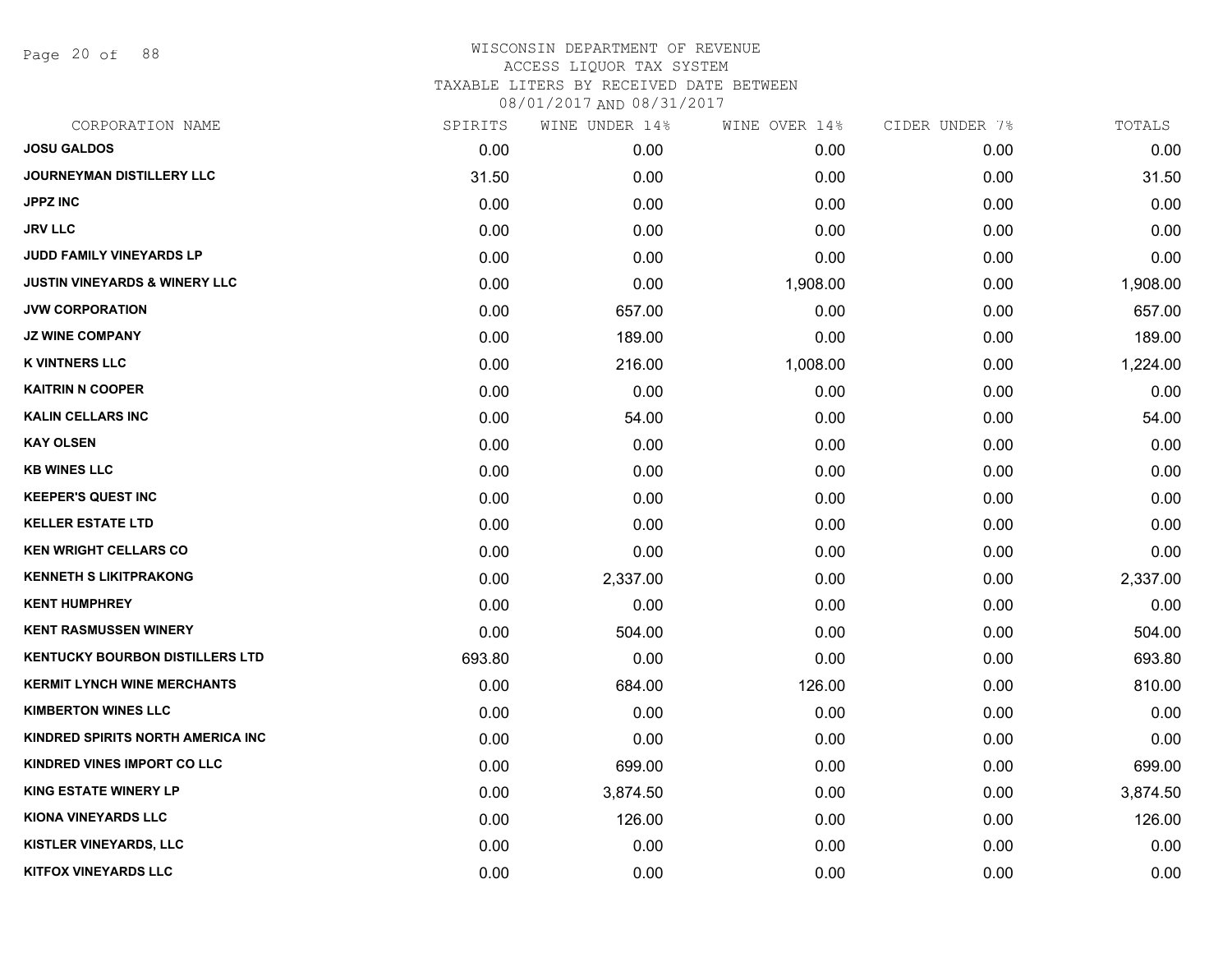WISCONSIN DEPARTMENT OF REVENUE
ACCESS LIQUOR TAX SYSTEM
TAXABLE LITERS BY RECEIVED DATE BETWEEN
08/01/2017 AND 08/31/2017

| CORPORATION NAME | SPIRITS | WINE UNDER 14% | WINE OVER 14% | CIDER UNDER 7% | TOTALS |
|---|---|---|---|---|---|
| **JOSU GALDOS** | 0.00 | 0.00 | 0.00 | 0.00 | 0.00 |
| **JOURNEYMAN DISTILLERY LLC** | 31.50 | 0.00 | 0.00 | 0.00 | 31.50 |
| **JPPZ INC** | 0.00 | 0.00 | 0.00 | 0.00 | 0.00 |
| **JRV LLC** | 0.00 | 0.00 | 0.00 | 0.00 | 0.00 |
| **JUDD FAMILY VINEYARDS LP** | 0.00 | 0.00 | 0.00 | 0.00 | 0.00 |
| **JUSTIN VINEYARDS & WINERY LLC** | 0.00 | 0.00 | 1,908.00 | 0.00 | 1,908.00 |
| **JVW CORPORATION** | 0.00 | 657.00 | 0.00 | 0.00 | 657.00 |
| **JZ WINE COMPANY** | 0.00 | 189.00 | 0.00 | 0.00 | 189.00 |
| **K VINTNERS LLC** | 0.00 | 216.00 | 1,008.00 | 0.00 | 1,224.00 |
| **KAITRIN N COOPER** | 0.00 | 0.00 | 0.00 | 0.00 | 0.00 |
| **KALIN CELLARS INC** | 0.00 | 54.00 | 0.00 | 0.00 | 54.00 |
| **KAY OLSEN** | 0.00 | 0.00 | 0.00 | 0.00 | 0.00 |
| **KB WINES LLC** | 0.00 | 0.00 | 0.00 | 0.00 | 0.00 |
| **KEEPER'S QUEST INC** | 0.00 | 0.00 | 0.00 | 0.00 | 0.00 |
| **KELLER ESTATE LTD** | 0.00 | 0.00 | 0.00 | 0.00 | 0.00 |
| **KEN WRIGHT CELLARS CO** | 0.00 | 0.00 | 0.00 | 0.00 | 0.00 |
| **KENNETH S LIKITPRAKONG** | 0.00 | 2,337.00 | 0.00 | 0.00 | 2,337.00 |
| **KENT HUMPHREY** | 0.00 | 0.00 | 0.00 | 0.00 | 0.00 |
| **KENT RASMUSSEN WINERY** | 0.00 | 504.00 | 0.00 | 0.00 | 504.00 |
| **KENTUCKY BOURBON DISTILLERS LTD** | 693.80 | 0.00 | 0.00 | 0.00 | 693.80 |
| **KERMIT LYNCH WINE MERCHANTS** | 0.00 | 684.00 | 126.00 | 0.00 | 810.00 |
| **KIMBERTON WINES LLC** | 0.00 | 0.00 | 0.00 | 0.00 | 0.00 |
| **KINDRED SPIRITS NORTH AMERICA INC** | 0.00 | 0.00 | 0.00 | 0.00 | 0.00 |
| **KINDRED VINES IMPORT CO LLC** | 0.00 | 699.00 | 0.00 | 0.00 | 699.00 |
| **KING ESTATE WINERY LP** | 0.00 | 3,874.50 | 0.00 | 0.00 | 3,874.50 |
| **KIONA VINEYARDS LLC** | 0.00 | 126.00 | 0.00 | 0.00 | 126.00 |
| **KISTLER VINEYARDS, LLC** | 0.00 | 0.00 | 0.00 | 0.00 | 0.00 |
| **KITFOX VINEYARDS LLC** | 0.00 | 0.00 | 0.00 | 0.00 | 0.00 |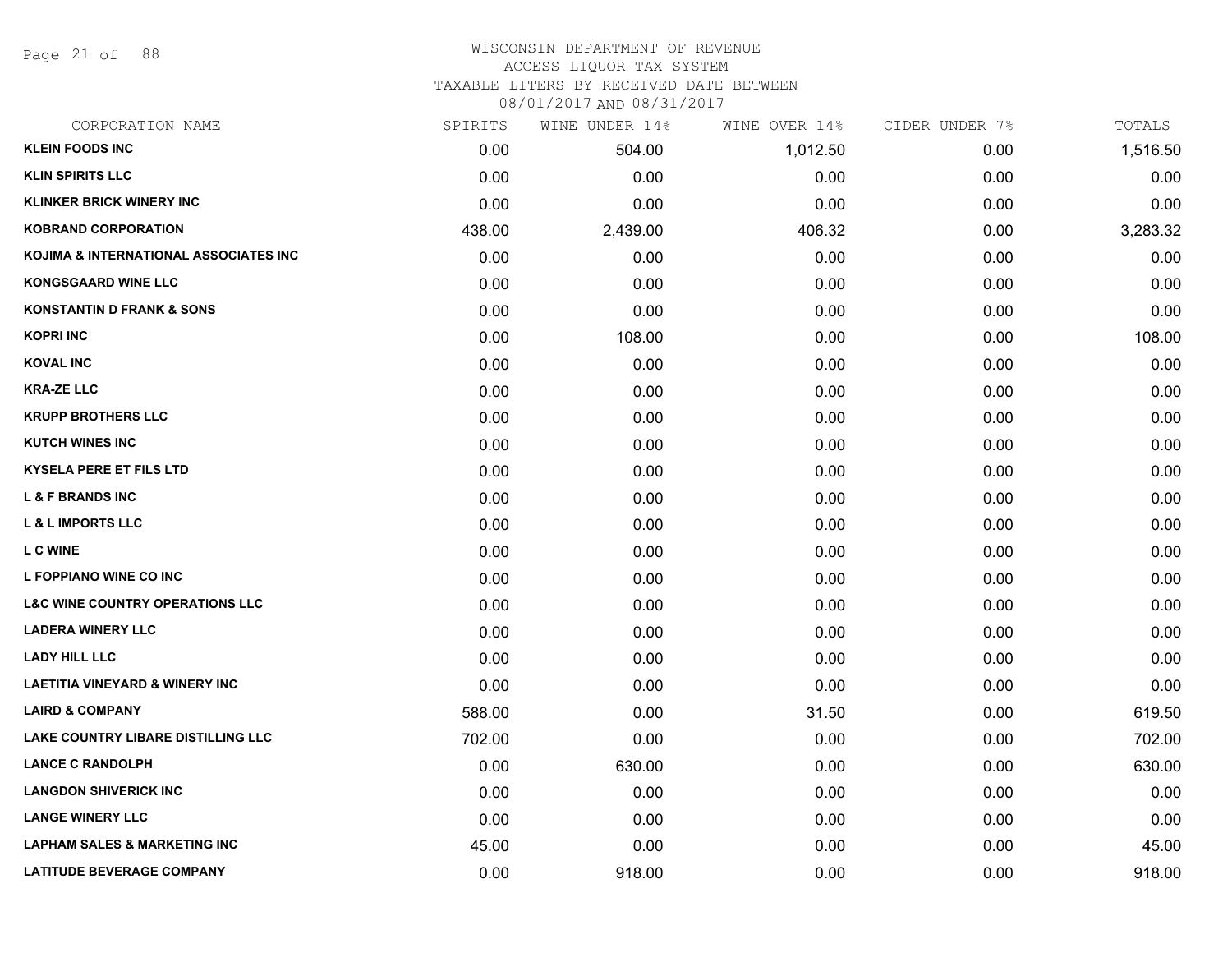# WISCONSIN DEPARTMENT OF REVENUE
## ACCESS LIQUOR TAX SYSTEM
### TAXABLE LITERS BY RECEIVED DATE BETWEEN 08/01/2017 AND 08/31/2017

| CORPORATION NAME | SPIRITS | WINE UNDER 14% | WINE OVER 14% | CIDER UNDER 7% | TOTALS |
|---|---|---|---|---|---|
| KLEIN FOODS INC | 0.00 | 504.00 | 1,012.50 | 0.00 | 1,516.50 |
| KLIN SPIRITS LLC | 0.00 | 0.00 | 0.00 | 0.00 | 0.00 |
| KLINKER BRICK WINERY INC | 0.00 | 0.00 | 0.00 | 0.00 | 0.00 |
| KOBRAND CORPORATION | 438.00 | 2,439.00 | 406.32 | 0.00 | 3,283.32 |
| KOJIMA & INTERNATIONAL ASSOCIATES INC | 0.00 | 0.00 | 0.00 | 0.00 | 0.00 |
| KONGSGAARD WINE LLC | 0.00 | 0.00 | 0.00 | 0.00 | 0.00 |
| KONSTANTIN D FRANK & SONS | 0.00 | 0.00 | 0.00 | 0.00 | 0.00 |
| KOPRI INC | 0.00 | 108.00 | 0.00 | 0.00 | 108.00 |
| KOVAL INC | 0.00 | 0.00 | 0.00 | 0.00 | 0.00 |
| KRA-ZE LLC | 0.00 | 0.00 | 0.00 | 0.00 | 0.00 |
| KRUPP BROTHERS LLC | 0.00 | 0.00 | 0.00 | 0.00 | 0.00 |
| KUTCH WINES INC | 0.00 | 0.00 | 0.00 | 0.00 | 0.00 |
| KYSELA PERE ET FILS LTD | 0.00 | 0.00 | 0.00 | 0.00 | 0.00 |
| L & F BRANDS INC | 0.00 | 0.00 | 0.00 | 0.00 | 0.00 |
| L & L IMPORTS LLC | 0.00 | 0.00 | 0.00 | 0.00 | 0.00 |
| L C WINE | 0.00 | 0.00 | 0.00 | 0.00 | 0.00 |
| L FOPPIANO WINE CO INC | 0.00 | 0.00 | 0.00 | 0.00 | 0.00 |
| L&C WINE COUNTRY OPERATIONS LLC | 0.00 | 0.00 | 0.00 | 0.00 | 0.00 |
| LADERA WINERY LLC | 0.00 | 0.00 | 0.00 | 0.00 | 0.00 |
| LADY HILL LLC | 0.00 | 0.00 | 0.00 | 0.00 | 0.00 |
| LAETITIA VINEYARD & WINERY INC | 0.00 | 0.00 | 0.00 | 0.00 | 0.00 |
| LAIRD & COMPANY | 588.00 | 0.00 | 31.50 | 0.00 | 619.50 |
| LAKE COUNTRY LIBARE DISTILLING LLC | 702.00 | 0.00 | 0.00 | 0.00 | 702.00 |
| LANCE C RANDOLPH | 0.00 | 630.00 | 0.00 | 0.00 | 630.00 |
| LANGDON SHIVERICK INC | 0.00 | 0.00 | 0.00 | 0.00 | 0.00 |
| LANGE WINERY LLC | 0.00 | 0.00 | 0.00 | 0.00 | 0.00 |
| LAPHAM SALES & MARKETING INC | 45.00 | 0.00 | 0.00 | 0.00 | 45.00 |
| LATITUDE BEVERAGE COMPANY | 0.00 | 918.00 | 0.00 | 0.00 | 918.00 |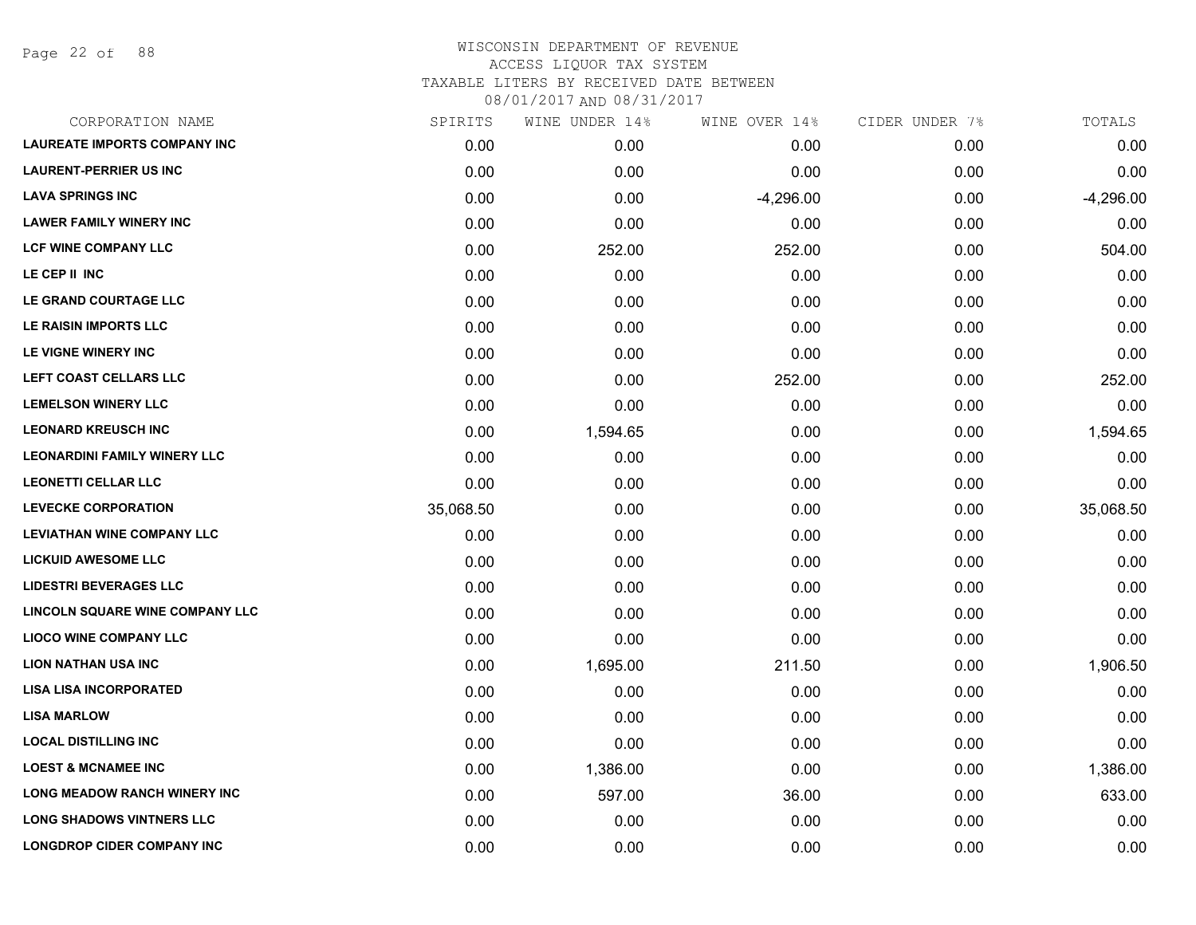WISCONSIN DEPARTMENT OF REVENUE
ACCESS LIQUOR TAX SYSTEM
TAXABLE LITERS BY RECEIVED DATE BETWEEN
08/01/2017 AND 08/31/2017

| CORPORATION NAME | SPIRITS | WINE UNDER 14% | WINE OVER 14% | CIDER UNDER 7% | TOTALS |
|---|---|---|---|---|---|
| LAUREATE IMPORTS COMPANY INC | 0.00 | 0.00 | 0.00 | 0.00 | 0.00 |
| LAURENT-PERRIER US INC | 0.00 | 0.00 | 0.00 | 0.00 | 0.00 |
| LAVA SPRINGS INC | 0.00 | 0.00 | -4,296.00 | 0.00 | -4,296.00 |
| LAWER FAMILY WINERY INC | 0.00 | 0.00 | 0.00 | 0.00 | 0.00 |
| LCF WINE COMPANY LLC | 0.00 | 252.00 | 252.00 | 0.00 | 504.00 |
| LE CEP II INC | 0.00 | 0.00 | 0.00 | 0.00 | 0.00 |
| LE GRAND COURTAGE LLC | 0.00 | 0.00 | 0.00 | 0.00 | 0.00 |
| LE RAISIN IMPORTS LLC | 0.00 | 0.00 | 0.00 | 0.00 | 0.00 |
| LE VIGNE WINERY INC | 0.00 | 0.00 | 0.00 | 0.00 | 0.00 |
| LEFT COAST CELLARS LLC | 0.00 | 0.00 | 252.00 | 0.00 | 252.00 |
| LEMELSON WINERY LLC | 0.00 | 0.00 | 0.00 | 0.00 | 0.00 |
| LEONARD KREUSCH INC | 0.00 | 1,594.65 | 0.00 | 0.00 | 1,594.65 |
| LEONARDINI FAMILY WINERY LLC | 0.00 | 0.00 | 0.00 | 0.00 | 0.00 |
| LEONETTI CELLAR LLC | 0.00 | 0.00 | 0.00 | 0.00 | 0.00 |
| LEVECKE CORPORATION | 35,068.50 | 0.00 | 0.00 | 0.00 | 35,068.50 |
| LEVIATHAN WINE COMPANY LLC | 0.00 | 0.00 | 0.00 | 0.00 | 0.00 |
| LICKUID AWESOME LLC | 0.00 | 0.00 | 0.00 | 0.00 | 0.00 |
| LIDESTRI BEVERAGES LLC | 0.00 | 0.00 | 0.00 | 0.00 | 0.00 |
| LINCOLN SQUARE WINE COMPANY LLC | 0.00 | 0.00 | 0.00 | 0.00 | 0.00 |
| LIOCO WINE COMPANY LLC | 0.00 | 0.00 | 0.00 | 0.00 | 0.00 |
| LION NATHAN USA INC | 0.00 | 1,695.00 | 211.50 | 0.00 | 1,906.50 |
| LISA LISA INCORPORATED | 0.00 | 0.00 | 0.00 | 0.00 | 0.00 |
| LISA MARLOW | 0.00 | 0.00 | 0.00 | 0.00 | 0.00 |
| LOCAL DISTILLING INC | 0.00 | 0.00 | 0.00 | 0.00 | 0.00 |
| LOEST & MCNAMEE INC | 0.00 | 1,386.00 | 0.00 | 0.00 | 1,386.00 |
| LONG MEADOW RANCH WINERY INC | 0.00 | 597.00 | 36.00 | 0.00 | 633.00 |
| LONG SHADOWS VINTNERS LLC | 0.00 | 0.00 | 0.00 | 0.00 | 0.00 |
| LONGDROP CIDER COMPANY INC | 0.00 | 0.00 | 0.00 | 0.00 | 0.00 |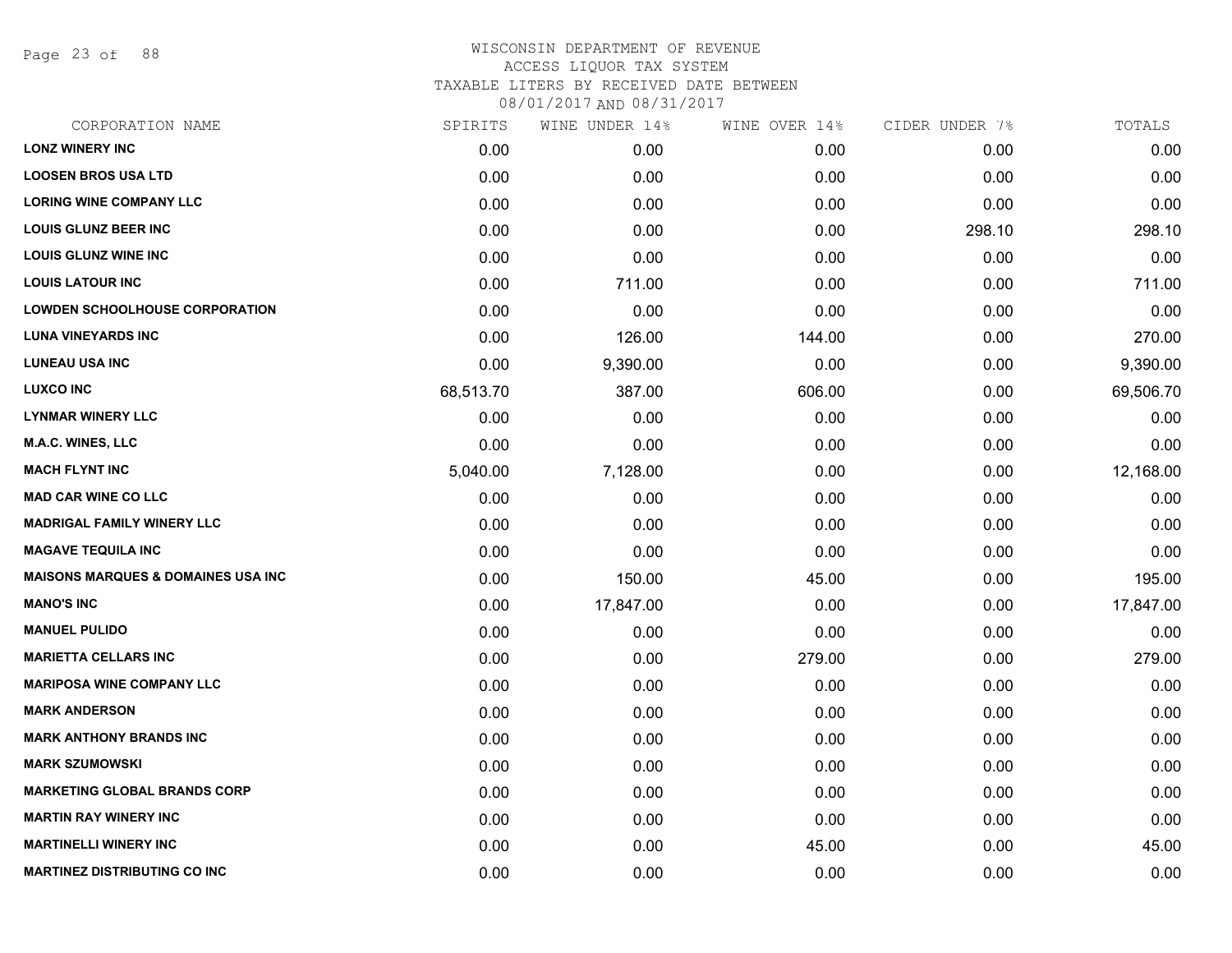# WISCONSIN DEPARTMENT OF REVENUE
## ACCESS LIQUOR TAX SYSTEM
### TAXABLE LITERS BY RECEIVED DATE BETWEEN 08/01/2017 AND 08/31/2017

| CORPORATION NAME | SPIRITS | WINE UNDER 14% | WINE OVER 14% | CIDER UNDER 7% | TOTALS |
|---|---|---|---|---|---|
| **LONZ WINERY INC** | 0.00 | 0.00 | 0.00 | 0.00 | 0.00 |
| **LOOSEN BROS USA LTD** | 0.00 | 0.00 | 0.00 | 0.00 | 0.00 |
| **LORING WINE COMPANY LLC** | 0.00 | 0.00 | 0.00 | 0.00 | 0.00 |
| **LOUIS GLUNZ BEER INC** | 0.00 | 0.00 | 0.00 | 298.10 | 298.10 |
| **LOUIS GLUNZ WINE INC** | 0.00 | 0.00 | 0.00 | 0.00 | 0.00 |
| **LOUIS LATOUR INC** | 0.00 | 711.00 | 0.00 | 0.00 | 711.00 |
| **LOWDEN SCHOOLHOUSE CORPORATION** | 0.00 | 0.00 | 0.00 | 0.00 | 0.00 |
| **LUNA VINEYARDS INC** | 0.00 | 126.00 | 144.00 | 0.00 | 270.00 |
| **LUNEAU USA INC** | 0.00 | 9,390.00 | 0.00 | 0.00 | 9,390.00 |
| **LUXCO INC** | 68,513.70 | 387.00 | 606.00 | 0.00 | 69,506.70 |
| **LYNMAR WINERY LLC** | 0.00 | 0.00 | 0.00 | 0.00 | 0.00 |
| **M.A.C. WINES, LLC** | 0.00 | 0.00 | 0.00 | 0.00 | 0.00 |
| **MACH FLYNT INC** | 5,040.00 | 7,128.00 | 0.00 | 0.00 | 12,168.00 |
| **MAD CAR WINE CO LLC** | 0.00 | 0.00 | 0.00 | 0.00 | 0.00 |
| **MADRIGAL FAMILY WINERY LLC** | 0.00 | 0.00 | 0.00 | 0.00 | 0.00 |
| **MAGAVE TEQUILA INC** | 0.00 | 0.00 | 0.00 | 0.00 | 0.00 |
| **MAISONS MARQUES & DOMAINES USA INC** | 0.00 | 150.00 | 45.00 | 0.00 | 195.00 |
| **MANO'S INC** | 0.00 | 17,847.00 | 0.00 | 0.00 | 17,847.00 |
| **MANUEL PULIDO** | 0.00 | 0.00 | 0.00 | 0.00 | 0.00 |
| **MARIETTA CELLARS INC** | 0.00 | 0.00 | 279.00 | 0.00 | 279.00 |
| **MARIPOSA WINE COMPANY LLC** | 0.00 | 0.00 | 0.00 | 0.00 | 0.00 |
| **MARK ANDERSON** | 0.00 | 0.00 | 0.00 | 0.00 | 0.00 |
| **MARK ANTHONY BRANDS INC** | 0.00 | 0.00 | 0.00 | 0.00 | 0.00 |
| **MARK SZUMOWSKI** | 0.00 | 0.00 | 0.00 | 0.00 | 0.00 |
| **MARKETING GLOBAL BRANDS CORP** | 0.00 | 0.00 | 0.00 | 0.00 | 0.00 |
| **MARTIN RAY WINERY INC** | 0.00 | 0.00 | 0.00 | 0.00 | 0.00 |
| **MARTINELLI WINERY INC** | 0.00 | 0.00 | 45.00 | 0.00 | 45.00 |
| **MARTINEZ DISTRIBUTING CO INC** | 0.00 | 0.00 | 0.00 | 0.00 | 0.00 |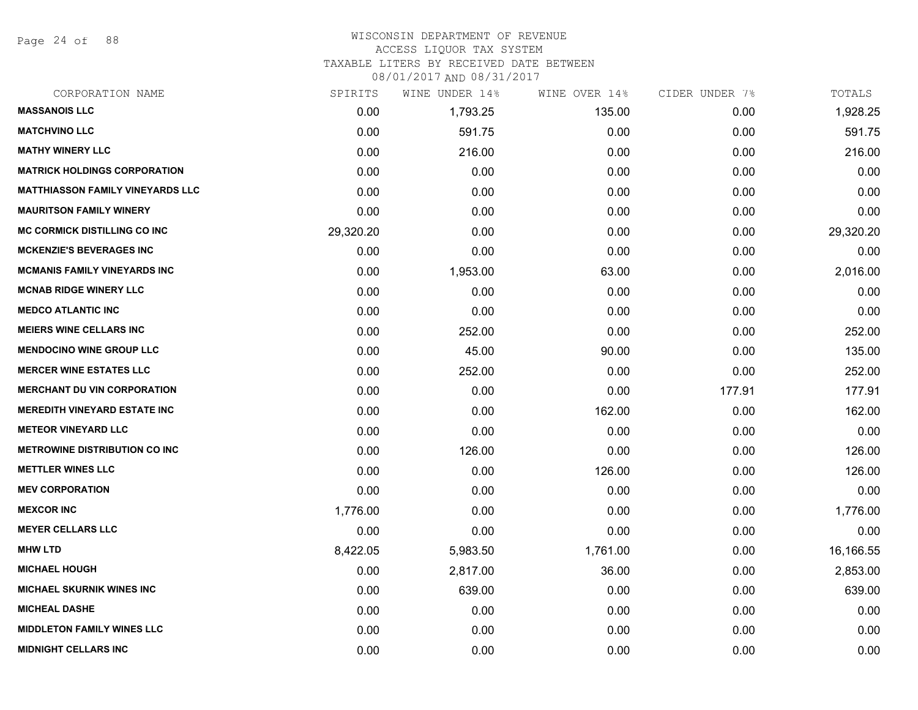# WISCONSIN DEPARTMENT OF REVENUE
## ACCESS LIQUOR TAX SYSTEM
## TAXABLE LITERS BY RECEIVED DATE BETWEEN 08/01/2017 AND 08/31/2017

| CORPORATION NAME | SPIRITS | WINE UNDER 14% | WINE OVER 14% | CIDER UNDER 7% | TOTALS |
|---|---|---|---|---|---|
| MASSANOIS LLC | 0.00 | 1,793.25 | 135.00 | 0.00 | 1,928.25 |
| MATCHVINO LLC | 0.00 | 591.75 | 0.00 | 0.00 | 591.75 |
| MATHY WINERY LLC | 0.00 | 216.00 | 0.00 | 0.00 | 216.00 |
| MATRICK HOLDINGS CORPORATION | 0.00 | 0.00 | 0.00 | 0.00 | 0.00 |
| MATTHIASSON FAMILY VINEYARDS LLC | 0.00 | 0.00 | 0.00 | 0.00 | 0.00 |
| MAURITSON FAMILY WINERY | 0.00 | 0.00 | 0.00 | 0.00 | 0.00 |
| MC CORMICK DISTILLING CO INC | 29,320.20 | 0.00 | 0.00 | 0.00 | 29,320.20 |
| MCKENZIE'S BEVERAGES INC | 0.00 | 0.00 | 0.00 | 0.00 | 0.00 |
| MCMANIS FAMILY VINEYARDS INC | 0.00 | 1,953.00 | 63.00 | 0.00 | 2,016.00 |
| MCNAB RIDGE WINERY LLC | 0.00 | 0.00 | 0.00 | 0.00 | 0.00 |
| MEDCO ATLANTIC INC | 0.00 | 0.00 | 0.00 | 0.00 | 0.00 |
| MEIERS WINE CELLARS INC | 0.00 | 252.00 | 0.00 | 0.00 | 252.00 |
| MENDOCINO WINE GROUP LLC | 0.00 | 45.00 | 90.00 | 0.00 | 135.00 |
| MERCER WINE ESTATES LLC | 0.00 | 252.00 | 0.00 | 0.00 | 252.00 |
| MERCHANT DU VIN CORPORATION | 0.00 | 0.00 | 0.00 | 177.91 | 177.91 |
| MEREDITH VINEYARD ESTATE INC | 0.00 | 0.00 | 162.00 | 0.00 | 162.00 |
| METEOR VINEYARD LLC | 0.00 | 0.00 | 0.00 | 0.00 | 0.00 |
| METROWINE DISTRIBUTION CO INC | 0.00 | 126.00 | 0.00 | 0.00 | 126.00 |
| METTLER WINES LLC | 0.00 | 0.00 | 126.00 | 0.00 | 126.00 |
| MEV CORPORATION | 0.00 | 0.00 | 0.00 | 0.00 | 0.00 |
| MEXCOR INC | 1,776.00 | 0.00 | 0.00 | 0.00 | 1,776.00 |
| MEYER CELLARS LLC | 0.00 | 0.00 | 0.00 | 0.00 | 0.00 |
| MHW LTD | 8,422.05 | 5,983.50 | 1,761.00 | 0.00 | 16,166.55 |
| MICHAEL HOUGH | 0.00 | 2,817.00 | 36.00 | 0.00 | 2,853.00 |
| MICHAEL SKURNIK WINES INC | 0.00 | 639.00 | 0.00 | 0.00 | 639.00 |
| MICHEAL DASHE | 0.00 | 0.00 | 0.00 | 0.00 | 0.00 |
| MIDDLETON FAMILY WINES LLC | 0.00 | 0.00 | 0.00 | 0.00 | 0.00 |
| MIDNIGHT CELLARS INC | 0.00 | 0.00 | 0.00 | 0.00 | 0.00 |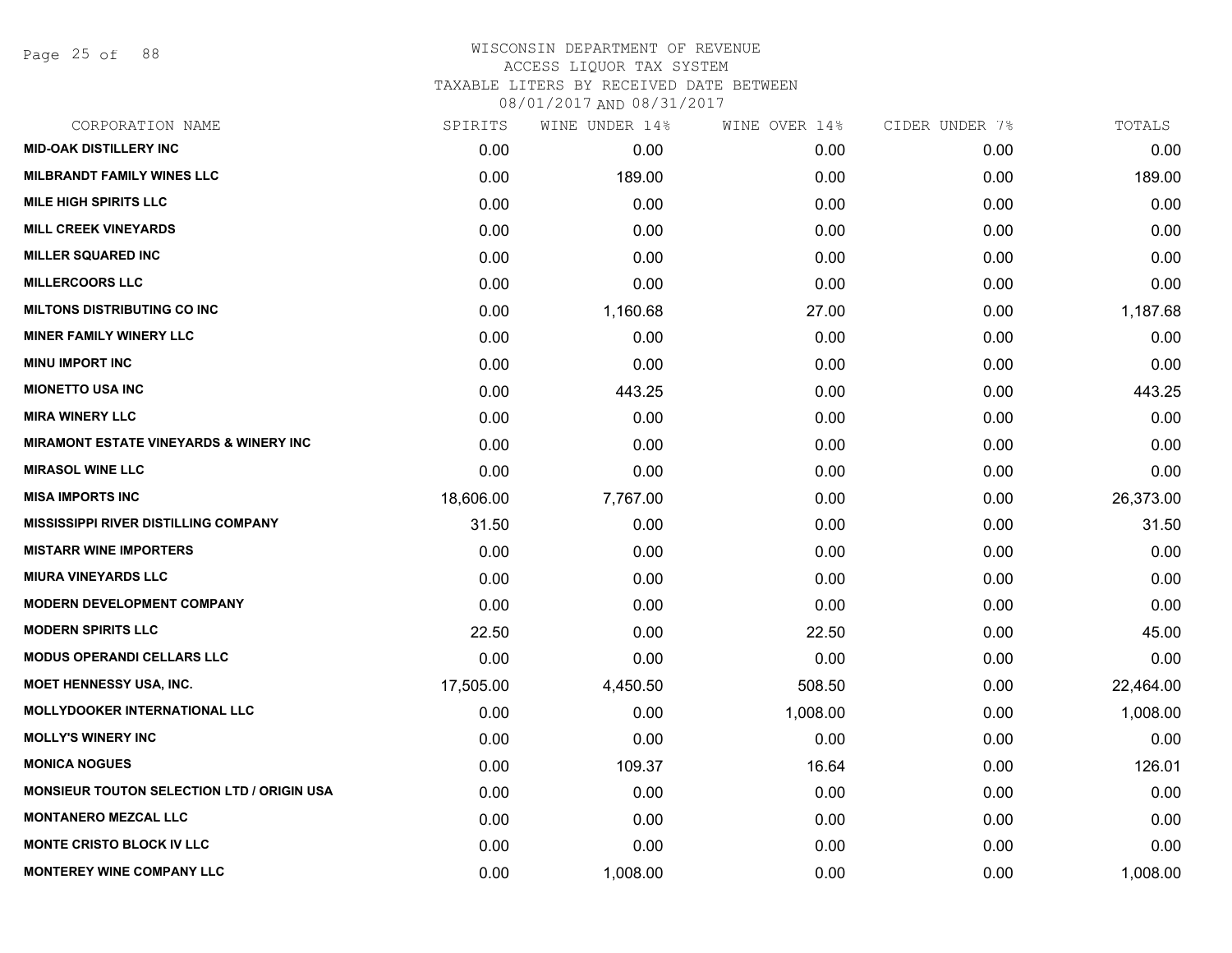# WISCONSIN DEPARTMENT OF REVENUE
ACCESS LIQUOR TAX SYSTEM
TAXABLE LITERS BY RECEIVED DATE BETWEEN
08/01/2017 AND 08/31/2017

| CORPORATION NAME | SPIRITS | WINE UNDER 14% | WINE OVER 14% | CIDER UNDER 7% | TOTALS |
|---|---|---|---|---|---|
| MID-OAK DISTILLERY INC | 0.00 | 0.00 | 0.00 | 0.00 | 0.00 |
| MILBRANDT FAMILY WINES LLC | 0.00 | 189.00 | 0.00 | 0.00 | 189.00 |
| MILE HIGH SPIRITS LLC | 0.00 | 0.00 | 0.00 | 0.00 | 0.00 |
| MILL CREEK VINEYARDS | 0.00 | 0.00 | 0.00 | 0.00 | 0.00 |
| MILLER SQUARED INC | 0.00 | 0.00 | 0.00 | 0.00 | 0.00 |
| MILLERCOORS LLC | 0.00 | 0.00 | 0.00 | 0.00 | 0.00 |
| MILTONS DISTRIBUTING CO INC | 0.00 | 1,160.68 | 27.00 | 0.00 | 1,187.68 |
| MINER FAMILY WINERY LLC | 0.00 | 0.00 | 0.00 | 0.00 | 0.00 |
| MINU IMPORT INC | 0.00 | 0.00 | 0.00 | 0.00 | 0.00 |
| MIONETTO USA INC | 0.00 | 443.25 | 0.00 | 0.00 | 443.25 |
| MIRA WINERY LLC | 0.00 | 0.00 | 0.00 | 0.00 | 0.00 |
| MIRAMONT ESTATE VINEYARDS & WINERY INC | 0.00 | 0.00 | 0.00 | 0.00 | 0.00 |
| MIRASOL WINE LLC | 0.00 | 0.00 | 0.00 | 0.00 | 0.00 |
| MISA IMPORTS INC | 18,606.00 | 7,767.00 | 0.00 | 0.00 | 26,373.00 |
| MISSISSIPPI RIVER DISTILLING COMPANY | 31.50 | 0.00 | 0.00 | 0.00 | 31.50 |
| MISTARR WINE IMPORTERS | 0.00 | 0.00 | 0.00 | 0.00 | 0.00 |
| MIURA VINEYARDS LLC | 0.00 | 0.00 | 0.00 | 0.00 | 0.00 |
| MODERN DEVELOPMENT COMPANY | 0.00 | 0.00 | 0.00 | 0.00 | 0.00 |
| MODERN SPIRITS LLC | 22.50 | 0.00 | 22.50 | 0.00 | 45.00 |
| MODUS OPERANDI CELLARS LLC | 0.00 | 0.00 | 0.00 | 0.00 | 0.00 |
| MOET HENNESSY USA, INC. | 17,505.00 | 4,450.50 | 508.50 | 0.00 | 22,464.00 |
| MOLLYDOOKER INTERNATIONAL LLC | 0.00 | 0.00 | 1,008.00 | 0.00 | 1,008.00 |
| MOLLY'S WINERY INC | 0.00 | 0.00 | 0.00 | 0.00 | 0.00 |
| MONICA NOGUES | 0.00 | 109.37 | 16.64 | 0.00 | 126.01 |
| MONSIEUR TOUTON SELECTION LTD / ORIGIN USA | 0.00 | 0.00 | 0.00 | 0.00 | 0.00 |
| MONTANERO MEZCAL LLC | 0.00 | 0.00 | 0.00 | 0.00 | 0.00 |
| MONTE CRISTO BLOCK IV LLC | 0.00 | 0.00 | 0.00 | 0.00 | 0.00 |
| MONTEREY WINE COMPANY LLC | 0.00 | 1,008.00 | 0.00 | 0.00 | 1,008.00 |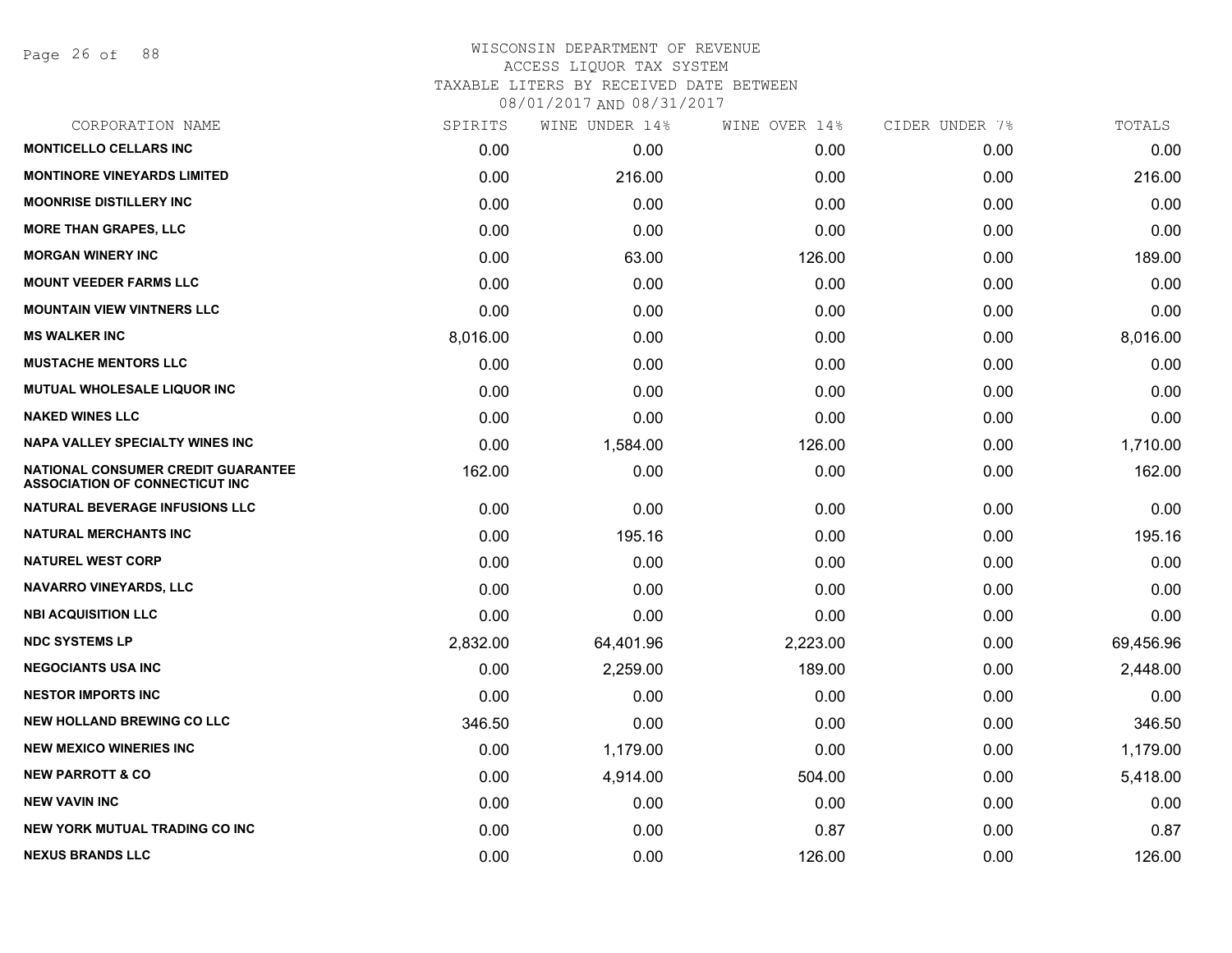# WISCONSIN DEPARTMENT OF REVENUE
ACCESS LIQUOR TAX SYSTEM
TAXABLE LITERS BY RECEIVED DATE BETWEEN
08/01/2017 AND 08/31/2017

| CORPORATION NAME | SPIRITS | WINE UNDER 14% | WINE OVER 14% | CIDER UNDER 7% | TOTALS |
|---|---|---|---|---|---|
| MONTICELLO CELLARS INC | 0.00 | 0.00 | 0.00 | 0.00 | 0.00 |
| MONTINORE VINEYARDS LIMITED | 0.00 | 216.00 | 0.00 | 0.00 | 216.00 |
| MOONRISE DISTILLERY INC | 0.00 | 0.00 | 0.00 | 0.00 | 0.00 |
| MORE THAN GRAPES, LLC | 0.00 | 0.00 | 0.00 | 0.00 | 0.00 |
| MORGAN WINERY INC | 0.00 | 63.00 | 126.00 | 0.00 | 189.00 |
| MOUNT VEEDER FARMS LLC | 0.00 | 0.00 | 0.00 | 0.00 | 0.00 |
| MOUNTAIN VIEW VINTNERS LLC | 0.00 | 0.00 | 0.00 | 0.00 | 0.00 |
| MS WALKER INC | 8,016.00 | 0.00 | 0.00 | 0.00 | 8,016.00 |
| MUSTACHE MENTORS LLC | 0.00 | 0.00 | 0.00 | 0.00 | 0.00 |
| MUTUAL WHOLESALE LIQUOR INC | 0.00 | 0.00 | 0.00 | 0.00 | 0.00 |
| NAKED WINES LLC | 0.00 | 0.00 | 0.00 | 0.00 | 0.00 |
| NAPA VALLEY SPECIALTY WINES INC | 0.00 | 1,584.00 | 126.00 | 0.00 | 1,710.00 |
| NATIONAL CONSUMER CREDIT GUARANTEE ASSOCIATION OF CONNECTICUT INC | 162.00 | 0.00 | 0.00 | 0.00 | 162.00 |
| NATURAL BEVERAGE INFUSIONS LLC | 0.00 | 0.00 | 0.00 | 0.00 | 0.00 |
| NATURAL MERCHANTS INC | 0.00 | 195.16 | 0.00 | 0.00 | 195.16 |
| NATUREL WEST CORP | 0.00 | 0.00 | 0.00 | 0.00 | 0.00 |
| NAVARRO VINEYARDS, LLC | 0.00 | 0.00 | 0.00 | 0.00 | 0.00 |
| NBI ACQUISITION LLC | 0.00 | 0.00 | 0.00 | 0.00 | 0.00 |
| NDC SYSTEMS LP | 2,832.00 | 64,401.96 | 2,223.00 | 0.00 | 69,456.96 |
| NEGOCIANTS USA INC | 0.00 | 2,259.00 | 189.00 | 0.00 | 2,448.00 |
| NESTOR IMPORTS INC | 0.00 | 0.00 | 0.00 | 0.00 | 0.00 |
| NEW HOLLAND BREWING CO LLC | 346.50 | 0.00 | 0.00 | 0.00 | 346.50 |
| NEW MEXICO WINERIES INC | 0.00 | 1,179.00 | 0.00 | 0.00 | 1,179.00 |
| NEW PARROTT & CO | 0.00 | 4,914.00 | 504.00 | 0.00 | 5,418.00 |
| NEW VAVIN INC | 0.00 | 0.00 | 0.00 | 0.00 | 0.00 |
| NEW YORK MUTUAL TRADING CO INC | 0.00 | 0.00 | 0.87 | 0.00 | 0.87 |
| NEXUS BRANDS LLC | 0.00 | 0.00 | 126.00 | 0.00 | 126.00 |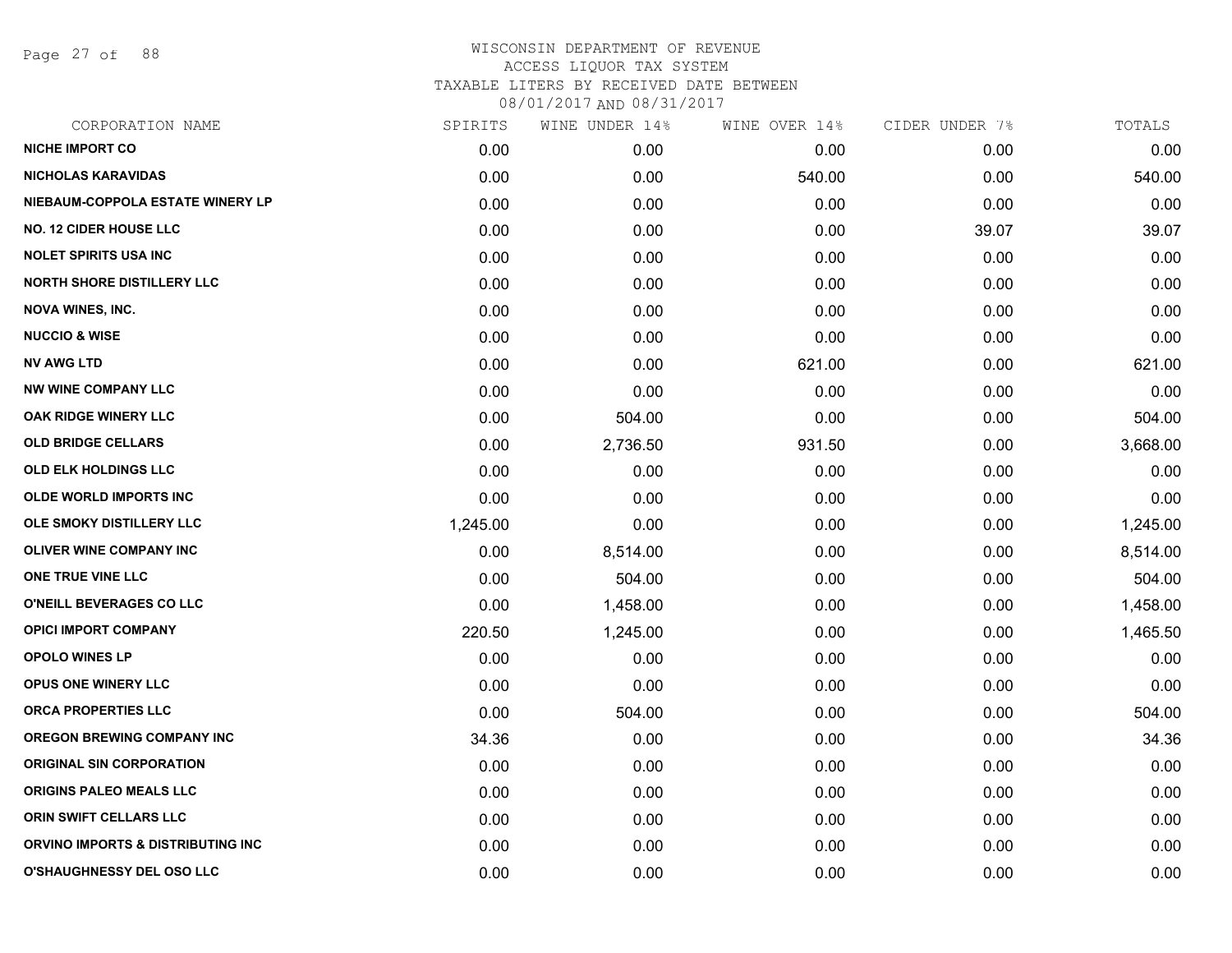# WISCONSIN DEPARTMENT OF REVENUE
ACCESS LIQUOR TAX SYSTEM
TAXABLE LITERS BY RECEIVED DATE BETWEEN
08/01/2017 AND 08/31/2017

| CORPORATION NAME | SPIRITS | WINE UNDER 14% | WINE OVER 14% | CIDER UNDER 7% | TOTALS |
|---|---|---|---|---|---|
| NICHE IMPORT CO | 0.00 | 0.00 | 0.00 | 0.00 | 0.00 |
| NICHOLAS KARAVIDAS | 0.00 | 0.00 | 540.00 | 0.00 | 540.00 |
| NIEBAUM-COPPOLA ESTATE WINERY LP | 0.00 | 0.00 | 0.00 | 0.00 | 0.00 |
| NO. 12 CIDER HOUSE LLC | 0.00 | 0.00 | 0.00 | 39.07 | 39.07 |
| NOLET SPIRITS USA INC | 0.00 | 0.00 | 0.00 | 0.00 | 0.00 |
| NORTH SHORE DISTILLERY LLC | 0.00 | 0.00 | 0.00 | 0.00 | 0.00 |
| NOVA WINES, INC. | 0.00 | 0.00 | 0.00 | 0.00 | 0.00 |
| NUCCIO & WISE | 0.00 | 0.00 | 0.00 | 0.00 | 0.00 |
| NV AWG LTD | 0.00 | 0.00 | 621.00 | 0.00 | 621.00 |
| NW WINE COMPANY LLC | 0.00 | 0.00 | 0.00 | 0.00 | 0.00 |
| OAK RIDGE WINERY LLC | 0.00 | 504.00 | 0.00 | 0.00 | 504.00 |
| OLD BRIDGE CELLARS | 0.00 | 2,736.50 | 931.50 | 0.00 | 3,668.00 |
| OLD ELK HOLDINGS LLC | 0.00 | 0.00 | 0.00 | 0.00 | 0.00 |
| OLDE WORLD IMPORTS INC | 0.00 | 0.00 | 0.00 | 0.00 | 0.00 |
| OLE SMOKY DISTILLERY LLC | 1,245.00 | 0.00 | 0.00 | 0.00 | 1,245.00 |
| OLIVER WINE COMPANY INC | 0.00 | 8,514.00 | 0.00 | 0.00 | 8,514.00 |
| ONE TRUE VINE LLC | 0.00 | 504.00 | 0.00 | 0.00 | 504.00 |
| O'NEILL BEVERAGES CO LLC | 0.00 | 1,458.00 | 0.00 | 0.00 | 1,458.00 |
| OPICI IMPORT COMPANY | 220.50 | 1,245.00 | 0.00 | 0.00 | 1,465.50 |
| OPOLO WINES LP | 0.00 | 0.00 | 0.00 | 0.00 | 0.00 |
| OPUS ONE WINERY LLC | 0.00 | 0.00 | 0.00 | 0.00 | 0.00 |
| ORCA PROPERTIES LLC | 0.00 | 504.00 | 0.00 | 0.00 | 504.00 |
| OREGON BREWING COMPANY INC | 34.36 | 0.00 | 0.00 | 0.00 | 34.36 |
| ORIGINAL SIN CORPORATION | 0.00 | 0.00 | 0.00 | 0.00 | 0.00 |
| ORIGINS PALEO MEALS LLC | 0.00 | 0.00 | 0.00 | 0.00 | 0.00 |
| ORIN SWIFT CELLARS LLC | 0.00 | 0.00 | 0.00 | 0.00 | 0.00 |
| ORVINO IMPORTS & DISTRIBUTING INC | 0.00 | 0.00 | 0.00 | 0.00 | 0.00 |
| O'SHAUGHNESSY DEL OSO LLC | 0.00 | 0.00 | 0.00 | 0.00 | 0.00 |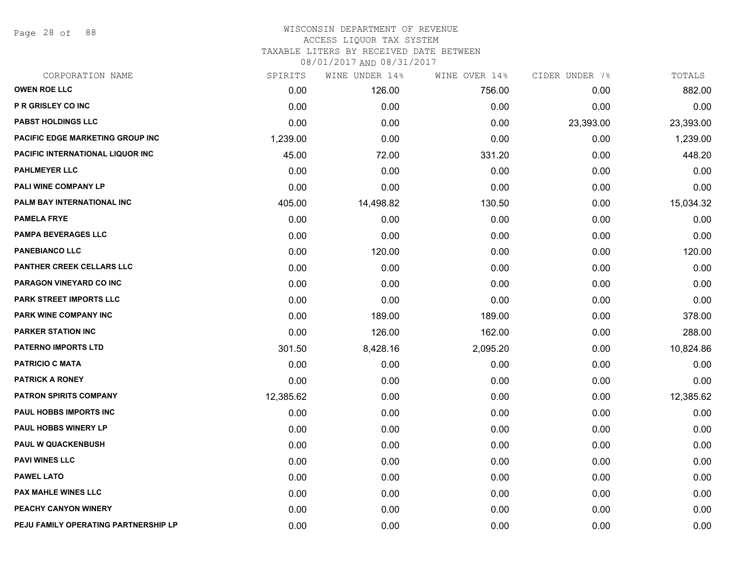# WISCONSIN DEPARTMENT OF REVENUE

ACCESS LIQUOR TAX SYSTEM

TAXABLE LITERS BY RECEIVED DATE BETWEEN

08/01/2017 AND 08/31/2017

| CORPORATION NAME | SPIRITS | WINE UNDER 14% | WINE OVER 14% | CIDER UNDER 7% | TOTALS |
|---|---|---|---|---|---|
| OWEN ROE LLC | 0.00 | 126.00 | 756.00 | 0.00 | 882.00 |
| P R GRISLEY CO INC | 0.00 | 0.00 | 0.00 | 0.00 | 0.00 |
| PABST HOLDINGS LLC | 0.00 | 0.00 | 0.00 | 23,393.00 | 23,393.00 |
| PACIFIC EDGE MARKETING GROUP INC | 1,239.00 | 0.00 | 0.00 | 0.00 | 1,239.00 |
| PACIFIC INTERNATIONAL LIQUOR INC | 45.00 | 72.00 | 331.20 | 0.00 | 448.20 |
| PAHLMEYER LLC | 0.00 | 0.00 | 0.00 | 0.00 | 0.00 |
| PALI WINE COMPANY LP | 0.00 | 0.00 | 0.00 | 0.00 | 0.00 |
| PALM BAY INTERNATIONAL INC | 405.00 | 14,498.82 | 130.50 | 0.00 | 15,034.32 |
| PAMELA FRYE | 0.00 | 0.00 | 0.00 | 0.00 | 0.00 |
| PAMPA BEVERAGES LLC | 0.00 | 0.00 | 0.00 | 0.00 | 0.00 |
| PANEBIANCO LLC | 0.00 | 120.00 | 0.00 | 0.00 | 120.00 |
| PANTHER CREEK CELLARS LLC | 0.00 | 0.00 | 0.00 | 0.00 | 0.00 |
| PARAGON VINEYARD CO INC | 0.00 | 0.00 | 0.00 | 0.00 | 0.00 |
| PARK STREET IMPORTS LLC | 0.00 | 0.00 | 0.00 | 0.00 | 0.00 |
| PARK WINE COMPANY INC | 0.00 | 189.00 | 189.00 | 0.00 | 378.00 |
| PARKER STATION INC | 0.00 | 126.00 | 162.00 | 0.00 | 288.00 |
| PATERNO IMPORTS LTD | 301.50 | 8,428.16 | 2,095.20 | 0.00 | 10,824.86 |
| PATRICIO C MATA | 0.00 | 0.00 | 0.00 | 0.00 | 0.00 |
| PATRICK A RONEY | 0.00 | 0.00 | 0.00 | 0.00 | 0.00 |
| PATRON SPIRITS COMPANY | 12,385.62 | 0.00 | 0.00 | 0.00 | 12,385.62 |
| PAUL HOBBS IMPORTS INC | 0.00 | 0.00 | 0.00 | 0.00 | 0.00 |
| PAUL HOBBS WINERY LP | 0.00 | 0.00 | 0.00 | 0.00 | 0.00 |
| PAUL W QUACKENBUSH | 0.00 | 0.00 | 0.00 | 0.00 | 0.00 |
| PAVI WINES LLC | 0.00 | 0.00 | 0.00 | 0.00 | 0.00 |
| PAWEL LATO | 0.00 | 0.00 | 0.00 | 0.00 | 0.00 |
| PAX MAHLE WINES LLC | 0.00 | 0.00 | 0.00 | 0.00 | 0.00 |
| PEACHY CANYON WINERY | 0.00 | 0.00 | 0.00 | 0.00 | 0.00 |
| PEJU FAMILY OPERATING PARTNERSHIP LP | 0.00 | 0.00 | 0.00 | 0.00 | 0.00 |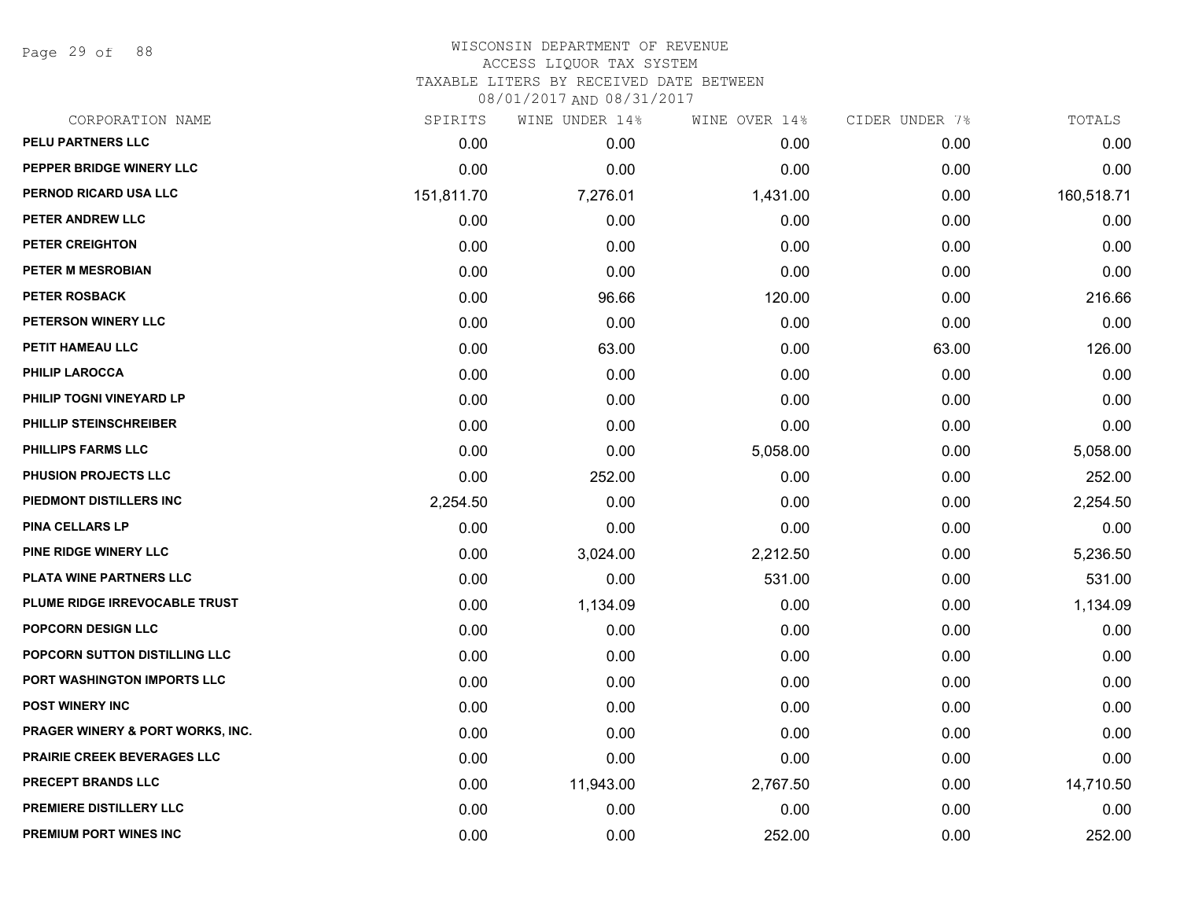WISCONSIN DEPARTMENT OF REVENUE
ACCESS LIQUOR TAX SYSTEM
TAXABLE LITERS BY RECEIVED DATE BETWEEN
08/01/2017 AND 08/31/2017

| CORPORATION NAME | SPIRITS | WINE UNDER 14% | WINE OVER 14% | CIDER UNDER 7% | TOTALS |
|---|---|---|---|---|---|
| PELU PARTNERS LLC | 0.00 | 0.00 | 0.00 | 0.00 | 0.00 |
| PEPPER BRIDGE WINERY LLC | 0.00 | 0.00 | 0.00 | 0.00 | 0.00 |
| PERNOD RICARD USA LLC | 151,811.70 | 7,276.01 | 1,431.00 | 0.00 | 160,518.71 |
| PETER ANDREW LLC | 0.00 | 0.00 | 0.00 | 0.00 | 0.00 |
| PETER CREIGHTON | 0.00 | 0.00 | 0.00 | 0.00 | 0.00 |
| PETER M MESROBIAN | 0.00 | 0.00 | 0.00 | 0.00 | 0.00 |
| PETER ROSBACK | 0.00 | 96.66 | 120.00 | 0.00 | 216.66 |
| PETERSON WINERY LLC | 0.00 | 0.00 | 0.00 | 0.00 | 0.00 |
| PETIT HAMEAU LLC | 0.00 | 63.00 | 0.00 | 63.00 | 126.00 |
| PHILIP LAROCCA | 0.00 | 0.00 | 0.00 | 0.00 | 0.00 |
| PHILIP TOGNI VINEYARD LP | 0.00 | 0.00 | 0.00 | 0.00 | 0.00 |
| PHILLIP STEINSCHREIBER | 0.00 | 0.00 | 0.00 | 0.00 | 0.00 |
| PHILLIPS FARMS LLC | 0.00 | 0.00 | 5,058.00 | 0.00 | 5,058.00 |
| PHUSION PROJECTS LLC | 0.00 | 252.00 | 0.00 | 0.00 | 252.00 |
| PIEDMONT DISTILLERS INC | 2,254.50 | 0.00 | 0.00 | 0.00 | 2,254.50 |
| PINA CELLARS LP | 0.00 | 0.00 | 0.00 | 0.00 | 0.00 |
| PINE RIDGE WINERY LLC | 0.00 | 3,024.00 | 2,212.50 | 0.00 | 5,236.50 |
| PLATA WINE PARTNERS LLC | 0.00 | 0.00 | 531.00 | 0.00 | 531.00 |
| PLUME RIDGE IRREVOCABLE TRUST | 0.00 | 1,134.09 | 0.00 | 0.00 | 1,134.09 |
| POPCORN DESIGN LLC | 0.00 | 0.00 | 0.00 | 0.00 | 0.00 |
| POPCORN SUTTON DISTILLING LLC | 0.00 | 0.00 | 0.00 | 0.00 | 0.00 |
| PORT WASHINGTON IMPORTS LLC | 0.00 | 0.00 | 0.00 | 0.00 | 0.00 |
| POST WINERY INC | 0.00 | 0.00 | 0.00 | 0.00 | 0.00 |
| PRAGER WINERY & PORT WORKS, INC. | 0.00 | 0.00 | 0.00 | 0.00 | 0.00 |
| PRAIRIE CREEK BEVERAGES LLC | 0.00 | 0.00 | 0.00 | 0.00 | 0.00 |
| PRECEPT BRANDS LLC | 0.00 | 11,943.00 | 2,767.50 | 0.00 | 14,710.50 |
| PREMIERE DISTILLERY LLC | 0.00 | 0.00 | 0.00 | 0.00 | 0.00 |
| PREMIUM PORT WINES INC | 0.00 | 0.00 | 252.00 | 0.00 | 252.00 |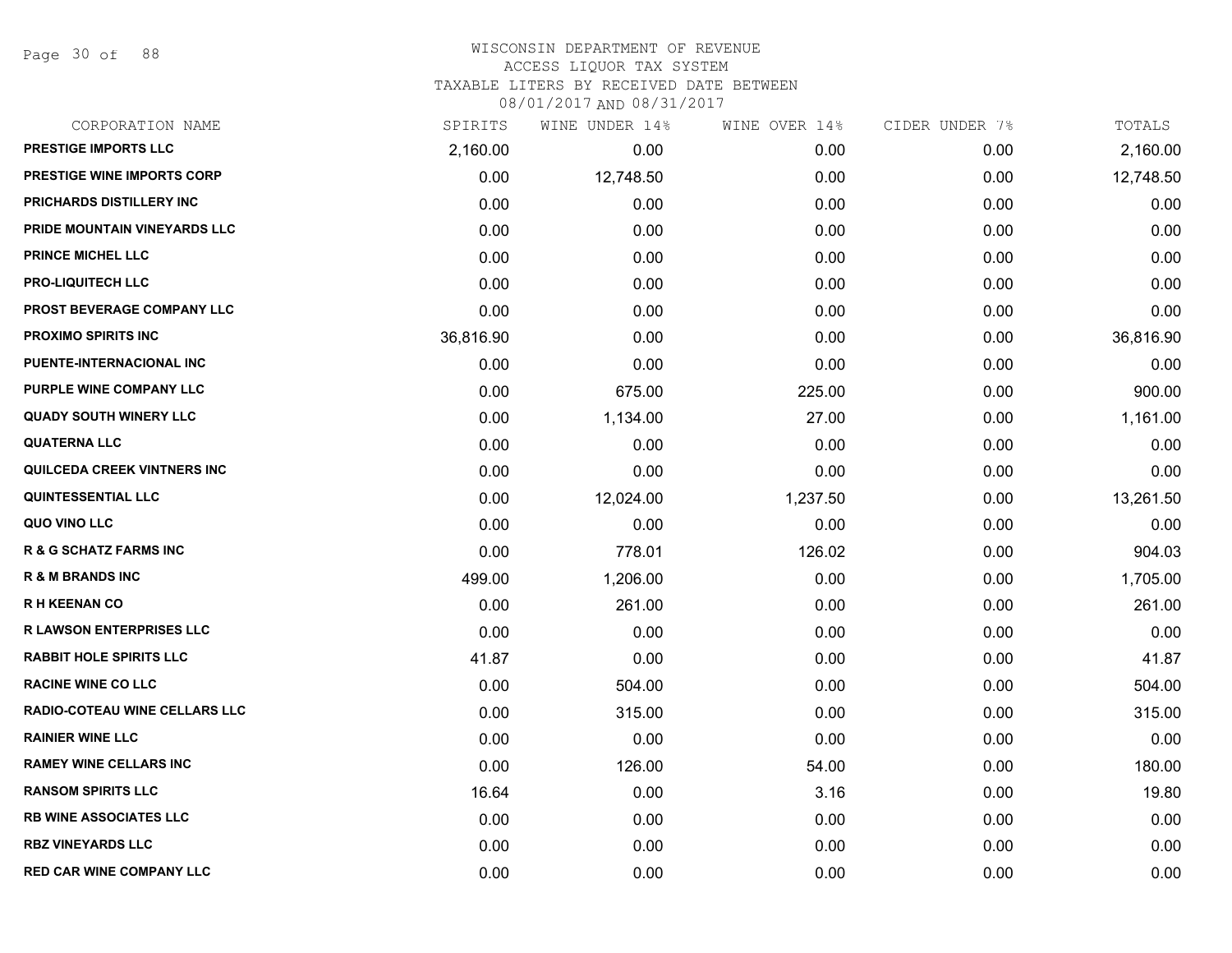WISCONSIN DEPARTMENT OF REVENUE
ACCESS LIQUOR TAX SYSTEM
TAXABLE LITERS BY RECEIVED DATE BETWEEN
08/01/2017 AND 08/31/2017

| CORPORATION NAME | SPIRITS | WINE UNDER 14% | WINE OVER 14% | CIDER UNDER 7% | TOTALS |
|---|---|---|---|---|---|
| PRESTIGE IMPORTS LLC | 2,160.00 | 0.00 | 0.00 | 0.00 | 2,160.00 |
| PRESTIGE WINE IMPORTS CORP | 0.00 | 12,748.50 | 0.00 | 0.00 | 12,748.50 |
| PRICHARDS DISTILLERY INC | 0.00 | 0.00 | 0.00 | 0.00 | 0.00 |
| PRIDE MOUNTAIN VINEYARDS LLC | 0.00 | 0.00 | 0.00 | 0.00 | 0.00 |
| PRINCE MICHEL LLC | 0.00 | 0.00 | 0.00 | 0.00 | 0.00 |
| PRO-LIQUITECH LLC | 0.00 | 0.00 | 0.00 | 0.00 | 0.00 |
| PROST BEVERAGE COMPANY LLC | 0.00 | 0.00 | 0.00 | 0.00 | 0.00 |
| PROXIMO SPIRITS INC | 36,816.90 | 0.00 | 0.00 | 0.00 | 36,816.90 |
| PUENTE-INTERNACIONAL INC | 0.00 | 0.00 | 0.00 | 0.00 | 0.00 |
| PURPLE WINE COMPANY LLC | 0.00 | 675.00 | 225.00 | 0.00 | 900.00 |
| QUADY SOUTH WINERY LLC | 0.00 | 1,134.00 | 27.00 | 0.00 | 1,161.00 |
| QUATERNA LLC | 0.00 | 0.00 | 0.00 | 0.00 | 0.00 |
| QUILCEDA CREEK VINTNERS INC | 0.00 | 0.00 | 0.00 | 0.00 | 0.00 |
| QUINTESSENTIAL LLC | 0.00 | 12,024.00 | 1,237.50 | 0.00 | 13,261.50 |
| QUO VINO LLC | 0.00 | 0.00 | 0.00 | 0.00 | 0.00 |
| R & G SCHATZ FARMS INC | 0.00 | 778.01 | 126.02 | 0.00 | 904.03 |
| R & M BRANDS INC | 499.00 | 1,206.00 | 0.00 | 0.00 | 1,705.00 |
| R H KEENAN CO | 0.00 | 261.00 | 0.00 | 0.00 | 261.00 |
| R LAWSON ENTERPRISES LLC | 0.00 | 0.00 | 0.00 | 0.00 | 0.00 |
| RABBIT HOLE SPIRITS LLC | 41.87 | 0.00 | 0.00 | 0.00 | 41.87 |
| RACINE WINE CO LLC | 0.00 | 504.00 | 0.00 | 0.00 | 504.00 |
| RADIO-COTEAU WINE CELLARS LLC | 0.00 | 315.00 | 0.00 | 0.00 | 315.00 |
| RAINIER WINE LLC | 0.00 | 0.00 | 0.00 | 0.00 | 0.00 |
| RAMEY WINE CELLARS INC | 0.00 | 126.00 | 54.00 | 0.00 | 180.00 |
| RANSOM SPIRITS LLC | 16.64 | 0.00 | 3.16 | 0.00 | 19.80 |
| RB WINE ASSOCIATES LLC | 0.00 | 0.00 | 0.00 | 0.00 | 0.00 |
| RBZ VINEYARDS LLC | 0.00 | 0.00 | 0.00 | 0.00 | 0.00 |
| RED CAR WINE COMPANY LLC | 0.00 | 0.00 | 0.00 | 0.00 | 0.00 |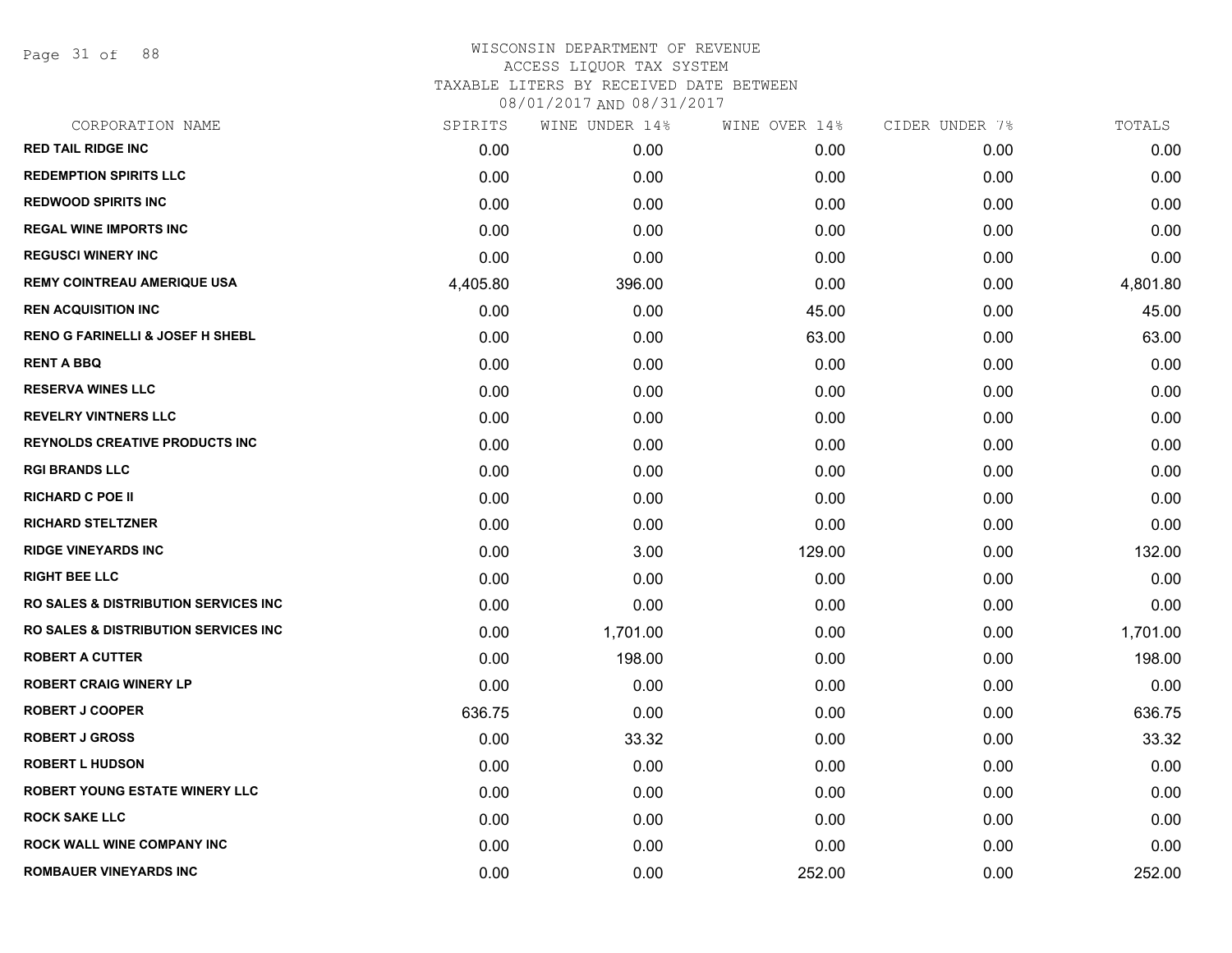# WISCONSIN DEPARTMENT OF REVENUE
## ACCESS LIQUOR TAX SYSTEM
### TAXABLE LITERS BY RECEIVED DATE BETWEEN 08/01/2017 AND 08/31/2017

| CORPORATION NAME | SPIRITS | WINE UNDER 14% | WINE OVER 14% | CIDER UNDER 7% | TOTALS |
|---|---|---|---|---|---|
| RED TAIL RIDGE INC | 0.00 | 0.00 | 0.00 | 0.00 | 0.00 |
| REDEMPTION SPIRITS LLC | 0.00 | 0.00 | 0.00 | 0.00 | 0.00 |
| REDWOOD SPIRITS INC | 0.00 | 0.00 | 0.00 | 0.00 | 0.00 |
| REGAL WINE IMPORTS INC | 0.00 | 0.00 | 0.00 | 0.00 | 0.00 |
| REGUSCI WINERY INC | 0.00 | 0.00 | 0.00 | 0.00 | 0.00 |
| REMY COINTREAU AMERIQUE USA | 4,405.80 | 396.00 | 0.00 | 0.00 | 4,801.80 |
| REN ACQUISITION INC | 0.00 | 0.00 | 45.00 | 0.00 | 45.00 |
| RENO G FARINELLI & JOSEF H SHEBL | 0.00 | 0.00 | 63.00 | 0.00 | 63.00 |
| RENT A BBQ | 0.00 | 0.00 | 0.00 | 0.00 | 0.00 |
| RESERVA WINES LLC | 0.00 | 0.00 | 0.00 | 0.00 | 0.00 |
| REVELRY VINTNERS LLC | 0.00 | 0.00 | 0.00 | 0.00 | 0.00 |
| REYNOLDS CREATIVE PRODUCTS INC | 0.00 | 0.00 | 0.00 | 0.00 | 0.00 |
| RGI BRANDS LLC | 0.00 | 0.00 | 0.00 | 0.00 | 0.00 |
| RICHARD C POE II | 0.00 | 0.00 | 0.00 | 0.00 | 0.00 |
| RICHARD STELTZNER | 0.00 | 0.00 | 0.00 | 0.00 | 0.00 |
| RIDGE VINEYARDS INC | 0.00 | 3.00 | 129.00 | 0.00 | 132.00 |
| RIGHT BEE LLC | 0.00 | 0.00 | 0.00 | 0.00 | 0.00 |
| RO SALES & DISTRIBUTION SERVICES INC | 0.00 | 0.00 | 0.00 | 0.00 | 0.00 |
| RO SALES & DISTRIBUTION SERVICES INC | 0.00 | 1,701.00 | 0.00 | 0.00 | 1,701.00 |
| ROBERT A CUTTER | 0.00 | 198.00 | 0.00 | 0.00 | 198.00 |
| ROBERT CRAIG WINERY LP | 0.00 | 0.00 | 0.00 | 0.00 | 0.00 |
| ROBERT J COOPER | 636.75 | 0.00 | 0.00 | 0.00 | 636.75 |
| ROBERT J GROSS | 0.00 | 33.32 | 0.00 | 0.00 | 33.32 |
| ROBERT L HUDSON | 0.00 | 0.00 | 0.00 | 0.00 | 0.00 |
| ROBERT YOUNG ESTATE WINERY LLC | 0.00 | 0.00 | 0.00 | 0.00 | 0.00 |
| ROCK SAKE LLC | 0.00 | 0.00 | 0.00 | 0.00 | 0.00 |
| ROCK WALL WINE COMPANY INC | 0.00 | 0.00 | 0.00 | 0.00 | 0.00 |
| ROMBAUER VINEYARDS INC | 0.00 | 0.00 | 252.00 | 0.00 | 252.00 |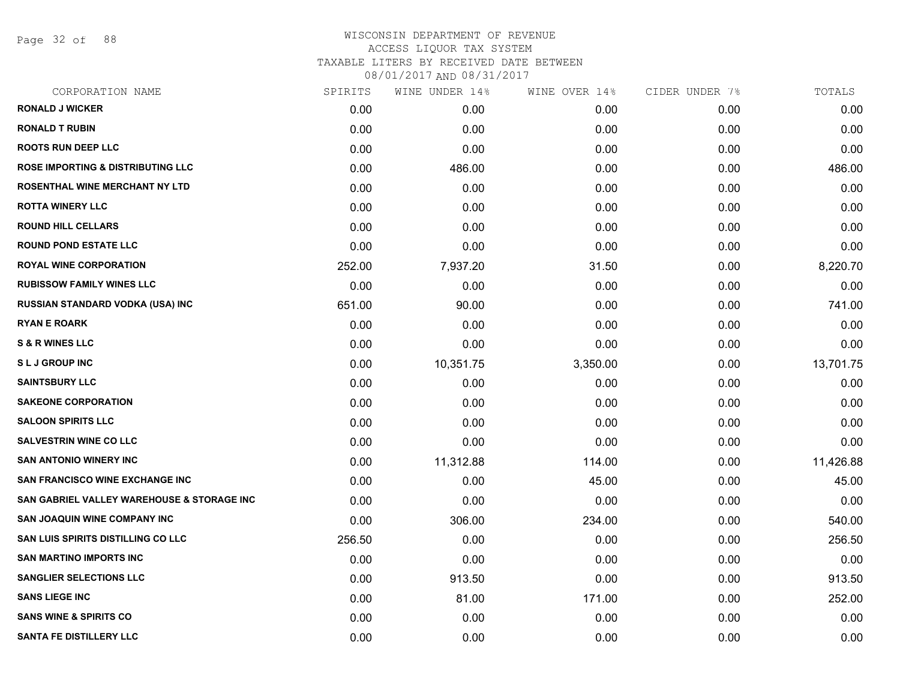WISCONSIN DEPARTMENT OF REVENUE
ACCESS LIQUOR TAX SYSTEM
TAXABLE LITERS BY RECEIVED DATE BETWEEN
08/01/2017 AND 08/31/2017

| CORPORATION NAME | SPIRITS | WINE UNDER 14% | WINE OVER 14% | CIDER UNDER 7% | TOTALS |
|---|---|---|---|---|---|
| RONALD J WICKER | 0.00 | 0.00 | 0.00 | 0.00 | 0.00 |
| RONALD T RUBIN | 0.00 | 0.00 | 0.00 | 0.00 | 0.00 |
| ROOTS RUN DEEP LLC | 0.00 | 0.00 | 0.00 | 0.00 | 0.00 |
| ROSE IMPORTING & DISTRIBUTING LLC | 0.00 | 486.00 | 0.00 | 0.00 | 486.00 |
| ROSENTHAL WINE MERCHANT NY LTD | 0.00 | 0.00 | 0.00 | 0.00 | 0.00 |
| ROTTA WINERY LLC | 0.00 | 0.00 | 0.00 | 0.00 | 0.00 |
| ROUND HILL CELLARS | 0.00 | 0.00 | 0.00 | 0.00 | 0.00 |
| ROUND POND ESTATE LLC | 0.00 | 0.00 | 0.00 | 0.00 | 0.00 |
| ROYAL WINE CORPORATION | 252.00 | 7,937.20 | 31.50 | 0.00 | 8,220.70 |
| RUBISSOW FAMILY WINES LLC | 0.00 | 0.00 | 0.00 | 0.00 | 0.00 |
| RUSSIAN STANDARD VODKA (USA) INC | 651.00 | 90.00 | 0.00 | 0.00 | 741.00 |
| RYAN E ROARK | 0.00 | 0.00 | 0.00 | 0.00 | 0.00 |
| S & R WINES LLC | 0.00 | 0.00 | 0.00 | 0.00 | 0.00 |
| S L J GROUP INC | 0.00 | 10,351.75 | 3,350.00 | 0.00 | 13,701.75 |
| SAINTSBURY LLC | 0.00 | 0.00 | 0.00 | 0.00 | 0.00 |
| SAKEONE CORPORATION | 0.00 | 0.00 | 0.00 | 0.00 | 0.00 |
| SALOON SPIRITS LLC | 0.00 | 0.00 | 0.00 | 0.00 | 0.00 |
| SALVESTRIN WINE CO LLC | 0.00 | 0.00 | 0.00 | 0.00 | 0.00 |
| SAN ANTONIO WINERY INC | 0.00 | 11,312.88 | 114.00 | 0.00 | 11,426.88 |
| SAN FRANCISCO WINE EXCHANGE INC | 0.00 | 0.00 | 45.00 | 0.00 | 45.00 |
| SAN GABRIEL VALLEY WAREHOUSE & STORAGE INC | 0.00 | 0.00 | 0.00 | 0.00 | 0.00 |
| SAN JOAQUIN WINE COMPANY INC | 0.00 | 306.00 | 234.00 | 0.00 | 540.00 |
| SAN LUIS SPIRITS DISTILLING CO LLC | 256.50 | 0.00 | 0.00 | 0.00 | 256.50 |
| SAN MARTINO IMPORTS INC | 0.00 | 0.00 | 0.00 | 0.00 | 0.00 |
| SANGLIER SELECTIONS LLC | 0.00 | 913.50 | 0.00 | 0.00 | 913.50 |
| SANS LIEGE INC | 0.00 | 81.00 | 171.00 | 0.00 | 252.00 |
| SANS WINE & SPIRITS CO | 0.00 | 0.00 | 0.00 | 0.00 | 0.00 |
| SANTA FE DISTILLERY LLC | 0.00 | 0.00 | 0.00 | 0.00 | 0.00 |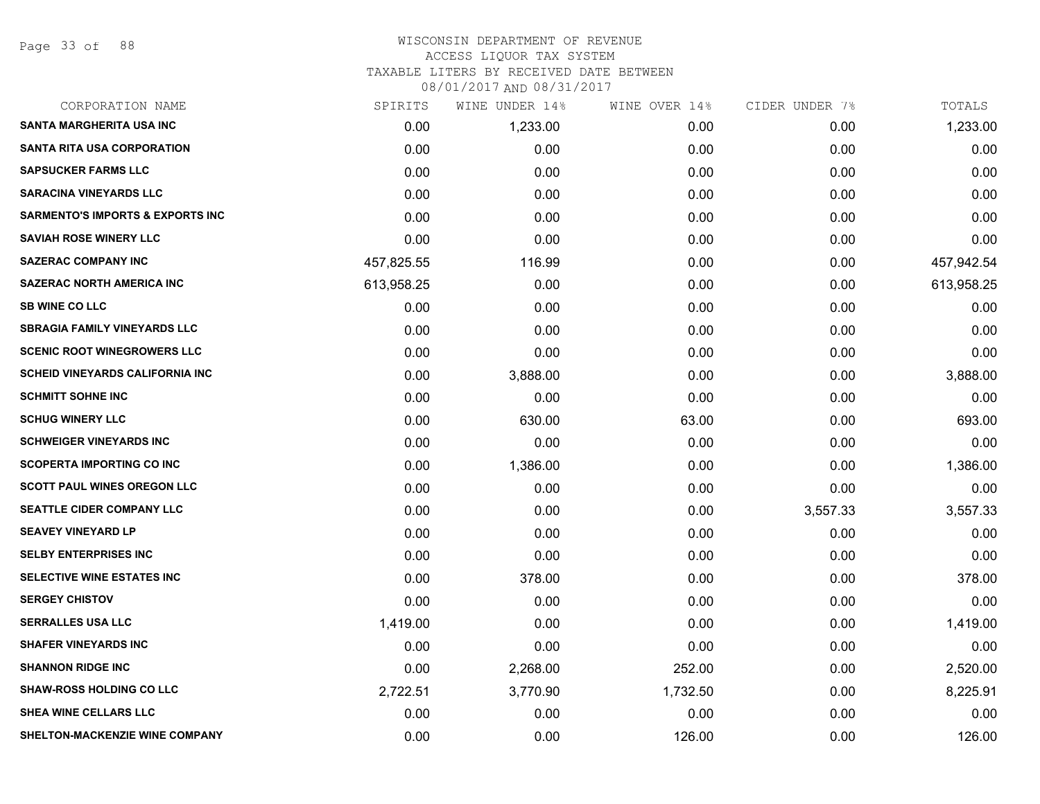# WISCONSIN DEPARTMENT OF REVENUE
## ACCESS LIQUOR TAX SYSTEM
### TAXABLE LITERS BY RECEIVED DATE BETWEEN 08/01/2017 AND 08/31/2017

| CORPORATION NAME | SPIRITS | WINE UNDER 14% | WINE OVER 14% | CIDER UNDER 7% | TOTALS |
|---|---|---|---|---|---|
| SANTA MARGHERITA USA INC | 0.00 | 1,233.00 | 0.00 | 0.00 | 1,233.00 |
| SANTA RITA USA CORPORATION | 0.00 | 0.00 | 0.00 | 0.00 | 0.00 |
| SAPSUCKER FARMS LLC | 0.00 | 0.00 | 0.00 | 0.00 | 0.00 |
| SARACINA VINEYARDS LLC | 0.00 | 0.00 | 0.00 | 0.00 | 0.00 |
| SARMENTO'S IMPORTS & EXPORTS INC | 0.00 | 0.00 | 0.00 | 0.00 | 0.00 |
| SAVIAH ROSE WINERY LLC | 0.00 | 0.00 | 0.00 | 0.00 | 0.00 |
| SAZERAC COMPANY INC | 457,825.55 | 116.99 | 0.00 | 0.00 | 457,942.54 |
| SAZERAC NORTH AMERICA INC | 613,958.25 | 0.00 | 0.00 | 0.00 | 613,958.25 |
| SB WINE CO LLC | 0.00 | 0.00 | 0.00 | 0.00 | 0.00 |
| SBRAGIA FAMILY VINEYARDS LLC | 0.00 | 0.00 | 0.00 | 0.00 | 0.00 |
| SCENIC ROOT WINEGROWERS LLC | 0.00 | 0.00 | 0.00 | 0.00 | 0.00 |
| SCHEID VINEYARDS CALIFORNIA INC | 0.00 | 3,888.00 | 0.00 | 0.00 | 3,888.00 |
| SCHMITT SOHNE INC | 0.00 | 0.00 | 0.00 | 0.00 | 0.00 |
| SCHUG WINERY LLC | 0.00 | 630.00 | 63.00 | 0.00 | 693.00 |
| SCHWEIGER VINEYARDS INC | 0.00 | 0.00 | 0.00 | 0.00 | 0.00 |
| SCOPERTA IMPORTING CO INC | 0.00 | 1,386.00 | 0.00 | 0.00 | 1,386.00 |
| SCOTT PAUL WINES OREGON LLC | 0.00 | 0.00 | 0.00 | 0.00 | 0.00 |
| SEATTLE CIDER COMPANY LLC | 0.00 | 0.00 | 0.00 | 3,557.33 | 3,557.33 |
| SEAVEY VINEYARD LP | 0.00 | 0.00 | 0.00 | 0.00 | 0.00 |
| SELBY ENTERPRISES INC | 0.00 | 0.00 | 0.00 | 0.00 | 0.00 |
| SELECTIVE WINE ESTATES INC | 0.00 | 378.00 | 0.00 | 0.00 | 378.00 |
| SERGEY CHISTOV | 0.00 | 0.00 | 0.00 | 0.00 | 0.00 |
| SERRALLES USA LLC | 1,419.00 | 0.00 | 0.00 | 0.00 | 1,419.00 |
| SHAFER VINEYARDS INC | 0.00 | 0.00 | 0.00 | 0.00 | 0.00 |
| SHANNON RIDGE INC | 0.00 | 2,268.00 | 252.00 | 0.00 | 2,520.00 |
| SHAW-ROSS HOLDING CO LLC | 2,722.51 | 3,770.90 | 1,732.50 | 0.00 | 8,225.91 |
| SHEA WINE CELLARS LLC | 0.00 | 0.00 | 0.00 | 0.00 | 0.00 |
| SHELTON-MACKENZIE WINE COMPANY | 0.00 | 0.00 | 126.00 | 0.00 | 126.00 |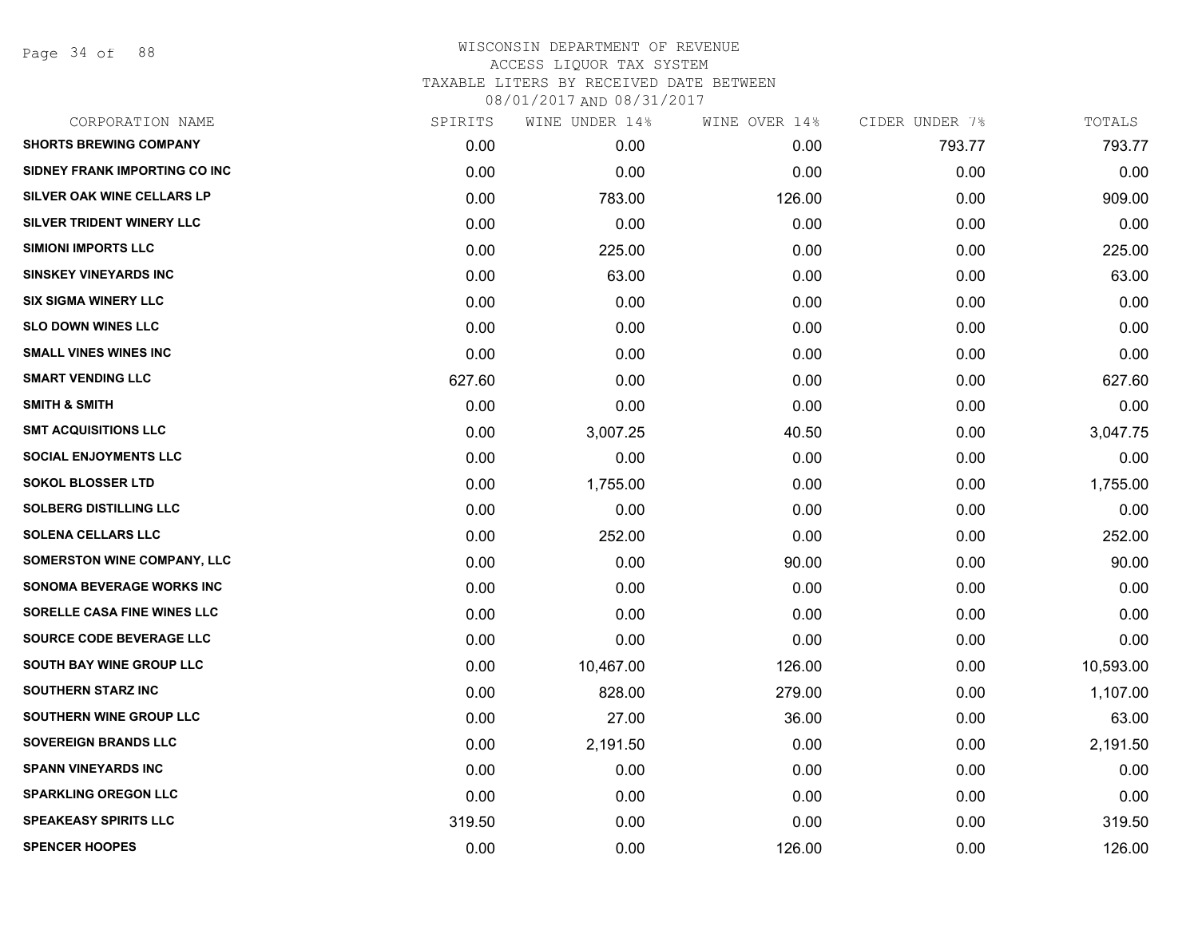# WISCONSIN DEPARTMENT OF REVENUE
ACCESS LIQUOR TAX SYSTEM
TAXABLE LITERS BY RECEIVED DATE BETWEEN
08/01/2017 AND 08/31/2017

| CORPORATION NAME | SPIRITS | WINE UNDER 14% | WINE OVER 14% | CIDER UNDER 7% | TOTALS |
|---|---|---|---|---|---|
| SHORTS BREWING COMPANY | 0.00 | 0.00 | 0.00 | 793.77 | 793.77 |
| SIDNEY FRANK IMPORTING CO INC | 0.00 | 0.00 | 0.00 | 0.00 | 0.00 |
| SILVER OAK WINE CELLARS LP | 0.00 | 783.00 | 126.00 | 0.00 | 909.00 |
| SILVER TRIDENT WINERY LLC | 0.00 | 0.00 | 0.00 | 0.00 | 0.00 |
| SIMIONI IMPORTS LLC | 0.00 | 225.00 | 0.00 | 0.00 | 225.00 |
| SINSKEY VINEYARDS INC | 0.00 | 63.00 | 0.00 | 0.00 | 63.00 |
| SIX SIGMA WINERY LLC | 0.00 | 0.00 | 0.00 | 0.00 | 0.00 |
| SLO DOWN WINES LLC | 0.00 | 0.00 | 0.00 | 0.00 | 0.00 |
| SMALL VINES WINES INC | 0.00 | 0.00 | 0.00 | 0.00 | 0.00 |
| SMART VENDING LLC | 627.60 | 0.00 | 0.00 | 0.00 | 627.60 |
| SMITH & SMITH | 0.00 | 0.00 | 0.00 | 0.00 | 0.00 |
| SMT ACQUISITIONS LLC | 0.00 | 3,007.25 | 40.50 | 0.00 | 3,047.75 |
| SOCIAL ENJOYMENTS LLC | 0.00 | 0.00 | 0.00 | 0.00 | 0.00 |
| SOKOL BLOSSER LTD | 0.00 | 1,755.00 | 0.00 | 0.00 | 1,755.00 |
| SOLBERG DISTILLING LLC | 0.00 | 0.00 | 0.00 | 0.00 | 0.00 |
| SOLENA CELLARS LLC | 0.00 | 252.00 | 0.00 | 0.00 | 252.00 |
| SOMERSTON WINE COMPANY, LLC | 0.00 | 0.00 | 90.00 | 0.00 | 90.00 |
| SONOMA BEVERAGE WORKS INC | 0.00 | 0.00 | 0.00 | 0.00 | 0.00 |
| SORELLE CASA FINE WINES LLC | 0.00 | 0.00 | 0.00 | 0.00 | 0.00 |
| SOURCE CODE BEVERAGE LLC | 0.00 | 0.00 | 0.00 | 0.00 | 0.00 |
| SOUTH BAY WINE GROUP LLC | 0.00 | 10,467.00 | 126.00 | 0.00 | 10,593.00 |
| SOUTHERN STARZ INC | 0.00 | 828.00 | 279.00 | 0.00 | 1,107.00 |
| SOUTHERN WINE GROUP LLC | 0.00 | 27.00 | 36.00 | 0.00 | 63.00 |
| SOVEREIGN BRANDS LLC | 0.00 | 2,191.50 | 0.00 | 0.00 | 2,191.50 |
| SPANN VINEYARDS INC | 0.00 | 0.00 | 0.00 | 0.00 | 0.00 |
| SPARKLING OREGON LLC | 0.00 | 0.00 | 0.00 | 0.00 | 0.00 |
| SPEAKEASY SPIRITS LLC | 319.50 | 0.00 | 0.00 | 0.00 | 319.50 |
| SPENCER HOOPES | 0.00 | 0.00 | 126.00 | 0.00 | 126.00 |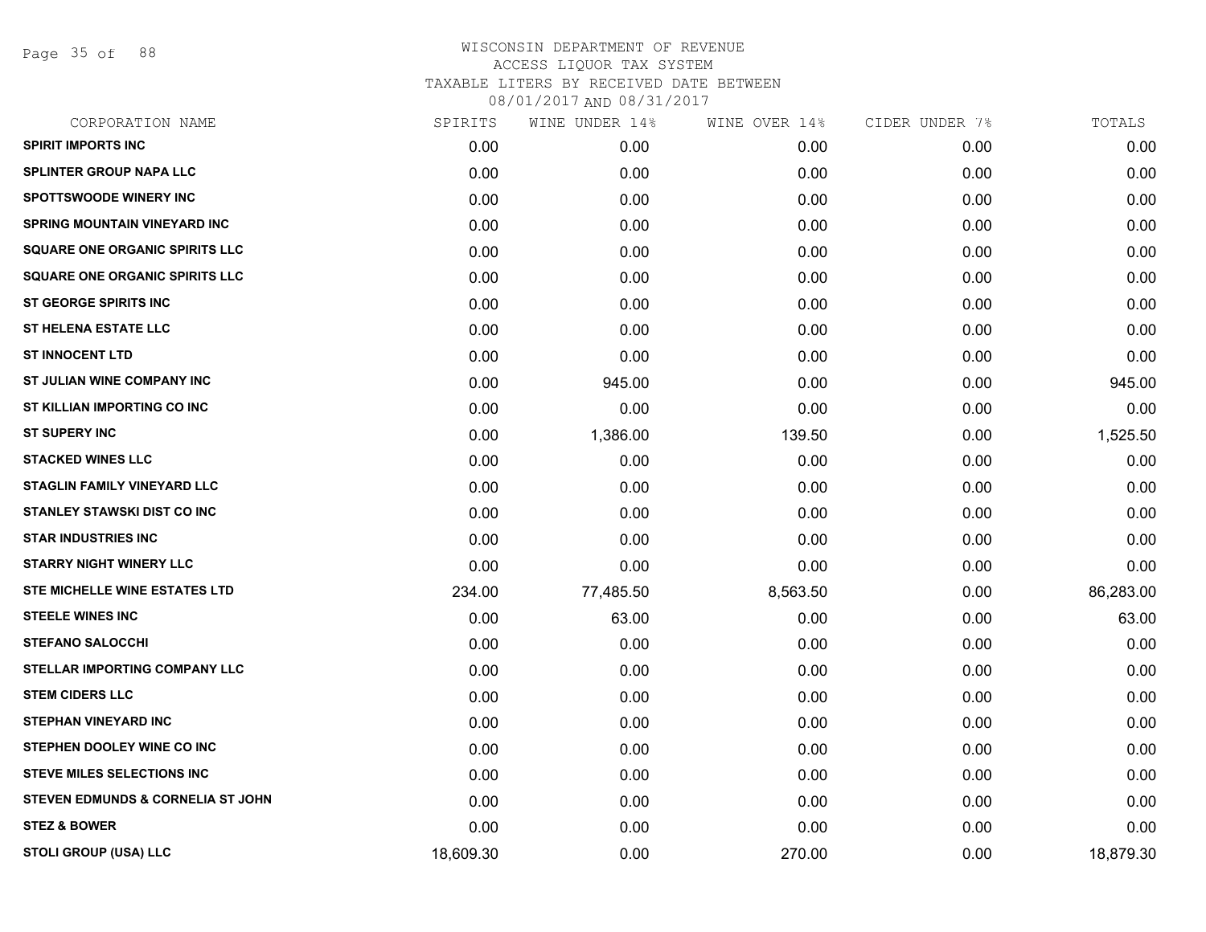# WISCONSIN DEPARTMENT OF REVENUE
ACCESS LIQUOR TAX SYSTEM
TAXABLE LITERS BY RECEIVED DATE BETWEEN
08/01/2017 AND 08/31/2017

| CORPORATION NAME | SPIRITS | WINE UNDER 14% | WINE OVER 14% | CIDER UNDER 7% | TOTALS |
|---|---|---|---|---|---|
| SPIRIT IMPORTS INC | 0.00 | 0.00 | 0.00 | 0.00 | 0.00 |
| SPLINTER GROUP NAPA LLC | 0.00 | 0.00 | 0.00 | 0.00 | 0.00 |
| SPOTTSWOODE WINERY INC | 0.00 | 0.00 | 0.00 | 0.00 | 0.00 |
| SPRING MOUNTAIN VINEYARD INC | 0.00 | 0.00 | 0.00 | 0.00 | 0.00 |
| SQUARE ONE ORGANIC SPIRITS LLC | 0.00 | 0.00 | 0.00 | 0.00 | 0.00 |
| SQUARE ONE ORGANIC SPIRITS LLC | 0.00 | 0.00 | 0.00 | 0.00 | 0.00 |
| ST GEORGE SPIRITS INC | 0.00 | 0.00 | 0.00 | 0.00 | 0.00 |
| ST HELENA ESTATE LLC | 0.00 | 0.00 | 0.00 | 0.00 | 0.00 |
| ST INNOCENT LTD | 0.00 | 0.00 | 0.00 | 0.00 | 0.00 |
| ST JULIAN WINE COMPANY INC | 0.00 | 945.00 | 0.00 | 0.00 | 945.00 |
| ST KILLIAN IMPORTING CO INC | 0.00 | 0.00 | 0.00 | 0.00 | 0.00 |
| ST SUPERY INC | 0.00 | 1,386.00 | 139.50 | 0.00 | 1,525.50 |
| STACKED WINES LLC | 0.00 | 0.00 | 0.00 | 0.00 | 0.00 |
| STAGLIN FAMILY VINEYARD LLC | 0.00 | 0.00 | 0.00 | 0.00 | 0.00 |
| STANLEY STAWSKI DIST CO INC | 0.00 | 0.00 | 0.00 | 0.00 | 0.00 |
| STAR INDUSTRIES INC | 0.00 | 0.00 | 0.00 | 0.00 | 0.00 |
| STARRY NIGHT WINERY LLC | 0.00 | 0.00 | 0.00 | 0.00 | 0.00 |
| STE MICHELLE WINE ESTATES LTD | 234.00 | 77,485.50 | 8,563.50 | 0.00 | 86,283.00 |
| STEELE WINES INC | 0.00 | 63.00 | 0.00 | 0.00 | 63.00 |
| STEFANO SALOCCHI | 0.00 | 0.00 | 0.00 | 0.00 | 0.00 |
| STELLAR IMPORTING COMPANY LLC | 0.00 | 0.00 | 0.00 | 0.00 | 0.00 |
| STEM CIDERS LLC | 0.00 | 0.00 | 0.00 | 0.00 | 0.00 |
| STEPHAN VINEYARD INC | 0.00 | 0.00 | 0.00 | 0.00 | 0.00 |
| STEPHEN DOOLEY WINE CO INC | 0.00 | 0.00 | 0.00 | 0.00 | 0.00 |
| STEVE MILES SELECTIONS INC | 0.00 | 0.00 | 0.00 | 0.00 | 0.00 |
| STEVEN EDMUNDS & CORNELIA ST JOHN | 0.00 | 0.00 | 0.00 | 0.00 | 0.00 |
| STEZ & BOWER | 0.00 | 0.00 | 0.00 | 0.00 | 0.00 |
| STOLI GROUP (USA) LLC | 18,609.30 | 0.00 | 270.00 | 0.00 | 18,879.30 |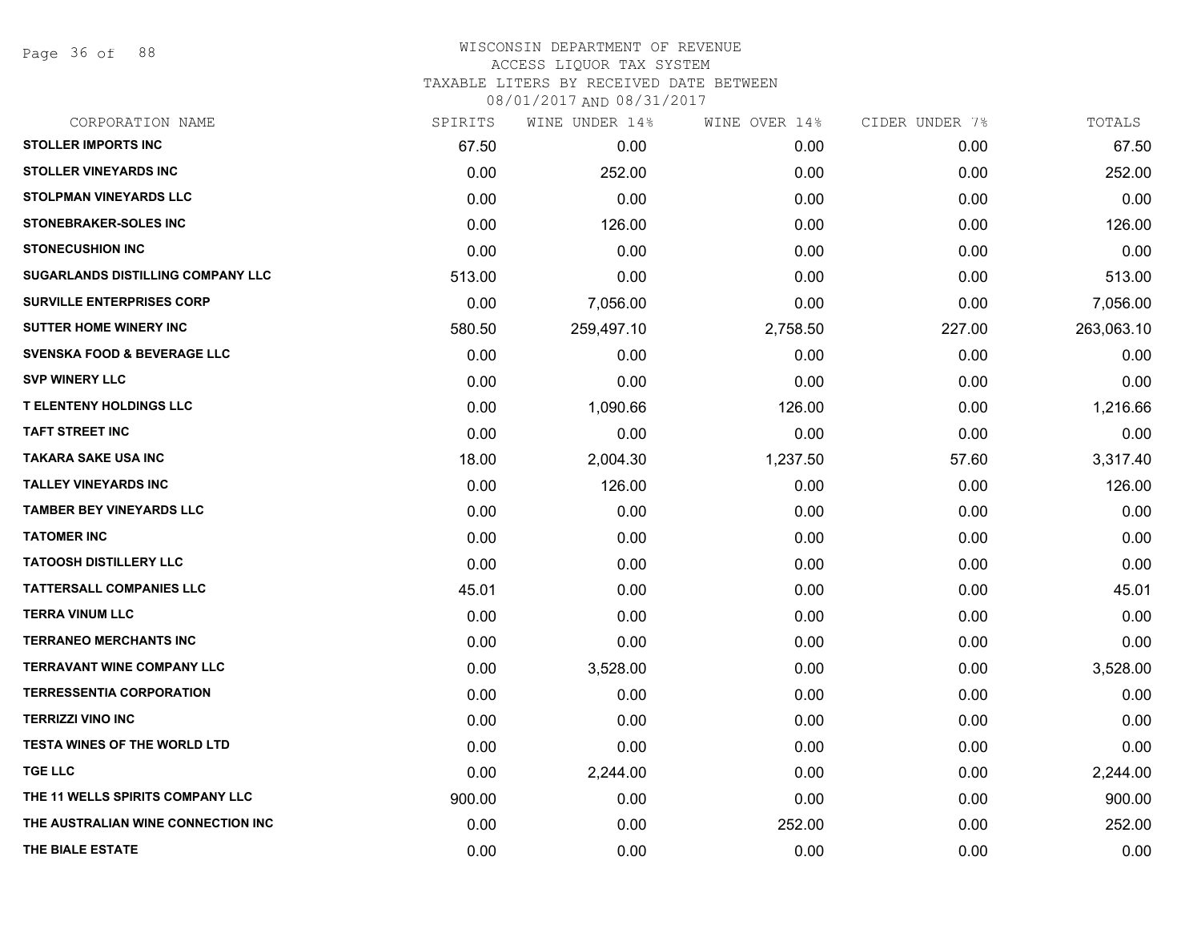WISCONSIN DEPARTMENT OF REVENUE
ACCESS LIQUOR TAX SYSTEM
TAXABLE LITERS BY RECEIVED DATE BETWEEN
08/01/2017 AND 08/31/2017

| CORPORATION NAME | SPIRITS | WINE UNDER 14% | WINE OVER 14% | CIDER UNDER 7% | TOTALS |
|---|---|---|---|---|---|
| STOLLER IMPORTS INC | 67.50 | 0.00 | 0.00 | 0.00 | 67.50 |
| STOLLER VINEYARDS INC | 0.00 | 252.00 | 0.00 | 0.00 | 252.00 |
| STOLPMAN VINEYARDS LLC | 0.00 | 0.00 | 0.00 | 0.00 | 0.00 |
| STONEBRAKER-SOLES INC | 0.00 | 126.00 | 0.00 | 0.00 | 126.00 |
| STONECUSHION INC | 0.00 | 0.00 | 0.00 | 0.00 | 0.00 |
| SUGARLANDS DISTILLING COMPANY LLC | 513.00 | 0.00 | 0.00 | 0.00 | 513.00 |
| SURVILLE ENTERPRISES CORP | 0.00 | 7,056.00 | 0.00 | 0.00 | 7,056.00 |
| SUTTER HOME WINERY INC | 580.50 | 259,497.10 | 2,758.50 | 227.00 | 263,063.10 |
| SVENSKA FOOD & BEVERAGE LLC | 0.00 | 0.00 | 0.00 | 0.00 | 0.00 |
| SVP WINERY LLC | 0.00 | 0.00 | 0.00 | 0.00 | 0.00 |
| T ELENTENY HOLDINGS LLC | 0.00 | 1,090.66 | 126.00 | 0.00 | 1,216.66 |
| TAFT STREET INC | 0.00 | 0.00 | 0.00 | 0.00 | 0.00 |
| TAKARA SAKE USA INC | 18.00 | 2,004.30 | 1,237.50 | 57.60 | 3,317.40 |
| TALLEY VINEYARDS INC | 0.00 | 126.00 | 0.00 | 0.00 | 126.00 |
| TAMBER BEY VINEYARDS LLC | 0.00 | 0.00 | 0.00 | 0.00 | 0.00 |
| TATOMER INC | 0.00 | 0.00 | 0.00 | 0.00 | 0.00 |
| TATOOSH DISTILLERY LLC | 0.00 | 0.00 | 0.00 | 0.00 | 0.00 |
| TATTERSALL COMPANIES LLC | 45.01 | 0.00 | 0.00 | 0.00 | 45.01 |
| TERRA VINUM LLC | 0.00 | 0.00 | 0.00 | 0.00 | 0.00 |
| TERRANEO MERCHANTS INC | 0.00 | 0.00 | 0.00 | 0.00 | 0.00 |
| TERRAVANT WINE COMPANY LLC | 0.00 | 3,528.00 | 0.00 | 0.00 | 3,528.00 |
| TERRESSENTIA CORPORATION | 0.00 | 0.00 | 0.00 | 0.00 | 0.00 |
| TERRIZZI VINO INC | 0.00 | 0.00 | 0.00 | 0.00 | 0.00 |
| TESTA WINES OF THE WORLD LTD | 0.00 | 0.00 | 0.00 | 0.00 | 0.00 |
| TGE LLC | 0.00 | 2,244.00 | 0.00 | 0.00 | 2,244.00 |
| THE 11 WELLS SPIRITS COMPANY LLC | 900.00 | 0.00 | 0.00 | 0.00 | 900.00 |
| THE AUSTRALIAN WINE CONNECTION INC | 0.00 | 0.00 | 252.00 | 0.00 | 252.00 |
| THE BIALE ESTATE | 0.00 | 0.00 | 0.00 | 0.00 | 0.00 |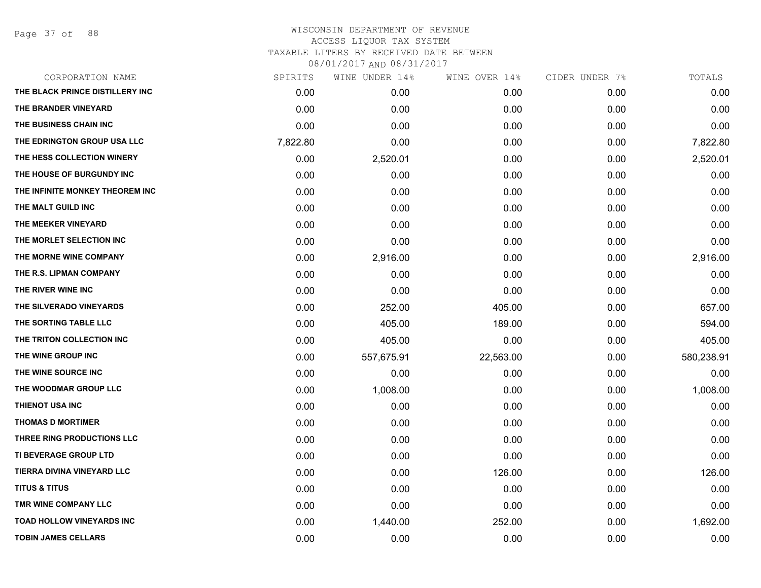# WISCONSIN DEPARTMENT OF REVENUE
## ACCESS LIQUOR TAX SYSTEM
## TAXABLE LITERS BY RECEIVED DATE BETWEEN 08/01/2017 AND 08/31/2017

| CORPORATION NAME | SPIRITS | WINE UNDER 14% | WINE OVER 14% | CIDER UNDER 7% | TOTALS |
|---|---|---|---|---|---|
| THE BLACK PRINCE DISTILLERY INC | 0.00 | 0.00 | 0.00 | 0.00 | 0.00 |
| THE BRANDER VINEYARD | 0.00 | 0.00 | 0.00 | 0.00 | 0.00 |
| THE BUSINESS CHAIN INC | 0.00 | 0.00 | 0.00 | 0.00 | 0.00 |
| THE EDRINGTON GROUP USA LLC | 7,822.80 | 0.00 | 0.00 | 0.00 | 7,822.80 |
| THE HESS COLLECTION WINERY | 0.00 | 2,520.01 | 0.00 | 0.00 | 2,520.01 |
| THE HOUSE OF BURGUNDY INC | 0.00 | 0.00 | 0.00 | 0.00 | 0.00 |
| THE INFINITE MONKEY THEOREM INC | 0.00 | 0.00 | 0.00 | 0.00 | 0.00 |
| THE MALT GUILD INC | 0.00 | 0.00 | 0.00 | 0.00 | 0.00 |
| THE MEEKER VINEYARD | 0.00 | 0.00 | 0.00 | 0.00 | 0.00 |
| THE MORLET SELECTION INC | 0.00 | 0.00 | 0.00 | 0.00 | 0.00 |
| THE MORNE WINE COMPANY | 0.00 | 2,916.00 | 0.00 | 0.00 | 2,916.00 |
| THE R.S. LIPMAN COMPANY | 0.00 | 0.00 | 0.00 | 0.00 | 0.00 |
| THE RIVER WINE INC | 0.00 | 0.00 | 0.00 | 0.00 | 0.00 |
| THE SILVERADO VINEYARDS | 0.00 | 252.00 | 405.00 | 0.00 | 657.00 |
| THE SORTING TABLE LLC | 0.00 | 405.00 | 189.00 | 0.00 | 594.00 |
| THE TRITON COLLECTION INC | 0.00 | 405.00 | 0.00 | 0.00 | 405.00 |
| THE WINE GROUP INC | 0.00 | 557,675.91 | 22,563.00 | 0.00 | 580,238.91 |
| THE WINE SOURCE INC | 0.00 | 0.00 | 0.00 | 0.00 | 0.00 |
| THE WOODMAR GROUP LLC | 0.00 | 1,008.00 | 0.00 | 0.00 | 1,008.00 |
| THIENOT USA INC | 0.00 | 0.00 | 0.00 | 0.00 | 0.00 |
| THOMAS D MORTIMER | 0.00 | 0.00 | 0.00 | 0.00 | 0.00 |
| THREE RING PRODUCTIONS LLC | 0.00 | 0.00 | 0.00 | 0.00 | 0.00 |
| TI BEVERAGE GROUP LTD | 0.00 | 0.00 | 0.00 | 0.00 | 0.00 |
| TIERRA DIVINA VINEYARD LLC | 0.00 | 0.00 | 126.00 | 0.00 | 126.00 |
| TITUS & TITUS | 0.00 | 0.00 | 0.00 | 0.00 | 0.00 |
| TMR WINE COMPANY LLC | 0.00 | 0.00 | 0.00 | 0.00 | 0.00 |
| TOAD HOLLOW VINEYARDS INC | 0.00 | 1,440.00 | 252.00 | 0.00 | 1,692.00 |
| TOBIN JAMES CELLARS | 0.00 | 0.00 | 0.00 | 0.00 | 0.00 |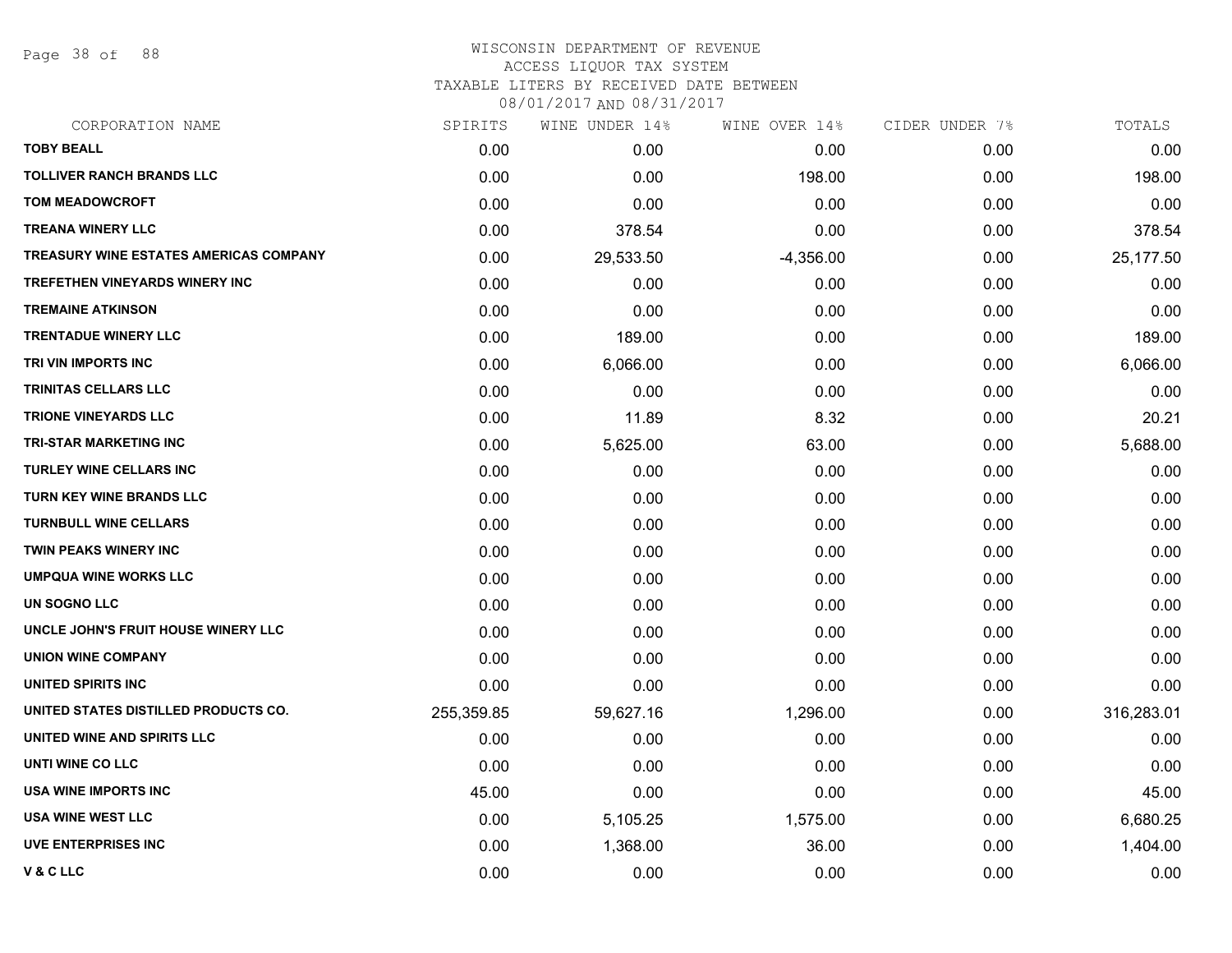# WISCONSIN DEPARTMENT OF REVENUE
ACCESS LIQUOR TAX SYSTEM
TAXABLE LITERS BY RECEIVED DATE BETWEEN
08/01/2017 AND 08/31/2017

| CORPORATION NAME | SPIRITS | WINE UNDER 14% | WINE OVER 14% | CIDER UNDER 7% | TOTALS |
|---|---|---|---|---|---|
| TOBY BEALL | 0.00 | 0.00 | 0.00 | 0.00 | 0.00 |
| TOLLIVER RANCH BRANDS LLC | 0.00 | 0.00 | 198.00 | 0.00 | 198.00 |
| TOM MEADOWCROFT | 0.00 | 0.00 | 0.00 | 0.00 | 0.00 |
| TREANA WINERY LLC | 0.00 | 378.54 | 0.00 | 0.00 | 378.54 |
| TREASURY WINE ESTATES AMERICAS COMPANY | 0.00 | 29,533.50 | -4,356.00 | 0.00 | 25,177.50 |
| TREFETHEN VINEYARDS WINERY INC | 0.00 | 0.00 | 0.00 | 0.00 | 0.00 |
| TREMAINE ATKINSON | 0.00 | 0.00 | 0.00 | 0.00 | 0.00 |
| TRENTADUE WINERY LLC | 0.00 | 189.00 | 0.00 | 0.00 | 189.00 |
| TRI VIN IMPORTS INC | 0.00 | 6,066.00 | 0.00 | 0.00 | 6,066.00 |
| TRINITAS CELLARS LLC | 0.00 | 0.00 | 0.00 | 0.00 | 0.00 |
| TRIONE VINEYARDS LLC | 0.00 | 11.89 | 8.32 | 0.00 | 20.21 |
| TRI-STAR MARKETING INC | 0.00 | 5,625.00 | 63.00 | 0.00 | 5,688.00 |
| TURLEY WINE CELLARS INC | 0.00 | 0.00 | 0.00 | 0.00 | 0.00 |
| TURN KEY WINE BRANDS LLC | 0.00 | 0.00 | 0.00 | 0.00 | 0.00 |
| TURNBULL WINE CELLARS | 0.00 | 0.00 | 0.00 | 0.00 | 0.00 |
| TWIN PEAKS WINERY INC | 0.00 | 0.00 | 0.00 | 0.00 | 0.00 |
| UMPQUA WINE WORKS LLC | 0.00 | 0.00 | 0.00 | 0.00 | 0.00 |
| UN SOGNO LLC | 0.00 | 0.00 | 0.00 | 0.00 | 0.00 |
| UNCLE JOHN'S FRUIT HOUSE WINERY LLC | 0.00 | 0.00 | 0.00 | 0.00 | 0.00 |
| UNION WINE COMPANY | 0.00 | 0.00 | 0.00 | 0.00 | 0.00 |
| UNITED SPIRITS INC | 0.00 | 0.00 | 0.00 | 0.00 | 0.00 |
| UNITED STATES DISTILLED PRODUCTS CO. | 255,359.85 | 59,627.16 | 1,296.00 | 0.00 | 316,283.01 |
| UNITED WINE AND SPIRITS LLC | 0.00 | 0.00 | 0.00 | 0.00 | 0.00 |
| UNTI WINE CO LLC | 0.00 | 0.00 | 0.00 | 0.00 | 0.00 |
| USA WINE IMPORTS INC | 45.00 | 0.00 | 0.00 | 0.00 | 45.00 |
| USA WINE WEST LLC | 0.00 | 5,105.25 | 1,575.00 | 0.00 | 6,680.25 |
| UVE ENTERPRISES INC | 0.00 | 1,368.00 | 36.00 | 0.00 | 1,404.00 |
| V & C LLC | 0.00 | 0.00 | 0.00 | 0.00 | 0.00 |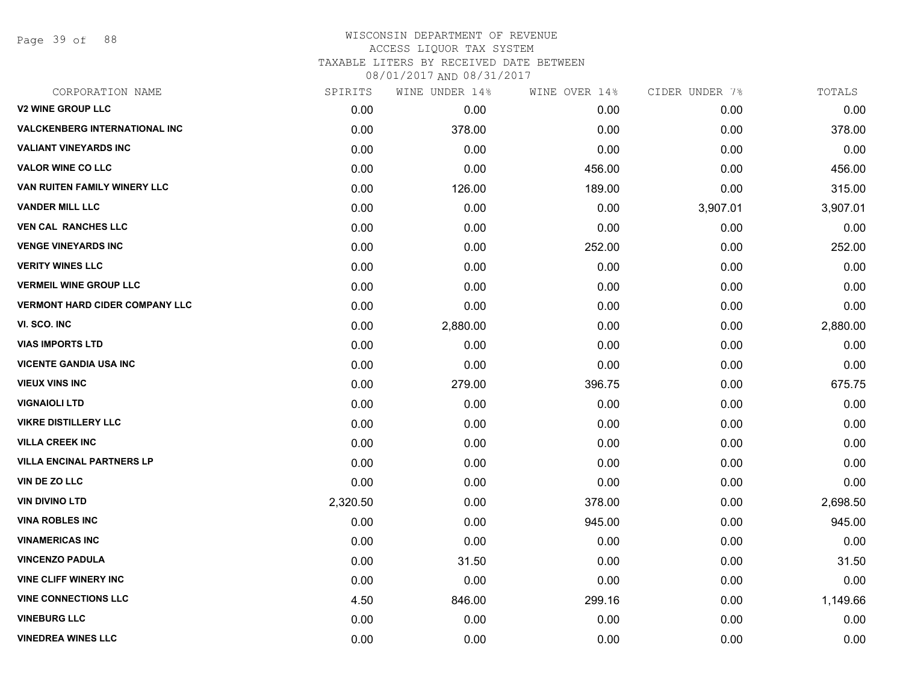# WISCONSIN DEPARTMENT OF REVENUE

ACCESS LIQUOR TAX SYSTEM

TAXABLE LITERS BY RECEIVED DATE BETWEEN

08/01/2017 AND 08/31/2017

| CORPORATION NAME | SPIRITS | WINE UNDER 14% | WINE OVER 14% | CIDER UNDER 7% | TOTALS |
|---|---|---|---|---|---|
| V2 WINE GROUP LLC | 0.00 | 0.00 | 0.00 | 0.00 | 0.00 |
| VALCKENBERG INTERNATIONAL INC | 0.00 | 378.00 | 0.00 | 0.00 | 378.00 |
| VALIANT VINEYARDS INC | 0.00 | 0.00 | 0.00 | 0.00 | 0.00 |
| VALOR WINE CO LLC | 0.00 | 0.00 | 456.00 | 0.00 | 456.00 |
| VAN RUITEN FAMILY WINERY LLC | 0.00 | 126.00 | 189.00 | 0.00 | 315.00 |
| VANDER MILL LLC | 0.00 | 0.00 | 0.00 | 3,907.01 | 3,907.01 |
| VEN CAL RANCHES LLC | 0.00 | 0.00 | 0.00 | 0.00 | 0.00 |
| VENGE VINEYARDS INC | 0.00 | 0.00 | 252.00 | 0.00 | 252.00 |
| VERITY WINES LLC | 0.00 | 0.00 | 0.00 | 0.00 | 0.00 |
| VERMEIL WINE GROUP LLC | 0.00 | 0.00 | 0.00 | 0.00 | 0.00 |
| VERMONT HARD CIDER COMPANY LLC | 0.00 | 0.00 | 0.00 | 0.00 | 0.00 |
| VI. SCO. INC | 0.00 | 2,880.00 | 0.00 | 0.00 | 2,880.00 |
| VIAS IMPORTS LTD | 0.00 | 0.00 | 0.00 | 0.00 | 0.00 |
| VICENTE GANDIA USA INC | 0.00 | 0.00 | 0.00 | 0.00 | 0.00 |
| VIEUX VINS INC | 0.00 | 279.00 | 396.75 | 0.00 | 675.75 |
| VIGNAIOLI LTD | 0.00 | 0.00 | 0.00 | 0.00 | 0.00 |
| VIKRE DISTILLERY LLC | 0.00 | 0.00 | 0.00 | 0.00 | 0.00 |
| VILLA CREEK INC | 0.00 | 0.00 | 0.00 | 0.00 | 0.00 |
| VILLA ENCINAL PARTNERS LP | 0.00 | 0.00 | 0.00 | 0.00 | 0.00 |
| VIN DE ZO LLC | 0.00 | 0.00 | 0.00 | 0.00 | 0.00 |
| VIN DIVINO LTD | 2,320.50 | 0.00 | 378.00 | 0.00 | 2,698.50 |
| VINA ROBLES INC | 0.00 | 0.00 | 945.00 | 0.00 | 945.00 |
| VINAMERICAS INC | 0.00 | 0.00 | 0.00 | 0.00 | 0.00 |
| VINCENZO PADULA | 0.00 | 31.50 | 0.00 | 0.00 | 31.50 |
| VINE CLIFF WINERY INC | 0.00 | 0.00 | 0.00 | 0.00 | 0.00 |
| VINE CONNECTIONS LLC | 4.50 | 846.00 | 299.16 | 0.00 | 1,149.66 |
| VINEBURG LLC | 0.00 | 0.00 | 0.00 | 0.00 | 0.00 |
| VINEDREA WINES LLC | 0.00 | 0.00 | 0.00 | 0.00 | 0.00 |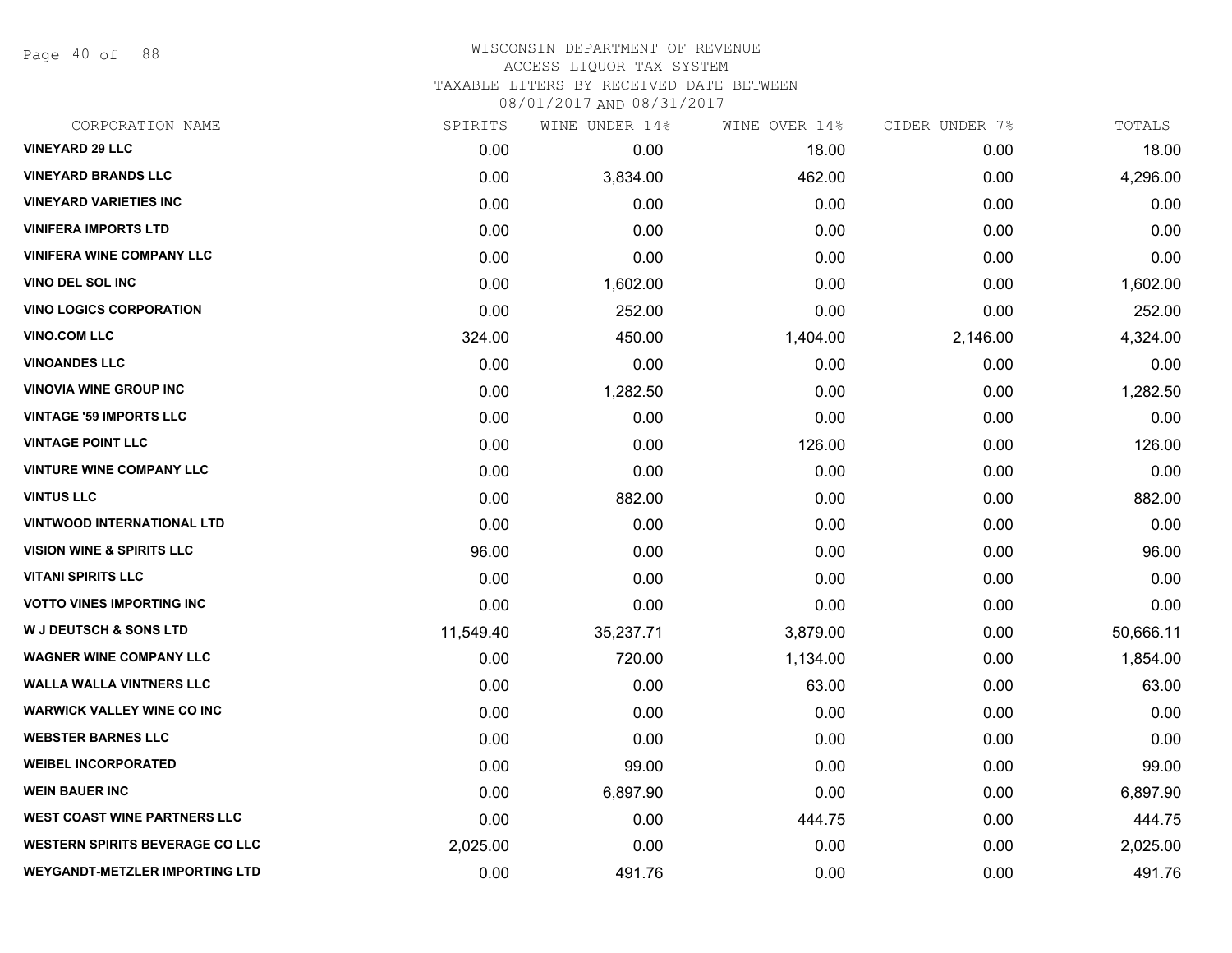WISCONSIN DEPARTMENT OF REVENUE
ACCESS LIQUOR TAX SYSTEM
TAXABLE LITERS BY RECEIVED DATE BETWEEN
08/01/2017 AND 08/31/2017

| CORPORATION NAME | SPIRITS | WINE UNDER 14% | WINE OVER 14% | CIDER UNDER 7% | TOTALS |
|---|---|---|---|---|---|
| VINEYARD 29 LLC | 0.00 | 0.00 | 18.00 | 0.00 | 18.00 |
| VINEYARD BRANDS LLC | 0.00 | 3,834.00 | 462.00 | 0.00 | 4,296.00 |
| VINEYARD VARIETIES INC | 0.00 | 0.00 | 0.00 | 0.00 | 0.00 |
| VINIFERA IMPORTS LTD | 0.00 | 0.00 | 0.00 | 0.00 | 0.00 |
| VINIFERA WINE COMPANY LLC | 0.00 | 0.00 | 0.00 | 0.00 | 0.00 |
| VINO DEL SOL INC | 0.00 | 1,602.00 | 0.00 | 0.00 | 1,602.00 |
| VINO LOGICS CORPORATION | 0.00 | 252.00 | 0.00 | 0.00 | 252.00 |
| VINO.COM LLC | 324.00 | 450.00 | 1,404.00 | 2,146.00 | 4,324.00 |
| VINOANDES LLC | 0.00 | 0.00 | 0.00 | 0.00 | 0.00 |
| VINOVIA WINE GROUP INC | 0.00 | 1,282.50 | 0.00 | 0.00 | 1,282.50 |
| VINTAGE '59 IMPORTS LLC | 0.00 | 0.00 | 0.00 | 0.00 | 0.00 |
| VINTAGE POINT LLC | 0.00 | 0.00 | 126.00 | 0.00 | 126.00 |
| VINTURE WINE COMPANY LLC | 0.00 | 0.00 | 0.00 | 0.00 | 0.00 |
| VINTUS LLC | 0.00 | 882.00 | 0.00 | 0.00 | 882.00 |
| VINTWOOD INTERNATIONAL LTD | 0.00 | 0.00 | 0.00 | 0.00 | 0.00 |
| VISION WINE & SPIRITS LLC | 96.00 | 0.00 | 0.00 | 0.00 | 96.00 |
| VITANI SPIRITS LLC | 0.00 | 0.00 | 0.00 | 0.00 | 0.00 |
| VOTTO VINES IMPORTING INC | 0.00 | 0.00 | 0.00 | 0.00 | 0.00 |
| W J DEUTSCH & SONS LTD | 11,549.40 | 35,237.71 | 3,879.00 | 0.00 | 50,666.11 |
| WAGNER WINE COMPANY LLC | 0.00 | 720.00 | 1,134.00 | 0.00 | 1,854.00 |
| WALLA WALLA VINTNERS LLC | 0.00 | 0.00 | 63.00 | 0.00 | 63.00 |
| WARWICK VALLEY WINE CO INC | 0.00 | 0.00 | 0.00 | 0.00 | 0.00 |
| WEBSTER BARNES LLC | 0.00 | 0.00 | 0.00 | 0.00 | 0.00 |
| WEIBEL INCORPORATED | 0.00 | 99.00 | 0.00 | 0.00 | 99.00 |
| WEIN BAUER INC | 0.00 | 6,897.90 | 0.00 | 0.00 | 6,897.90 |
| WEST COAST WINE PARTNERS LLC | 0.00 | 0.00 | 444.75 | 0.00 | 444.75 |
| WESTERN SPIRITS BEVERAGE CO LLC | 2,025.00 | 0.00 | 0.00 | 0.00 | 2,025.00 |
| WEYGANDT-METZLER IMPORTING LTD | 0.00 | 491.76 | 0.00 | 0.00 | 491.76 |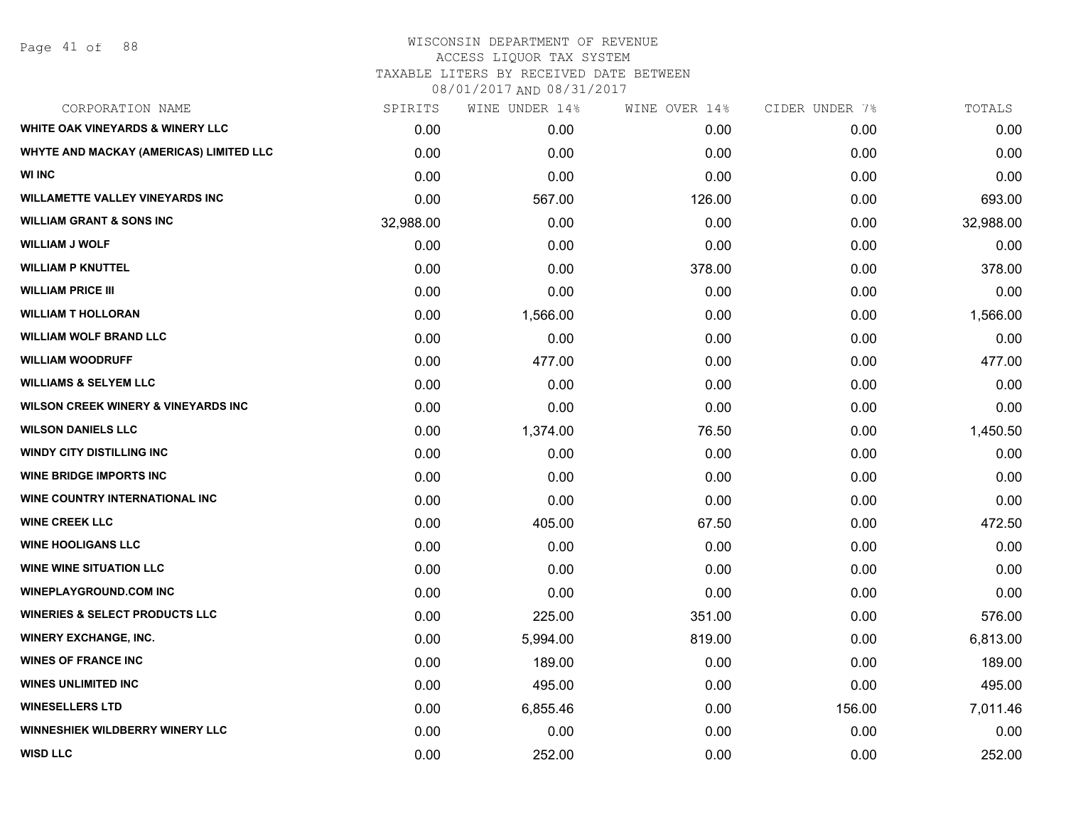# WISCONSIN DEPARTMENT OF REVENUE
## ACCESS LIQUOR TAX SYSTEM
## TAXABLE LITERS BY RECEIVED DATE BETWEEN 08/01/2017 AND 08/31/2017

| CORPORATION NAME | SPIRITS | WINE UNDER 14% | WINE OVER 14% | CIDER UNDER 7% | TOTALS |
|---|---|---|---|---|---|
| WHITE OAK VINEYARDS & WINERY LLC | 0.00 | 0.00 | 0.00 | 0.00 | 0.00 |
| WHYTE AND MACKAY (AMERICAS) LIMITED LLC | 0.00 | 0.00 | 0.00 | 0.00 | 0.00 |
| WI INC | 0.00 | 0.00 | 0.00 | 0.00 | 0.00 |
| WILLAMETTE VALLEY VINEYARDS INC | 0.00 | 567.00 | 126.00 | 0.00 | 693.00 |
| WILLIAM GRANT & SONS INC | 32,988.00 | 0.00 | 0.00 | 0.00 | 32,988.00 |
| WILLIAM J WOLF | 0.00 | 0.00 | 0.00 | 0.00 | 0.00 |
| WILLIAM P KNUTTEL | 0.00 | 0.00 | 378.00 | 0.00 | 378.00 |
| WILLIAM PRICE III | 0.00 | 0.00 | 0.00 | 0.00 | 0.00 |
| WILLIAM T HOLLORAN | 0.00 | 1,566.00 | 0.00 | 0.00 | 1,566.00 |
| WILLIAM WOLF BRAND LLC | 0.00 | 0.00 | 0.00 | 0.00 | 0.00 |
| WILLIAM WOODRUFF | 0.00 | 477.00 | 0.00 | 0.00 | 477.00 |
| WILLIAMS & SELYEM LLC | 0.00 | 0.00 | 0.00 | 0.00 | 0.00 |
| WILSON CREEK WINERY & VINEYARDS INC | 0.00 | 0.00 | 0.00 | 0.00 | 0.00 |
| WILSON DANIELS LLC | 0.00 | 1,374.00 | 76.50 | 0.00 | 1,450.50 |
| WINDY CITY DISTILLING INC | 0.00 | 0.00 | 0.00 | 0.00 | 0.00 |
| WINE BRIDGE IMPORTS INC | 0.00 | 0.00 | 0.00 | 0.00 | 0.00 |
| WINE COUNTRY INTERNATIONAL INC | 0.00 | 0.00 | 0.00 | 0.00 | 0.00 |
| WINE CREEK LLC | 0.00 | 405.00 | 67.50 | 0.00 | 472.50 |
| WINE HOOLIGANS LLC | 0.00 | 0.00 | 0.00 | 0.00 | 0.00 |
| WINE WINE SITUATION LLC | 0.00 | 0.00 | 0.00 | 0.00 | 0.00 |
| WINEPLAYGROUND.COM INC | 0.00 | 0.00 | 0.00 | 0.00 | 0.00 |
| WINERIES & SELECT PRODUCTS LLC | 0.00 | 225.00 | 351.00 | 0.00 | 576.00 |
| WINERY EXCHANGE, INC. | 0.00 | 5,994.00 | 819.00 | 0.00 | 6,813.00 |
| WINES OF FRANCE INC | 0.00 | 189.00 | 0.00 | 0.00 | 189.00 |
| WINES UNLIMITED INC | 0.00 | 495.00 | 0.00 | 0.00 | 495.00 |
| WINESELLERS LTD | 0.00 | 6,855.46 | 0.00 | 156.00 | 7,011.46 |
| WINNESHIEK WILDBERRY WINERY LLC | 0.00 | 0.00 | 0.00 | 0.00 | 0.00 |
| WISD LLC | 0.00 | 252.00 | 0.00 | 0.00 | 252.00 |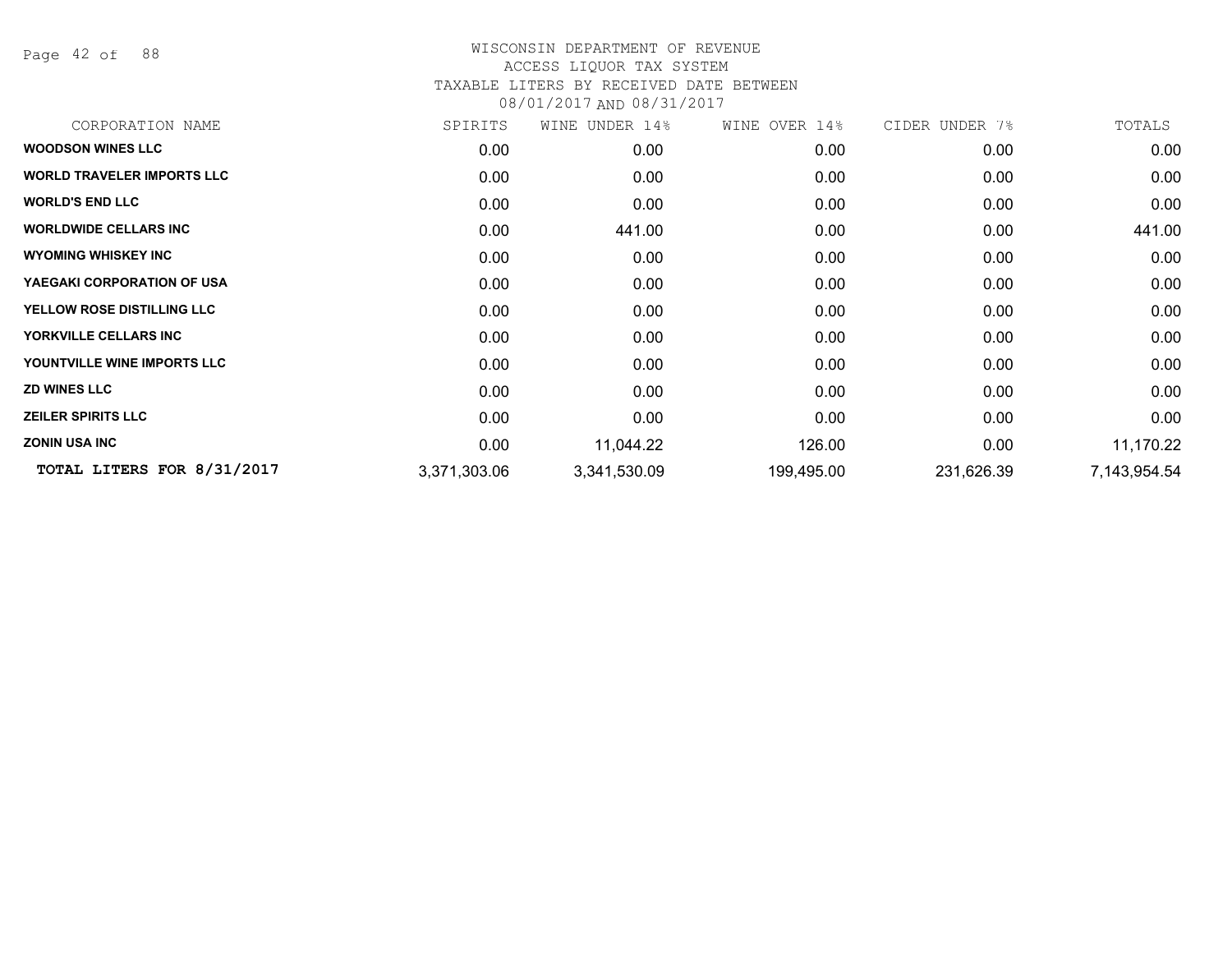WISCONSIN DEPARTMENT OF REVENUE
ACCESS LIQUOR TAX SYSTEM
TAXABLE LITERS BY RECEIVED DATE BETWEEN
08/01/2017 AND 08/31/2017

| CORPORATION NAME | SPIRITS | WINE UNDER 14% | WINE OVER 14% | CIDER UNDER 7% | TOTALS |
|---|---|---|---|---|---|
| **WOODSON WINES LLC** | 0.00 | 0.00 | 0.00 | 0.00 | 0.00 |
| **WORLD TRAVELER IMPORTS LLC** | 0.00 | 0.00 | 0.00 | 0.00 | 0.00 |
| **WORLD'S END LLC** | 0.00 | 0.00 | 0.00 | 0.00 | 0.00 |
| **WORLDWIDE CELLARS INC** | 0.00 | 441.00 | 0.00 | 0.00 | 441.00 |
| **WYOMING WHISKEY INC** | 0.00 | 0.00 | 0.00 | 0.00 | 0.00 |
| **YAEGAKI CORPORATION OF USA** | 0.00 | 0.00 | 0.00 | 0.00 | 0.00 |
| **YELLOW ROSE DISTILLING LLC** | 0.00 | 0.00 | 0.00 | 0.00 | 0.00 |
| **YORKVILLE CELLARS INC** | 0.00 | 0.00 | 0.00 | 0.00 | 0.00 |
| **YOUNTVILLE WINE IMPORTS LLC** | 0.00 | 0.00 | 0.00 | 0.00 | 0.00 |
| **ZD WINES LLC** | 0.00 | 0.00 | 0.00 | 0.00 | 0.00 |
| **ZEILER SPIRITS LLC** | 0.00 | 0.00 | 0.00 | 0.00 | 0.00 |
| **ZONIN USA INC** | 0.00 | 11,044.22 | 126.00 | 0.00 | 11,170.22 |
| **TOTAL LITERS FOR 8/31/2017** | 3,371,303.06 | 3,341,530.09 | 199,495.00 | 231,626.39 | 7,143,954.54 |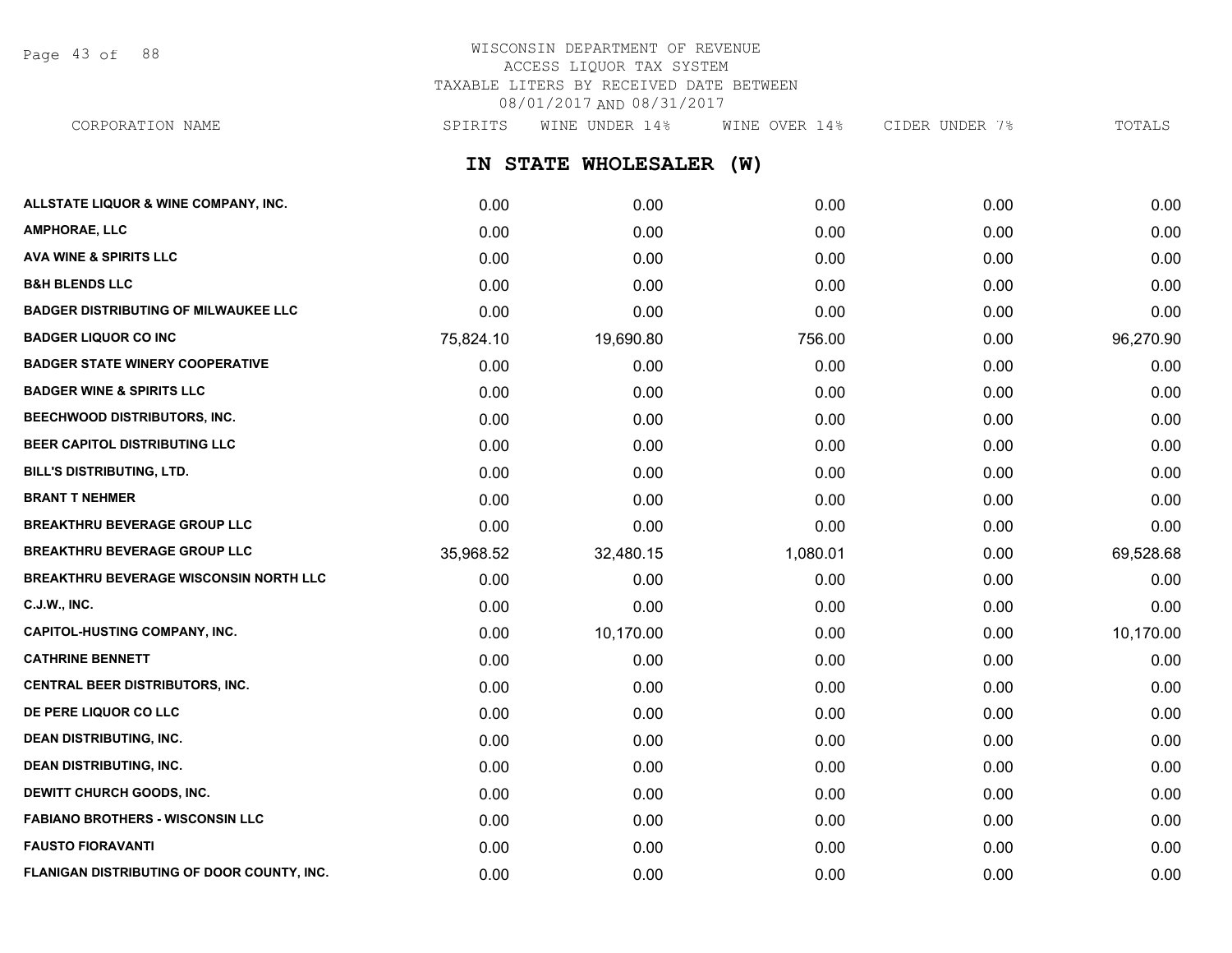# WISCONSIN DEPARTMENT OF REVENUE
## ACCESS LIQUOR TAX SYSTEM
## TAXABLE LITERS BY RECEIVED DATE BETWEEN 08/01/2017 AND 08/31/2017

## IN STATE WHOLESALER (W)

| CORPORATION NAME | SPIRITS | WINE UNDER 14% | WINE OVER 14% | CIDER UNDER 7% | TOTALS |
|---|---|---|---|---|---|
| ALLSTATE LIQUOR & WINE COMPANY, INC. | 0.00 | 0.00 | 0.00 | 0.00 | 0.00 |
| AMPHORAE, LLC | 0.00 | 0.00 | 0.00 | 0.00 | 0.00 |
| AVA WINE & SPIRITS LLC | 0.00 | 0.00 | 0.00 | 0.00 | 0.00 |
| B&H BLENDS LLC | 0.00 | 0.00 | 0.00 | 0.00 | 0.00 |
| BADGER DISTRIBUTING OF MILWAUKEE LLC | 0.00 | 0.00 | 0.00 | 0.00 | 0.00 |
| BADGER LIQUOR CO INC | 75,824.10 | 19,690.80 | 756.00 | 0.00 | 96,270.90 |
| BADGER STATE WINERY COOPERATIVE | 0.00 | 0.00 | 0.00 | 0.00 | 0.00 |
| BADGER WINE & SPIRITS LLC | 0.00 | 0.00 | 0.00 | 0.00 | 0.00 |
| BEECHWOOD DISTRIBUTORS, INC. | 0.00 | 0.00 | 0.00 | 0.00 | 0.00 |
| BEER CAPITOL DISTRIBUTING LLC | 0.00 | 0.00 | 0.00 | 0.00 | 0.00 |
| BILL'S DISTRIBUTING, LTD. | 0.00 | 0.00 | 0.00 | 0.00 | 0.00 |
| BRANT T NEHMER | 0.00 | 0.00 | 0.00 | 0.00 | 0.00 |
| BREAKTHRU BEVERAGE GROUP LLC | 0.00 | 0.00 | 0.00 | 0.00 | 0.00 |
| BREAKTHRU BEVERAGE GROUP LLC | 35,968.52 | 32,480.15 | 1,080.01 | 0.00 | 69,528.68 |
| BREAKTHRU BEVERAGE WISCONSIN NORTH LLC | 0.00 | 0.00 | 0.00 | 0.00 | 0.00 |
| C.J.W., INC. | 0.00 | 0.00 | 0.00 | 0.00 | 0.00 |
| CAPITOL-HUSTING COMPANY, INC. | 0.00 | 10,170.00 | 0.00 | 0.00 | 10,170.00 |
| CATHRINE BENNETT | 0.00 | 0.00 | 0.00 | 0.00 | 0.00 |
| CENTRAL BEER DISTRIBUTORS, INC. | 0.00 | 0.00 | 0.00 | 0.00 | 0.00 |
| DE PERE LIQUOR CO LLC | 0.00 | 0.00 | 0.00 | 0.00 | 0.00 |
| DEAN DISTRIBUTING, INC. | 0.00 | 0.00 | 0.00 | 0.00 | 0.00 |
| DEAN DISTRIBUTING, INC. | 0.00 | 0.00 | 0.00 | 0.00 | 0.00 |
| DEWITT CHURCH GOODS, INC. | 0.00 | 0.00 | 0.00 | 0.00 | 0.00 |
| FABIANO BROTHERS - WISCONSIN LLC | 0.00 | 0.00 | 0.00 | 0.00 | 0.00 |
| FAUSTO FIORAVANTI | 0.00 | 0.00 | 0.00 | 0.00 | 0.00 |
| FLANIGAN DISTRIBUTING OF DOOR COUNTY, INC. | 0.00 | 0.00 | 0.00 | 0.00 | 0.00 |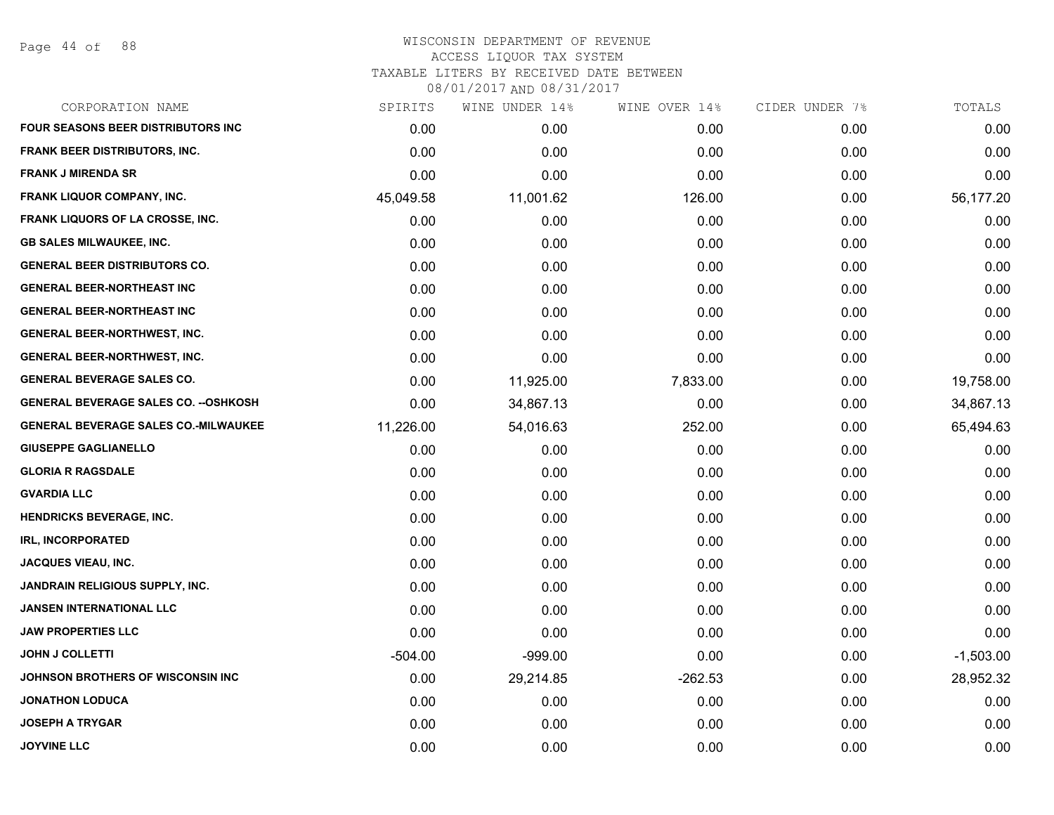# WISCONSIN DEPARTMENT OF REVENUE
## ACCESS LIQUOR TAX SYSTEM
## TAXABLE LITERS BY RECEIVED DATE BETWEEN 08/01/2017 AND 08/31/2017

| CORPORATION NAME | SPIRITS | WINE UNDER 14% | WINE OVER 14% | CIDER UNDER 7% | TOTALS |
|---|---|---|---|---|---|
| FOUR SEASONS BEER DISTRIBUTORS INC | 0.00 | 0.00 | 0.00 | 0.00 | 0.00 |
| FRANK BEER DISTRIBUTORS, INC. | 0.00 | 0.00 | 0.00 | 0.00 | 0.00 |
| FRANK J MIRENDA SR | 0.00 | 0.00 | 0.00 | 0.00 | 0.00 |
| FRANK LIQUOR COMPANY, INC. | 45,049.58 | 11,001.62 | 126.00 | 0.00 | 56,177.20 |
| FRANK LIQUORS OF LA CROSSE, INC. | 0.00 | 0.00 | 0.00 | 0.00 | 0.00 |
| GB SALES MILWAUKEE, INC. | 0.00 | 0.00 | 0.00 | 0.00 | 0.00 |
| GENERAL BEER DISTRIBUTORS CO. | 0.00 | 0.00 | 0.00 | 0.00 | 0.00 |
| GENERAL BEER-NORTHEAST INC | 0.00 | 0.00 | 0.00 | 0.00 | 0.00 |
| GENERAL BEER-NORTHEAST INC | 0.00 | 0.00 | 0.00 | 0.00 | 0.00 |
| GENERAL BEER-NORTHWEST, INC. | 0.00 | 0.00 | 0.00 | 0.00 | 0.00 |
| GENERAL BEER-NORTHWEST, INC. | 0.00 | 0.00 | 0.00 | 0.00 | 0.00 |
| GENERAL BEVERAGE SALES CO. | 0.00 | 11,925.00 | 7,833.00 | 0.00 | 19,758.00 |
| GENERAL BEVERAGE SALES CO. --OSHKOSH | 0.00 | 34,867.13 | 0.00 | 0.00 | 34,867.13 |
| GENERAL BEVERAGE SALES CO.-MILWAUKEE | 11,226.00 | 54,016.63 | 252.00 | 0.00 | 65,494.63 |
| GIUSEPPE GAGLIANELLO | 0.00 | 0.00 | 0.00 | 0.00 | 0.00 |
| GLORIA R RAGSDALE | 0.00 | 0.00 | 0.00 | 0.00 | 0.00 |
| GVARDIA LLC | 0.00 | 0.00 | 0.00 | 0.00 | 0.00 |
| HENDRICKS BEVERAGE, INC. | 0.00 | 0.00 | 0.00 | 0.00 | 0.00 |
| IRL, INCORPORATED | 0.00 | 0.00 | 0.00 | 0.00 | 0.00 |
| JACQUES VIEAU, INC. | 0.00 | 0.00 | 0.00 | 0.00 | 0.00 |
| JANDRAIN RELIGIOUS SUPPLY, INC. | 0.00 | 0.00 | 0.00 | 0.00 | 0.00 |
| JANSEN INTERNATIONAL LLC | 0.00 | 0.00 | 0.00 | 0.00 | 0.00 |
| JAW PROPERTIES LLC | 0.00 | 0.00 | 0.00 | 0.00 | 0.00 |
| JOHN J COLLETTI | -504.00 | -999.00 | 0.00 | 0.00 | -1,503.00 |
| JOHNSON BROTHERS OF WISCONSIN INC | 0.00 | 29,214.85 | -262.53 | 0.00 | 28,952.32 |
| JONATHON LODUCA | 0.00 | 0.00 | 0.00 | 0.00 | 0.00 |
| JOSEPH A TRYGAR | 0.00 | 0.00 | 0.00 | 0.00 | 0.00 |
| JOYVINE LLC | 0.00 | 0.00 | 0.00 | 0.00 | 0.00 |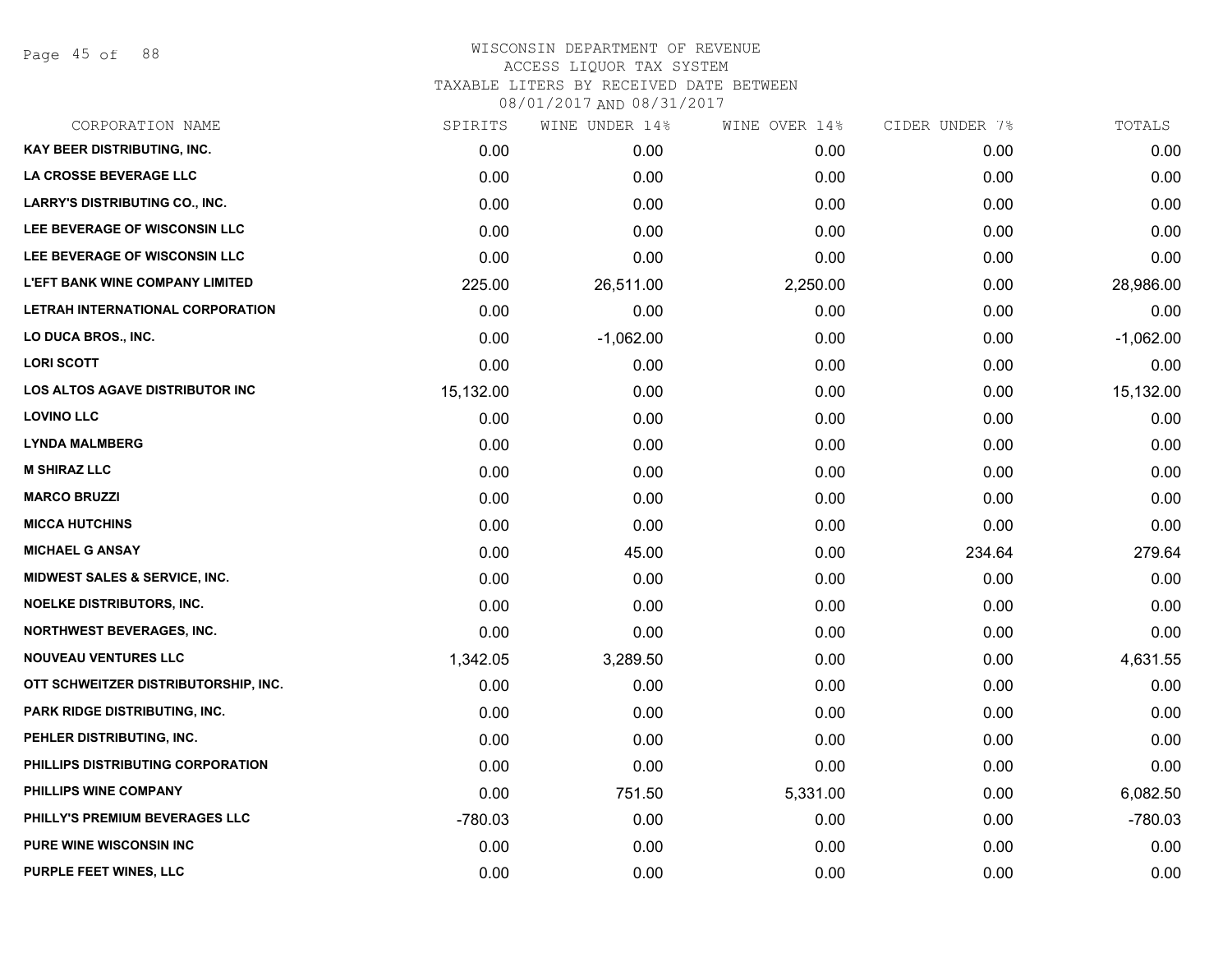# WISCONSIN DEPARTMENT OF REVENUE
## ACCESS LIQUOR TAX SYSTEM
### TAXABLE LITERS BY RECEIVED DATE BETWEEN 08/01/2017 AND 08/31/2017

| CORPORATION NAME | SPIRITS | WINE UNDER 14% | WINE OVER 14% | CIDER UNDER 7% | TOTALS |
|---|---|---|---|---|---|
| KAY BEER DISTRIBUTING, INC. | 0.00 | 0.00 | 0.00 | 0.00 | 0.00 |
| LA CROSSE BEVERAGE LLC | 0.00 | 0.00 | 0.00 | 0.00 | 0.00 |
| LARRY'S DISTRIBUTING CO., INC. | 0.00 | 0.00 | 0.00 | 0.00 | 0.00 |
| LEE BEVERAGE OF WISCONSIN LLC | 0.00 | 0.00 | 0.00 | 0.00 | 0.00 |
| LEE BEVERAGE OF WISCONSIN LLC | 0.00 | 0.00 | 0.00 | 0.00 | 0.00 |
| L'EFT BANK WINE COMPANY LIMITED | 225.00 | 26,511.00 | 2,250.00 | 0.00 | 28,986.00 |
| LETRAH INTERNATIONAL CORPORATION | 0.00 | 0.00 | 0.00 | 0.00 | 0.00 |
| LO DUCA BROS., INC. | 0.00 | -1,062.00 | 0.00 | 0.00 | -1,062.00 |
| LORI SCOTT | 0.00 | 0.00 | 0.00 | 0.00 | 0.00 |
| LOS ALTOS AGAVE DISTRIBUTOR INC | 15,132.00 | 0.00 | 0.00 | 0.00 | 15,132.00 |
| LOVINO LLC | 0.00 | 0.00 | 0.00 | 0.00 | 0.00 |
| LYNDA MALMBERG | 0.00 | 0.00 | 0.00 | 0.00 | 0.00 |
| M SHIRAZ LLC | 0.00 | 0.00 | 0.00 | 0.00 | 0.00 |
| MARCO BRUZZI | 0.00 | 0.00 | 0.00 | 0.00 | 0.00 |
| MICCA HUTCHINS | 0.00 | 0.00 | 0.00 | 0.00 | 0.00 |
| MICHAEL G ANSAY | 0.00 | 45.00 | 0.00 | 234.64 | 279.64 |
| MIDWEST SALES & SERVICE, INC. | 0.00 | 0.00 | 0.00 | 0.00 | 0.00 |
| NOELKE DISTRIBUTORS, INC. | 0.00 | 0.00 | 0.00 | 0.00 | 0.00 |
| NORTHWEST BEVERAGES, INC. | 0.00 | 0.00 | 0.00 | 0.00 | 0.00 |
| NOUVEAU VENTURES LLC | 1,342.05 | 3,289.50 | 0.00 | 0.00 | 4,631.55 |
| OTT SCHWEITZER DISTRIBUTORSHIP, INC. | 0.00 | 0.00 | 0.00 | 0.00 | 0.00 |
| PARK RIDGE DISTRIBUTING, INC. | 0.00 | 0.00 | 0.00 | 0.00 | 0.00 |
| PEHLER DISTRIBUTING, INC. | 0.00 | 0.00 | 0.00 | 0.00 | 0.00 |
| PHILLIPS DISTRIBUTING CORPORATION | 0.00 | 0.00 | 0.00 | 0.00 | 0.00 |
| PHILLIPS WINE COMPANY | 0.00 | 751.50 | 5,331.00 | 0.00 | 6,082.50 |
| PHILLY'S PREMIUM BEVERAGES LLC | -780.03 | 0.00 | 0.00 | 0.00 | -780.03 |
| PURE WINE WISCONSIN INC | 0.00 | 0.00 | 0.00 | 0.00 | 0.00 |
| PURPLE FEET WINES, LLC | 0.00 | 0.00 | 0.00 | 0.00 | 0.00 |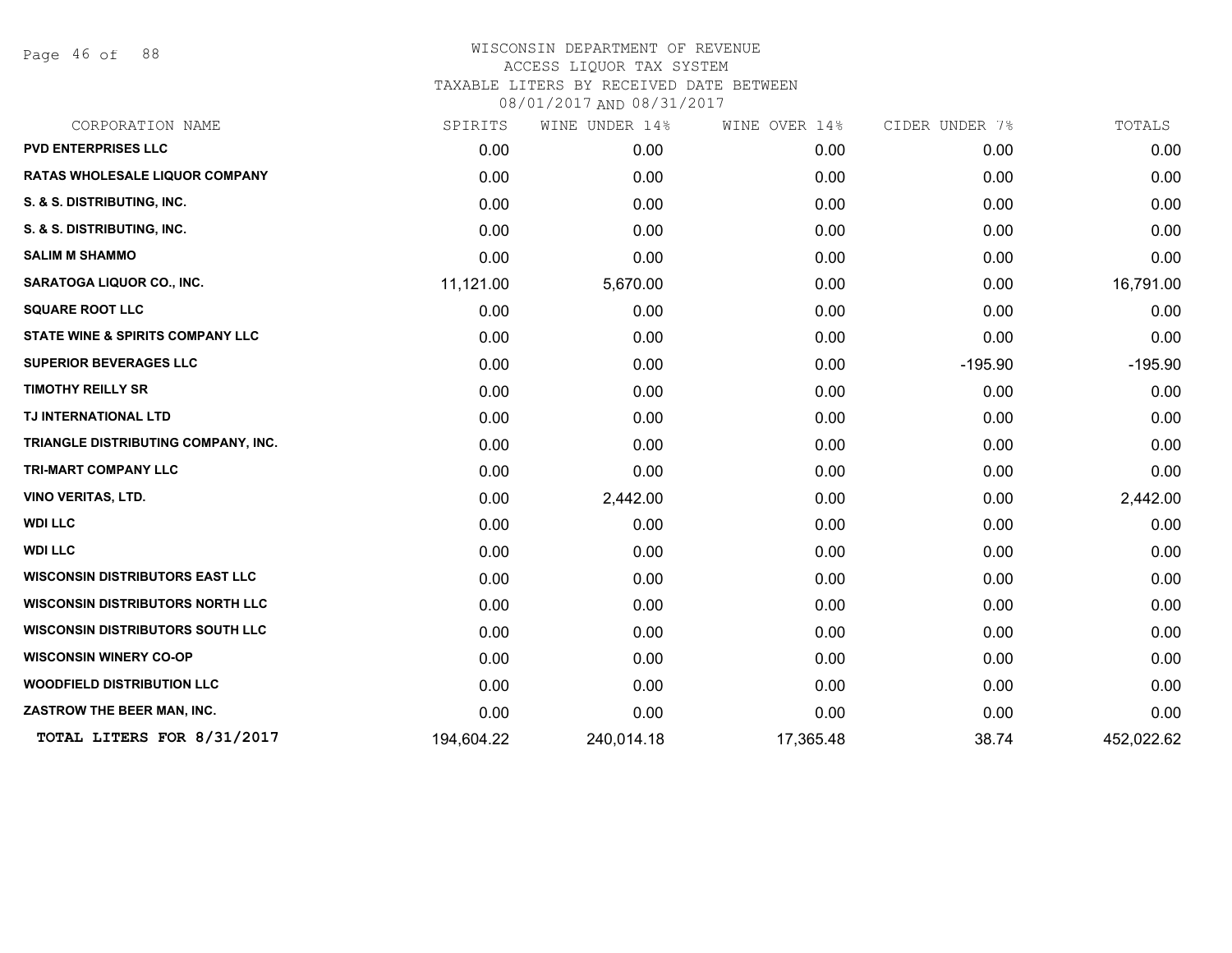# WISCONSIN DEPARTMENT OF REVENUE
## ACCESS LIQUOR TAX SYSTEM
## TAXABLE LITERS BY RECEIVED DATE BETWEEN 08/01/2017 AND 08/31/2017

| CORPORATION NAME | SPIRITS | WINE UNDER 14% | WINE OVER 14% | CIDER UNDER 7% | TOTALS |
|---|---|---|---|---|---|
| **PVD ENTERPRISES LLC** | 0.00 | 0.00 | 0.00 | 0.00 | 0.00 |
| **RATAS WHOLESALE LIQUOR COMPANY** | 0.00 | 0.00 | 0.00 | 0.00 | 0.00 |
| **S. & S. DISTRIBUTING, INC.** | 0.00 | 0.00 | 0.00 | 0.00 | 0.00 |
| **S. & S. DISTRIBUTING, INC.** | 0.00 | 0.00 | 0.00 | 0.00 | 0.00 |
| **SALIM M SHAMMO** | 0.00 | 0.00 | 0.00 | 0.00 | 0.00 |
| **SARATOGA LIQUOR CO., INC.** | 11,121.00 | 5,670.00 | 0.00 | 0.00 | 16,791.00 |
| **SQUARE ROOT LLC** | 0.00 | 0.00 | 0.00 | 0.00 | 0.00 |
| **STATE WINE & SPIRITS COMPANY LLC** | 0.00 | 0.00 | 0.00 | 0.00 | 0.00 |
| **SUPERIOR BEVERAGES LLC** | 0.00 | 0.00 | 0.00 | -195.90 | -195.90 |
| **TIMOTHY REILLY SR** | 0.00 | 0.00 | 0.00 | 0.00 | 0.00 |
| **TJ INTERNATIONAL LTD** | 0.00 | 0.00 | 0.00 | 0.00 | 0.00 |
| **TRIANGLE DISTRIBUTING COMPANY, INC.** | 0.00 | 0.00 | 0.00 | 0.00 | 0.00 |
| **TRI-MART COMPANY LLC** | 0.00 | 0.00 | 0.00 | 0.00 | 0.00 |
| **VINO VERITAS, LTD.** | 0.00 | 2,442.00 | 0.00 | 0.00 | 2,442.00 |
| **WDI LLC** | 0.00 | 0.00 | 0.00 | 0.00 | 0.00 |
| **WDI LLC** | 0.00 | 0.00 | 0.00 | 0.00 | 0.00 |
| **WISCONSIN DISTRIBUTORS EAST LLC** | 0.00 | 0.00 | 0.00 | 0.00 | 0.00 |
| **WISCONSIN DISTRIBUTORS NORTH LLC** | 0.00 | 0.00 | 0.00 | 0.00 | 0.00 |
| **WISCONSIN DISTRIBUTORS SOUTH LLC** | 0.00 | 0.00 | 0.00 | 0.00 | 0.00 |
| **WISCONSIN WINERY CO-OP** | 0.00 | 0.00 | 0.00 | 0.00 | 0.00 |
| **WOODFIELD DISTRIBUTION LLC** | 0.00 | 0.00 | 0.00 | 0.00 | 0.00 |
| **ZASTROW THE BEER MAN, INC.** | 0.00 | 0.00 | 0.00 | 0.00 | 0.00 |
| **TOTAL LITERS FOR 8/31/2017** | 194,604.22 | 240,014.18 | 17,365.48 | 38.74 | 452,022.62 |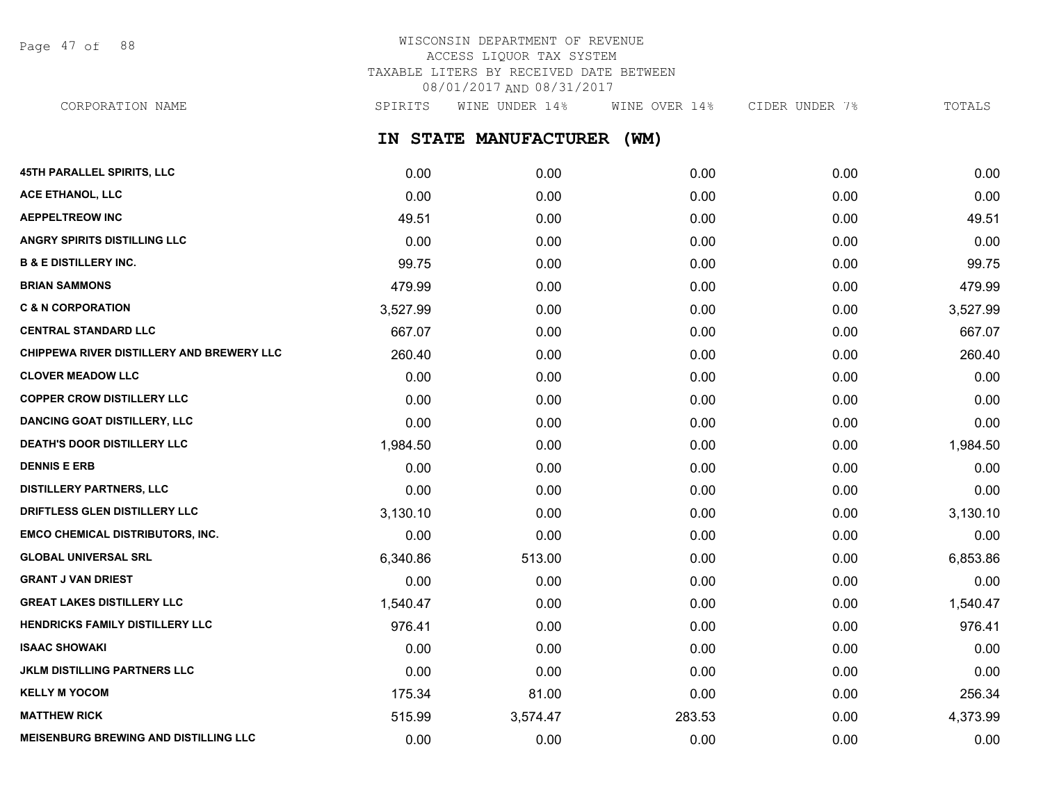# WISCONSIN DEPARTMENT OF REVENUE
## ACCESS LIQUOR TAX SYSTEM
## TAXABLE LITERS BY RECEIVED DATE BETWEEN 08/01/2017 AND 08/31/2017

## IN STATE MANUFACTURER (WM)

| CORPORATION NAME | SPIRITS | WINE UNDER 14% | WINE OVER 14% | CIDER UNDER 7% | TOTALS |
|---|---|---|---|---|---|
| 45TH PARALLEL SPIRITS, LLC | 0.00 | 0.00 | 0.00 | 0.00 | 0.00 |
| ACE ETHANOL, LLC | 0.00 | 0.00 | 0.00 | 0.00 | 0.00 |
| AEPPELTREOW INC | 49.51 | 0.00 | 0.00 | 0.00 | 49.51 |
| ANGRY SPIRITS DISTILLING LLC | 0.00 | 0.00 | 0.00 | 0.00 | 0.00 |
| B & E DISTILLERY INC. | 99.75 | 0.00 | 0.00 | 0.00 | 99.75 |
| BRIAN SAMMONS | 479.99 | 0.00 | 0.00 | 0.00 | 479.99 |
| C & N CORPORATION | 3,527.99 | 0.00 | 0.00 | 0.00 | 3,527.99 |
| CENTRAL STANDARD LLC | 667.07 | 0.00 | 0.00 | 0.00 | 667.07 |
| CHIPPEWA RIVER DISTILLERY AND BREWERY LLC | 260.40 | 0.00 | 0.00 | 0.00 | 260.40 |
| CLOVER MEADOW LLC | 0.00 | 0.00 | 0.00 | 0.00 | 0.00 |
| COPPER CROW DISTILLERY LLC | 0.00 | 0.00 | 0.00 | 0.00 | 0.00 |
| DANCING GOAT DISTILLERY, LLC | 0.00 | 0.00 | 0.00 | 0.00 | 0.00 |
| DEATH'S DOOR DISTILLERY LLC | 1,984.50 | 0.00 | 0.00 | 0.00 | 1,984.50 |
| DENNIS E ERB | 0.00 | 0.00 | 0.00 | 0.00 | 0.00 |
| DISTILLERY PARTNERS, LLC | 0.00 | 0.00 | 0.00 | 0.00 | 0.00 |
| DRIFTLESS GLEN DISTILLERY LLC | 3,130.10 | 0.00 | 0.00 | 0.00 | 3,130.10 |
| EMCO CHEMICAL DISTRIBUTORS, INC. | 0.00 | 0.00 | 0.00 | 0.00 | 0.00 |
| GLOBAL UNIVERSAL SRL | 6,340.86 | 513.00 | 0.00 | 0.00 | 6,853.86 |
| GRANT J VAN DRIEST | 0.00 | 0.00 | 0.00 | 0.00 | 0.00 |
| GREAT LAKES DISTILLERY LLC | 1,540.47 | 0.00 | 0.00 | 0.00 | 1,540.47 |
| HENDRICKS FAMILY DISTILLERY LLC | 976.41 | 0.00 | 0.00 | 0.00 | 976.41 |
| ISAAC SHOWAKI | 0.00 | 0.00 | 0.00 | 0.00 | 0.00 |
| JKLM DISTILLING PARTNERS LLC | 0.00 | 0.00 | 0.00 | 0.00 | 0.00 |
| KELLY M YOCOM | 175.34 | 81.00 | 0.00 | 0.00 | 256.34 |
| MATTHEW RICK | 515.99 | 3,574.47 | 283.53 | 0.00 | 4,373.99 |
| MEISENBURG BREWING AND DISTILLING LLC | 0.00 | 0.00 | 0.00 | 0.00 | 0.00 |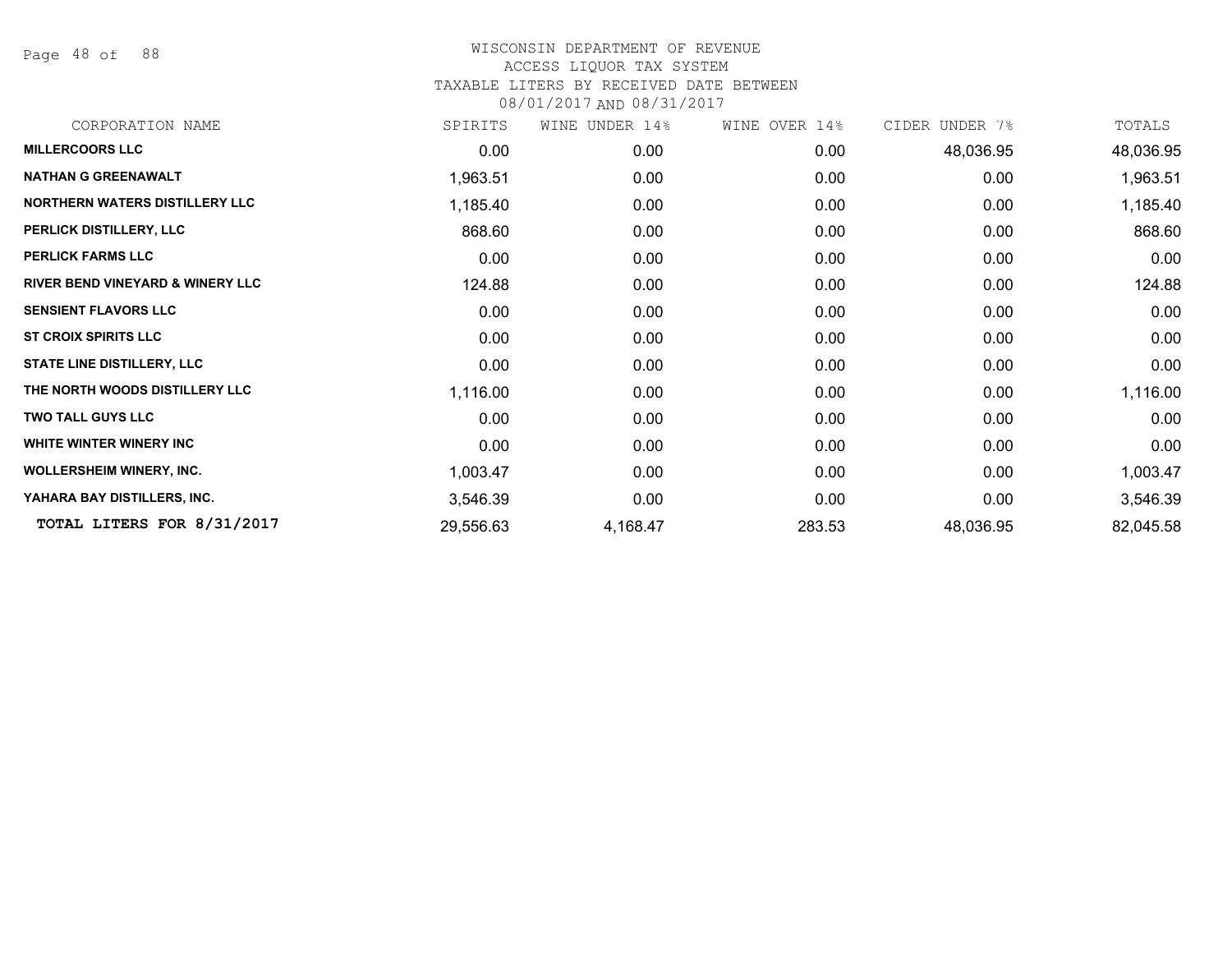# WISCONSIN DEPARTMENT OF REVENUE
ACCESS LIQUOR TAX SYSTEM
TAXABLE LITERS BY RECEIVED DATE BETWEEN
08/01/2017 AND 08/31/2017

| CORPORATION NAME | SPIRITS | WINE UNDER 14% | WINE OVER 14% | CIDER UNDER 7% | TOTALS |
|---|---|---|---|---|---|
| **MILLERCOORS LLC** | 0.00 | 0.00 | 0.00 | 48,036.95 | 48,036.95 |
| **NATHAN G GREENAWALT** | 1,963.51 | 0.00 | 0.00 | 0.00 | 1,963.51 |
| **NORTHERN WATERS DISTILLERY LLC** | 1,185.40 | 0.00 | 0.00 | 0.00 | 1,185.40 |
| **PERLICK DISTILLERY, LLC** | 868.60 | 0.00 | 0.00 | 0.00 | 868.60 |
| **PERLICK FARMS LLC** | 0.00 | 0.00 | 0.00 | 0.00 | 0.00 |
| **RIVER BEND VINEYARD & WINERY LLC** | 124.88 | 0.00 | 0.00 | 0.00 | 124.88 |
| **SENSIENT FLAVORS LLC** | 0.00 | 0.00 | 0.00 | 0.00 | 0.00 |
| **ST CROIX SPIRITS LLC** | 0.00 | 0.00 | 0.00 | 0.00 | 0.00 |
| **STATE LINE DISTILLERY, LLC** | 0.00 | 0.00 | 0.00 | 0.00 | 0.00 |
| **THE NORTH WOODS DISTILLERY LLC** | 1,116.00 | 0.00 | 0.00 | 0.00 | 1,116.00 |
| **TWO TALL GUYS LLC** | 0.00 | 0.00 | 0.00 | 0.00 | 0.00 |
| **WHITE WINTER WINERY INC** | 0.00 | 0.00 | 0.00 | 0.00 | 0.00 |
| **WOLLERSHEIM WINERY, INC.** | 1,003.47 | 0.00 | 0.00 | 0.00 | 1,003.47 |
| **YAHARA BAY DISTILLERS, INC.** | 3,546.39 | 0.00 | 0.00 | 0.00 | 3,546.39 |
| **TOTAL LITERS FOR 8/31/2017** | 29,556.63 | 4,168.47 | 283.53 | 48,036.95 | 82,045.58 |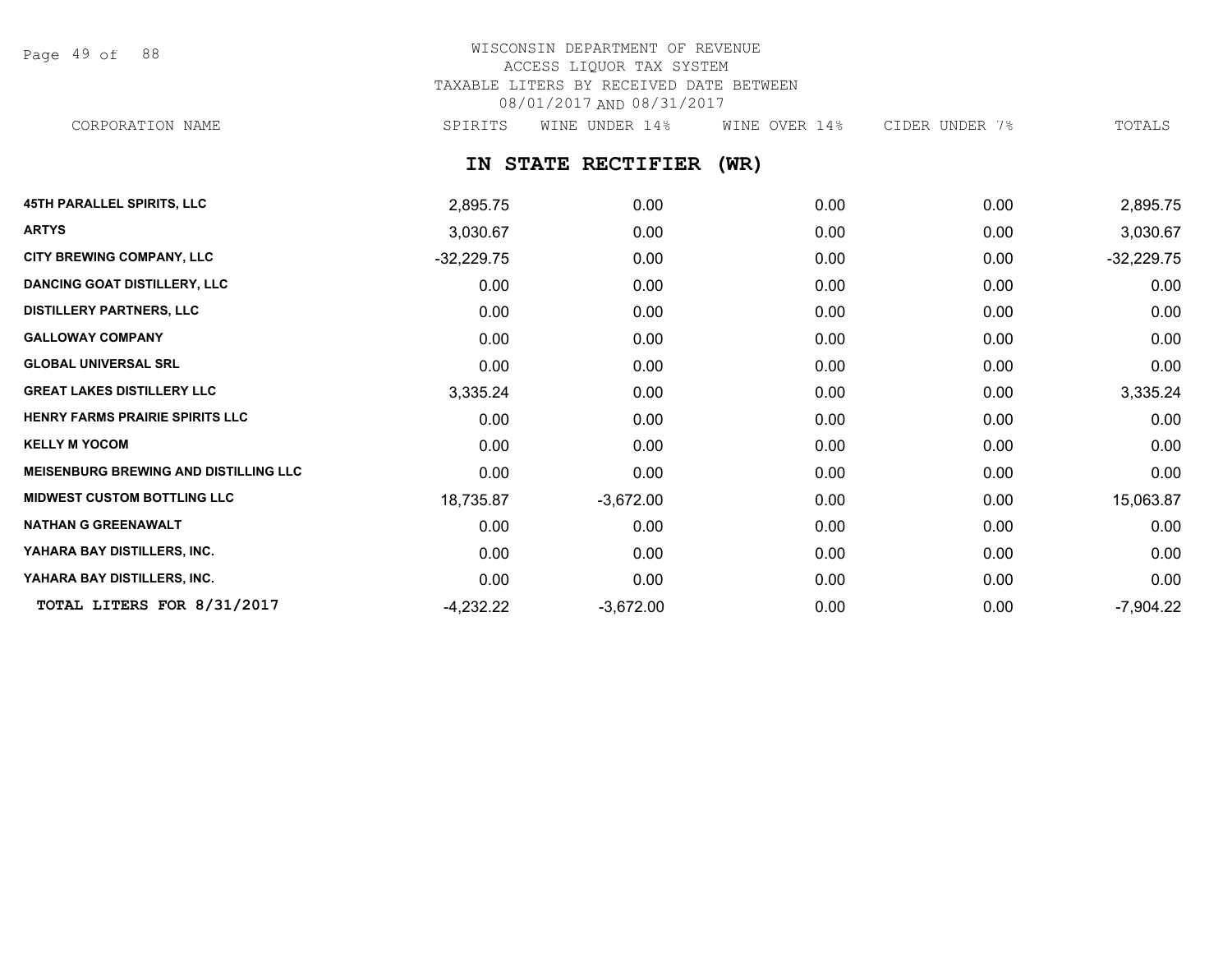WISCONSIN DEPARTMENT OF REVENUE
ACCESS LIQUOR TAX SYSTEM
TAXABLE LITERS BY RECEIVED DATE BETWEEN
08/01/2017 AND 08/31/2017

## IN STATE RECTIFIER (WR)

| CORPORATION NAME | SPIRITS | WINE UNDER 14% | WINE OVER 14% | CIDER UNDER 7% | TOTALS |
|---|---|---|---|---|---|
| **45TH PARALLEL SPIRITS, LLC** | 2,895.75 | 0.00 | 0.00 | 0.00 | 2,895.75 |
| **ARTYS** | 3,030.67 | 0.00 | 0.00 | 0.00 | 3,030.67 |
| **CITY BREWING COMPANY, LLC** | -32,229.75 | 0.00 | 0.00 | 0.00 | -32,229.75 |
| **DANCING GOAT DISTILLERY, LLC** | 0.00 | 0.00 | 0.00 | 0.00 | 0.00 |
| **DISTILLERY PARTNERS, LLC** | 0.00 | 0.00 | 0.00 | 0.00 | 0.00 |
| **GALLOWAY COMPANY** | 0.00 | 0.00 | 0.00 | 0.00 | 0.00 |
| **GLOBAL UNIVERSAL SRL** | 0.00 | 0.00 | 0.00 | 0.00 | 0.00 |
| **GREAT LAKES DISTILLERY LLC** | 3,335.24 | 0.00 | 0.00 | 0.00 | 3,335.24 |
| **HENRY FARMS PRAIRIE SPIRITS LLC** | 0.00 | 0.00 | 0.00 | 0.00 | 0.00 |
| **KELLY M YOCOM** | 0.00 | 0.00 | 0.00 | 0.00 | 0.00 |
| **MEISENBURG BREWING AND DISTILLING LLC** | 0.00 | 0.00 | 0.00 | 0.00 | 0.00 |
| **MIDWEST CUSTOM BOTTLING LLC** | 18,735.87 | -3,672.00 | 0.00 | 0.00 | 15,063.87 |
| **NATHAN G GREENAWALT** | 0.00 | 0.00 | 0.00 | 0.00 | 0.00 |
| **YAHARA BAY DISTILLERS, INC.** | 0.00 | 0.00 | 0.00 | 0.00 | 0.00 |
| **YAHARA BAY DISTILLERS, INC.** | 0.00 | 0.00 | 0.00 | 0.00 | 0.00 |
| **TOTAL LITERS FOR 8/31/2017** | -4,232.22 | -3,672.00 | 0.00 | 0.00 | -7,904.22 |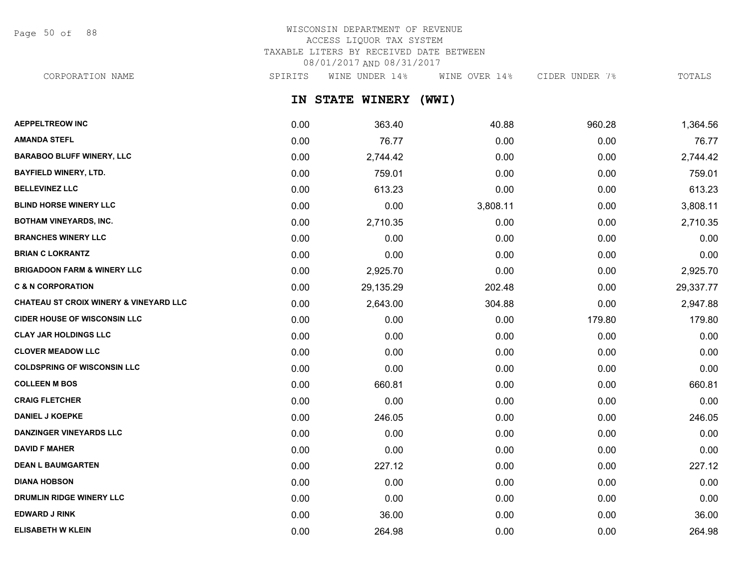# WISCONSIN DEPARTMENT OF REVENUE
ACCESS LIQUOR TAX SYSTEM
TAXABLE LITERS BY RECEIVED DATE BETWEEN
08/01/2017 AND 08/31/2017

## IN STATE WINERY (WWI)

| CORPORATION NAME | SPIRITS | WINE UNDER 14% | WINE OVER 14% | CIDER UNDER 7% | TOTALS |
|---|---|---|---|---|---|
| AEPPELTREOW INC | 0.00 | 363.40 | 40.88 | 960.28 | 1,364.56 |
| AMANDA STEFL | 0.00 | 76.77 | 0.00 | 0.00 | 76.77 |
| BARABOO BLUFF WINERY, LLC | 0.00 | 2,744.42 | 0.00 | 0.00 | 2,744.42 |
| BAYFIELD WINERY, LTD. | 0.00 | 759.01 | 0.00 | 0.00 | 759.01 |
| BELLEVINEZ LLC | 0.00 | 613.23 | 0.00 | 0.00 | 613.23 |
| BLIND HORSE WINERY LLC | 0.00 | 0.00 | 3,808.11 | 0.00 | 3,808.11 |
| BOTHAM VINEYARDS, INC. | 0.00 | 2,710.35 | 0.00 | 0.00 | 2,710.35 |
| BRANCHES WINERY LLC | 0.00 | 0.00 | 0.00 | 0.00 | 0.00 |
| BRIAN C LOKRANTZ | 0.00 | 0.00 | 0.00 | 0.00 | 0.00 |
| BRIGADOON FARM & WINERY LLC | 0.00 | 2,925.70 | 0.00 | 0.00 | 2,925.70 |
| C & N CORPORATION | 0.00 | 29,135.29 | 202.48 | 0.00 | 29,337.77 |
| CHATEAU ST CROIX WINERY & VINEYARD LLC | 0.00 | 2,643.00 | 304.88 | 0.00 | 2,947.88 |
| CIDER HOUSE OF WISCONSIN LLC | 0.00 | 0.00 | 0.00 | 179.80 | 179.80 |
| CLAY JAR HOLDINGS LLC | 0.00 | 0.00 | 0.00 | 0.00 | 0.00 |
| CLOVER MEADOW LLC | 0.00 | 0.00 | 0.00 | 0.00 | 0.00 |
| COLDSPRING OF WISCONSIN LLC | 0.00 | 0.00 | 0.00 | 0.00 | 0.00 |
| COLLEEN M BOS | 0.00 | 660.81 | 0.00 | 0.00 | 660.81 |
| CRAIG FLETCHER | 0.00 | 0.00 | 0.00 | 0.00 | 0.00 |
| DANIEL J KOEPKE | 0.00 | 246.05 | 0.00 | 0.00 | 246.05 |
| DANZINGER VINEYARDS LLC | 0.00 | 0.00 | 0.00 | 0.00 | 0.00 |
| DAVID F MAHER | 0.00 | 0.00 | 0.00 | 0.00 | 0.00 |
| DEAN L BAUMGARTEN | 0.00 | 227.12 | 0.00 | 0.00 | 227.12 |
| DIANA HOBSON | 0.00 | 0.00 | 0.00 | 0.00 | 0.00 |
| DRUMLIN RIDGE WINERY LLC | 0.00 | 0.00 | 0.00 | 0.00 | 0.00 |
| EDWARD J RINK | 0.00 | 36.00 | 0.00 | 0.00 | 36.00 |
| ELISABETH W KLEIN | 0.00 | 264.98 | 0.00 | 0.00 | 264.98 |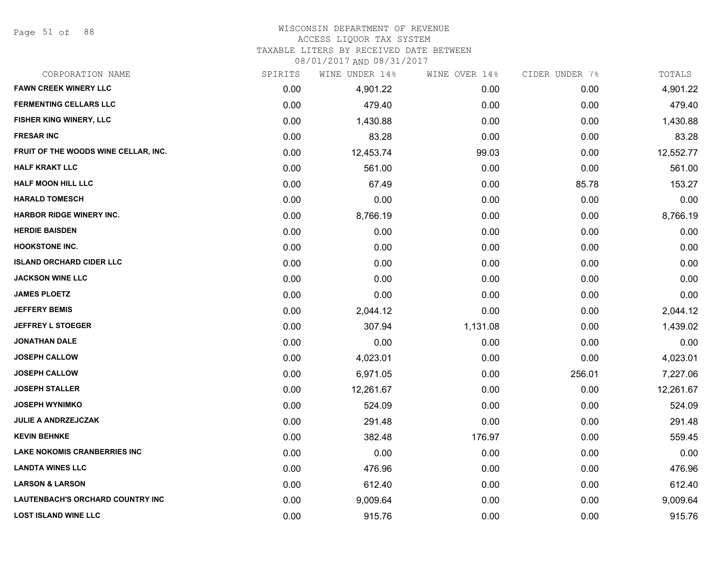# WISCONSIN DEPARTMENT OF REVENUE
ACCESS LIQUOR TAX SYSTEM
TAXABLE LITERS BY RECEIVED DATE BETWEEN
08/01/2017 AND 08/31/2017

| CORPORATION NAME | SPIRITS | WINE UNDER 14% | WINE OVER 14% | CIDER UNDER 7% | TOTALS |
|---|---|---|---|---|---|
| FAWN CREEK WINERY LLC | 0.00 | 4,901.22 | 0.00 | 0.00 | 4,901.22 |
| FERMENTING CELLARS LLC | 0.00 | 479.40 | 0.00 | 0.00 | 479.40 |
| FISHER KING WINERY, LLC | 0.00 | 1,430.88 | 0.00 | 0.00 | 1,430.88 |
| FRESAR INC | 0.00 | 83.28 | 0.00 | 0.00 | 83.28 |
| FRUIT OF THE WOODS WINE CELLAR, INC. | 0.00 | 12,453.74 | 99.03 | 0.00 | 12,552.77 |
| HALF KRAKT LLC | 0.00 | 561.00 | 0.00 | 0.00 | 561.00 |
| HALF MOON HILL LLC | 0.00 | 67.49 | 0.00 | 85.78 | 153.27 |
| HARALD TOMESCH | 0.00 | 0.00 | 0.00 | 0.00 | 0.00 |
| HARBOR RIDGE WINERY INC. | 0.00 | 8,766.19 | 0.00 | 0.00 | 8,766.19 |
| HERDIE BAISDEN | 0.00 | 0.00 | 0.00 | 0.00 | 0.00 |
| HOOKSTONE INC. | 0.00 | 0.00 | 0.00 | 0.00 | 0.00 |
| ISLAND ORCHARD CIDER LLC | 0.00 | 0.00 | 0.00 | 0.00 | 0.00 |
| JACKSON WINE LLC | 0.00 | 0.00 | 0.00 | 0.00 | 0.00 |
| JAMES PLOETZ | 0.00 | 0.00 | 0.00 | 0.00 | 0.00 |
| JEFFERY BEMIS | 0.00 | 2,044.12 | 0.00 | 0.00 | 2,044.12 |
| JEFFREY L STOEGER | 0.00 | 307.94 | 1,131.08 | 0.00 | 1,439.02 |
| JONATHAN DALE | 0.00 | 0.00 | 0.00 | 0.00 | 0.00 |
| JOSEPH CALLOW | 0.00 | 4,023.01 | 0.00 | 0.00 | 4,023.01 |
| JOSEPH CALLOW | 0.00 | 6,971.05 | 0.00 | 256.01 | 7,227.06 |
| JOSEPH STALLER | 0.00 | 12,261.67 | 0.00 | 0.00 | 12,261.67 |
| JOSEPH WYNIMKO | 0.00 | 524.09 | 0.00 | 0.00 | 524.09 |
| JULIE A ANDRZEJCZAK | 0.00 | 291.48 | 0.00 | 0.00 | 291.48 |
| KEVIN BEHNKE | 0.00 | 382.48 | 176.97 | 0.00 | 559.45 |
| LAKE NOKOMIS CRANBERRIES INC | 0.00 | 0.00 | 0.00 | 0.00 | 0.00 |
| LANDTA WINES LLC | 0.00 | 476.96 | 0.00 | 0.00 | 476.96 |
| LARSON & LARSON | 0.00 | 612.40 | 0.00 | 0.00 | 612.40 |
| LAUTENBACH'S ORCHARD COUNTRY INC | 0.00 | 9,009.64 | 0.00 | 0.00 | 9,009.64 |
| LOST ISLAND WINE LLC | 0.00 | 915.76 | 0.00 | 0.00 | 915.76 |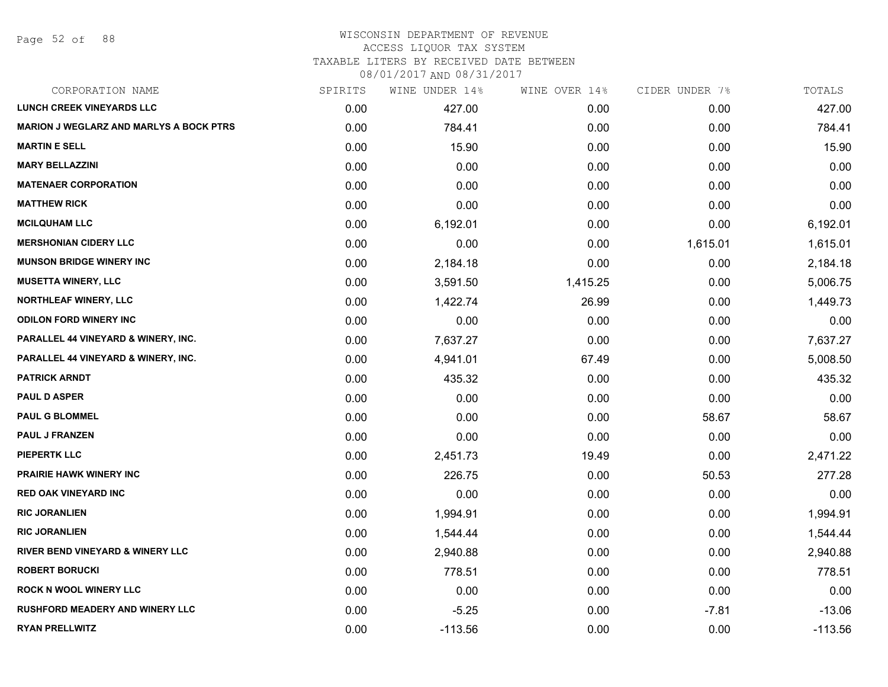# WISCONSIN DEPARTMENT OF REVENUE
## ACCESS LIQUOR TAX SYSTEM
### TAXABLE LITERS BY RECEIVED DATE BETWEEN 08/01/2017 AND 08/31/2017

| CORPORATION NAME | SPIRITS | WINE UNDER 14% | WINE OVER 14% | CIDER UNDER 7% | TOTALS |
|---|---|---|---|---|---|
| LUNCH CREEK VINEYARDS LLC | 0.00 | 427.00 | 0.00 | 0.00 | 427.00 |
| MARION J WEGLARZ AND MARLYS A BOCK PTRS | 0.00 | 784.41 | 0.00 | 0.00 | 784.41 |
| MARTIN E SELL | 0.00 | 15.90 | 0.00 | 0.00 | 15.90 |
| MARY BELLAZZINI | 0.00 | 0.00 | 0.00 | 0.00 | 0.00 |
| MATENAER CORPORATION | 0.00 | 0.00 | 0.00 | 0.00 | 0.00 |
| MATTHEW RICK | 0.00 | 0.00 | 0.00 | 0.00 | 0.00 |
| MCILQUHAM LLC | 0.00 | 6,192.01 | 0.00 | 0.00 | 6,192.01 |
| MERSHONIAN CIDERY LLC | 0.00 | 0.00 | 0.00 | 1,615.01 | 1,615.01 |
| MUNSON BRIDGE WINERY INC | 0.00 | 2,184.18 | 0.00 | 0.00 | 2,184.18 |
| MUSETTA WINERY, LLC | 0.00 | 3,591.50 | 1,415.25 | 0.00 | 5,006.75 |
| NORTHLEAF WINERY, LLC | 0.00 | 1,422.74 | 26.99 | 0.00 | 1,449.73 |
| ODILON FORD WINERY INC | 0.00 | 0.00 | 0.00 | 0.00 | 0.00 |
| PARALLEL 44 VINEYARD & WINERY, INC. | 0.00 | 7,637.27 | 0.00 | 0.00 | 7,637.27 |
| PARALLEL 44 VINEYARD & WINERY, INC. | 0.00 | 4,941.01 | 67.49 | 0.00 | 5,008.50 |
| PATRICK ARNDT | 0.00 | 435.32 | 0.00 | 0.00 | 435.32 |
| PAUL D ASPER | 0.00 | 0.00 | 0.00 | 0.00 | 0.00 |
| PAUL G BLOMMEL | 0.00 | 0.00 | 0.00 | 58.67 | 58.67 |
| PAUL J FRANZEN | 0.00 | 0.00 | 0.00 | 0.00 | 0.00 |
| PIEPERTK LLC | 0.00 | 2,451.73 | 19.49 | 0.00 | 2,471.22 |
| PRAIRIE HAWK WINERY INC | 0.00 | 226.75 | 0.00 | 50.53 | 277.28 |
| RED OAK VINEYARD INC | 0.00 | 0.00 | 0.00 | 0.00 | 0.00 |
| RIC JORANLIEN | 0.00 | 1,994.91 | 0.00 | 0.00 | 1,994.91 |
| RIC JORANLIEN | 0.00 | 1,544.44 | 0.00 | 0.00 | 1,544.44 |
| RIVER BEND VINEYARD & WINERY LLC | 0.00 | 2,940.88 | 0.00 | 0.00 | 2,940.88 |
| ROBERT BORUCKI | 0.00 | 778.51 | 0.00 | 0.00 | 778.51 |
| ROCK N WOOL WINERY LLC | 0.00 | 0.00 | 0.00 | 0.00 | 0.00 |
| RUSHFORD MEADERY AND WINERY LLC | 0.00 | -5.25 | 0.00 | -7.81 | -13.06 |
| RYAN PRELLWITZ | 0.00 | -113.56 | 0.00 | 0.00 | -113.56 |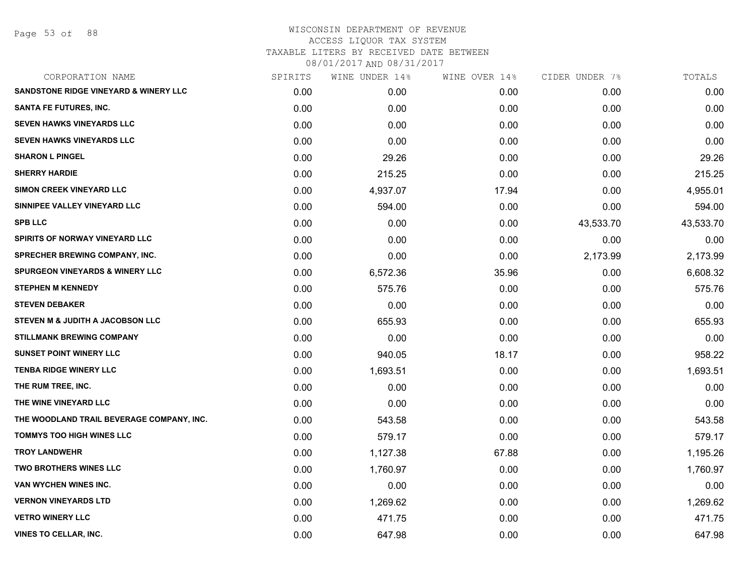# WISCONSIN DEPARTMENT OF REVENUE
ACCESS LIQUOR TAX SYSTEM
TAXABLE LITERS BY RECEIVED DATE BETWEEN
08/01/2017 AND 08/31/2017

| CORPORATION NAME | SPIRITS | WINE UNDER 14% | WINE OVER 14% | CIDER UNDER 7% | TOTALS |
|---|---|---|---|---|---|
| SANDSTONE RIDGE VINEYARD & WINERY LLC | 0.00 | 0.00 | 0.00 | 0.00 | 0.00 |
| SANTA FE FUTURES, INC. | 0.00 | 0.00 | 0.00 | 0.00 | 0.00 |
| SEVEN HAWKS VINEYARDS LLC | 0.00 | 0.00 | 0.00 | 0.00 | 0.00 |
| SEVEN HAWKS VINEYARDS LLC | 0.00 | 0.00 | 0.00 | 0.00 | 0.00 |
| SHARON L PINGEL | 0.00 | 29.26 | 0.00 | 0.00 | 29.26 |
| SHERRY HARDIE | 0.00 | 215.25 | 0.00 | 0.00 | 215.25 |
| SIMON CREEK VINEYARD LLC | 0.00 | 4,937.07 | 17.94 | 0.00 | 4,955.01 |
| SINNIPEE VALLEY VINEYARD LLC | 0.00 | 594.00 | 0.00 | 0.00 | 594.00 |
| SPB LLC | 0.00 | 0.00 | 0.00 | 43,533.70 | 43,533.70 |
| SPIRITS OF NORWAY VINEYARD LLC | 0.00 | 0.00 | 0.00 | 0.00 | 0.00 |
| SPRECHER BREWING COMPANY, INC. | 0.00 | 0.00 | 0.00 | 2,173.99 | 2,173.99 |
| SPURGEON VINEYARDS & WINERY LLC | 0.00 | 6,572.36 | 35.96 | 0.00 | 6,608.32 |
| STEPHEN M KENNEDY | 0.00 | 575.76 | 0.00 | 0.00 | 575.76 |
| STEVEN DEBAKER | 0.00 | 0.00 | 0.00 | 0.00 | 0.00 |
| STEVEN M & JUDITH A JACOBSON LLC | 0.00 | 655.93 | 0.00 | 0.00 | 655.93 |
| STILLMANK BREWING COMPANY | 0.00 | 0.00 | 0.00 | 0.00 | 0.00 |
| SUNSET POINT WINERY LLC | 0.00 | 940.05 | 18.17 | 0.00 | 958.22 |
| TENBA RIDGE WINERY LLC | 0.00 | 1,693.51 | 0.00 | 0.00 | 1,693.51 |
| THE RUM TREE, INC. | 0.00 | 0.00 | 0.00 | 0.00 | 0.00 |
| THE WINE VINEYARD LLC | 0.00 | 0.00 | 0.00 | 0.00 | 0.00 |
| THE WOODLAND TRAIL BEVERAGE COMPANY, INC. | 0.00 | 543.58 | 0.00 | 0.00 | 543.58 |
| TOMMYS TOO HIGH WINES LLC | 0.00 | 579.17 | 0.00 | 0.00 | 579.17 |
| TROY LANDWEHR | 0.00 | 1,127.38 | 67.88 | 0.00 | 1,195.26 |
| TWO BROTHERS WINES LLC | 0.00 | 1,760.97 | 0.00 | 0.00 | 1,760.97 |
| VAN WYCHEN WINES INC. | 0.00 | 0.00 | 0.00 | 0.00 | 0.00 |
| VERNON VINEYARDS LTD | 0.00 | 1,269.62 | 0.00 | 0.00 | 1,269.62 |
| VETRO WINERY LLC | 0.00 | 471.75 | 0.00 | 0.00 | 471.75 |
| VINES TO CELLAR, INC. | 0.00 | 647.98 | 0.00 | 0.00 | 647.98 |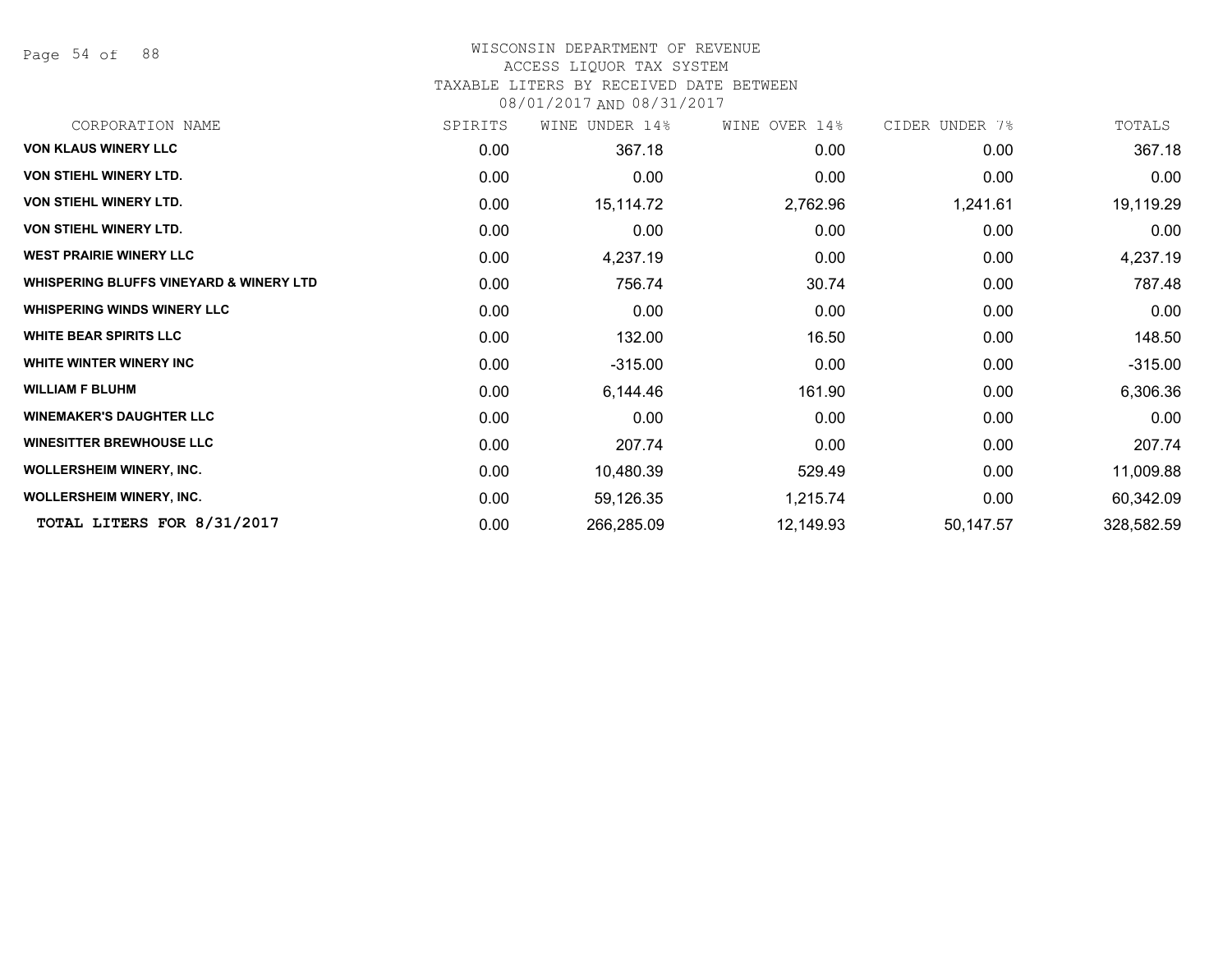WISCONSIN DEPARTMENT OF REVENUE
ACCESS LIQUOR TAX SYSTEM
TAXABLE LITERS BY RECEIVED DATE BETWEEN
08/01/2017 AND 08/31/2017

| CORPORATION NAME | SPIRITS | WINE UNDER 14% | WINE OVER 14% | CIDER UNDER 7% | TOTALS |
|---|---|---|---|---|---|
| VON KLAUS WINERY LLC | 0.00 | 367.18 | 0.00 | 0.00 | 367.18 |
| VON STIEHL WINERY LTD. | 0.00 | 0.00 | 0.00 | 0.00 | 0.00 |
| VON STIEHL WINERY LTD. | 0.00 | 15,114.72 | 2,762.96 | 1,241.61 | 19,119.29 |
| VON STIEHL WINERY LTD. | 0.00 | 0.00 | 0.00 | 0.00 | 0.00 |
| WEST PRAIRIE WINERY LLC | 0.00 | 4,237.19 | 0.00 | 0.00 | 4,237.19 |
| WHISPERING BLUFFS VINEYARD & WINERY LTD | 0.00 | 756.74 | 30.74 | 0.00 | 787.48 |
| WHISPERING WINDS WINERY LLC | 0.00 | 0.00 | 0.00 | 0.00 | 0.00 |
| WHITE BEAR SPIRITS LLC | 0.00 | 132.00 | 16.50 | 0.00 | 148.50 |
| WHITE WINTER WINERY INC | 0.00 | -315.00 | 0.00 | 0.00 | -315.00 |
| WILLIAM F BLUHM | 0.00 | 6,144.46 | 161.90 | 0.00 | 6,306.36 |
| WINEMAKER'S DAUGHTER LLC | 0.00 | 0.00 | 0.00 | 0.00 | 0.00 |
| WINESITTER BREWHOUSE LLC | 0.00 | 207.74 | 0.00 | 0.00 | 207.74 |
| WOLLERSHEIM WINERY, INC. | 0.00 | 10,480.39 | 529.49 | 0.00 | 11,009.88 |
| WOLLERSHEIM WINERY, INC. | 0.00 | 59,126.35 | 1,215.74 | 0.00 | 60,342.09 |
| **TOTAL LITERS FOR 8/31/2017** | 0.00 | 266,285.09 | 12,149.93 | 50,147.57 | 328,582.59 |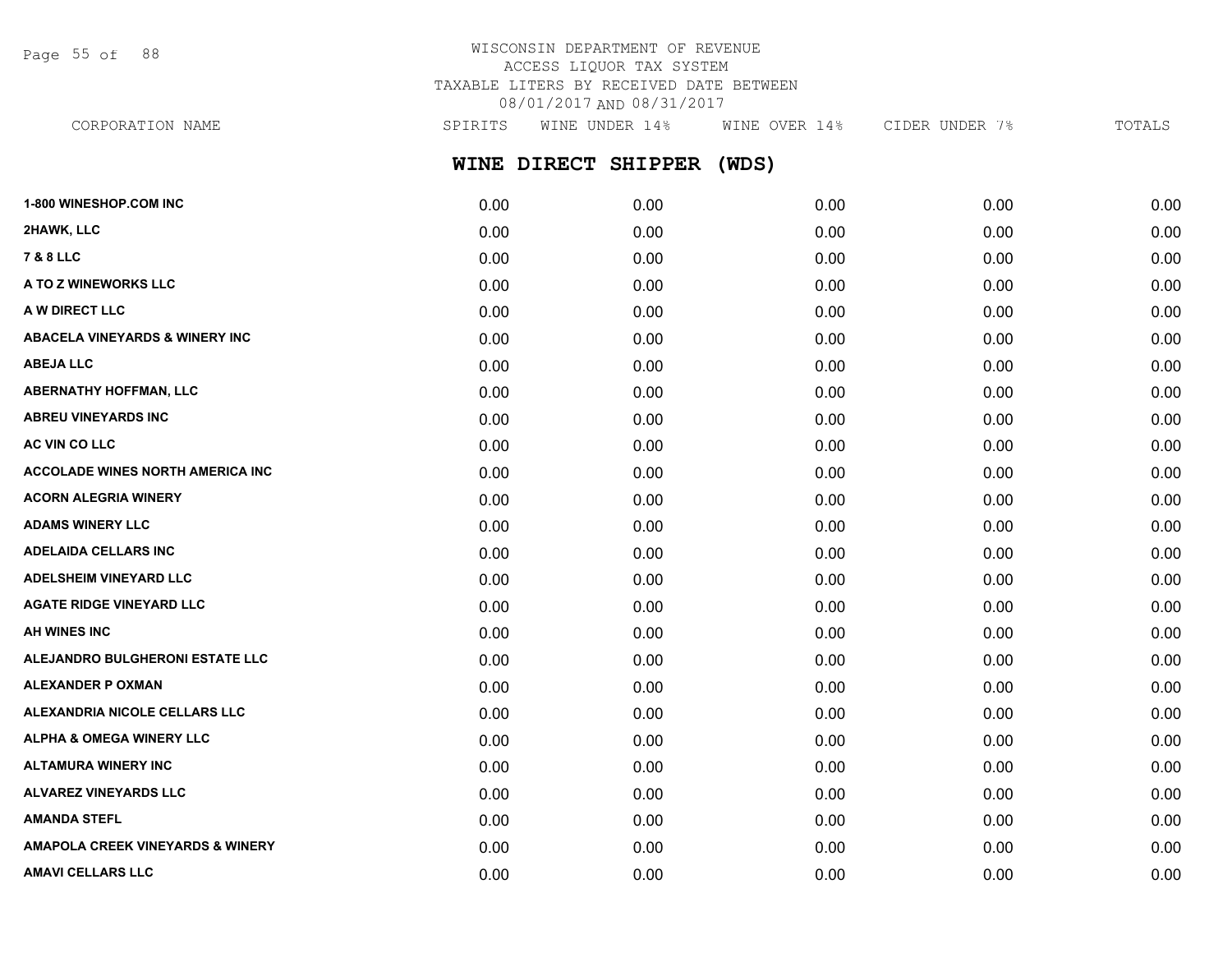WISCONSIN DEPARTMENT OF REVENUE
ACCESS LIQUOR TAX SYSTEM
TAXABLE LITERS BY RECEIVED DATE BETWEEN
08/01/2017 AND 08/31/2017

## WINE DIRECT SHIPPER (WDS)

| CORPORATION NAME | SPIRITS | WINE UNDER 14% | WINE OVER 14% | CIDER UNDER 7% | TOTALS |
|---|---|---|---|---|---|
| 1-800 WINESHOP.COM INC | 0.00 | 0.00 | 0.00 | 0.00 | 0.00 |
| 2HAWK, LLC | 0.00 | 0.00 | 0.00 | 0.00 | 0.00 |
| 7 & 8 LLC | 0.00 | 0.00 | 0.00 | 0.00 | 0.00 |
| A TO Z WINEWORKS LLC | 0.00 | 0.00 | 0.00 | 0.00 | 0.00 |
| A W DIRECT LLC | 0.00 | 0.00 | 0.00 | 0.00 | 0.00 |
| ABACELA VINEYARDS & WINERY INC | 0.00 | 0.00 | 0.00 | 0.00 | 0.00 |
| ABEJA LLC | 0.00 | 0.00 | 0.00 | 0.00 | 0.00 |
| ABERNATHY HOFFMAN, LLC | 0.00 | 0.00 | 0.00 | 0.00 | 0.00 |
| ABREU VINEYARDS INC | 0.00 | 0.00 | 0.00 | 0.00 | 0.00 |
| AC VIN CO LLC | 0.00 | 0.00 | 0.00 | 0.00 | 0.00 |
| ACCOLADE WINES NORTH AMERICA INC | 0.00 | 0.00 | 0.00 | 0.00 | 0.00 |
| ACORN ALEGRIA WINERY | 0.00 | 0.00 | 0.00 | 0.00 | 0.00 |
| ADAMS WINERY LLC | 0.00 | 0.00 | 0.00 | 0.00 | 0.00 |
| ADELAIDA CELLARS INC | 0.00 | 0.00 | 0.00 | 0.00 | 0.00 |
| ADELSHEIM VINEYARD LLC | 0.00 | 0.00 | 0.00 | 0.00 | 0.00 |
| AGATE RIDGE VINEYARD LLC | 0.00 | 0.00 | 0.00 | 0.00 | 0.00 |
| AH WINES INC | 0.00 | 0.00 | 0.00 | 0.00 | 0.00 |
| ALEJANDRO BULGHERONI ESTATE LLC | 0.00 | 0.00 | 0.00 | 0.00 | 0.00 |
| ALEXANDER P OXMAN | 0.00 | 0.00 | 0.00 | 0.00 | 0.00 |
| ALEXANDRIA NICOLE CELLARS LLC | 0.00 | 0.00 | 0.00 | 0.00 | 0.00 |
| ALPHA & OMEGA WINERY LLC | 0.00 | 0.00 | 0.00 | 0.00 | 0.00 |
| ALTAMURA WINERY INC | 0.00 | 0.00 | 0.00 | 0.00 | 0.00 |
| ALVAREZ VINEYARDS LLC | 0.00 | 0.00 | 0.00 | 0.00 | 0.00 |
| AMANDA STEFL | 0.00 | 0.00 | 0.00 | 0.00 | 0.00 |
| AMAPOLA CREEK VINEYARDS & WINERY | 0.00 | 0.00 | 0.00 | 0.00 | 0.00 |
| AMAVI CELLARS LLC | 0.00 | 0.00 | 0.00 | 0.00 | 0.00 |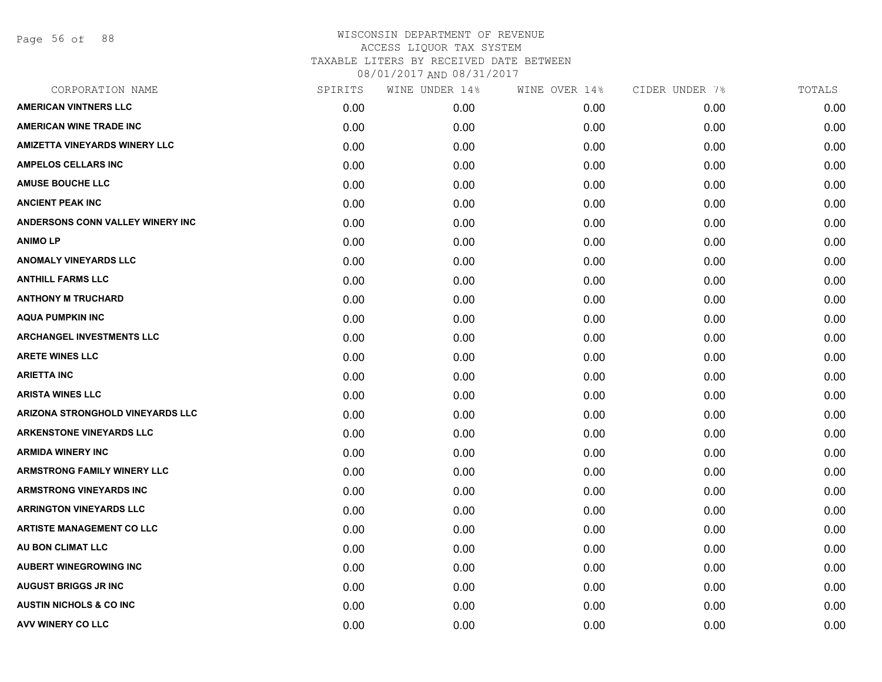# WISCONSIN DEPARTMENT OF REVENUE
## ACCESS LIQUOR TAX SYSTEM
### TAXABLE LITERS BY RECEIVED DATE BETWEEN 08/01/2017 AND 08/31/2017

| CORPORATION NAME | SPIRITS | WINE UNDER 14% | WINE OVER 14% | CIDER UNDER 7% | TOTALS |
|---|---|---|---|---|---|
| AMERICAN VINTNERS LLC | 0.00 | 0.00 | 0.00 | 0.00 | 0.00 |
| AMERICAN WINE TRADE INC | 0.00 | 0.00 | 0.00 | 0.00 | 0.00 |
| AMIZETTA VINEYARDS WINERY LLC | 0.00 | 0.00 | 0.00 | 0.00 | 0.00 |
| AMPELOS CELLARS INC | 0.00 | 0.00 | 0.00 | 0.00 | 0.00 |
| AMUSE BOUCHE LLC | 0.00 | 0.00 | 0.00 | 0.00 | 0.00 |
| ANCIENT PEAK INC | 0.00 | 0.00 | 0.00 | 0.00 | 0.00 |
| ANDERSONS CONN VALLEY WINERY INC | 0.00 | 0.00 | 0.00 | 0.00 | 0.00 |
| ANIMO LP | 0.00 | 0.00 | 0.00 | 0.00 | 0.00 |
| ANOMALY VINEYARDS LLC | 0.00 | 0.00 | 0.00 | 0.00 | 0.00 |
| ANTHILL FARMS LLC | 0.00 | 0.00 | 0.00 | 0.00 | 0.00 |
| ANTHONY M TRUCHARD | 0.00 | 0.00 | 0.00 | 0.00 | 0.00 |
| AQUA PUMPKIN INC | 0.00 | 0.00 | 0.00 | 0.00 | 0.00 |
| ARCHANGEL INVESTMENTS LLC | 0.00 | 0.00 | 0.00 | 0.00 | 0.00 |
| ARETE WINES LLC | 0.00 | 0.00 | 0.00 | 0.00 | 0.00 |
| ARIETTA INC | 0.00 | 0.00 | 0.00 | 0.00 | 0.00 |
| ARISTA WINES LLC | 0.00 | 0.00 | 0.00 | 0.00 | 0.00 |
| ARIZONA STRONGHOLD VINEYARDS LLC | 0.00 | 0.00 | 0.00 | 0.00 | 0.00 |
| ARKENSTONE VINEYARDS LLC | 0.00 | 0.00 | 0.00 | 0.00 | 0.00 |
| ARMIDA WINERY INC | 0.00 | 0.00 | 0.00 | 0.00 | 0.00 |
| ARMSTRONG FAMILY WINERY LLC | 0.00 | 0.00 | 0.00 | 0.00 | 0.00 |
| ARMSTRONG VINEYARDS INC | 0.00 | 0.00 | 0.00 | 0.00 | 0.00 |
| ARRINGTON VINEYARDS LLC | 0.00 | 0.00 | 0.00 | 0.00 | 0.00 |
| ARTISTE MANAGEMENT CO LLC | 0.00 | 0.00 | 0.00 | 0.00 | 0.00 |
| AU BON CLIMAT LLC | 0.00 | 0.00 | 0.00 | 0.00 | 0.00 |
| AUBERT WINEGROWING INC | 0.00 | 0.00 | 0.00 | 0.00 | 0.00 |
| AUGUST BRIGGS JR INC | 0.00 | 0.00 | 0.00 | 0.00 | 0.00 |
| AUSTIN NICHOLS & CO INC | 0.00 | 0.00 | 0.00 | 0.00 | 0.00 |
| AVV WINERY CO LLC | 0.00 | 0.00 | 0.00 | 0.00 | 0.00 |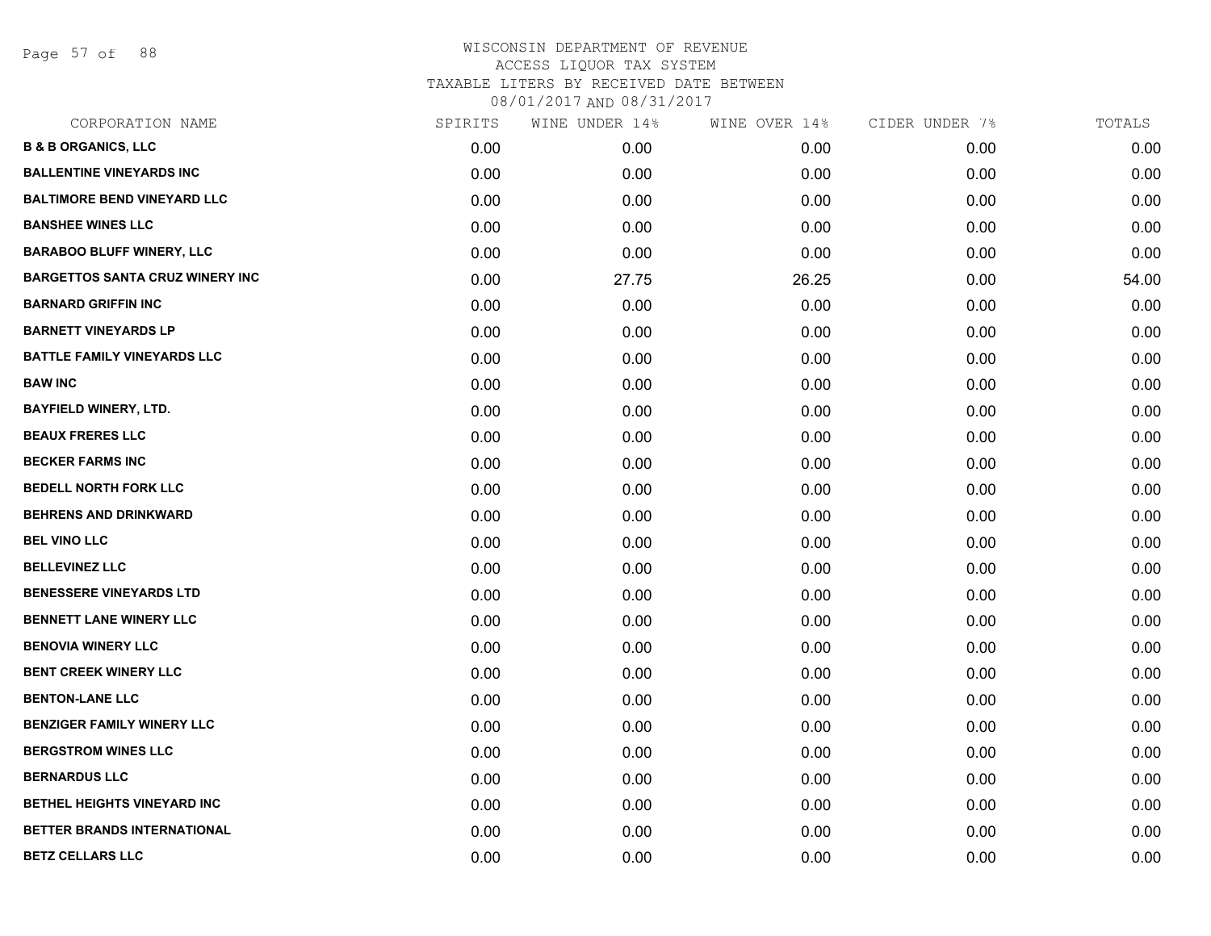# WISCONSIN DEPARTMENT OF REVENUE
## ACCESS LIQUOR TAX SYSTEM
## TAXABLE LITERS BY RECEIVED DATE BETWEEN
## 08/01/2017 AND 08/31/2017

| CORPORATION NAME | SPIRITS | WINE UNDER 14% | WINE OVER 14% | CIDER UNDER 7% | TOTALS |
|---|---|---|---|---|---|
| **B & B ORGANICS, LLC** | 0.00 | 0.00 | 0.00 | 0.00 | 0.00 |
| **BALLENTINE VINEYARDS INC** | 0.00 | 0.00 | 0.00 | 0.00 | 0.00 |
| **BALTIMORE BEND VINEYARD LLC** | 0.00 | 0.00 | 0.00 | 0.00 | 0.00 |
| **BANSHEE WINES LLC** | 0.00 | 0.00 | 0.00 | 0.00 | 0.00 |
| **BARABOO BLUFF WINERY, LLC** | 0.00 | 0.00 | 0.00 | 0.00 | 0.00 |
| **BARGETTOS SANTA CRUZ WINERY INC** | 0.00 | 27.75 | 26.25 | 0.00 | 54.00 |
| **BARNARD GRIFFIN INC** | 0.00 | 0.00 | 0.00 | 0.00 | 0.00 |
| **BARNETT VINEYARDS LP** | 0.00 | 0.00 | 0.00 | 0.00 | 0.00 |
| **BATTLE FAMILY VINEYARDS LLC** | 0.00 | 0.00 | 0.00 | 0.00 | 0.00 |
| **BAW INC** | 0.00 | 0.00 | 0.00 | 0.00 | 0.00 |
| **BAYFIELD WINERY, LTD.** | 0.00 | 0.00 | 0.00 | 0.00 | 0.00 |
| **BEAUX FRERES LLC** | 0.00 | 0.00 | 0.00 | 0.00 | 0.00 |
| **BECKER FARMS INC** | 0.00 | 0.00 | 0.00 | 0.00 | 0.00 |
| **BEDELL NORTH FORK LLC** | 0.00 | 0.00 | 0.00 | 0.00 | 0.00 |
| **BEHRENS AND DRINKWARD** | 0.00 | 0.00 | 0.00 | 0.00 | 0.00 |
| **BEL VINO LLC** | 0.00 | 0.00 | 0.00 | 0.00 | 0.00 |
| **BELLEVINEZ LLC** | 0.00 | 0.00 | 0.00 | 0.00 | 0.00 |
| **BENESSERE VINEYARDS LTD** | 0.00 | 0.00 | 0.00 | 0.00 | 0.00 |
| **BENNETT LANE WINERY LLC** | 0.00 | 0.00 | 0.00 | 0.00 | 0.00 |
| **BENOVIA WINERY LLC** | 0.00 | 0.00 | 0.00 | 0.00 | 0.00 |
| **BENT CREEK WINERY LLC** | 0.00 | 0.00 | 0.00 | 0.00 | 0.00 |
| **BENTON-LANE LLC** | 0.00 | 0.00 | 0.00 | 0.00 | 0.00 |
| **BENZIGER FAMILY WINERY LLC** | 0.00 | 0.00 | 0.00 | 0.00 | 0.00 |
| **BERGSTROM WINES LLC** | 0.00 | 0.00 | 0.00 | 0.00 | 0.00 |
| **BERNARDUS LLC** | 0.00 | 0.00 | 0.00 | 0.00 | 0.00 |
| **BETHEL HEIGHTS VINEYARD INC** | 0.00 | 0.00 | 0.00 | 0.00 | 0.00 |
| **BETTER BRANDS INTERNATIONAL** | 0.00 | 0.00 | 0.00 | 0.00 | 0.00 |
| **BETZ CELLARS LLC** | 0.00 | 0.00 | 0.00 | 0.00 | 0.00 |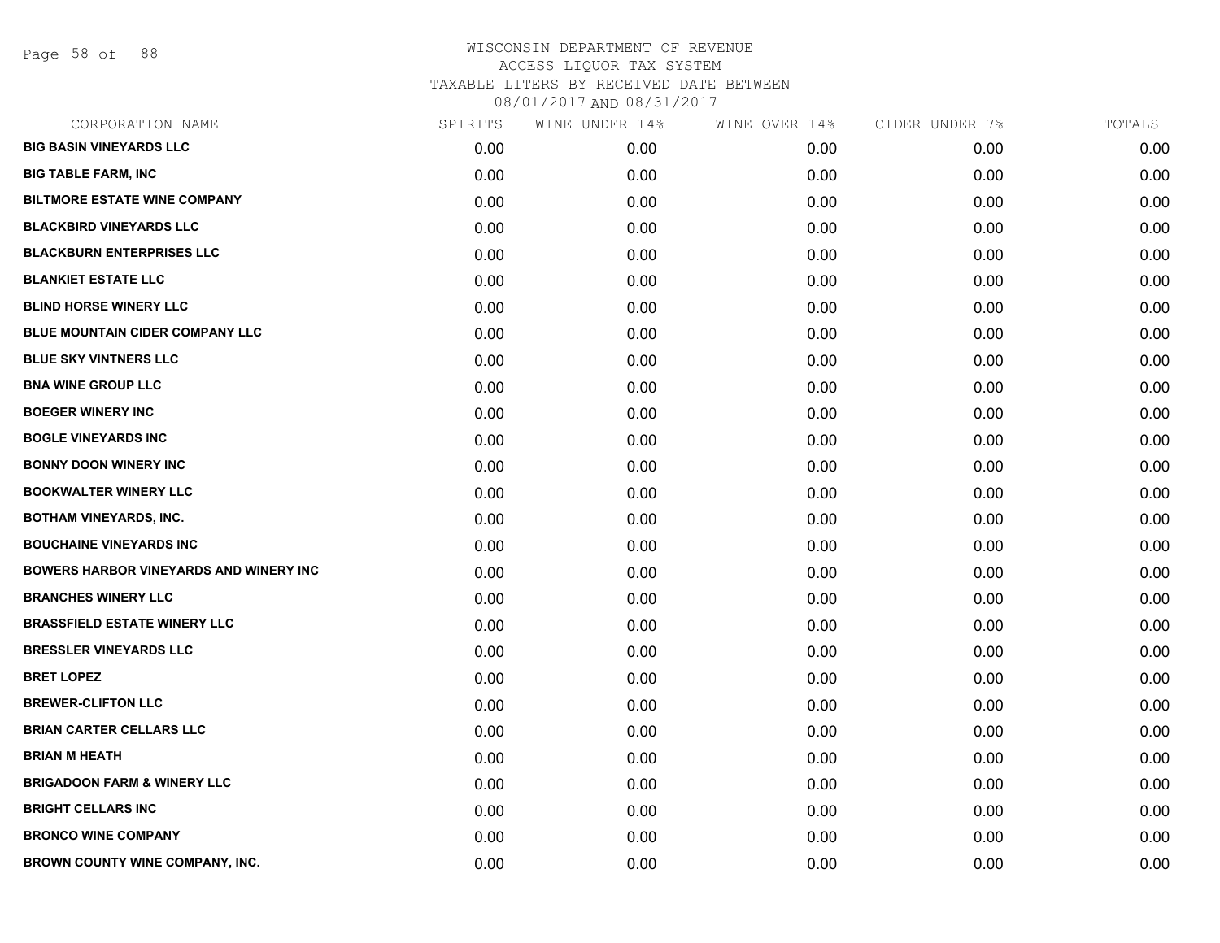# WISCONSIN DEPARTMENT OF REVENUE
ACCESS LIQUOR TAX SYSTEM
TAXABLE LITERS BY RECEIVED DATE BETWEEN
08/01/2017 AND 08/31/2017

| CORPORATION NAME | SPIRITS | WINE UNDER 14% | WINE OVER 14% | CIDER UNDER 7% | TOTALS |
|---|---|---|---|---|---|
| BIG BASIN VINEYARDS LLC | 0.00 | 0.00 | 0.00 | 0.00 | 0.00 |
| BIG TABLE FARM, INC | 0.00 | 0.00 | 0.00 | 0.00 | 0.00 |
| BILTMORE ESTATE WINE COMPANY | 0.00 | 0.00 | 0.00 | 0.00 | 0.00 |
| BLACKBIRD VINEYARDS LLC | 0.00 | 0.00 | 0.00 | 0.00 | 0.00 |
| BLACKBURN ENTERPRISES LLC | 0.00 | 0.00 | 0.00 | 0.00 | 0.00 |
| BLANKIET ESTATE LLC | 0.00 | 0.00 | 0.00 | 0.00 | 0.00 |
| BLIND HORSE WINERY LLC | 0.00 | 0.00 | 0.00 | 0.00 | 0.00 |
| BLUE MOUNTAIN CIDER COMPANY LLC | 0.00 | 0.00 | 0.00 | 0.00 | 0.00 |
| BLUE SKY VINTNERS LLC | 0.00 | 0.00 | 0.00 | 0.00 | 0.00 |
| BNA WINE GROUP LLC | 0.00 | 0.00 | 0.00 | 0.00 | 0.00 |
| BOEGER WINERY INC | 0.00 | 0.00 | 0.00 | 0.00 | 0.00 |
| BOGLE VINEYARDS INC | 0.00 | 0.00 | 0.00 | 0.00 | 0.00 |
| BONNY DOON WINERY INC | 0.00 | 0.00 | 0.00 | 0.00 | 0.00 |
| BOOKWALTER WINERY LLC | 0.00 | 0.00 | 0.00 | 0.00 | 0.00 |
| BOTHAM VINEYARDS, INC. | 0.00 | 0.00 | 0.00 | 0.00 | 0.00 |
| BOUCHAINE VINEYARDS INC | 0.00 | 0.00 | 0.00 | 0.00 | 0.00 |
| BOWERS HARBOR VINEYARDS AND WINERY INC | 0.00 | 0.00 | 0.00 | 0.00 | 0.00 |
| BRANCHES WINERY LLC | 0.00 | 0.00 | 0.00 | 0.00 | 0.00 |
| BRASSFIELD ESTATE WINERY LLC | 0.00 | 0.00 | 0.00 | 0.00 | 0.00 |
| BRESSLER VINEYARDS LLC | 0.00 | 0.00 | 0.00 | 0.00 | 0.00 |
| BRET LOPEZ | 0.00 | 0.00 | 0.00 | 0.00 | 0.00 |
| BREWER-CLIFTON LLC | 0.00 | 0.00 | 0.00 | 0.00 | 0.00 |
| BRIAN CARTER CELLARS LLC | 0.00 | 0.00 | 0.00 | 0.00 | 0.00 |
| BRIAN M HEATH | 0.00 | 0.00 | 0.00 | 0.00 | 0.00 |
| BRIGADOON FARM & WINERY LLC | 0.00 | 0.00 | 0.00 | 0.00 | 0.00 |
| BRIGHT CELLARS INC | 0.00 | 0.00 | 0.00 | 0.00 | 0.00 |
| BRONCO WINE COMPANY | 0.00 | 0.00 | 0.00 | 0.00 | 0.00 |
| BROWN COUNTY WINE COMPANY, INC. | 0.00 | 0.00 | 0.00 | 0.00 | 0.00 |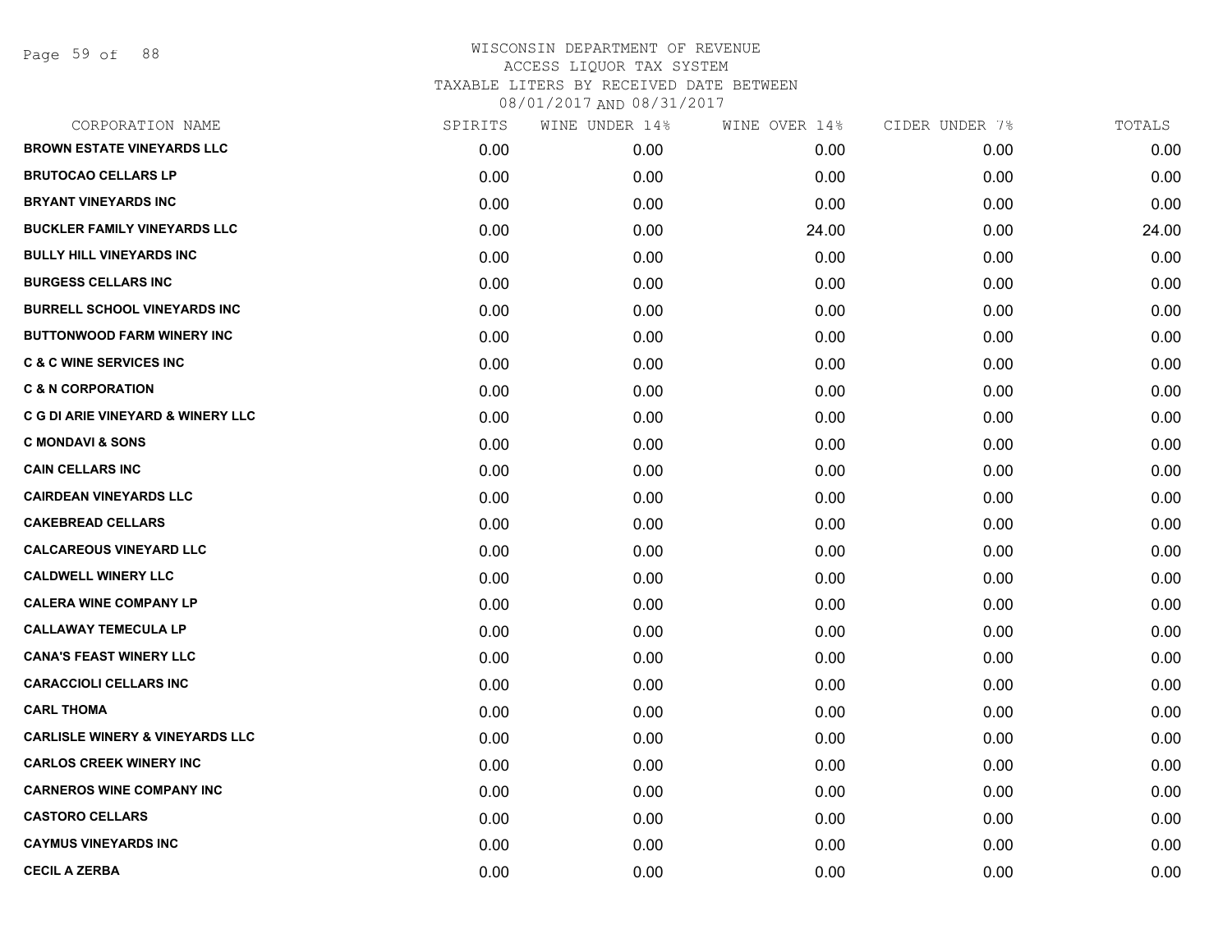WISCONSIN DEPARTMENT OF REVENUE
ACCESS LIQUOR TAX SYSTEM
TAXABLE LITERS BY RECEIVED DATE BETWEEN
08/01/2017 AND 08/31/2017

| CORPORATION NAME | SPIRITS | WINE UNDER 14% | WINE OVER 14% | CIDER UNDER 7% | TOTALS |
|---|---|---|---|---|---|
| BROWN ESTATE VINEYARDS LLC | 0.00 | 0.00 | 0.00 | 0.00 | 0.00 |
| BRUTOCAO CELLARS LP | 0.00 | 0.00 | 0.00 | 0.00 | 0.00 |
| BRYANT VINEYARDS INC | 0.00 | 0.00 | 0.00 | 0.00 | 0.00 |
| BUCKLER FAMILY VINEYARDS LLC | 0.00 | 0.00 | 24.00 | 0.00 | 24.00 |
| BULLY HILL VINEYARDS INC | 0.00 | 0.00 | 0.00 | 0.00 | 0.00 |
| BURGESS CELLARS INC | 0.00 | 0.00 | 0.00 | 0.00 | 0.00 |
| BURRELL SCHOOL VINEYARDS INC | 0.00 | 0.00 | 0.00 | 0.00 | 0.00 |
| BUTTONWOOD FARM WINERY INC | 0.00 | 0.00 | 0.00 | 0.00 | 0.00 |
| C & C WINE SERVICES INC | 0.00 | 0.00 | 0.00 | 0.00 | 0.00 |
| C & N CORPORATION | 0.00 | 0.00 | 0.00 | 0.00 | 0.00 |
| C G DI ARIE VINEYARD & WINERY LLC | 0.00 | 0.00 | 0.00 | 0.00 | 0.00 |
| C MONDAVI & SONS | 0.00 | 0.00 | 0.00 | 0.00 | 0.00 |
| CAIN CELLARS INC | 0.00 | 0.00 | 0.00 | 0.00 | 0.00 |
| CAIRDEAN VINEYARDS LLC | 0.00 | 0.00 | 0.00 | 0.00 | 0.00 |
| CAKEBREAD CELLARS | 0.00 | 0.00 | 0.00 | 0.00 | 0.00 |
| CALCAREOUS VINEYARD LLC | 0.00 | 0.00 | 0.00 | 0.00 | 0.00 |
| CALDWELL WINERY LLC | 0.00 | 0.00 | 0.00 | 0.00 | 0.00 |
| CALERA WINE COMPANY LP | 0.00 | 0.00 | 0.00 | 0.00 | 0.00 |
| CALLAWAY TEMECULA LP | 0.00 | 0.00 | 0.00 | 0.00 | 0.00 |
| CANA'S FEAST WINERY LLC | 0.00 | 0.00 | 0.00 | 0.00 | 0.00 |
| CARACCIOLI CELLARS INC | 0.00 | 0.00 | 0.00 | 0.00 | 0.00 |
| CARL THOMA | 0.00 | 0.00 | 0.00 | 0.00 | 0.00 |
| CARLISLE WINERY & VINEYARDS LLC | 0.00 | 0.00 | 0.00 | 0.00 | 0.00 |
| CARLOS CREEK WINERY INC | 0.00 | 0.00 | 0.00 | 0.00 | 0.00 |
| CARNEROS WINE COMPANY INC | 0.00 | 0.00 | 0.00 | 0.00 | 0.00 |
| CASTORO CELLARS | 0.00 | 0.00 | 0.00 | 0.00 | 0.00 |
| CAYMUS VINEYARDS INC | 0.00 | 0.00 | 0.00 | 0.00 | 0.00 |
| CECIL A ZERBA | 0.00 | 0.00 | 0.00 | 0.00 | 0.00 |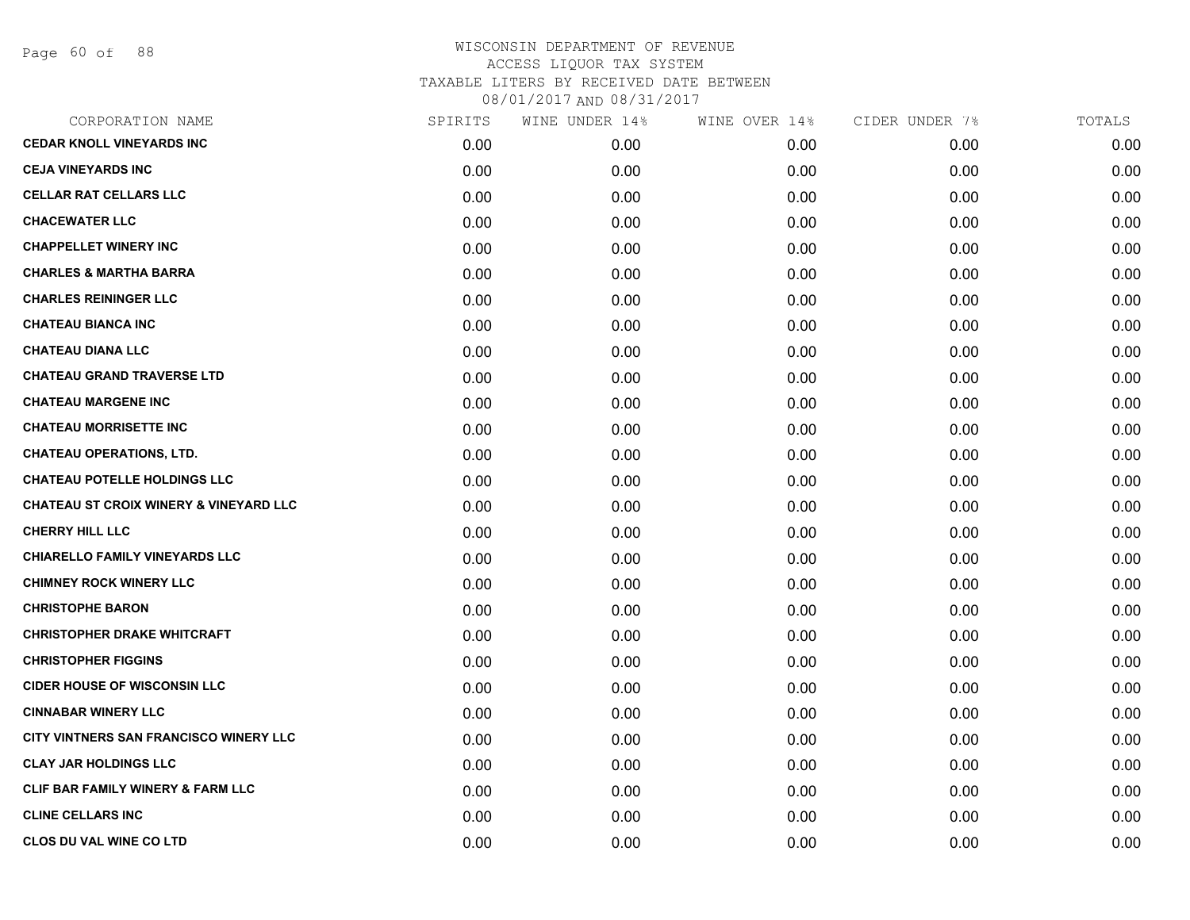WISCONSIN DEPARTMENT OF REVENUE
ACCESS LIQUOR TAX SYSTEM
TAXABLE LITERS BY RECEIVED DATE BETWEEN
08/01/2017 AND 08/31/2017

| CORPORATION NAME | SPIRITS | WINE UNDER 14% | WINE OVER 14% | CIDER UNDER 7% | TOTALS |
|---|---|---|---|---|---|
| **CEDAR KNOLL VINEYARDS INC** | 0.00 | 0.00 | 0.00 | 0.00 | 0.00 |
| **CEJA VINEYARDS INC** | 0.00 | 0.00 | 0.00 | 0.00 | 0.00 |
| **CELLAR RAT CELLARS LLC** | 0.00 | 0.00 | 0.00 | 0.00 | 0.00 |
| **CHACEWATER LLC** | 0.00 | 0.00 | 0.00 | 0.00 | 0.00 |
| **CHAPPELLET WINERY INC** | 0.00 | 0.00 | 0.00 | 0.00 | 0.00 |
| **CHARLES & MARTHA BARRA** | 0.00 | 0.00 | 0.00 | 0.00 | 0.00 |
| **CHARLES REININGER LLC** | 0.00 | 0.00 | 0.00 | 0.00 | 0.00 |
| **CHATEAU BIANCA INC** | 0.00 | 0.00 | 0.00 | 0.00 | 0.00 |
| **CHATEAU DIANA LLC** | 0.00 | 0.00 | 0.00 | 0.00 | 0.00 |
| **CHATEAU GRAND TRAVERSE LTD** | 0.00 | 0.00 | 0.00 | 0.00 | 0.00 |
| **CHATEAU MARGENE INC** | 0.00 | 0.00 | 0.00 | 0.00 | 0.00 |
| **CHATEAU MORRISETTE INC** | 0.00 | 0.00 | 0.00 | 0.00 | 0.00 |
| **CHATEAU OPERATIONS, LTD.** | 0.00 | 0.00 | 0.00 | 0.00 | 0.00 |
| **CHATEAU POTELLE HOLDINGS LLC** | 0.00 | 0.00 | 0.00 | 0.00 | 0.00 |
| **CHATEAU ST CROIX WINERY & VINEYARD LLC** | 0.00 | 0.00 | 0.00 | 0.00 | 0.00 |
| **CHERRY HILL LLC** | 0.00 | 0.00 | 0.00 | 0.00 | 0.00 |
| **CHIARELLO FAMILY VINEYARDS LLC** | 0.00 | 0.00 | 0.00 | 0.00 | 0.00 |
| **CHIMNEY ROCK WINERY LLC** | 0.00 | 0.00 | 0.00 | 0.00 | 0.00 |
| **CHRISTOPHE BARON** | 0.00 | 0.00 | 0.00 | 0.00 | 0.00 |
| **CHRISTOPHER DRAKE WHITCRAFT** | 0.00 | 0.00 | 0.00 | 0.00 | 0.00 |
| **CHRISTOPHER FIGGINS** | 0.00 | 0.00 | 0.00 | 0.00 | 0.00 |
| **CIDER HOUSE OF WISCONSIN LLC** | 0.00 | 0.00 | 0.00 | 0.00 | 0.00 |
| **CINNABAR WINERY LLC** | 0.00 | 0.00 | 0.00 | 0.00 | 0.00 |
| **CITY VINTNERS SAN FRANCISCO WINERY LLC** | 0.00 | 0.00 | 0.00 | 0.00 | 0.00 |
| **CLAY JAR HOLDINGS LLC** | 0.00 | 0.00 | 0.00 | 0.00 | 0.00 |
| **CLIF BAR FAMILY WINERY & FARM LLC** | 0.00 | 0.00 | 0.00 | 0.00 | 0.00 |
| **CLINE CELLARS INC** | 0.00 | 0.00 | 0.00 | 0.00 | 0.00 |
| **CLOS DU VAL WINE CO LTD** | 0.00 | 0.00 | 0.00 | 0.00 | 0.00 |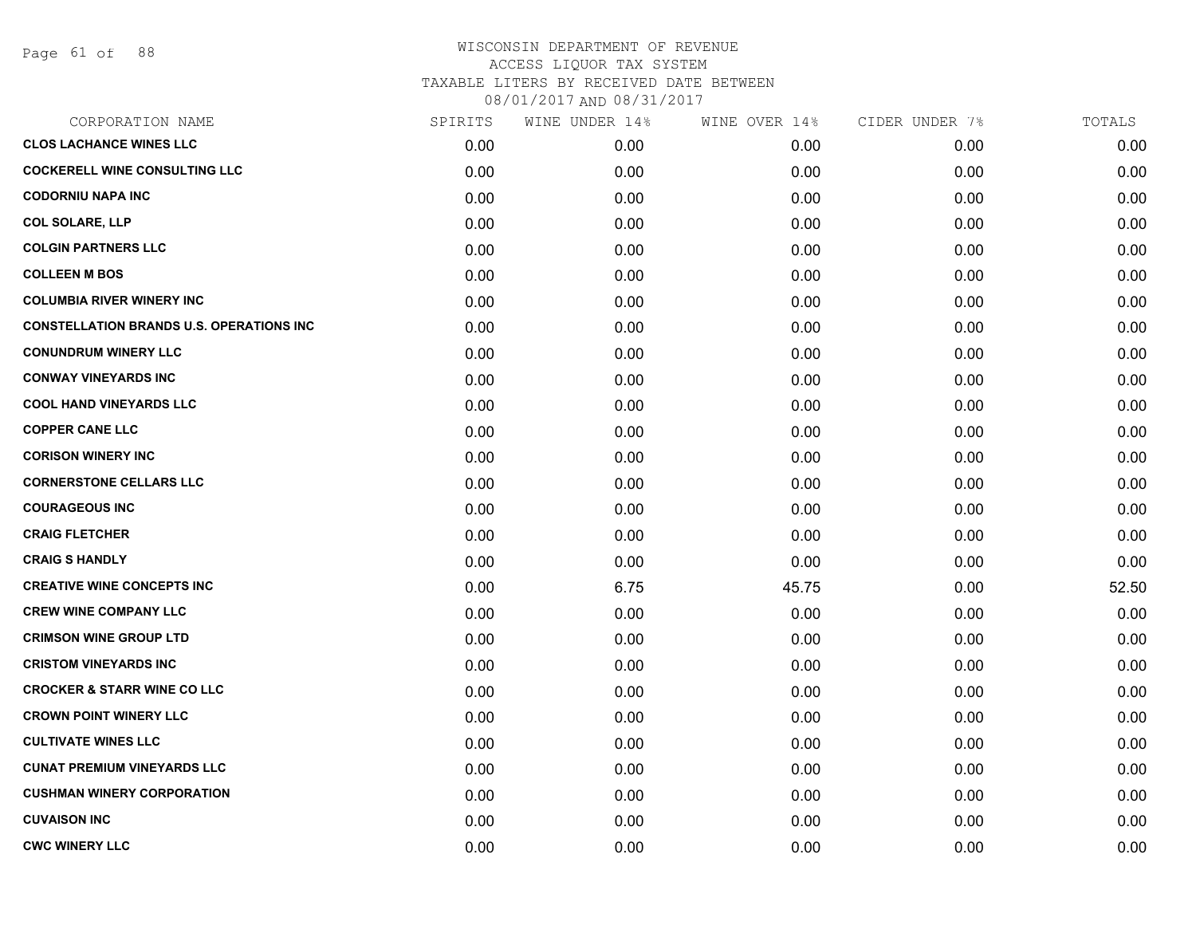# WISCONSIN DEPARTMENT OF REVENUE
ACCESS LIQUOR TAX SYSTEM
TAXABLE LITERS BY RECEIVED DATE BETWEEN
08/01/2017 AND 08/31/2017

| CORPORATION NAME | SPIRITS | WINE UNDER 14% | WINE OVER 14% | CIDER UNDER 7% | TOTALS |
|---|---|---|---|---|---|
| CLOS LACHANCE WINES LLC | 0.00 | 0.00 | 0.00 | 0.00 | 0.00 |
| COCKERELL WINE CONSULTING LLC | 0.00 | 0.00 | 0.00 | 0.00 | 0.00 |
| CODORNIU NAPA INC | 0.00 | 0.00 | 0.00 | 0.00 | 0.00 |
| COL SOLARE, LLP | 0.00 | 0.00 | 0.00 | 0.00 | 0.00 |
| COLGIN PARTNERS LLC | 0.00 | 0.00 | 0.00 | 0.00 | 0.00 |
| COLLEEN M BOS | 0.00 | 0.00 | 0.00 | 0.00 | 0.00 |
| COLUMBIA RIVER WINERY INC | 0.00 | 0.00 | 0.00 | 0.00 | 0.00 |
| CONSTELLATION BRANDS U.S. OPERATIONS INC | 0.00 | 0.00 | 0.00 | 0.00 | 0.00 |
| CONUNDRUM WINERY LLC | 0.00 | 0.00 | 0.00 | 0.00 | 0.00 |
| CONWAY VINEYARDS INC | 0.00 | 0.00 | 0.00 | 0.00 | 0.00 |
| COOL HAND VINEYARDS LLC | 0.00 | 0.00 | 0.00 | 0.00 | 0.00 |
| COPPER CANE LLC | 0.00 | 0.00 | 0.00 | 0.00 | 0.00 |
| CORISON WINERY INC | 0.00 | 0.00 | 0.00 | 0.00 | 0.00 |
| CORNERSTONE CELLARS LLC | 0.00 | 0.00 | 0.00 | 0.00 | 0.00 |
| COURAGEOUS INC | 0.00 | 0.00 | 0.00 | 0.00 | 0.00 |
| CRAIG FLETCHER | 0.00 | 0.00 | 0.00 | 0.00 | 0.00 |
| CRAIG S HANDLY | 0.00 | 0.00 | 0.00 | 0.00 | 0.00 |
| CREATIVE WINE CONCEPTS INC | 0.00 | 6.75 | 45.75 | 0.00 | 52.50 |
| CREW WINE COMPANY LLC | 0.00 | 0.00 | 0.00 | 0.00 | 0.00 |
| CRIMSON WINE GROUP LTD | 0.00 | 0.00 | 0.00 | 0.00 | 0.00 |
| CRISTOM VINEYARDS INC | 0.00 | 0.00 | 0.00 | 0.00 | 0.00 |
| CROCKER & STARR WINE CO LLC | 0.00 | 0.00 | 0.00 | 0.00 | 0.00 |
| CROWN POINT WINERY LLC | 0.00 | 0.00 | 0.00 | 0.00 | 0.00 |
| CULTIVATE WINES LLC | 0.00 | 0.00 | 0.00 | 0.00 | 0.00 |
| CUNAT PREMIUM VINEYARDS LLC | 0.00 | 0.00 | 0.00 | 0.00 | 0.00 |
| CUSHMAN WINERY CORPORATION | 0.00 | 0.00 | 0.00 | 0.00 | 0.00 |
| CUVAISON INC | 0.00 | 0.00 | 0.00 | 0.00 | 0.00 |
| CWC WINERY LLC | 0.00 | 0.00 | 0.00 | 0.00 | 0.00 |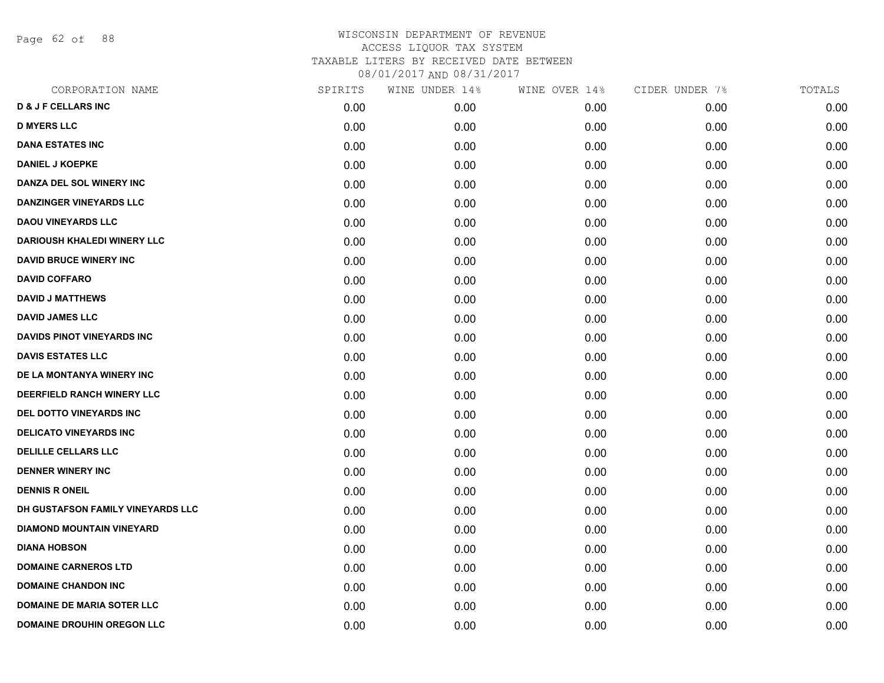# WISCONSIN DEPARTMENT OF REVENUE
## ACCESS LIQUOR TAX SYSTEM
### TAXABLE LITERS BY RECEIVED DATE BETWEEN 08/01/2017 AND 08/31/2017

| CORPORATION NAME | SPIRITS | WINE UNDER 14% | WINE OVER 14% | CIDER UNDER 7% | TOTALS |
|---|---|---|---|---|---|
| D & J F CELLARS INC | 0.00 | 0.00 | 0.00 | 0.00 | 0.00 |
| D MYERS LLC | 0.00 | 0.00 | 0.00 | 0.00 | 0.00 |
| DANA ESTATES INC | 0.00 | 0.00 | 0.00 | 0.00 | 0.00 |
| DANIEL J KOEPKE | 0.00 | 0.00 | 0.00 | 0.00 | 0.00 |
| DANZA DEL SOL WINERY INC | 0.00 | 0.00 | 0.00 | 0.00 | 0.00 |
| DANZINGER VINEYARDS LLC | 0.00 | 0.00 | 0.00 | 0.00 | 0.00 |
| DAOU VINEYARDS LLC | 0.00 | 0.00 | 0.00 | 0.00 | 0.00 |
| DARIOUSH KHALEDI WINERY LLC | 0.00 | 0.00 | 0.00 | 0.00 | 0.00 |
| DAVID BRUCE WINERY INC | 0.00 | 0.00 | 0.00 | 0.00 | 0.00 |
| DAVID COFFARO | 0.00 | 0.00 | 0.00 | 0.00 | 0.00 |
| DAVID J MATTHEWS | 0.00 | 0.00 | 0.00 | 0.00 | 0.00 |
| DAVID JAMES LLC | 0.00 | 0.00 | 0.00 | 0.00 | 0.00 |
| DAVIDS PINOT VINEYARDS INC | 0.00 | 0.00 | 0.00 | 0.00 | 0.00 |
| DAVIS ESTATES LLC | 0.00 | 0.00 | 0.00 | 0.00 | 0.00 |
| DE LA MONTANYA WINERY INC | 0.00 | 0.00 | 0.00 | 0.00 | 0.00 |
| DEERFIELD RANCH WINERY LLC | 0.00 | 0.00 | 0.00 | 0.00 | 0.00 |
| DEL DOTTO VINEYARDS INC | 0.00 | 0.00 | 0.00 | 0.00 | 0.00 |
| DELICATO VINEYARDS INC | 0.00 | 0.00 | 0.00 | 0.00 | 0.00 |
| DELILLE CELLARS LLC | 0.00 | 0.00 | 0.00 | 0.00 | 0.00 |
| DENNER WINERY INC | 0.00 | 0.00 | 0.00 | 0.00 | 0.00 |
| DENNIS R ONEIL | 0.00 | 0.00 | 0.00 | 0.00 | 0.00 |
| DH GUSTAFSON FAMILY VINEYARDS LLC | 0.00 | 0.00 | 0.00 | 0.00 | 0.00 |
| DIAMOND MOUNTAIN VINEYARD | 0.00 | 0.00 | 0.00 | 0.00 | 0.00 |
| DIANA HOBSON | 0.00 | 0.00 | 0.00 | 0.00 | 0.00 |
| DOMAINE CARNEROS LTD | 0.00 | 0.00 | 0.00 | 0.00 | 0.00 |
| DOMAINE CHANDON INC | 0.00 | 0.00 | 0.00 | 0.00 | 0.00 |
| DOMAINE DE MARIA SOTER LLC | 0.00 | 0.00 | 0.00 | 0.00 | 0.00 |
| DOMAINE DROUHIN OREGON LLC | 0.00 | 0.00 | 0.00 | 0.00 | 0.00 |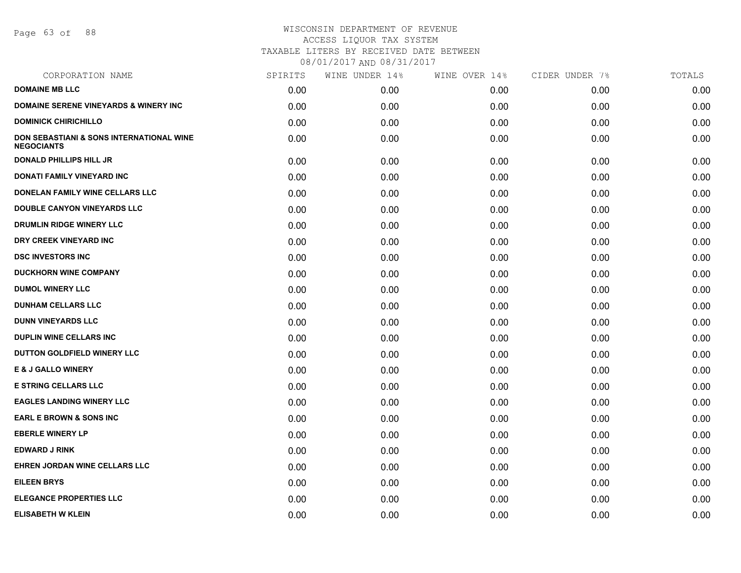# WISCONSIN DEPARTMENT OF REVENUE
## ACCESS LIQUOR TAX SYSTEM
## TAXABLE LITERS BY RECEIVED DATE BETWEEN 08/01/2017 AND 08/31/2017

| CORPORATION NAME | SPIRITS | WINE UNDER 14% | WINE OVER 14% | CIDER UNDER 7% | TOTALS |
|---|---|---|---|---|---|
| DOMAINE MB LLC | 0.00 | 0.00 | 0.00 | 0.00 | 0.00 |
| DOMAINE SERENE VINEYARDS & WINERY INC | 0.00 | 0.00 | 0.00 | 0.00 | 0.00 |
| DOMINICK CHIRICHILLO | 0.00 | 0.00 | 0.00 | 0.00 | 0.00 |
| DON SEBASTIANI & SONS INTERNATIONAL WINE NEGOCIANTS | 0.00 | 0.00 | 0.00 | 0.00 | 0.00 |
| DONALD PHILLIPS HILL JR | 0.00 | 0.00 | 0.00 | 0.00 | 0.00 |
| DONATI FAMILY VINEYARD INC | 0.00 | 0.00 | 0.00 | 0.00 | 0.00 |
| DONELAN FAMILY WINE CELLARS LLC | 0.00 | 0.00 | 0.00 | 0.00 | 0.00 |
| DOUBLE CANYON VINEYARDS LLC | 0.00 | 0.00 | 0.00 | 0.00 | 0.00 |
| DRUMLIN RIDGE WINERY LLC | 0.00 | 0.00 | 0.00 | 0.00 | 0.00 |
| DRY CREEK VINEYARD INC | 0.00 | 0.00 | 0.00 | 0.00 | 0.00 |
| DSC INVESTORS INC | 0.00 | 0.00 | 0.00 | 0.00 | 0.00 |
| DUCKHORN WINE COMPANY | 0.00 | 0.00 | 0.00 | 0.00 | 0.00 |
| DUMOL WINERY LLC | 0.00 | 0.00 | 0.00 | 0.00 | 0.00 |
| DUNHAM CELLARS LLC | 0.00 | 0.00 | 0.00 | 0.00 | 0.00 |
| DUNN VINEYARDS LLC | 0.00 | 0.00 | 0.00 | 0.00 | 0.00 |
| DUPLIN WINE CELLARS INC | 0.00 | 0.00 | 0.00 | 0.00 | 0.00 |
| DUTTON GOLDFIELD WINERY LLC | 0.00 | 0.00 | 0.00 | 0.00 | 0.00 |
| E & J GALLO WINERY | 0.00 | 0.00 | 0.00 | 0.00 | 0.00 |
| E STRING CELLARS LLC | 0.00 | 0.00 | 0.00 | 0.00 | 0.00 |
| EAGLES LANDING WINERY LLC | 0.00 | 0.00 | 0.00 | 0.00 | 0.00 |
| EARL E BROWN & SONS INC | 0.00 | 0.00 | 0.00 | 0.00 | 0.00 |
| EBERLE WINERY LP | 0.00 | 0.00 | 0.00 | 0.00 | 0.00 |
| EDWARD J RINK | 0.00 | 0.00 | 0.00 | 0.00 | 0.00 |
| EHREN JORDAN WINE CELLARS LLC | 0.00 | 0.00 | 0.00 | 0.00 | 0.00 |
| EILEEN BRYS | 0.00 | 0.00 | 0.00 | 0.00 | 0.00 |
| ELEGANCE PROPERTIES LLC | 0.00 | 0.00 | 0.00 | 0.00 | 0.00 |
| ELISABETH W KLEIN | 0.00 | 0.00 | 0.00 | 0.00 | 0.00 |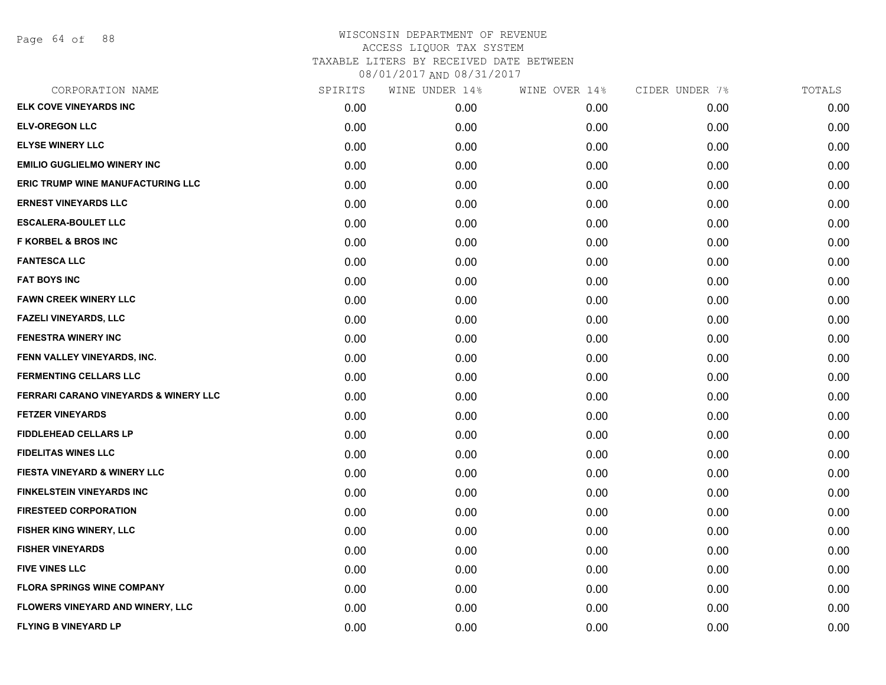WISCONSIN DEPARTMENT OF REVENUE
ACCESS LIQUOR TAX SYSTEM
TAXABLE LITERS BY RECEIVED DATE BETWEEN
08/01/2017 AND 08/31/2017

| CORPORATION NAME | SPIRITS | WINE UNDER 14% | WINE OVER 14% | CIDER UNDER 7% | TOTALS |
|---|---|---|---|---|---|
| ELK COVE VINEYARDS INC | 0.00 | 0.00 | 0.00 | 0.00 | 0.00 |
| ELV-OREGON LLC | 0.00 | 0.00 | 0.00 | 0.00 | 0.00 |
| ELYSE WINERY LLC | 0.00 | 0.00 | 0.00 | 0.00 | 0.00 |
| EMILIO GUGLIELMO WINERY INC | 0.00 | 0.00 | 0.00 | 0.00 | 0.00 |
| ERIC TRUMP WINE MANUFACTURING LLC | 0.00 | 0.00 | 0.00 | 0.00 | 0.00 |
| ERNEST VINEYARDS LLC | 0.00 | 0.00 | 0.00 | 0.00 | 0.00 |
| ESCALERA-BOULET LLC | 0.00 | 0.00 | 0.00 | 0.00 | 0.00 |
| F KORBEL & BROS INC | 0.00 | 0.00 | 0.00 | 0.00 | 0.00 |
| FANTESCA LLC | 0.00 | 0.00 | 0.00 | 0.00 | 0.00 |
| FAT BOYS INC | 0.00 | 0.00 | 0.00 | 0.00 | 0.00 |
| FAWN CREEK WINERY LLC | 0.00 | 0.00 | 0.00 | 0.00 | 0.00 |
| FAZELI VINEYARDS, LLC | 0.00 | 0.00 | 0.00 | 0.00 | 0.00 |
| FENESTRA WINERY INC | 0.00 | 0.00 | 0.00 | 0.00 | 0.00 |
| FENN VALLEY VINEYARDS, INC. | 0.00 | 0.00 | 0.00 | 0.00 | 0.00 |
| FERMENTING CELLARS LLC | 0.00 | 0.00 | 0.00 | 0.00 | 0.00 |
| FERRARI CARANO VINEYARDS & WINERY LLC | 0.00 | 0.00 | 0.00 | 0.00 | 0.00 |
| FETZER VINEYARDS | 0.00 | 0.00 | 0.00 | 0.00 | 0.00 |
| FIDDLEHEAD CELLARS LP | 0.00 | 0.00 | 0.00 | 0.00 | 0.00 |
| FIDELITAS WINES LLC | 0.00 | 0.00 | 0.00 | 0.00 | 0.00 |
| FIESTA VINEYARD & WINERY LLC | 0.00 | 0.00 | 0.00 | 0.00 | 0.00 |
| FINKELSTEIN VINEYARDS INC | 0.00 | 0.00 | 0.00 | 0.00 | 0.00 |
| FIRESTEED CORPORATION | 0.00 | 0.00 | 0.00 | 0.00 | 0.00 |
| FISHER KING WINERY, LLC | 0.00 | 0.00 | 0.00 | 0.00 | 0.00 |
| FISHER VINEYARDS | 0.00 | 0.00 | 0.00 | 0.00 | 0.00 |
| FIVE VINES LLC | 0.00 | 0.00 | 0.00 | 0.00 | 0.00 |
| FLORA SPRINGS WINE COMPANY | 0.00 | 0.00 | 0.00 | 0.00 | 0.00 |
| FLOWERS VINEYARD AND WINERY, LLC | 0.00 | 0.00 | 0.00 | 0.00 | 0.00 |
| FLYING B VINEYARD LP | 0.00 | 0.00 | 0.00 | 0.00 | 0.00 |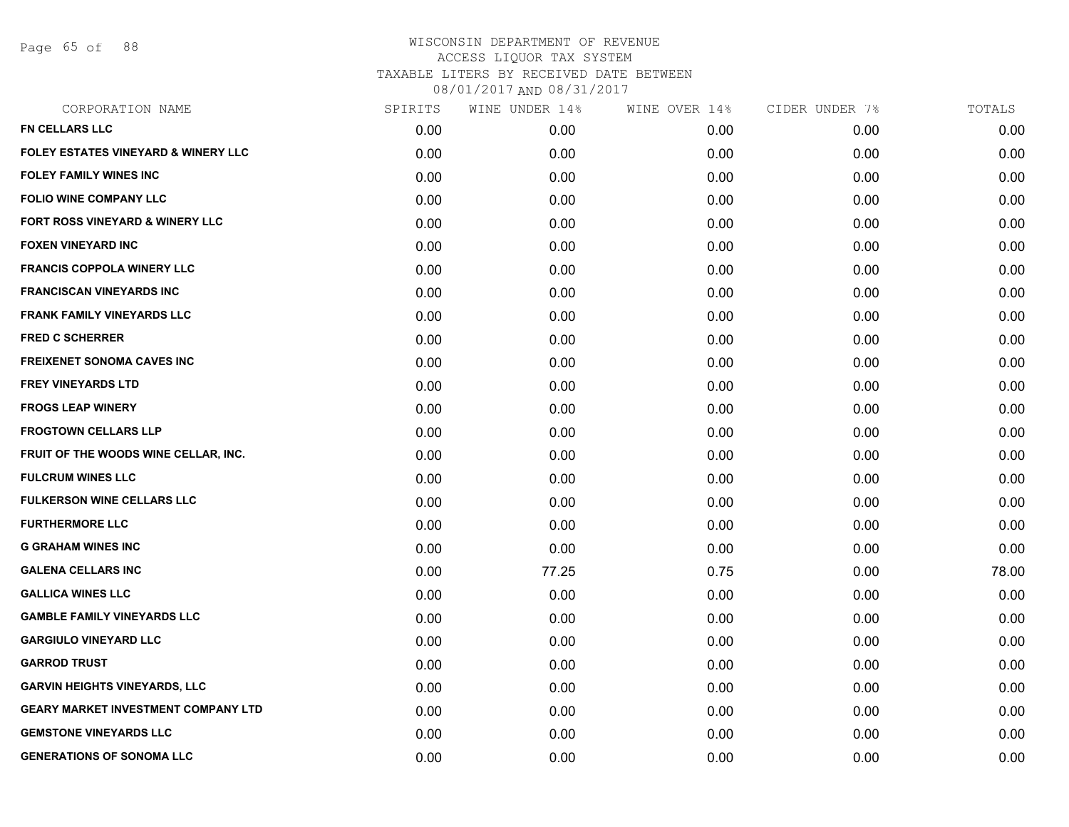WISCONSIN DEPARTMENT OF REVENUE
ACCESS LIQUOR TAX SYSTEM
TAXABLE LITERS BY RECEIVED DATE BETWEEN
08/01/2017 AND 08/31/2017

| CORPORATION NAME | SPIRITS | WINE UNDER 14% | WINE OVER 14% | CIDER UNDER 7% | TOTALS |
|---|---|---|---|---|---|
| FN CELLARS LLC | 0.00 | 0.00 | 0.00 | 0.00 | 0.00 |
| FOLEY ESTATES VINEYARD & WINERY LLC | 0.00 | 0.00 | 0.00 | 0.00 | 0.00 |
| FOLEY FAMILY WINES INC | 0.00 | 0.00 | 0.00 | 0.00 | 0.00 |
| FOLIO WINE COMPANY LLC | 0.00 | 0.00 | 0.00 | 0.00 | 0.00 |
| FORT ROSS VINEYARD & WINERY LLC | 0.00 | 0.00 | 0.00 | 0.00 | 0.00 |
| FOXEN VINEYARD INC | 0.00 | 0.00 | 0.00 | 0.00 | 0.00 |
| FRANCIS COPPOLA WINERY LLC | 0.00 | 0.00 | 0.00 | 0.00 | 0.00 |
| FRANCISCAN VINEYARDS INC | 0.00 | 0.00 | 0.00 | 0.00 | 0.00 |
| FRANK FAMILY VINEYARDS LLC | 0.00 | 0.00 | 0.00 | 0.00 | 0.00 |
| FRED C SCHERRER | 0.00 | 0.00 | 0.00 | 0.00 | 0.00 |
| FREIXENET SONOMA CAVES INC | 0.00 | 0.00 | 0.00 | 0.00 | 0.00 |
| FREY VINEYARDS LTD | 0.00 | 0.00 | 0.00 | 0.00 | 0.00 |
| FROGS LEAP WINERY | 0.00 | 0.00 | 0.00 | 0.00 | 0.00 |
| FROGTOWN CELLARS LLP | 0.00 | 0.00 | 0.00 | 0.00 | 0.00 |
| FRUIT OF THE WOODS WINE CELLAR, INC. | 0.00 | 0.00 | 0.00 | 0.00 | 0.00 |
| FULCRUM WINES LLC | 0.00 | 0.00 | 0.00 | 0.00 | 0.00 |
| FULKERSON WINE CELLARS LLC | 0.00 | 0.00 | 0.00 | 0.00 | 0.00 |
| FURTHERMORE LLC | 0.00 | 0.00 | 0.00 | 0.00 | 0.00 |
| G GRAHAM WINES INC | 0.00 | 0.00 | 0.00 | 0.00 | 0.00 |
| GALENA CELLARS INC | 0.00 | 77.25 | 0.75 | 0.00 | 78.00 |
| GALLICA WINES LLC | 0.00 | 0.00 | 0.00 | 0.00 | 0.00 |
| GAMBLE FAMILY VINEYARDS LLC | 0.00 | 0.00 | 0.00 | 0.00 | 0.00 |
| GARGIULO VINEYARD LLC | 0.00 | 0.00 | 0.00 | 0.00 | 0.00 |
| GARROD TRUST | 0.00 | 0.00 | 0.00 | 0.00 | 0.00 |
| GARVIN HEIGHTS VINEYARDS, LLC | 0.00 | 0.00 | 0.00 | 0.00 | 0.00 |
| GEARY MARKET INVESTMENT COMPANY LTD | 0.00 | 0.00 | 0.00 | 0.00 | 0.00 |
| GEMSTONE VINEYARDS LLC | 0.00 | 0.00 | 0.00 | 0.00 | 0.00 |
| GENERATIONS OF SONOMA LLC | 0.00 | 0.00 | 0.00 | 0.00 | 0.00 |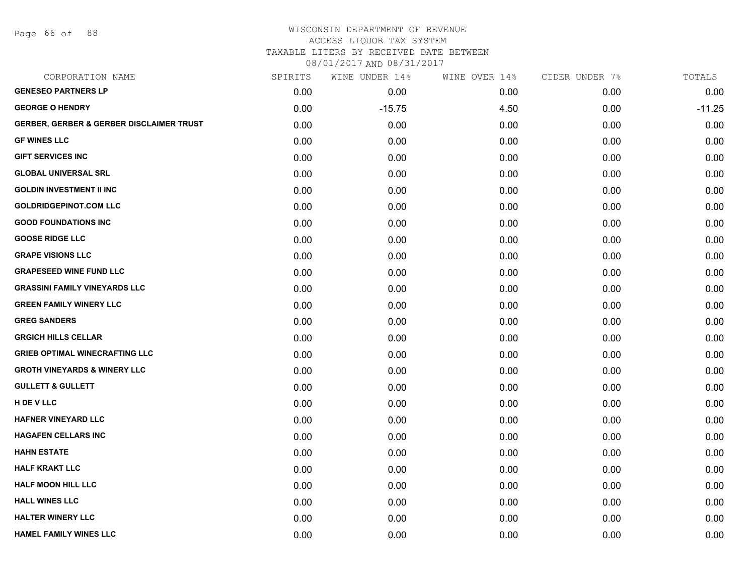# WISCONSIN DEPARTMENT OF REVENUE
ACCESS LIQUOR TAX SYSTEM
TAXABLE LITERS BY RECEIVED DATE BETWEEN
08/01/2017 AND 08/31/2017

| CORPORATION NAME | SPIRITS | WINE UNDER 14% | WINE OVER 14% | CIDER UNDER 7% | TOTALS |
|---|---|---|---|---|---|
| **GENESEO PARTNERS LP** | 0.00 | 0.00 | 0.00 | 0.00 | 0.00 |
| **GEORGE O HENDRY** | 0.00 | -15.75 | 4.50 | 0.00 | -11.25 |
| **GERBER, GERBER & GERBER DISCLAIMER TRUST** | 0.00 | 0.00 | 0.00 | 0.00 | 0.00 |
| **GF WINES LLC** | 0.00 | 0.00 | 0.00 | 0.00 | 0.00 |
| **GIFT SERVICES INC** | 0.00 | 0.00 | 0.00 | 0.00 | 0.00 |
| **GLOBAL UNIVERSAL SRL** | 0.00 | 0.00 | 0.00 | 0.00 | 0.00 |
| **GOLDIN INVESTMENT II INC** | 0.00 | 0.00 | 0.00 | 0.00 | 0.00 |
| **GOLDRIDGEPINOT.COM LLC** | 0.00 | 0.00 | 0.00 | 0.00 | 0.00 |
| **GOOD FOUNDATIONS INC** | 0.00 | 0.00 | 0.00 | 0.00 | 0.00 |
| **GOOSE RIDGE LLC** | 0.00 | 0.00 | 0.00 | 0.00 | 0.00 |
| **GRAPE VISIONS LLC** | 0.00 | 0.00 | 0.00 | 0.00 | 0.00 |
| **GRAPESEED WINE FUND LLC** | 0.00 | 0.00 | 0.00 | 0.00 | 0.00 |
| **GRASSINI FAMILY VINEYARDS LLC** | 0.00 | 0.00 | 0.00 | 0.00 | 0.00 |
| **GREEN FAMILY WINERY LLC** | 0.00 | 0.00 | 0.00 | 0.00 | 0.00 |
| **GREG SANDERS** | 0.00 | 0.00 | 0.00 | 0.00 | 0.00 |
| **GRGICH HILLS CELLAR** | 0.00 | 0.00 | 0.00 | 0.00 | 0.00 |
| **GRIEB OPTIMAL WINECRAFTING LLC** | 0.00 | 0.00 | 0.00 | 0.00 | 0.00 |
| **GROTH VINEYARDS & WINERY LLC** | 0.00 | 0.00 | 0.00 | 0.00 | 0.00 |
| **GULLETT & GULLETT** | 0.00 | 0.00 | 0.00 | 0.00 | 0.00 |
| **H DE V LLC** | 0.00 | 0.00 | 0.00 | 0.00 | 0.00 |
| **HAFNER VINEYARD LLC** | 0.00 | 0.00 | 0.00 | 0.00 | 0.00 |
| **HAGAFEN CELLARS INC** | 0.00 | 0.00 | 0.00 | 0.00 | 0.00 |
| **HAHN ESTATE** | 0.00 | 0.00 | 0.00 | 0.00 | 0.00 |
| **HALF KRAKT LLC** | 0.00 | 0.00 | 0.00 | 0.00 | 0.00 |
| **HALF MOON HILL LLC** | 0.00 | 0.00 | 0.00 | 0.00 | 0.00 |
| **HALL WINES LLC** | 0.00 | 0.00 | 0.00 | 0.00 | 0.00 |
| **HALTER WINERY LLC** | 0.00 | 0.00 | 0.00 | 0.00 | 0.00 |
| **HAMEL FAMILY WINES LLC** | 0.00 | 0.00 | 0.00 | 0.00 | 0.00 |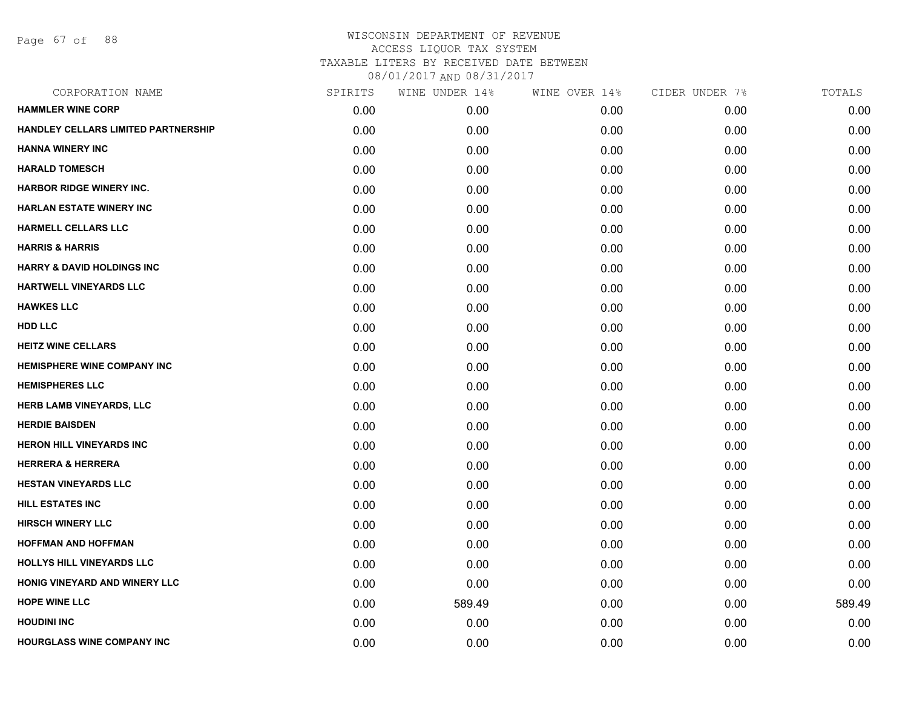# WISCONSIN DEPARTMENT OF REVENUE
ACCESS LIQUOR TAX SYSTEM
TAXABLE LITERS BY RECEIVED DATE BETWEEN
08/01/2017 AND 08/31/2017

| CORPORATION NAME | SPIRITS | WINE UNDER 14% | WINE OVER 14% | CIDER UNDER 7% | TOTALS |
|---|---|---|---|---|---|
| HAMMLER WINE CORP | 0.00 | 0.00 | 0.00 | 0.00 | 0.00 |
| HANDLEY CELLARS LIMITED PARTNERSHIP | 0.00 | 0.00 | 0.00 | 0.00 | 0.00 |
| HANNA WINERY INC | 0.00 | 0.00 | 0.00 | 0.00 | 0.00 |
| HARALD TOMESCH | 0.00 | 0.00 | 0.00 | 0.00 | 0.00 |
| HARBOR RIDGE WINERY INC. | 0.00 | 0.00 | 0.00 | 0.00 | 0.00 |
| HARLAN ESTATE WINERY INC | 0.00 | 0.00 | 0.00 | 0.00 | 0.00 |
| HARMELL CELLARS LLC | 0.00 | 0.00 | 0.00 | 0.00 | 0.00 |
| HARRIS & HARRIS | 0.00 | 0.00 | 0.00 | 0.00 | 0.00 |
| HARRY & DAVID HOLDINGS INC | 0.00 | 0.00 | 0.00 | 0.00 | 0.00 |
| HARTWELL VINEYARDS LLC | 0.00 | 0.00 | 0.00 | 0.00 | 0.00 |
| HAWKES LLC | 0.00 | 0.00 | 0.00 | 0.00 | 0.00 |
| HDD LLC | 0.00 | 0.00 | 0.00 | 0.00 | 0.00 |
| HEITZ WINE CELLARS | 0.00 | 0.00 | 0.00 | 0.00 | 0.00 |
| HEMISPHERE WINE COMPANY INC | 0.00 | 0.00 | 0.00 | 0.00 | 0.00 |
| HEMISPHERES LLC | 0.00 | 0.00 | 0.00 | 0.00 | 0.00 |
| HERB LAMB VINEYARDS, LLC | 0.00 | 0.00 | 0.00 | 0.00 | 0.00 |
| HERDIE BAISDEN | 0.00 | 0.00 | 0.00 | 0.00 | 0.00 |
| HERON HILL VINEYARDS INC | 0.00 | 0.00 | 0.00 | 0.00 | 0.00 |
| HERRERA & HERRERA | 0.00 | 0.00 | 0.00 | 0.00 | 0.00 |
| HESTAN VINEYARDS LLC | 0.00 | 0.00 | 0.00 | 0.00 | 0.00 |
| HILL ESTATES INC | 0.00 | 0.00 | 0.00 | 0.00 | 0.00 |
| HIRSCH WINERY LLC | 0.00 | 0.00 | 0.00 | 0.00 | 0.00 |
| HOFFMAN AND HOFFMAN | 0.00 | 0.00 | 0.00 | 0.00 | 0.00 |
| HOLLYS HILL VINEYARDS LLC | 0.00 | 0.00 | 0.00 | 0.00 | 0.00 |
| HONIG VINEYARD AND WINERY LLC | 0.00 | 0.00 | 0.00 | 0.00 | 0.00 |
| HOPE WINE LLC | 0.00 | 589.49 | 0.00 | 0.00 | 589.49 |
| HOUDINI INC | 0.00 | 0.00 | 0.00 | 0.00 | 0.00 |
| HOURGLASS WINE COMPANY INC | 0.00 | 0.00 | 0.00 | 0.00 | 0.00 |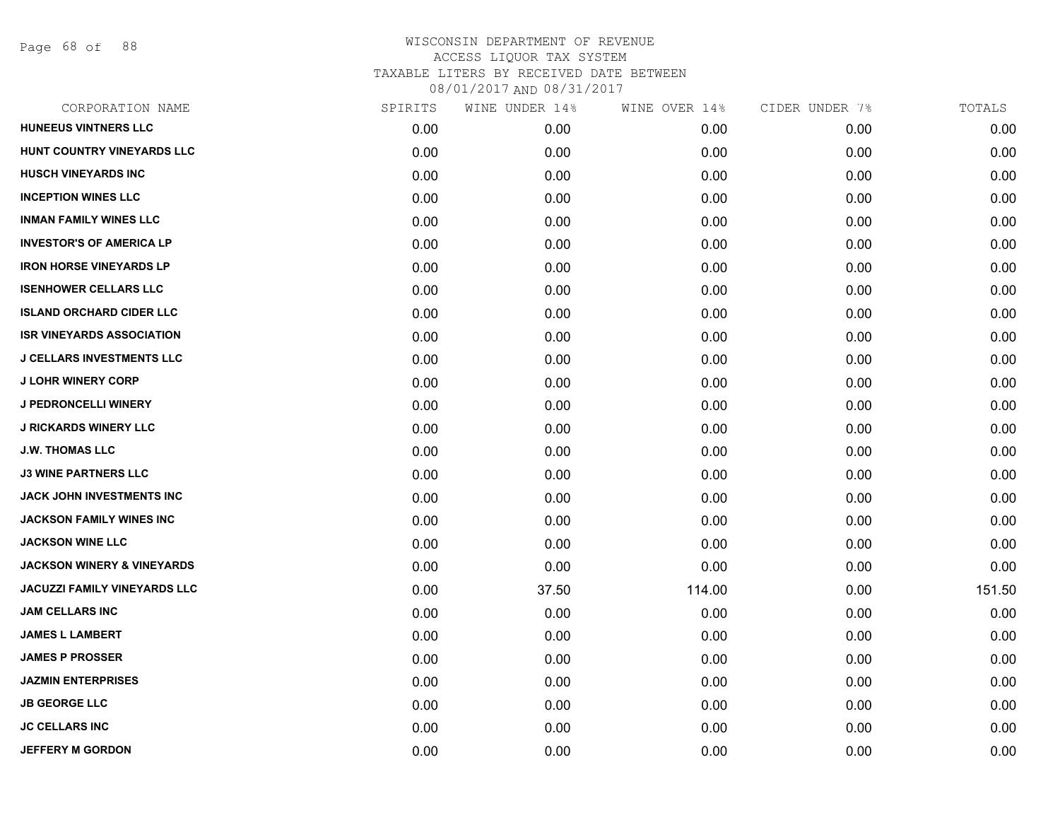WISCONSIN DEPARTMENT OF REVENUE
ACCESS LIQUOR TAX SYSTEM
TAXABLE LITERS BY RECEIVED DATE BETWEEN
08/01/2017 AND 08/31/2017

| CORPORATION NAME | SPIRITS | WINE UNDER 14% | WINE OVER 14% | CIDER UNDER 7% | TOTALS |
|---|---|---|---|---|---|
| HUNEEUS VINTNERS LLC | 0.00 | 0.00 | 0.00 | 0.00 | 0.00 |
| HUNT COUNTRY VINEYARDS LLC | 0.00 | 0.00 | 0.00 | 0.00 | 0.00 |
| HUSCH VINEYARDS INC | 0.00 | 0.00 | 0.00 | 0.00 | 0.00 |
| INCEPTION WINES LLC | 0.00 | 0.00 | 0.00 | 0.00 | 0.00 |
| INMAN FAMILY WINES LLC | 0.00 | 0.00 | 0.00 | 0.00 | 0.00 |
| INVESTOR'S OF AMERICA LP | 0.00 | 0.00 | 0.00 | 0.00 | 0.00 |
| IRON HORSE VINEYARDS LP | 0.00 | 0.00 | 0.00 | 0.00 | 0.00 |
| ISENHOWER CELLARS LLC | 0.00 | 0.00 | 0.00 | 0.00 | 0.00 |
| ISLAND ORCHARD CIDER LLC | 0.00 | 0.00 | 0.00 | 0.00 | 0.00 |
| ISR VINEYARDS ASSOCIATION | 0.00 | 0.00 | 0.00 | 0.00 | 0.00 |
| J CELLARS INVESTMENTS LLC | 0.00 | 0.00 | 0.00 | 0.00 | 0.00 |
| J LOHR WINERY CORP | 0.00 | 0.00 | 0.00 | 0.00 | 0.00 |
| J PEDRONCELLI WINERY | 0.00 | 0.00 | 0.00 | 0.00 | 0.00 |
| J RICKARDS WINERY LLC | 0.00 | 0.00 | 0.00 | 0.00 | 0.00 |
| J.W. THOMAS LLC | 0.00 | 0.00 | 0.00 | 0.00 | 0.00 |
| J3 WINE PARTNERS LLC | 0.00 | 0.00 | 0.00 | 0.00 | 0.00 |
| JACK JOHN INVESTMENTS INC | 0.00 | 0.00 | 0.00 | 0.00 | 0.00 |
| JACKSON FAMILY WINES INC | 0.00 | 0.00 | 0.00 | 0.00 | 0.00 |
| JACKSON WINE LLC | 0.00 | 0.00 | 0.00 | 0.00 | 0.00 |
| JACKSON WINERY & VINEYARDS | 0.00 | 0.00 | 0.00 | 0.00 | 0.00 |
| JACUZZI FAMILY VINEYARDS LLC | 0.00 | 37.50 | 114.00 | 0.00 | 151.50 |
| JAM CELLARS INC | 0.00 | 0.00 | 0.00 | 0.00 | 0.00 |
| JAMES L LAMBERT | 0.00 | 0.00 | 0.00 | 0.00 | 0.00 |
| JAMES P PROSSER | 0.00 | 0.00 | 0.00 | 0.00 | 0.00 |
| JAZMIN ENTERPRISES | 0.00 | 0.00 | 0.00 | 0.00 | 0.00 |
| JB GEORGE LLC | 0.00 | 0.00 | 0.00 | 0.00 | 0.00 |
| JC CELLARS INC | 0.00 | 0.00 | 0.00 | 0.00 | 0.00 |
| JEFFERY M GORDON | 0.00 | 0.00 | 0.00 | 0.00 | 0.00 |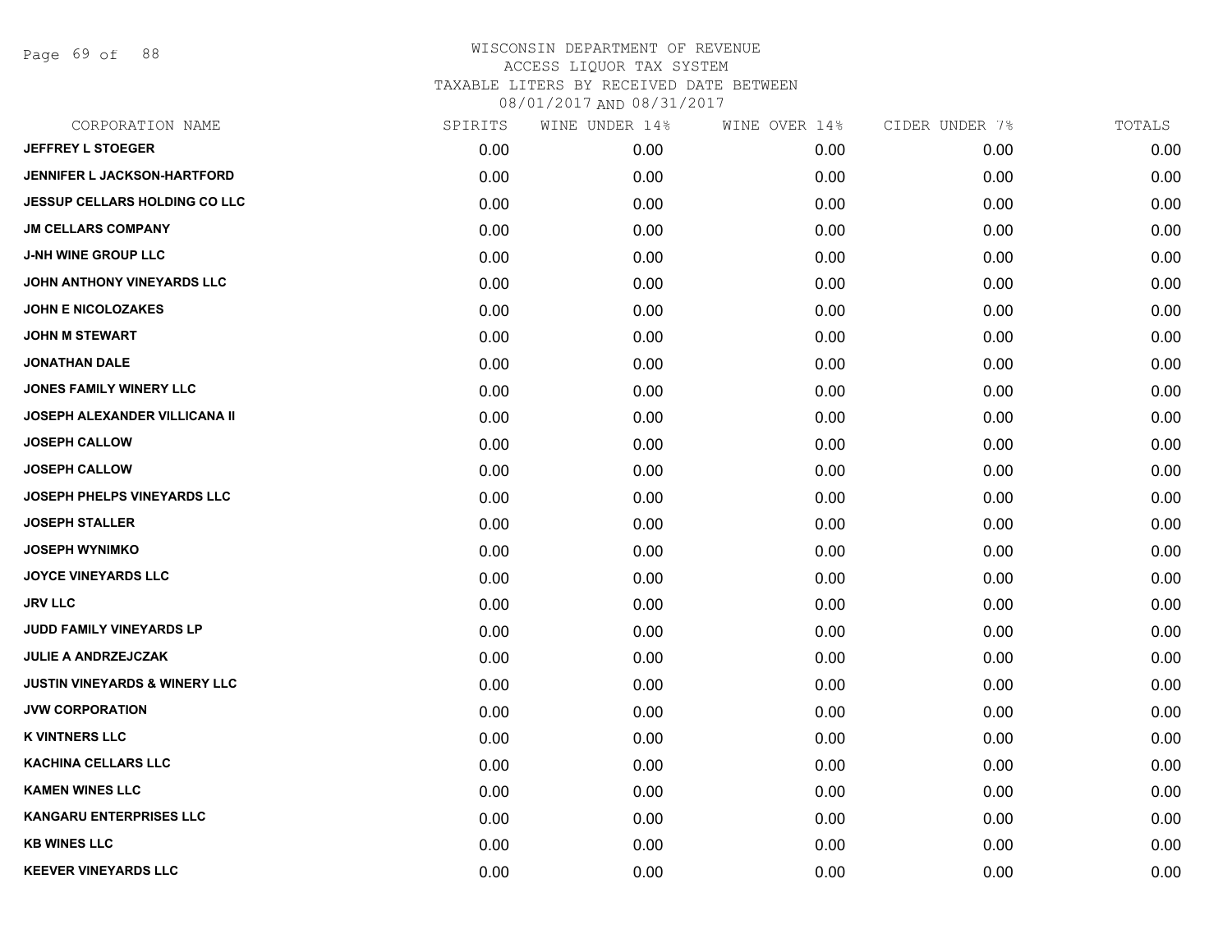# WISCONSIN DEPARTMENT OF REVENUE
## ACCESS LIQUOR TAX SYSTEM
### TAXABLE LITERS BY RECEIVED DATE BETWEEN 08/01/2017 AND 08/31/2017

| CORPORATION NAME | SPIRITS | WINE UNDER 14% | WINE OVER 14% | CIDER UNDER 7% | TOTALS |
|---|---|---|---|---|---|
| JEFFREY L STOEGER | 0.00 | 0.00 | 0.00 | 0.00 | 0.00 |
| JENNIFER L JACKSON-HARTFORD | 0.00 | 0.00 | 0.00 | 0.00 | 0.00 |
| JESSUP CELLARS HOLDING CO LLC | 0.00 | 0.00 | 0.00 | 0.00 | 0.00 |
| JM CELLARS COMPANY | 0.00 | 0.00 | 0.00 | 0.00 | 0.00 |
| J-NH WINE GROUP LLC | 0.00 | 0.00 | 0.00 | 0.00 | 0.00 |
| JOHN ANTHONY VINEYARDS LLC | 0.00 | 0.00 | 0.00 | 0.00 | 0.00 |
| JOHN E NICOLOZAKES | 0.00 | 0.00 | 0.00 | 0.00 | 0.00 |
| JOHN M STEWART | 0.00 | 0.00 | 0.00 | 0.00 | 0.00 |
| JONATHAN DALE | 0.00 | 0.00 | 0.00 | 0.00 | 0.00 |
| JONES FAMILY WINERY LLC | 0.00 | 0.00 | 0.00 | 0.00 | 0.00 |
| JOSEPH ALEXANDER VILLICANA II | 0.00 | 0.00 | 0.00 | 0.00 | 0.00 |
| JOSEPH CALLOW | 0.00 | 0.00 | 0.00 | 0.00 | 0.00 |
| JOSEPH CALLOW | 0.00 | 0.00 | 0.00 | 0.00 | 0.00 |
| JOSEPH PHELPS VINEYARDS LLC | 0.00 | 0.00 | 0.00 | 0.00 | 0.00 |
| JOSEPH STALLER | 0.00 | 0.00 | 0.00 | 0.00 | 0.00 |
| JOSEPH WYNIMKO | 0.00 | 0.00 | 0.00 | 0.00 | 0.00 |
| JOYCE VINEYARDS LLC | 0.00 | 0.00 | 0.00 | 0.00 | 0.00 |
| JRV LLC | 0.00 | 0.00 | 0.00 | 0.00 | 0.00 |
| JUDD FAMILY VINEYARDS LP | 0.00 | 0.00 | 0.00 | 0.00 | 0.00 |
| JULIE A ANDRZEJCZAK | 0.00 | 0.00 | 0.00 | 0.00 | 0.00 |
| JUSTIN VINEYARDS & WINERY LLC | 0.00 | 0.00 | 0.00 | 0.00 | 0.00 |
| JVW CORPORATION | 0.00 | 0.00 | 0.00 | 0.00 | 0.00 |
| K VINTNERS LLC | 0.00 | 0.00 | 0.00 | 0.00 | 0.00 |
| KACHINA CELLARS LLC | 0.00 | 0.00 | 0.00 | 0.00 | 0.00 |
| KAMEN WINES LLC | 0.00 | 0.00 | 0.00 | 0.00 | 0.00 |
| KANGARU ENTERPRISES LLC | 0.00 | 0.00 | 0.00 | 0.00 | 0.00 |
| KB WINES LLC | 0.00 | 0.00 | 0.00 | 0.00 | 0.00 |
| KEEVER VINEYARDS LLC | 0.00 | 0.00 | 0.00 | 0.00 | 0.00 |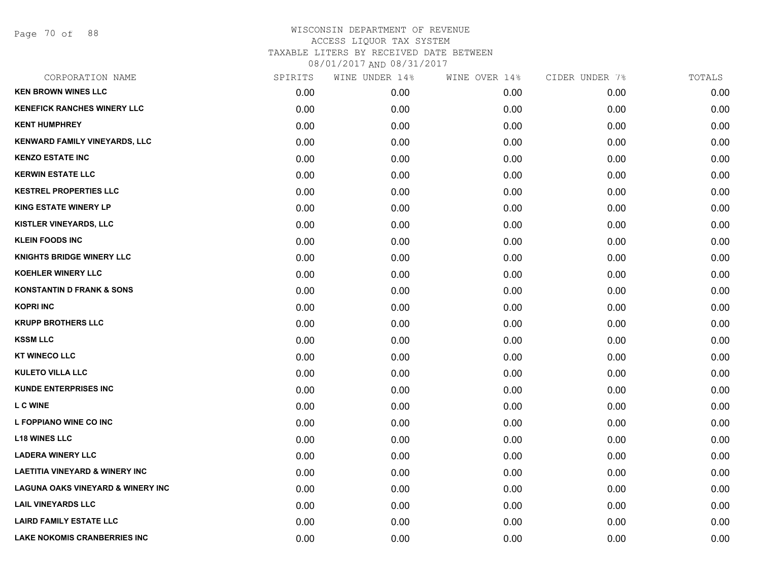# WISCONSIN DEPARTMENT OF REVENUE
## ACCESS LIQUOR TAX SYSTEM
### TAXABLE LITERS BY RECEIVED DATE BETWEEN 08/01/2017 AND 08/31/2017

| CORPORATION NAME | SPIRITS | WINE UNDER 14% | WINE OVER 14% | CIDER UNDER 7% | TOTALS |
|---|---|---|---|---|---|
| KEN BROWN WINES LLC | 0.00 | 0.00 | 0.00 | 0.00 | 0.00 |
| KENEFICK RANCHES WINERY LLC | 0.00 | 0.00 | 0.00 | 0.00 | 0.00 |
| KENT HUMPHREY | 0.00 | 0.00 | 0.00 | 0.00 | 0.00 |
| KENWARD FAMILY VINEYARDS, LLC | 0.00 | 0.00 | 0.00 | 0.00 | 0.00 |
| KENZO ESTATE INC | 0.00 | 0.00 | 0.00 | 0.00 | 0.00 |
| KERWIN ESTATE LLC | 0.00 | 0.00 | 0.00 | 0.00 | 0.00 |
| KESTREL PROPERTIES LLC | 0.00 | 0.00 | 0.00 | 0.00 | 0.00 |
| KING ESTATE WINERY LP | 0.00 | 0.00 | 0.00 | 0.00 | 0.00 |
| KISTLER VINEYARDS, LLC | 0.00 | 0.00 | 0.00 | 0.00 | 0.00 |
| KLEIN FOODS INC | 0.00 | 0.00 | 0.00 | 0.00 | 0.00 |
| KNIGHTS BRIDGE WINERY LLC | 0.00 | 0.00 | 0.00 | 0.00 | 0.00 |
| KOEHLER WINERY LLC | 0.00 | 0.00 | 0.00 | 0.00 | 0.00 |
| KONSTANTIN D FRANK & SONS | 0.00 | 0.00 | 0.00 | 0.00 | 0.00 |
| KOPRI INC | 0.00 | 0.00 | 0.00 | 0.00 | 0.00 |
| KRUPP BROTHERS LLC | 0.00 | 0.00 | 0.00 | 0.00 | 0.00 |
| KSSM LLC | 0.00 | 0.00 | 0.00 | 0.00 | 0.00 |
| KT WINECO LLC | 0.00 | 0.00 | 0.00 | 0.00 | 0.00 |
| KULETO VILLA LLC | 0.00 | 0.00 | 0.00 | 0.00 | 0.00 |
| KUNDE ENTERPRISES INC | 0.00 | 0.00 | 0.00 | 0.00 | 0.00 |
| L C WINE | 0.00 | 0.00 | 0.00 | 0.00 | 0.00 |
| L FOPPIANO WINE CO INC | 0.00 | 0.00 | 0.00 | 0.00 | 0.00 |
| L18 WINES LLC | 0.00 | 0.00 | 0.00 | 0.00 | 0.00 |
| LADERA WINERY LLC | 0.00 | 0.00 | 0.00 | 0.00 | 0.00 |
| LAETITIA VINEYARD & WINERY INC | 0.00 | 0.00 | 0.00 | 0.00 | 0.00 |
| LAGUNA OAKS VINEYARD & WINERY INC | 0.00 | 0.00 | 0.00 | 0.00 | 0.00 |
| LAIL VINEYARDS LLC | 0.00 | 0.00 | 0.00 | 0.00 | 0.00 |
| LAIRD FAMILY ESTATE LLC | 0.00 | 0.00 | 0.00 | 0.00 | 0.00 |
| LAKE NOKOMIS CRANBERRIES INC | 0.00 | 0.00 | 0.00 | 0.00 | 0.00 |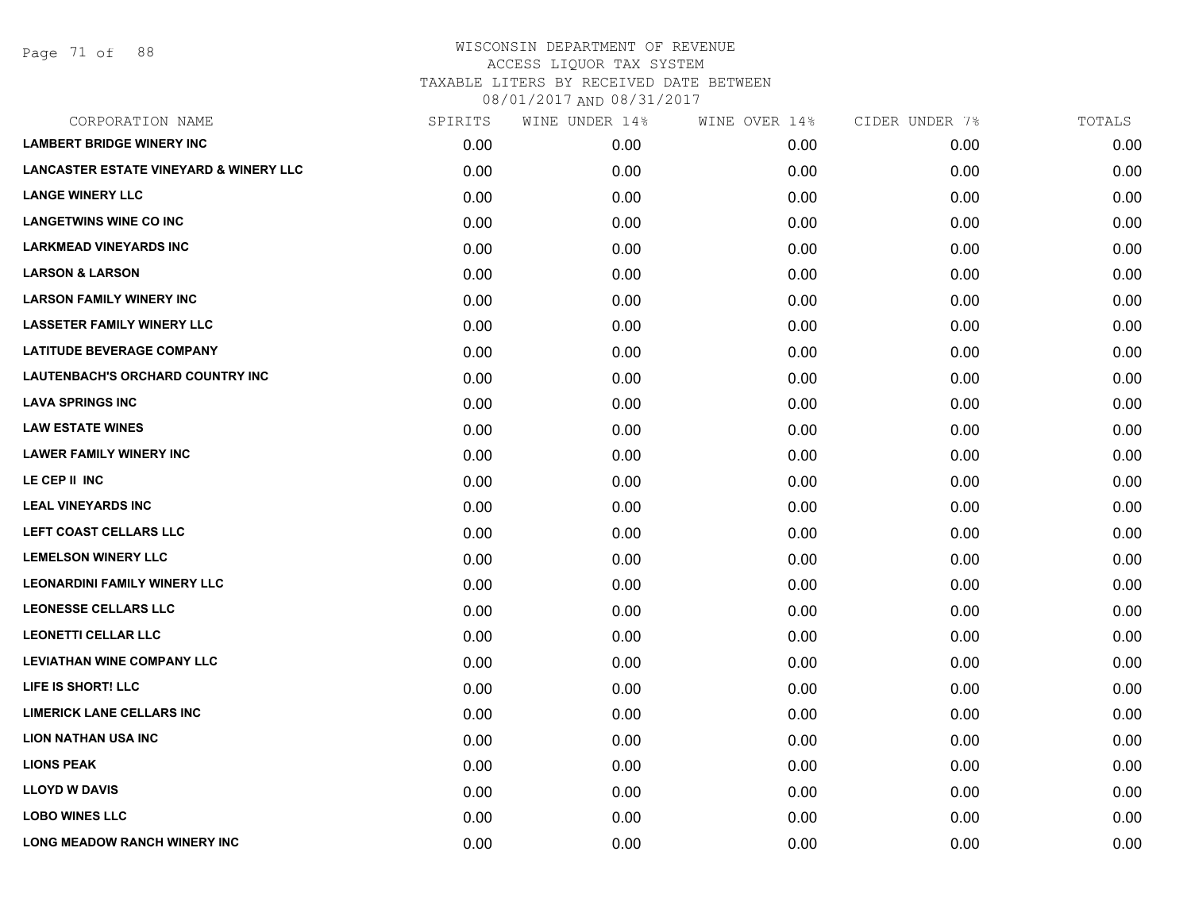WISCONSIN DEPARTMENT OF REVENUE
ACCESS LIQUOR TAX SYSTEM
TAXABLE LITERS BY RECEIVED DATE BETWEEN
08/01/2017 AND 08/31/2017

| CORPORATION NAME | SPIRITS | WINE UNDER 14% | WINE OVER 14% | CIDER UNDER 7% | TOTALS |
|---|---|---|---|---|---|
| LAMBERT BRIDGE WINERY INC | 0.00 | 0.00 | 0.00 | 0.00 | 0.00 |
| LANCASTER ESTATE VINEYARD & WINERY LLC | 0.00 | 0.00 | 0.00 | 0.00 | 0.00 |
| LANGE WINERY LLC | 0.00 | 0.00 | 0.00 | 0.00 | 0.00 |
| LANGETWINS WINE CO INC | 0.00 | 0.00 | 0.00 | 0.00 | 0.00 |
| LARKMEAD VINEYARDS INC | 0.00 | 0.00 | 0.00 | 0.00 | 0.00 |
| LARSON & LARSON | 0.00 | 0.00 | 0.00 | 0.00 | 0.00 |
| LARSON FAMILY WINERY INC | 0.00 | 0.00 | 0.00 | 0.00 | 0.00 |
| LASSETER FAMILY WINERY LLC | 0.00 | 0.00 | 0.00 | 0.00 | 0.00 |
| LATITUDE BEVERAGE COMPANY | 0.00 | 0.00 | 0.00 | 0.00 | 0.00 |
| LAUTENBACH'S ORCHARD COUNTRY INC | 0.00 | 0.00 | 0.00 | 0.00 | 0.00 |
| LAVA SPRINGS INC | 0.00 | 0.00 | 0.00 | 0.00 | 0.00 |
| LAW ESTATE WINES | 0.00 | 0.00 | 0.00 | 0.00 | 0.00 |
| LAWER FAMILY WINERY INC | 0.00 | 0.00 | 0.00 | 0.00 | 0.00 |
| LE CEP II INC | 0.00 | 0.00 | 0.00 | 0.00 | 0.00 |
| LEAL VINEYARDS INC | 0.00 | 0.00 | 0.00 | 0.00 | 0.00 |
| LEFT COAST CELLARS LLC | 0.00 | 0.00 | 0.00 | 0.00 | 0.00 |
| LEMELSON WINERY LLC | 0.00 | 0.00 | 0.00 | 0.00 | 0.00 |
| LEONARDINI FAMILY WINERY LLC | 0.00 | 0.00 | 0.00 | 0.00 | 0.00 |
| LEONESSE CELLARS LLC | 0.00 | 0.00 | 0.00 | 0.00 | 0.00 |
| LEONETTI CELLAR LLC | 0.00 | 0.00 | 0.00 | 0.00 | 0.00 |
| LEVIATHAN WINE COMPANY LLC | 0.00 | 0.00 | 0.00 | 0.00 | 0.00 |
| LIFE IS SHORT! LLC | 0.00 | 0.00 | 0.00 | 0.00 | 0.00 |
| LIMERICK LANE CELLARS INC | 0.00 | 0.00 | 0.00 | 0.00 | 0.00 |
| LION NATHAN USA INC | 0.00 | 0.00 | 0.00 | 0.00 | 0.00 |
| LIONS PEAK | 0.00 | 0.00 | 0.00 | 0.00 | 0.00 |
| LLOYD W DAVIS | 0.00 | 0.00 | 0.00 | 0.00 | 0.00 |
| LOBO WINES LLC | 0.00 | 0.00 | 0.00 | 0.00 | 0.00 |
| LONG MEADOW RANCH WINERY INC | 0.00 | 0.00 | 0.00 | 0.00 | 0.00 |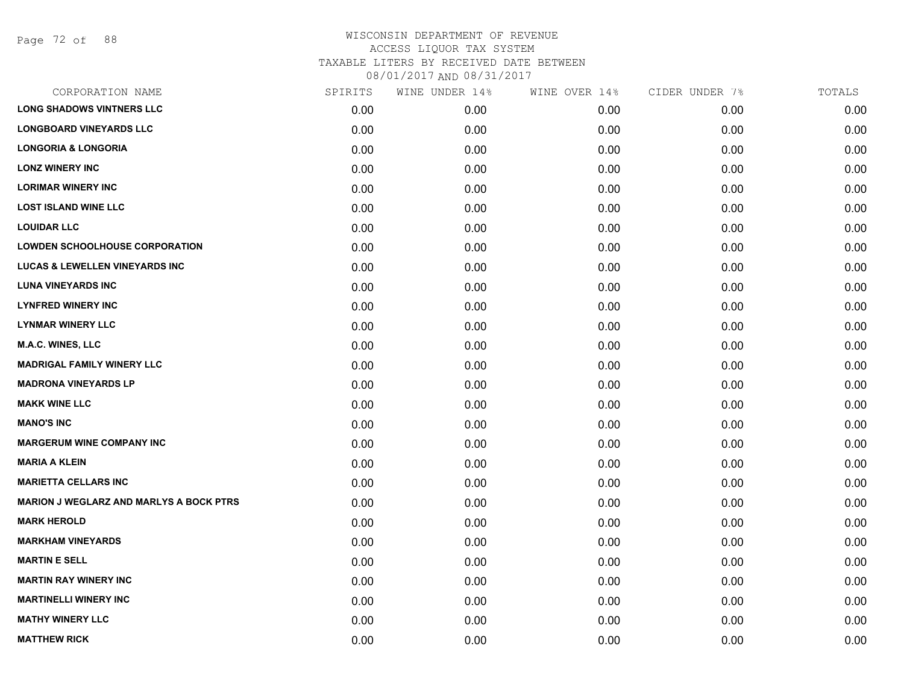# WISCONSIN DEPARTMENT OF REVENUE
ACCESS LIQUOR TAX SYSTEM
TAXABLE LITERS BY RECEIVED DATE BETWEEN
08/01/2017 AND 08/31/2017

| CORPORATION NAME | SPIRITS | WINE UNDER 14% | WINE OVER 14% | CIDER UNDER 7% | TOTALS |
|---|---|---|---|---|---|
| **LONG SHADOWS VINTNERS LLC** | 0.00 | 0.00 | 0.00 | 0.00 | 0.00 |
| **LONGBOARD VINEYARDS LLC** | 0.00 | 0.00 | 0.00 | 0.00 | 0.00 |
| **LONGORIA & LONGORIA** | 0.00 | 0.00 | 0.00 | 0.00 | 0.00 |
| **LONZ WINERY INC** | 0.00 | 0.00 | 0.00 | 0.00 | 0.00 |
| **LORIMAR WINERY INC** | 0.00 | 0.00 | 0.00 | 0.00 | 0.00 |
| **LOST ISLAND WINE LLC** | 0.00 | 0.00 | 0.00 | 0.00 | 0.00 |
| **LOUIDAR LLC** | 0.00 | 0.00 | 0.00 | 0.00 | 0.00 |
| **LOWDEN SCHOOLHOUSE CORPORATION** | 0.00 | 0.00 | 0.00 | 0.00 | 0.00 |
| **LUCAS & LEWELLEN VINEYARDS INC** | 0.00 | 0.00 | 0.00 | 0.00 | 0.00 |
| **LUNA VINEYARDS INC** | 0.00 | 0.00 | 0.00 | 0.00 | 0.00 |
| **LYNFRED WINERY INC** | 0.00 | 0.00 | 0.00 | 0.00 | 0.00 |
| **LYNMAR WINERY LLC** | 0.00 | 0.00 | 0.00 | 0.00 | 0.00 |
| **M.A.C. WINES, LLC** | 0.00 | 0.00 | 0.00 | 0.00 | 0.00 |
| **MADRIGAL FAMILY WINERY LLC** | 0.00 | 0.00 | 0.00 | 0.00 | 0.00 |
| **MADRONA VINEYARDS LP** | 0.00 | 0.00 | 0.00 | 0.00 | 0.00 |
| **MAKK WINE LLC** | 0.00 | 0.00 | 0.00 | 0.00 | 0.00 |
| **MANO'S INC** | 0.00 | 0.00 | 0.00 | 0.00 | 0.00 |
| **MARGERUM WINE COMPANY INC** | 0.00 | 0.00 | 0.00 | 0.00 | 0.00 |
| **MARIA A KLEIN** | 0.00 | 0.00 | 0.00 | 0.00 | 0.00 |
| **MARIETTA CELLARS INC** | 0.00 | 0.00 | 0.00 | 0.00 | 0.00 |
| **MARION J WEGLARZ AND MARLYS A BOCK PTRS** | 0.00 | 0.00 | 0.00 | 0.00 | 0.00 |
| **MARK HEROLD** | 0.00 | 0.00 | 0.00 | 0.00 | 0.00 |
| **MARKHAM VINEYARDS** | 0.00 | 0.00 | 0.00 | 0.00 | 0.00 |
| **MARTIN E SELL** | 0.00 | 0.00 | 0.00 | 0.00 | 0.00 |
| **MARTIN RAY WINERY INC** | 0.00 | 0.00 | 0.00 | 0.00 | 0.00 |
| **MARTINELLI WINERY INC** | 0.00 | 0.00 | 0.00 | 0.00 | 0.00 |
| **MATHY WINERY LLC** | 0.00 | 0.00 | 0.00 | 0.00 | 0.00 |
| **MATTHEW RICK** | 0.00 | 0.00 | 0.00 | 0.00 | 0.00 |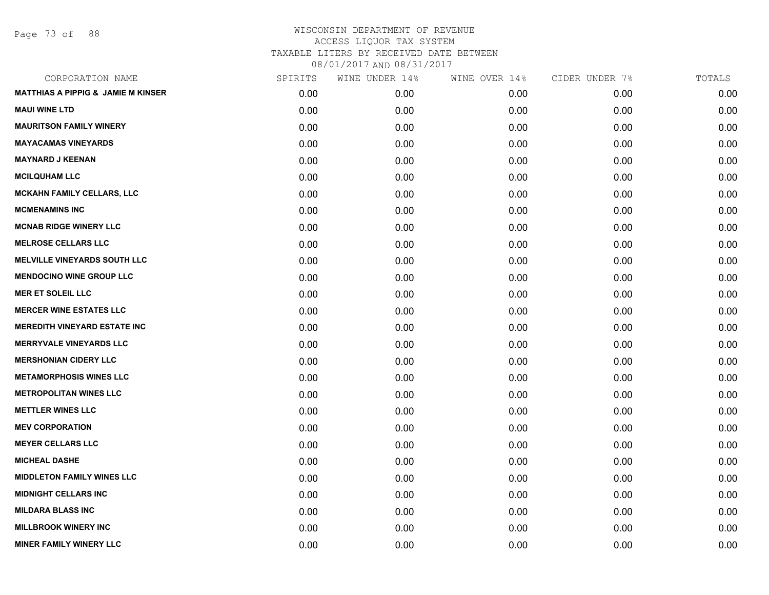# WISCONSIN DEPARTMENT OF REVENUE
ACCESS LIQUOR TAX SYSTEM
TAXABLE LITERS BY RECEIVED DATE BETWEEN
08/01/2017 AND 08/31/2017

| CORPORATION NAME | SPIRITS | WINE UNDER 14% | WINE OVER 14% | CIDER UNDER 7% | TOTALS |
|---|---|---|---|---|---|
| **MATTHIAS A PIPPIG & JAMIE M KINSER** | 0.00 | 0.00 | 0.00 | 0.00 | 0.00 |
| **MAUI WINE LTD** | 0.00 | 0.00 | 0.00 | 0.00 | 0.00 |
| **MAURITSON FAMILY WINERY** | 0.00 | 0.00 | 0.00 | 0.00 | 0.00 |
| **MAYACAMAS VINEYARDS** | 0.00 | 0.00 | 0.00 | 0.00 | 0.00 |
| **MAYNARD J KEENAN** | 0.00 | 0.00 | 0.00 | 0.00 | 0.00 |
| **MCILQUHAM LLC** | 0.00 | 0.00 | 0.00 | 0.00 | 0.00 |
| **MCKAHN FAMILY CELLARS, LLC** | 0.00 | 0.00 | 0.00 | 0.00 | 0.00 |
| **MCMENAMINS INC** | 0.00 | 0.00 | 0.00 | 0.00 | 0.00 |
| **MCNAB RIDGE WINERY LLC** | 0.00 | 0.00 | 0.00 | 0.00 | 0.00 |
| **MELROSE CELLARS LLC** | 0.00 | 0.00 | 0.00 | 0.00 | 0.00 |
| **MELVILLE VINEYARDS SOUTH LLC** | 0.00 | 0.00 | 0.00 | 0.00 | 0.00 |
| **MENDOCINO WINE GROUP LLC** | 0.00 | 0.00 | 0.00 | 0.00 | 0.00 |
| **MER ET SOLEIL LLC** | 0.00 | 0.00 | 0.00 | 0.00 | 0.00 |
| **MERCER WINE ESTATES LLC** | 0.00 | 0.00 | 0.00 | 0.00 | 0.00 |
| **MEREDITH VINEYARD ESTATE INC** | 0.00 | 0.00 | 0.00 | 0.00 | 0.00 |
| **MERRYVALE VINEYARDS LLC** | 0.00 | 0.00 | 0.00 | 0.00 | 0.00 |
| **MERSHONIAN CIDERY LLC** | 0.00 | 0.00 | 0.00 | 0.00 | 0.00 |
| **METAMORPHOSIS WINES LLC** | 0.00 | 0.00 | 0.00 | 0.00 | 0.00 |
| **METROPOLITAN WINES LLC** | 0.00 | 0.00 | 0.00 | 0.00 | 0.00 |
| **METTLER WINES LLC** | 0.00 | 0.00 | 0.00 | 0.00 | 0.00 |
| **MEV CORPORATION** | 0.00 | 0.00 | 0.00 | 0.00 | 0.00 |
| **MEYER CELLARS LLC** | 0.00 | 0.00 | 0.00 | 0.00 | 0.00 |
| **MICHEAL DASHE** | 0.00 | 0.00 | 0.00 | 0.00 | 0.00 |
| **MIDDLETON FAMILY WINES LLC** | 0.00 | 0.00 | 0.00 | 0.00 | 0.00 |
| **MIDNIGHT CELLARS INC** | 0.00 | 0.00 | 0.00 | 0.00 | 0.00 |
| **MILDARA BLASS INC** | 0.00 | 0.00 | 0.00 | 0.00 | 0.00 |
| **MILLBROOK WINERY INC** | 0.00 | 0.00 | 0.00 | 0.00 | 0.00 |
| **MINER FAMILY WINERY LLC** | 0.00 | 0.00 | 0.00 | 0.00 | 0.00 |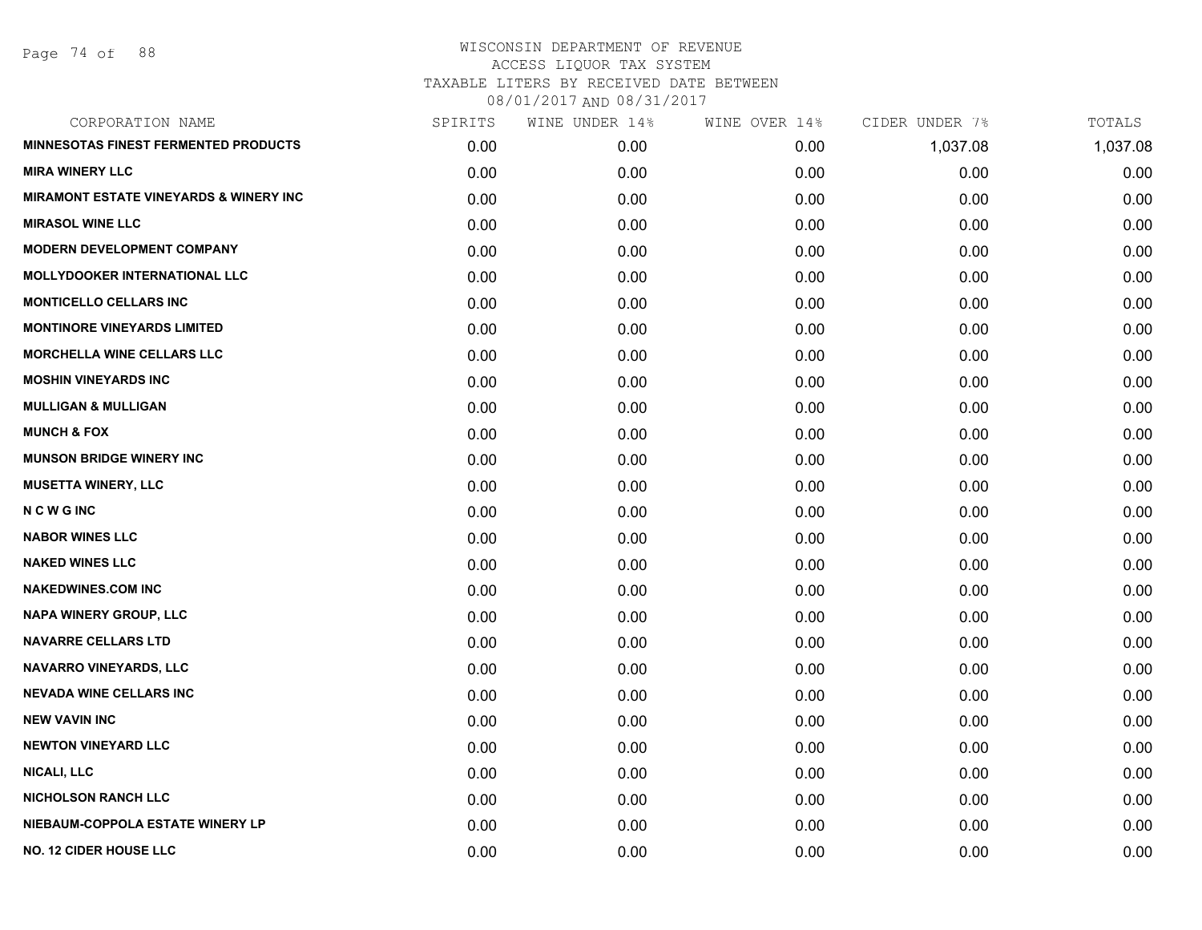# WISCONSIN DEPARTMENT OF REVENUE
ACCESS LIQUOR TAX SYSTEM
TAXABLE LITERS BY RECEIVED DATE BETWEEN
08/01/2017 AND 08/31/2017

| CORPORATION NAME | SPIRITS | WINE UNDER 14% | WINE OVER 14% | CIDER UNDER 7% | TOTALS |
|---|---|---|---|---|---|
| MINNESOTAS FINEST FERMENTED PRODUCTS | 0.00 | 0.00 | 0.00 | 1,037.08 | 1,037.08 |
| MIRA WINERY LLC | 0.00 | 0.00 | 0.00 | 0.00 | 0.00 |
| MIRAMONT ESTATE VINEYARDS & WINERY INC | 0.00 | 0.00 | 0.00 | 0.00 | 0.00 |
| MIRASOL WINE LLC | 0.00 | 0.00 | 0.00 | 0.00 | 0.00 |
| MODERN DEVELOPMENT COMPANY | 0.00 | 0.00 | 0.00 | 0.00 | 0.00 |
| MOLLYDOOKER INTERNATIONAL LLC | 0.00 | 0.00 | 0.00 | 0.00 | 0.00 |
| MONTICELLO CELLARS INC | 0.00 | 0.00 | 0.00 | 0.00 | 0.00 |
| MONTINORE VINEYARDS LIMITED | 0.00 | 0.00 | 0.00 | 0.00 | 0.00 |
| MORCHELLA WINE CELLARS LLC | 0.00 | 0.00 | 0.00 | 0.00 | 0.00 |
| MOSHIN VINEYARDS INC | 0.00 | 0.00 | 0.00 | 0.00 | 0.00 |
| MULLIGAN & MULLIGAN | 0.00 | 0.00 | 0.00 | 0.00 | 0.00 |
| MUNCH & FOX | 0.00 | 0.00 | 0.00 | 0.00 | 0.00 |
| MUNSON BRIDGE WINERY INC | 0.00 | 0.00 | 0.00 | 0.00 | 0.00 |
| MUSETTA WINERY, LLC | 0.00 | 0.00 | 0.00 | 0.00 | 0.00 |
| N C W G INC | 0.00 | 0.00 | 0.00 | 0.00 | 0.00 |
| NABOR WINES LLC | 0.00 | 0.00 | 0.00 | 0.00 | 0.00 |
| NAKED WINES LLC | 0.00 | 0.00 | 0.00 | 0.00 | 0.00 |
| NAKEDWINES.COM INC | 0.00 | 0.00 | 0.00 | 0.00 | 0.00 |
| NAPA WINERY GROUP, LLC | 0.00 | 0.00 | 0.00 | 0.00 | 0.00 |
| NAVARRE CELLARS LTD | 0.00 | 0.00 | 0.00 | 0.00 | 0.00 |
| NAVARRO VINEYARDS, LLC | 0.00 | 0.00 | 0.00 | 0.00 | 0.00 |
| NEVADA WINE CELLARS INC | 0.00 | 0.00 | 0.00 | 0.00 | 0.00 |
| NEW VAVIN INC | 0.00 | 0.00 | 0.00 | 0.00 | 0.00 |
| NEWTON VINEYARD LLC | 0.00 | 0.00 | 0.00 | 0.00 | 0.00 |
| NICALI, LLC | 0.00 | 0.00 | 0.00 | 0.00 | 0.00 |
| NICHOLSON RANCH LLC | 0.00 | 0.00 | 0.00 | 0.00 | 0.00 |
| NIEBAUM-COPPOLA ESTATE WINERY LP | 0.00 | 0.00 | 0.00 | 0.00 | 0.00 |
| NO. 12 CIDER HOUSE LLC | 0.00 | 0.00 | 0.00 | 0.00 | 0.00 |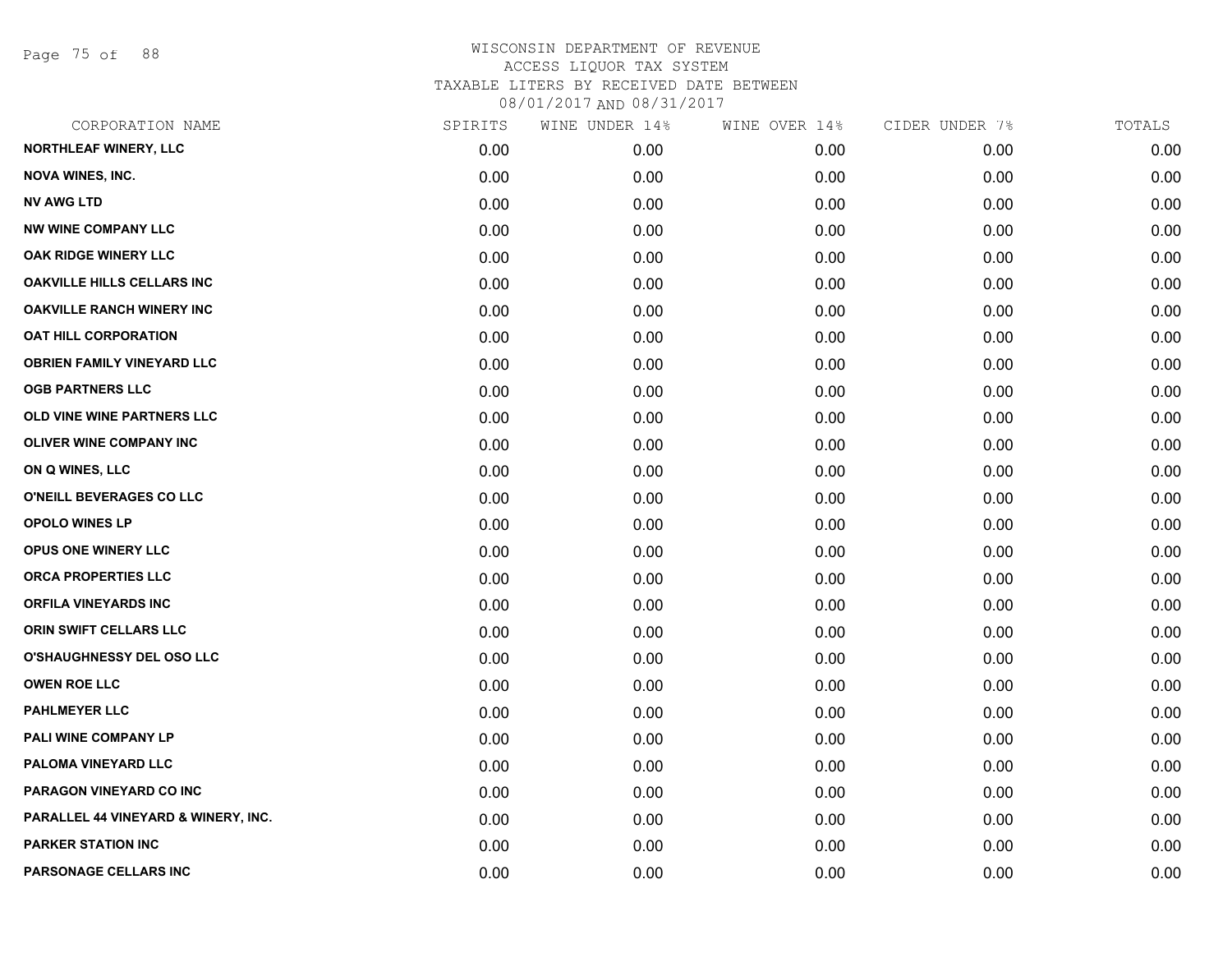# WISCONSIN DEPARTMENT OF REVENUE
## ACCESS LIQUOR TAX SYSTEM
### TAXABLE LITERS BY RECEIVED DATE BETWEEN 08/01/2017 AND 08/31/2017

| CORPORATION NAME | SPIRITS | WINE UNDER 14% | WINE OVER 14% | CIDER UNDER 7% | TOTALS |
|---|---|---|---|---|---|
| NORTHLEAF WINERY, LLC | 0.00 | 0.00 | 0.00 | 0.00 | 0.00 |
| NOVA WINES, INC. | 0.00 | 0.00 | 0.00 | 0.00 | 0.00 |
| NV AWG LTD | 0.00 | 0.00 | 0.00 | 0.00 | 0.00 |
| NW WINE COMPANY LLC | 0.00 | 0.00 | 0.00 | 0.00 | 0.00 |
| OAK RIDGE WINERY LLC | 0.00 | 0.00 | 0.00 | 0.00 | 0.00 |
| OAKVILLE HILLS CELLARS INC | 0.00 | 0.00 | 0.00 | 0.00 | 0.00 |
| OAKVILLE RANCH WINERY INC | 0.00 | 0.00 | 0.00 | 0.00 | 0.00 |
| OAT HILL CORPORATION | 0.00 | 0.00 | 0.00 | 0.00 | 0.00 |
| OBRIEN FAMILY VINEYARD LLC | 0.00 | 0.00 | 0.00 | 0.00 | 0.00 |
| OGB PARTNERS LLC | 0.00 | 0.00 | 0.00 | 0.00 | 0.00 |
| OLD VINE WINE PARTNERS LLC | 0.00 | 0.00 | 0.00 | 0.00 | 0.00 |
| OLIVER WINE COMPANY INC | 0.00 | 0.00 | 0.00 | 0.00 | 0.00 |
| ON Q WINES, LLC | 0.00 | 0.00 | 0.00 | 0.00 | 0.00 |
| O'NEILL BEVERAGES CO LLC | 0.00 | 0.00 | 0.00 | 0.00 | 0.00 |
| OPOLO WINES LP | 0.00 | 0.00 | 0.00 | 0.00 | 0.00 |
| OPUS ONE WINERY LLC | 0.00 | 0.00 | 0.00 | 0.00 | 0.00 |
| ORCA PROPERTIES LLC | 0.00 | 0.00 | 0.00 | 0.00 | 0.00 |
| ORFILA VINEYARDS INC | 0.00 | 0.00 | 0.00 | 0.00 | 0.00 |
| ORIN SWIFT CELLARS LLC | 0.00 | 0.00 | 0.00 | 0.00 | 0.00 |
| O'SHAUGHNESSY DEL OSO LLC | 0.00 | 0.00 | 0.00 | 0.00 | 0.00 |
| OWEN ROE LLC | 0.00 | 0.00 | 0.00 | 0.00 | 0.00 |
| PAHLMEYER LLC | 0.00 | 0.00 | 0.00 | 0.00 | 0.00 |
| PALI WINE COMPANY LP | 0.00 | 0.00 | 0.00 | 0.00 | 0.00 |
| PALOMA VINEYARD LLC | 0.00 | 0.00 | 0.00 | 0.00 | 0.00 |
| PARAGON VINEYARD CO INC | 0.00 | 0.00 | 0.00 | 0.00 | 0.00 |
| PARALLEL 44 VINEYARD & WINERY, INC. | 0.00 | 0.00 | 0.00 | 0.00 | 0.00 |
| PARKER STATION INC | 0.00 | 0.00 | 0.00 | 0.00 | 0.00 |
| PARSONAGE CELLARS INC | 0.00 | 0.00 | 0.00 | 0.00 | 0.00 |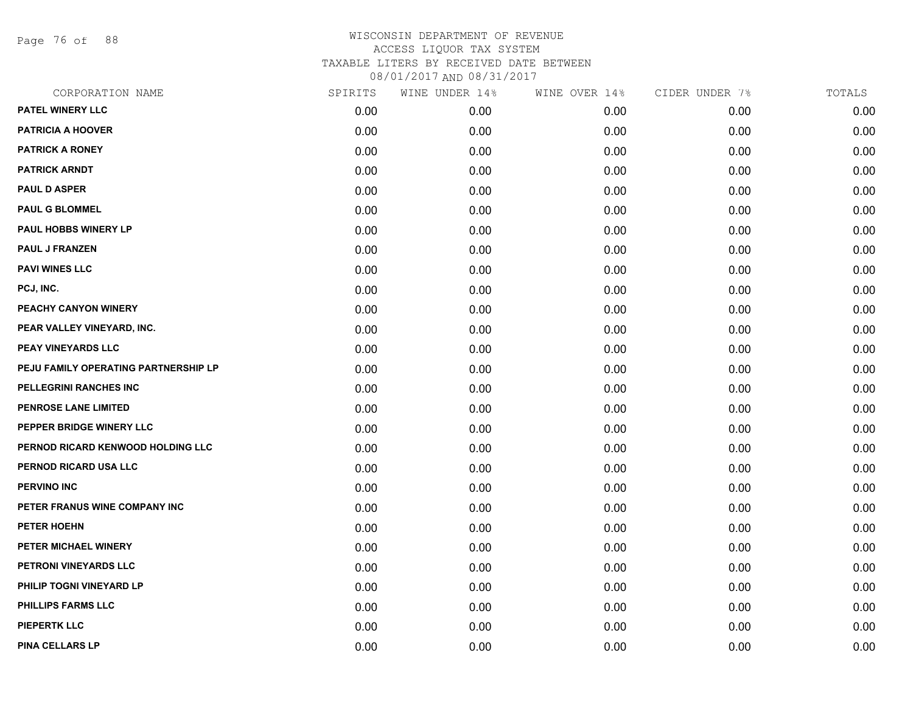# WISCONSIN DEPARTMENT OF REVENUE
## ACCESS LIQUOR TAX SYSTEM
### TAXABLE LITERS BY RECEIVED DATE BETWEEN 08/01/2017 AND 08/31/2017

| CORPORATION NAME | SPIRITS | WINE UNDER 14% | WINE OVER 14% | CIDER UNDER 7% | TOTALS |
|---|---|---|---|---|---|
| PATEL WINERY LLC | 0.00 | 0.00 | 0.00 | 0.00 | 0.00 |
| PATRICIA A HOOVER | 0.00 | 0.00 | 0.00 | 0.00 | 0.00 |
| PATRICK A RONEY | 0.00 | 0.00 | 0.00 | 0.00 | 0.00 |
| PATRICK ARNDT | 0.00 | 0.00 | 0.00 | 0.00 | 0.00 |
| PAUL D ASPER | 0.00 | 0.00 | 0.00 | 0.00 | 0.00 |
| PAUL G BLOMMEL | 0.00 | 0.00 | 0.00 | 0.00 | 0.00 |
| PAUL HOBBS WINERY LP | 0.00 | 0.00 | 0.00 | 0.00 | 0.00 |
| PAUL J FRANZEN | 0.00 | 0.00 | 0.00 | 0.00 | 0.00 |
| PAVI WINES LLC | 0.00 | 0.00 | 0.00 | 0.00 | 0.00 |
| PCJ, INC. | 0.00 | 0.00 | 0.00 | 0.00 | 0.00 |
| PEACHY CANYON WINERY | 0.00 | 0.00 | 0.00 | 0.00 | 0.00 |
| PEAR VALLEY VINEYARD, INC. | 0.00 | 0.00 | 0.00 | 0.00 | 0.00 |
| PEAY VINEYARDS LLC | 0.00 | 0.00 | 0.00 | 0.00 | 0.00 |
| PEJU FAMILY OPERATING PARTNERSHIP LP | 0.00 | 0.00 | 0.00 | 0.00 | 0.00 |
| PELLEGRINI RANCHES INC | 0.00 | 0.00 | 0.00 | 0.00 | 0.00 |
| PENROSE LANE LIMITED | 0.00 | 0.00 | 0.00 | 0.00 | 0.00 |
| PEPPER BRIDGE WINERY LLC | 0.00 | 0.00 | 0.00 | 0.00 | 0.00 |
| PERNOD RICARD KENWOOD HOLDING LLC | 0.00 | 0.00 | 0.00 | 0.00 | 0.00 |
| PERNOD RICARD USA LLC | 0.00 | 0.00 | 0.00 | 0.00 | 0.00 |
| PERVINO INC | 0.00 | 0.00 | 0.00 | 0.00 | 0.00 |
| PETER FRANUS WINE COMPANY INC | 0.00 | 0.00 | 0.00 | 0.00 | 0.00 |
| PETER HOEHN | 0.00 | 0.00 | 0.00 | 0.00 | 0.00 |
| PETER MICHAEL WINERY | 0.00 | 0.00 | 0.00 | 0.00 | 0.00 |
| PETRONI VINEYARDS LLC | 0.00 | 0.00 | 0.00 | 0.00 | 0.00 |
| PHILIP TOGNI VINEYARD LP | 0.00 | 0.00 | 0.00 | 0.00 | 0.00 |
| PHILLIPS FARMS LLC | 0.00 | 0.00 | 0.00 | 0.00 | 0.00 |
| PIEPERTK LLC | 0.00 | 0.00 | 0.00 | 0.00 | 0.00 |
| PINA CELLARS LP | 0.00 | 0.00 | 0.00 | 0.00 | 0.00 |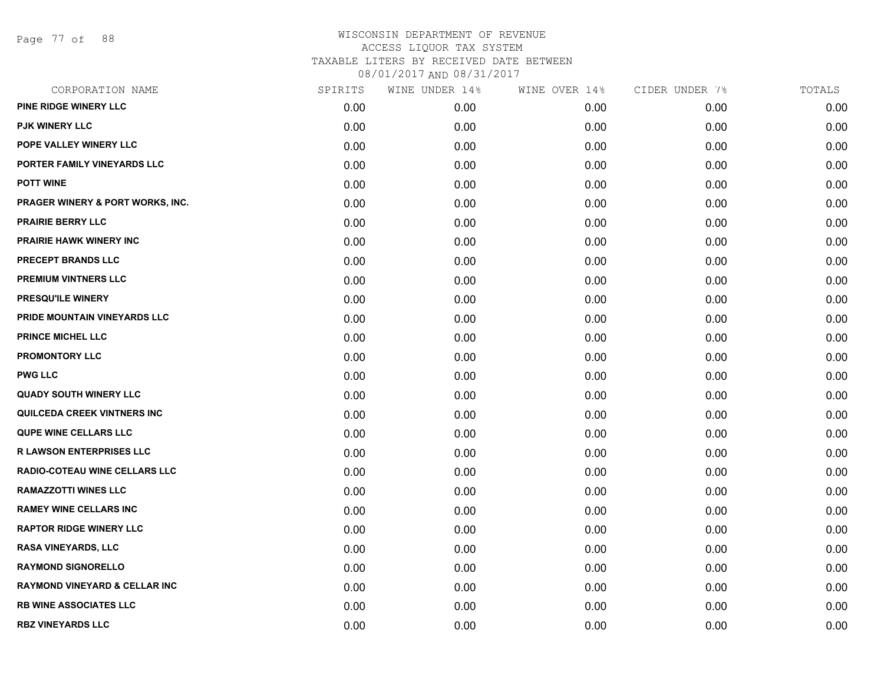# WISCONSIN DEPARTMENT OF REVENUE

ACCESS LIQUOR TAX SYSTEM

TAXABLE LITERS BY RECEIVED DATE BETWEEN

08/01/2017 AND 08/31/2017

| CORPORATION NAME | SPIRITS | WINE UNDER 14% | WINE OVER 14% | CIDER UNDER 7% | TOTALS |
|---|---|---|---|---|---|
| PINE RIDGE WINERY LLC | 0.00 | 0.00 | 0.00 | 0.00 | 0.00 |
| PJK WINERY LLC | 0.00 | 0.00 | 0.00 | 0.00 | 0.00 |
| POPE VALLEY WINERY LLC | 0.00 | 0.00 | 0.00 | 0.00 | 0.00 |
| PORTER FAMILY VINEYARDS LLC | 0.00 | 0.00 | 0.00 | 0.00 | 0.00 |
| POTT WINE | 0.00 | 0.00 | 0.00 | 0.00 | 0.00 |
| PRAGER WINERY & PORT WORKS, INC. | 0.00 | 0.00 | 0.00 | 0.00 | 0.00 |
| PRAIRIE BERRY LLC | 0.00 | 0.00 | 0.00 | 0.00 | 0.00 |
| PRAIRIE HAWK WINERY INC | 0.00 | 0.00 | 0.00 | 0.00 | 0.00 |
| PRECEPT BRANDS LLC | 0.00 | 0.00 | 0.00 | 0.00 | 0.00 |
| PREMIUM VINTNERS LLC | 0.00 | 0.00 | 0.00 | 0.00 | 0.00 |
| PRESQU'ILE WINERY | 0.00 | 0.00 | 0.00 | 0.00 | 0.00 |
| PRIDE MOUNTAIN VINEYARDS LLC | 0.00 | 0.00 | 0.00 | 0.00 | 0.00 |
| PRINCE MICHEL LLC | 0.00 | 0.00 | 0.00 | 0.00 | 0.00 |
| PROMONTORY LLC | 0.00 | 0.00 | 0.00 | 0.00 | 0.00 |
| PWG LLC | 0.00 | 0.00 | 0.00 | 0.00 | 0.00 |
| QUADY SOUTH WINERY LLC | 0.00 | 0.00 | 0.00 | 0.00 | 0.00 |
| QUILCEDA CREEK VINTNERS INC | 0.00 | 0.00 | 0.00 | 0.00 | 0.00 |
| QUPE WINE CELLARS LLC | 0.00 | 0.00 | 0.00 | 0.00 | 0.00 |
| R LAWSON ENTERPRISES LLC | 0.00 | 0.00 | 0.00 | 0.00 | 0.00 |
| RADIO-COTEAU WINE CELLARS LLC | 0.00 | 0.00 | 0.00 | 0.00 | 0.00 |
| RAMAZZOTTI WINES LLC | 0.00 | 0.00 | 0.00 | 0.00 | 0.00 |
| RAMEY WINE CELLARS INC | 0.00 | 0.00 | 0.00 | 0.00 | 0.00 |
| RAPTOR RIDGE WINERY LLC | 0.00 | 0.00 | 0.00 | 0.00 | 0.00 |
| RASA VINEYARDS, LLC | 0.00 | 0.00 | 0.00 | 0.00 | 0.00 |
| RAYMOND SIGNORELLO | 0.00 | 0.00 | 0.00 | 0.00 | 0.00 |
| RAYMOND VINEYARD & CELLAR INC | 0.00 | 0.00 | 0.00 | 0.00 | 0.00 |
| RB WINE ASSOCIATES LLC | 0.00 | 0.00 | 0.00 | 0.00 | 0.00 |
| RBZ VINEYARDS LLC | 0.00 | 0.00 | 0.00 | 0.00 | 0.00 |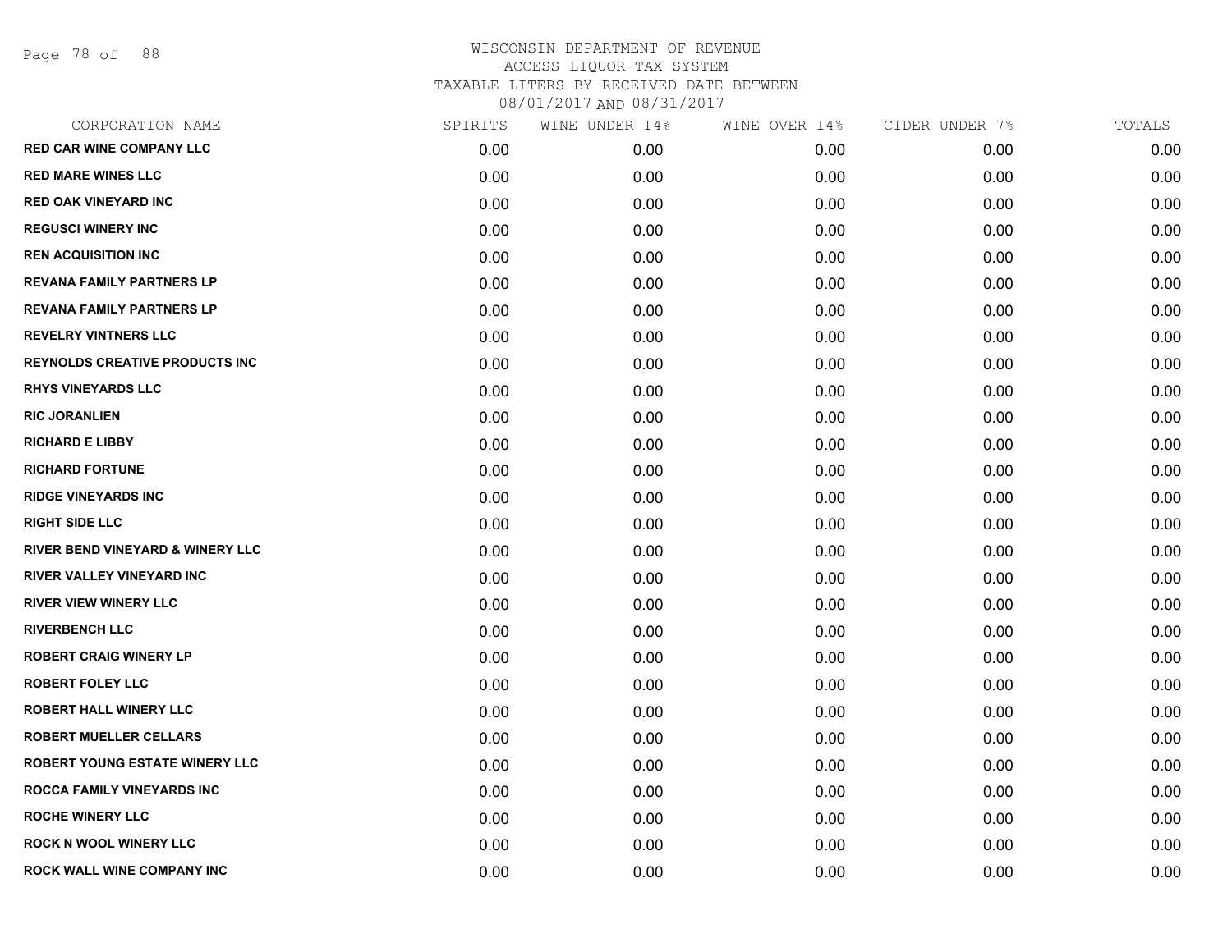WISCONSIN DEPARTMENT OF REVENUE
ACCESS LIQUOR TAX SYSTEM
TAXABLE LITERS BY RECEIVED DATE BETWEEN
08/01/2017 AND 08/31/2017

| CORPORATION NAME | SPIRITS | WINE UNDER 14% | WINE OVER 14% | CIDER UNDER 7% | TOTALS |
|---|---|---|---|---|---|
| RED CAR WINE COMPANY LLC | 0.00 | 0.00 | 0.00 | 0.00 | 0.00 |
| RED MARE WINES LLC | 0.00 | 0.00 | 0.00 | 0.00 | 0.00 |
| RED OAK VINEYARD INC | 0.00 | 0.00 | 0.00 | 0.00 | 0.00 |
| REGUSCI WINERY INC | 0.00 | 0.00 | 0.00 | 0.00 | 0.00 |
| REN ACQUISITION INC | 0.00 | 0.00 | 0.00 | 0.00 | 0.00 |
| REVANA FAMILY PARTNERS LP | 0.00 | 0.00 | 0.00 | 0.00 | 0.00 |
| REVANA FAMILY PARTNERS LP | 0.00 | 0.00 | 0.00 | 0.00 | 0.00 |
| REVELRY VINTNERS LLC | 0.00 | 0.00 | 0.00 | 0.00 | 0.00 |
| REYNOLDS CREATIVE PRODUCTS INC | 0.00 | 0.00 | 0.00 | 0.00 | 0.00 |
| RHYS VINEYARDS LLC | 0.00 | 0.00 | 0.00 | 0.00 | 0.00 |
| RIC JORANLIEN | 0.00 | 0.00 | 0.00 | 0.00 | 0.00 |
| RICHARD E LIBBY | 0.00 | 0.00 | 0.00 | 0.00 | 0.00 |
| RICHARD FORTUNE | 0.00 | 0.00 | 0.00 | 0.00 | 0.00 |
| RIDGE VINEYARDS INC | 0.00 | 0.00 | 0.00 | 0.00 | 0.00 |
| RIGHT SIDE LLC | 0.00 | 0.00 | 0.00 | 0.00 | 0.00 |
| RIVER BEND VINEYARD & WINERY LLC | 0.00 | 0.00 | 0.00 | 0.00 | 0.00 |
| RIVER VALLEY VINEYARD INC | 0.00 | 0.00 | 0.00 | 0.00 | 0.00 |
| RIVER VIEW WINERY LLC | 0.00 | 0.00 | 0.00 | 0.00 | 0.00 |
| RIVERBENCH LLC | 0.00 | 0.00 | 0.00 | 0.00 | 0.00 |
| ROBERT CRAIG WINERY LP | 0.00 | 0.00 | 0.00 | 0.00 | 0.00 |
| ROBERT FOLEY LLC | 0.00 | 0.00 | 0.00 | 0.00 | 0.00 |
| ROBERT HALL WINERY LLC | 0.00 | 0.00 | 0.00 | 0.00 | 0.00 |
| ROBERT MUELLER CELLARS | 0.00 | 0.00 | 0.00 | 0.00 | 0.00 |
| ROBERT YOUNG ESTATE WINERY LLC | 0.00 | 0.00 | 0.00 | 0.00 | 0.00 |
| ROCCA FAMILY VINEYARDS INC | 0.00 | 0.00 | 0.00 | 0.00 | 0.00 |
| ROCHE WINERY LLC | 0.00 | 0.00 | 0.00 | 0.00 | 0.00 |
| ROCK N WOOL WINERY LLC | 0.00 | 0.00 | 0.00 | 0.00 | 0.00 |
| ROCK WALL WINE COMPANY INC | 0.00 | 0.00 | 0.00 | 0.00 | 0.00 |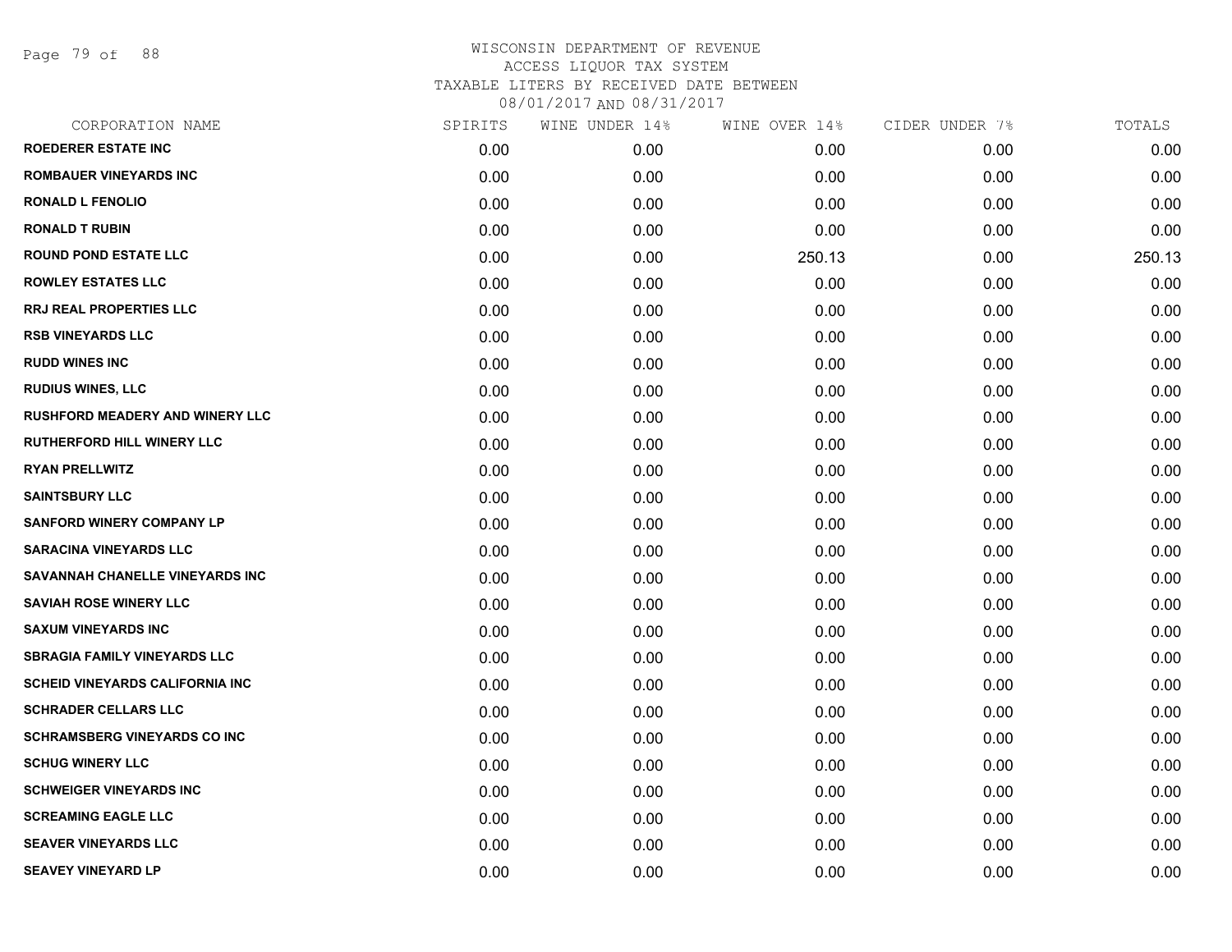# WISCONSIN DEPARTMENT OF REVENUE
ACCESS LIQUOR TAX SYSTEM
TAXABLE LITERS BY RECEIVED DATE BETWEEN
08/01/2017 AND 08/31/2017

| CORPORATION NAME | SPIRITS | WINE UNDER 14% | WINE OVER 14% | CIDER UNDER 7% | TOTALS |
|---|---|---|---|---|---|
| ROEDERER ESTATE INC | 0.00 | 0.00 | 0.00 | 0.00 | 0.00 |
| ROMBAUER VINEYARDS INC | 0.00 | 0.00 | 0.00 | 0.00 | 0.00 |
| RONALD L FENOLIO | 0.00 | 0.00 | 0.00 | 0.00 | 0.00 |
| RONALD T RUBIN | 0.00 | 0.00 | 0.00 | 0.00 | 0.00 |
| ROUND POND ESTATE LLC | 0.00 | 0.00 | 250.13 | 0.00 | 250.13 |
| ROWLEY ESTATES LLC | 0.00 | 0.00 | 0.00 | 0.00 | 0.00 |
| RRJ REAL PROPERTIES LLC | 0.00 | 0.00 | 0.00 | 0.00 | 0.00 |
| RSB VINEYARDS LLC | 0.00 | 0.00 | 0.00 | 0.00 | 0.00 |
| RUDD WINES INC | 0.00 | 0.00 | 0.00 | 0.00 | 0.00 |
| RUDIUS WINES, LLC | 0.00 | 0.00 | 0.00 | 0.00 | 0.00 |
| RUSHFORD MEADERY AND WINERY LLC | 0.00 | 0.00 | 0.00 | 0.00 | 0.00 |
| RUTHERFORD HILL WINERY LLC | 0.00 | 0.00 | 0.00 | 0.00 | 0.00 |
| RYAN PRELLWITZ | 0.00 | 0.00 | 0.00 | 0.00 | 0.00 |
| SAINTSBURY LLC | 0.00 | 0.00 | 0.00 | 0.00 | 0.00 |
| SANFORD WINERY COMPANY LP | 0.00 | 0.00 | 0.00 | 0.00 | 0.00 |
| SARACINA VINEYARDS LLC | 0.00 | 0.00 | 0.00 | 0.00 | 0.00 |
| SAVANNAH CHANELLE VINEYARDS INC | 0.00 | 0.00 | 0.00 | 0.00 | 0.00 |
| SAVIAH ROSE WINERY LLC | 0.00 | 0.00 | 0.00 | 0.00 | 0.00 |
| SAXUM VINEYARDS INC | 0.00 | 0.00 | 0.00 | 0.00 | 0.00 |
| SBRAGIA FAMILY VINEYARDS LLC | 0.00 | 0.00 | 0.00 | 0.00 | 0.00 |
| SCHEID VINEYARDS CALIFORNIA INC | 0.00 | 0.00 | 0.00 | 0.00 | 0.00 |
| SCHRADER CELLARS LLC | 0.00 | 0.00 | 0.00 | 0.00 | 0.00 |
| SCHRAMSBERG VINEYARDS CO INC | 0.00 | 0.00 | 0.00 | 0.00 | 0.00 |
| SCHUG WINERY LLC | 0.00 | 0.00 | 0.00 | 0.00 | 0.00 |
| SCHWEIGER VINEYARDS INC | 0.00 | 0.00 | 0.00 | 0.00 | 0.00 |
| SCREAMING EAGLE LLC | 0.00 | 0.00 | 0.00 | 0.00 | 0.00 |
| SEAVER VINEYARDS LLC | 0.00 | 0.00 | 0.00 | 0.00 | 0.00 |
| SEAVEY VINEYARD LP | 0.00 | 0.00 | 0.00 | 0.00 | 0.00 |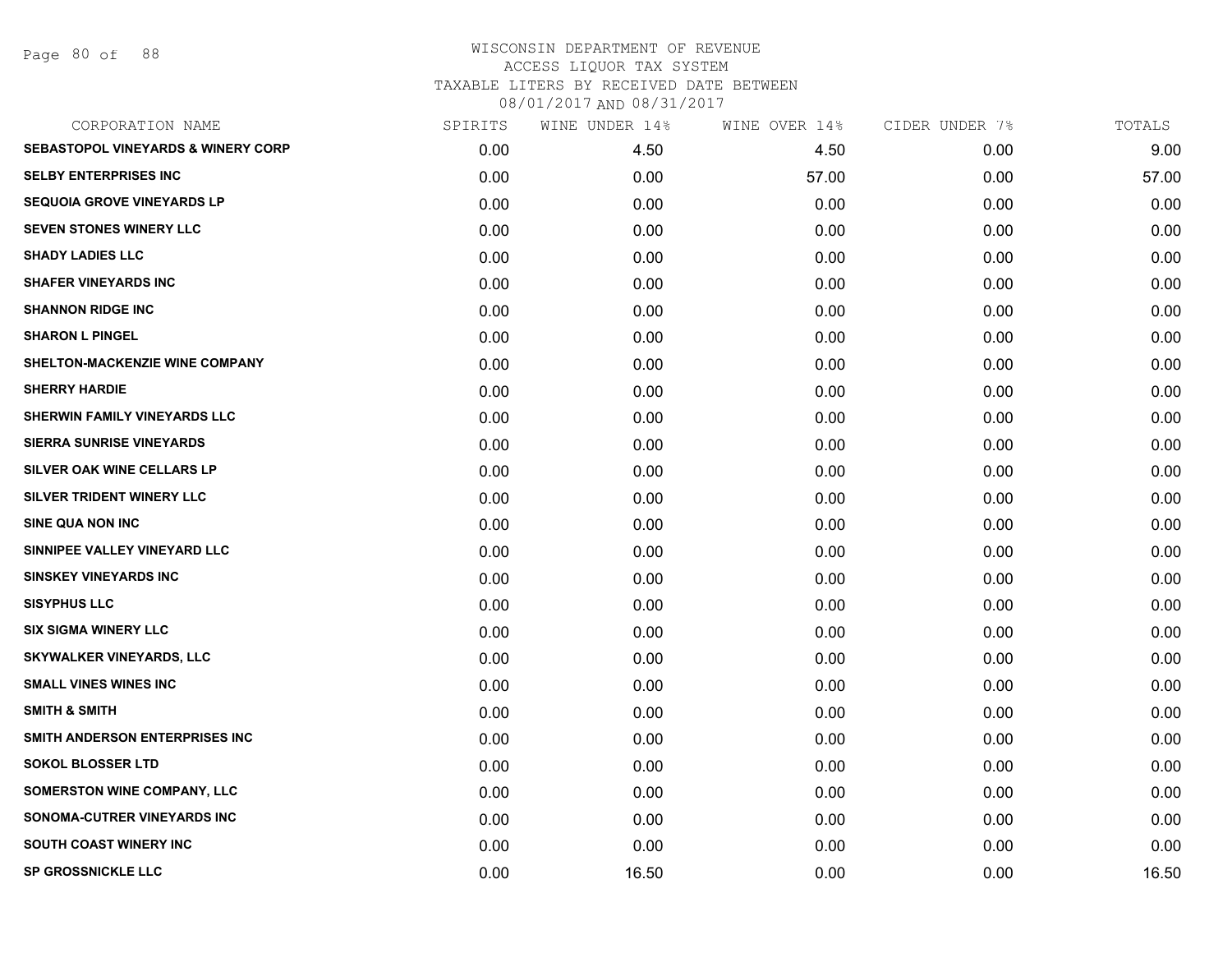WISCONSIN DEPARTMENT OF REVENUE
ACCESS LIQUOR TAX SYSTEM
TAXABLE LITERS BY RECEIVED DATE BETWEEN
08/01/2017 AND 08/31/2017

| CORPORATION NAME | SPIRITS | WINE UNDER 14% | WINE OVER 14% | CIDER UNDER 7% | TOTALS |
|---|---|---|---|---|---|
| SEBASTOPOL VINEYARDS & WINERY CORP | 0.00 | 4.50 | 4.50 | 0.00 | 9.00 |
| SELBY ENTERPRISES INC | 0.00 | 0.00 | 57.00 | 0.00 | 57.00 |
| SEQUOIA GROVE VINEYARDS LP | 0.00 | 0.00 | 0.00 | 0.00 | 0.00 |
| SEVEN STONES WINERY LLC | 0.00 | 0.00 | 0.00 | 0.00 | 0.00 |
| SHADY LADIES LLC | 0.00 | 0.00 | 0.00 | 0.00 | 0.00 |
| SHAFER VINEYARDS INC | 0.00 | 0.00 | 0.00 | 0.00 | 0.00 |
| SHANNON RIDGE INC | 0.00 | 0.00 | 0.00 | 0.00 | 0.00 |
| SHARON L PINGEL | 0.00 | 0.00 | 0.00 | 0.00 | 0.00 |
| SHELTON-MACKENZIE WINE COMPANY | 0.00 | 0.00 | 0.00 | 0.00 | 0.00 |
| SHERRY HARDIE | 0.00 | 0.00 | 0.00 | 0.00 | 0.00 |
| SHERWIN FAMILY VINEYARDS LLC | 0.00 | 0.00 | 0.00 | 0.00 | 0.00 |
| SIERRA SUNRISE VINEYARDS | 0.00 | 0.00 | 0.00 | 0.00 | 0.00 |
| SILVER OAK WINE CELLARS LP | 0.00 | 0.00 | 0.00 | 0.00 | 0.00 |
| SILVER TRIDENT WINERY LLC | 0.00 | 0.00 | 0.00 | 0.00 | 0.00 |
| SINE QUA NON INC | 0.00 | 0.00 | 0.00 | 0.00 | 0.00 |
| SINNIPEE VALLEY VINEYARD LLC | 0.00 | 0.00 | 0.00 | 0.00 | 0.00 |
| SINSKEY VINEYARDS INC | 0.00 | 0.00 | 0.00 | 0.00 | 0.00 |
| SISYPHUS LLC | 0.00 | 0.00 | 0.00 | 0.00 | 0.00 |
| SIX SIGMA WINERY LLC | 0.00 | 0.00 | 0.00 | 0.00 | 0.00 |
| SKYWALKER VINEYARDS, LLC | 0.00 | 0.00 | 0.00 | 0.00 | 0.00 |
| SMALL VINES WINES INC | 0.00 | 0.00 | 0.00 | 0.00 | 0.00 |
| SMITH & SMITH | 0.00 | 0.00 | 0.00 | 0.00 | 0.00 |
| SMITH ANDERSON ENTERPRISES INC | 0.00 | 0.00 | 0.00 | 0.00 | 0.00 |
| SOKOL BLOSSER LTD | 0.00 | 0.00 | 0.00 | 0.00 | 0.00 |
| SOMERSTON WINE COMPANY, LLC | 0.00 | 0.00 | 0.00 | 0.00 | 0.00 |
| SONOMA-CUTRER VINEYARDS INC | 0.00 | 0.00 | 0.00 | 0.00 | 0.00 |
| SOUTH COAST WINERY INC | 0.00 | 0.00 | 0.00 | 0.00 | 0.00 |
| SP GROSSNICKLE LLC | 0.00 | 16.50 | 0.00 | 0.00 | 16.50 |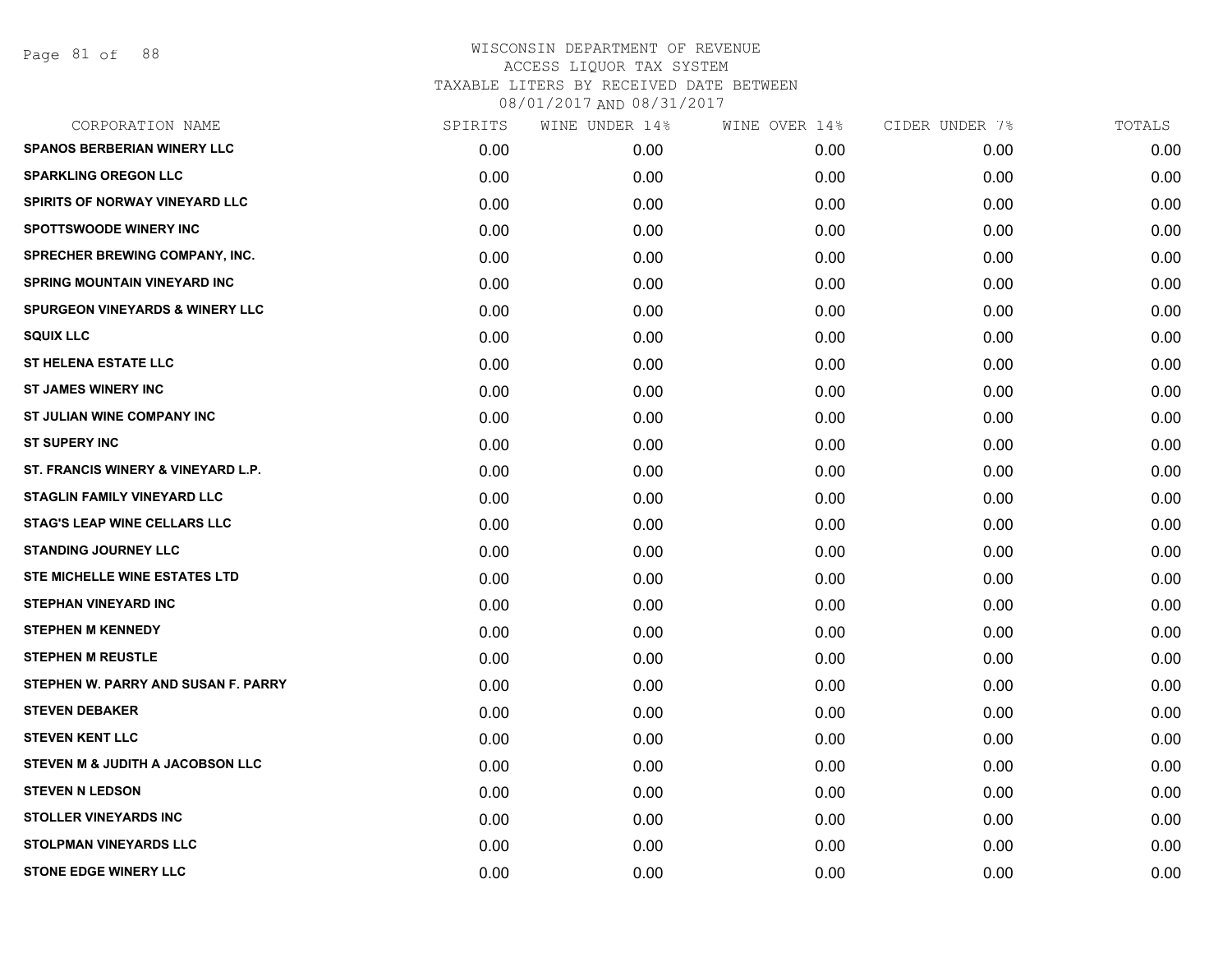# WISCONSIN DEPARTMENT OF REVENUE
## ACCESS LIQUOR TAX SYSTEM
### TAXABLE LITERS BY RECEIVED DATE BETWEEN 08/01/2017 AND 08/31/2017

| CORPORATION NAME | SPIRITS | WINE UNDER 14% | WINE OVER 14% | CIDER UNDER 7% | TOTALS |
|---|---|---|---|---|---|
| SPANOS BERBERIAN WINERY LLC | 0.00 | 0.00 | 0.00 | 0.00 | 0.00 |
| SPARKLING OREGON LLC | 0.00 | 0.00 | 0.00 | 0.00 | 0.00 |
| SPIRITS OF NORWAY VINEYARD LLC | 0.00 | 0.00 | 0.00 | 0.00 | 0.00 |
| SPOTTSWOODE WINERY INC | 0.00 | 0.00 | 0.00 | 0.00 | 0.00 |
| SPRECHER BREWING COMPANY, INC. | 0.00 | 0.00 | 0.00 | 0.00 | 0.00 |
| SPRING MOUNTAIN VINEYARD INC | 0.00 | 0.00 | 0.00 | 0.00 | 0.00 |
| SPURGEON VINEYARDS & WINERY LLC | 0.00 | 0.00 | 0.00 | 0.00 | 0.00 |
| SQUIX LLC | 0.00 | 0.00 | 0.00 | 0.00 | 0.00 |
| ST HELENA ESTATE LLC | 0.00 | 0.00 | 0.00 | 0.00 | 0.00 |
| ST JAMES WINERY INC | 0.00 | 0.00 | 0.00 | 0.00 | 0.00 |
| ST JULIAN WINE COMPANY INC | 0.00 | 0.00 | 0.00 | 0.00 | 0.00 |
| ST SUPERY INC | 0.00 | 0.00 | 0.00 | 0.00 | 0.00 |
| ST. FRANCIS WINERY & VINEYARD L.P. | 0.00 | 0.00 | 0.00 | 0.00 | 0.00 |
| STAGLIN FAMILY VINEYARD LLC | 0.00 | 0.00 | 0.00 | 0.00 | 0.00 |
| STAG'S LEAP WINE CELLARS LLC | 0.00 | 0.00 | 0.00 | 0.00 | 0.00 |
| STANDING JOURNEY LLC | 0.00 | 0.00 | 0.00 | 0.00 | 0.00 |
| STE MICHELLE WINE ESTATES LTD | 0.00 | 0.00 | 0.00 | 0.00 | 0.00 |
| STEPHAN VINEYARD INC | 0.00 | 0.00 | 0.00 | 0.00 | 0.00 |
| STEPHEN M KENNEDY | 0.00 | 0.00 | 0.00 | 0.00 | 0.00 |
| STEPHEN M REUSTLE | 0.00 | 0.00 | 0.00 | 0.00 | 0.00 |
| STEPHEN W. PARRY AND SUSAN F. PARRY | 0.00 | 0.00 | 0.00 | 0.00 | 0.00 |
| STEVEN DEBAKER | 0.00 | 0.00 | 0.00 | 0.00 | 0.00 |
| STEVEN KENT LLC | 0.00 | 0.00 | 0.00 | 0.00 | 0.00 |
| STEVEN M & JUDITH A JACOBSON LLC | 0.00 | 0.00 | 0.00 | 0.00 | 0.00 |
| STEVEN N LEDSON | 0.00 | 0.00 | 0.00 | 0.00 | 0.00 |
| STOLLER VINEYARDS INC | 0.00 | 0.00 | 0.00 | 0.00 | 0.00 |
| STOLPMAN VINEYARDS LLC | 0.00 | 0.00 | 0.00 | 0.00 | 0.00 |
| STONE EDGE WINERY LLC | 0.00 | 0.00 | 0.00 | 0.00 | 0.00 |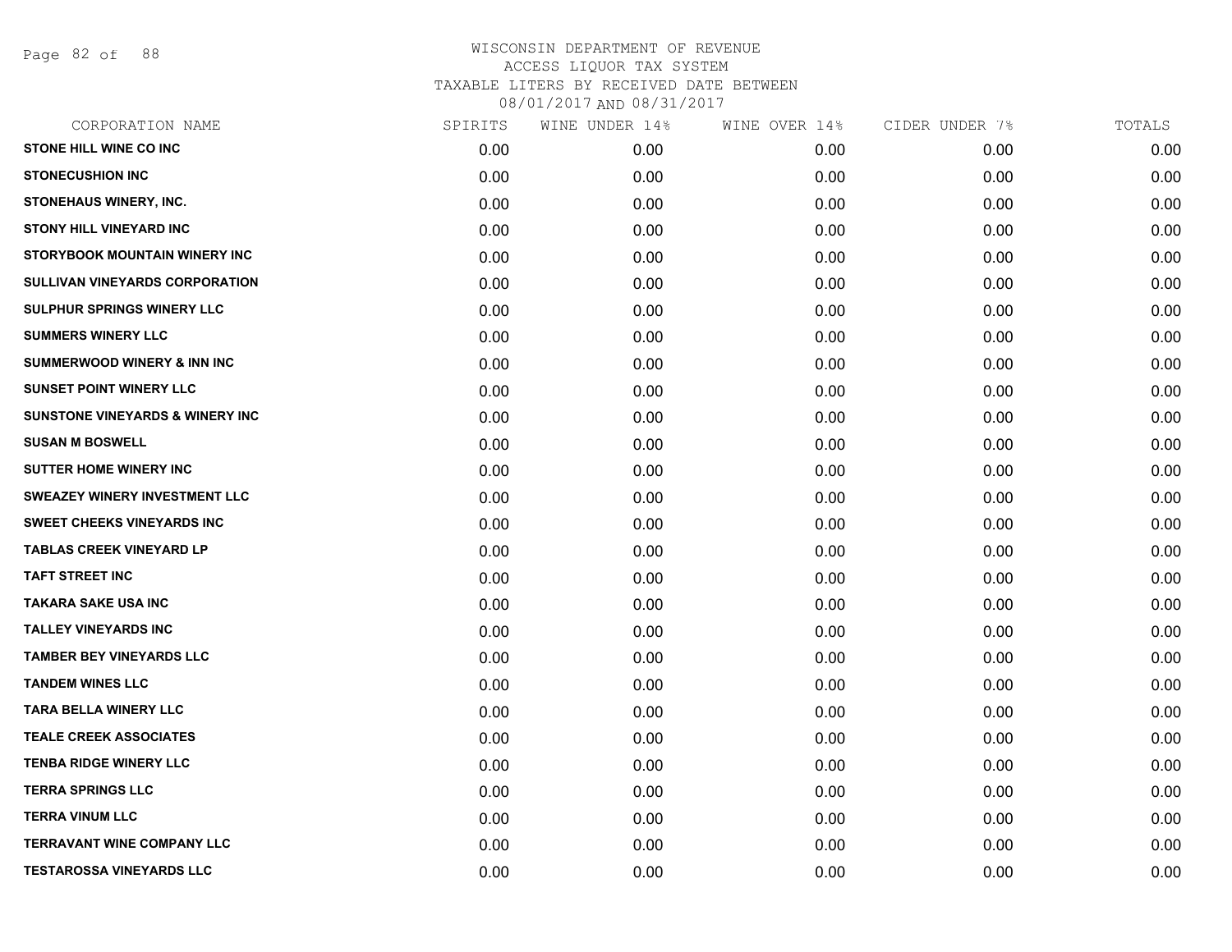WISCONSIN DEPARTMENT OF REVENUE
ACCESS LIQUOR TAX SYSTEM
TAXABLE LITERS BY RECEIVED DATE BETWEEN
08/01/2017 AND 08/31/2017

| CORPORATION NAME | SPIRITS | WINE UNDER 14% | WINE OVER 14% | CIDER UNDER 7% | TOTALS |
|---|---|---|---|---|---|
| STONE HILL WINE CO INC | 0.00 | 0.00 | 0.00 | 0.00 | 0.00 |
| STONECUSHION INC | 0.00 | 0.00 | 0.00 | 0.00 | 0.00 |
| STONEHAUS WINERY, INC. | 0.00 | 0.00 | 0.00 | 0.00 | 0.00 |
| STONY HILL VINEYARD INC | 0.00 | 0.00 | 0.00 | 0.00 | 0.00 |
| STORYBOOK MOUNTAIN WINERY INC | 0.00 | 0.00 | 0.00 | 0.00 | 0.00 |
| SULLIVAN VINEYARDS CORPORATION | 0.00 | 0.00 | 0.00 | 0.00 | 0.00 |
| SULPHUR SPRINGS WINERY LLC | 0.00 | 0.00 | 0.00 | 0.00 | 0.00 |
| SUMMERS WINERY LLC | 0.00 | 0.00 | 0.00 | 0.00 | 0.00 |
| SUMMERWOOD WINERY & INN INC | 0.00 | 0.00 | 0.00 | 0.00 | 0.00 |
| SUNSET POINT WINERY LLC | 0.00 | 0.00 | 0.00 | 0.00 | 0.00 |
| SUNSTONE VINEYARDS & WINERY INC | 0.00 | 0.00 | 0.00 | 0.00 | 0.00 |
| SUSAN M BOSWELL | 0.00 | 0.00 | 0.00 | 0.00 | 0.00 |
| SUTTER HOME WINERY INC | 0.00 | 0.00 | 0.00 | 0.00 | 0.00 |
| SWEAZEY WINERY INVESTMENT LLC | 0.00 | 0.00 | 0.00 | 0.00 | 0.00 |
| SWEET CHEEKS VINEYARDS INC | 0.00 | 0.00 | 0.00 | 0.00 | 0.00 |
| TABLAS CREEK VINEYARD LP | 0.00 | 0.00 | 0.00 | 0.00 | 0.00 |
| TAFT STREET INC | 0.00 | 0.00 | 0.00 | 0.00 | 0.00 |
| TAKARA SAKE USA INC | 0.00 | 0.00 | 0.00 | 0.00 | 0.00 |
| TALLEY VINEYARDS INC | 0.00 | 0.00 | 0.00 | 0.00 | 0.00 |
| TAMBER BEY VINEYARDS LLC | 0.00 | 0.00 | 0.00 | 0.00 | 0.00 |
| TANDEM WINES LLC | 0.00 | 0.00 | 0.00 | 0.00 | 0.00 |
| TARA BELLA WINERY LLC | 0.00 | 0.00 | 0.00 | 0.00 | 0.00 |
| TEALE CREEK ASSOCIATES | 0.00 | 0.00 | 0.00 | 0.00 | 0.00 |
| TENBA RIDGE WINERY LLC | 0.00 | 0.00 | 0.00 | 0.00 | 0.00 |
| TERRA SPRINGS LLC | 0.00 | 0.00 | 0.00 | 0.00 | 0.00 |
| TERRA VINUM LLC | 0.00 | 0.00 | 0.00 | 0.00 | 0.00 |
| TERRAVANT WINE COMPANY LLC | 0.00 | 0.00 | 0.00 | 0.00 | 0.00 |
| TESTAROSSA VINEYARDS LLC | 0.00 | 0.00 | 0.00 | 0.00 | 0.00 |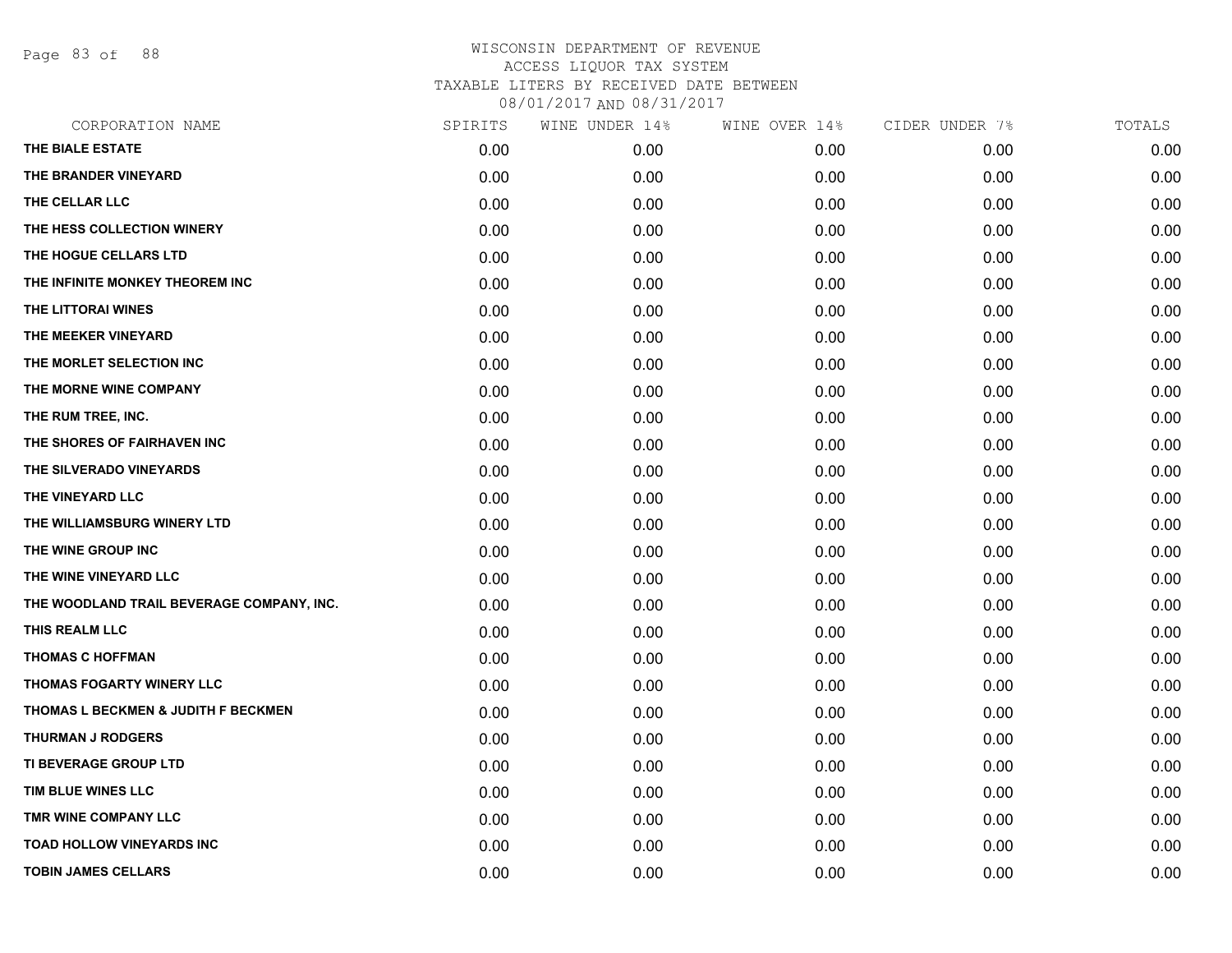WISCONSIN DEPARTMENT OF REVENUE
ACCESS LIQUOR TAX SYSTEM
TAXABLE LITERS BY RECEIVED DATE BETWEEN
08/01/2017 AND 08/31/2017

| CORPORATION NAME | SPIRITS | WINE UNDER 14% | WINE OVER 14% | CIDER UNDER 7% | TOTALS |
|---|---|---|---|---|---|
| THE BIALE ESTATE | 0.00 | 0.00 | 0.00 | 0.00 | 0.00 |
| THE BRANDER VINEYARD | 0.00 | 0.00 | 0.00 | 0.00 | 0.00 |
| THE CELLAR LLC | 0.00 | 0.00 | 0.00 | 0.00 | 0.00 |
| THE HESS COLLECTION WINERY | 0.00 | 0.00 | 0.00 | 0.00 | 0.00 |
| THE HOGUE CELLARS LTD | 0.00 | 0.00 | 0.00 | 0.00 | 0.00 |
| THE INFINITE MONKEY THEOREM INC | 0.00 | 0.00 | 0.00 | 0.00 | 0.00 |
| THE LITTORAI WINES | 0.00 | 0.00 | 0.00 | 0.00 | 0.00 |
| THE MEEKER VINEYARD | 0.00 | 0.00 | 0.00 | 0.00 | 0.00 |
| THE MORLET SELECTION INC | 0.00 | 0.00 | 0.00 | 0.00 | 0.00 |
| THE MORNE WINE COMPANY | 0.00 | 0.00 | 0.00 | 0.00 | 0.00 |
| THE RUM TREE, INC. | 0.00 | 0.00 | 0.00 | 0.00 | 0.00 |
| THE SHORES OF FAIRHAVEN INC | 0.00 | 0.00 | 0.00 | 0.00 | 0.00 |
| THE SILVERADO VINEYARDS | 0.00 | 0.00 | 0.00 | 0.00 | 0.00 |
| THE VINEYARD LLC | 0.00 | 0.00 | 0.00 | 0.00 | 0.00 |
| THE WILLIAMSBURG WINERY LTD | 0.00 | 0.00 | 0.00 | 0.00 | 0.00 |
| THE WINE GROUP INC | 0.00 | 0.00 | 0.00 | 0.00 | 0.00 |
| THE WINE VINEYARD LLC | 0.00 | 0.00 | 0.00 | 0.00 | 0.00 |
| THE WOODLAND TRAIL BEVERAGE COMPANY, INC. | 0.00 | 0.00 | 0.00 | 0.00 | 0.00 |
| THIS REALM LLC | 0.00 | 0.00 | 0.00 | 0.00 | 0.00 |
| THOMAS C HOFFMAN | 0.00 | 0.00 | 0.00 | 0.00 | 0.00 |
| THOMAS FOGARTY WINERY LLC | 0.00 | 0.00 | 0.00 | 0.00 | 0.00 |
| THOMAS L BECKMEN & JUDITH F BECKMEN | 0.00 | 0.00 | 0.00 | 0.00 | 0.00 |
| THURMAN J RODGERS | 0.00 | 0.00 | 0.00 | 0.00 | 0.00 |
| TI BEVERAGE GROUP LTD | 0.00 | 0.00 | 0.00 | 0.00 | 0.00 |
| TIM BLUE WINES LLC | 0.00 | 0.00 | 0.00 | 0.00 | 0.00 |
| TMR WINE COMPANY LLC | 0.00 | 0.00 | 0.00 | 0.00 | 0.00 |
| TOAD HOLLOW VINEYARDS INC | 0.00 | 0.00 | 0.00 | 0.00 | 0.00 |
| TOBIN JAMES CELLARS | 0.00 | 0.00 | 0.00 | 0.00 | 0.00 |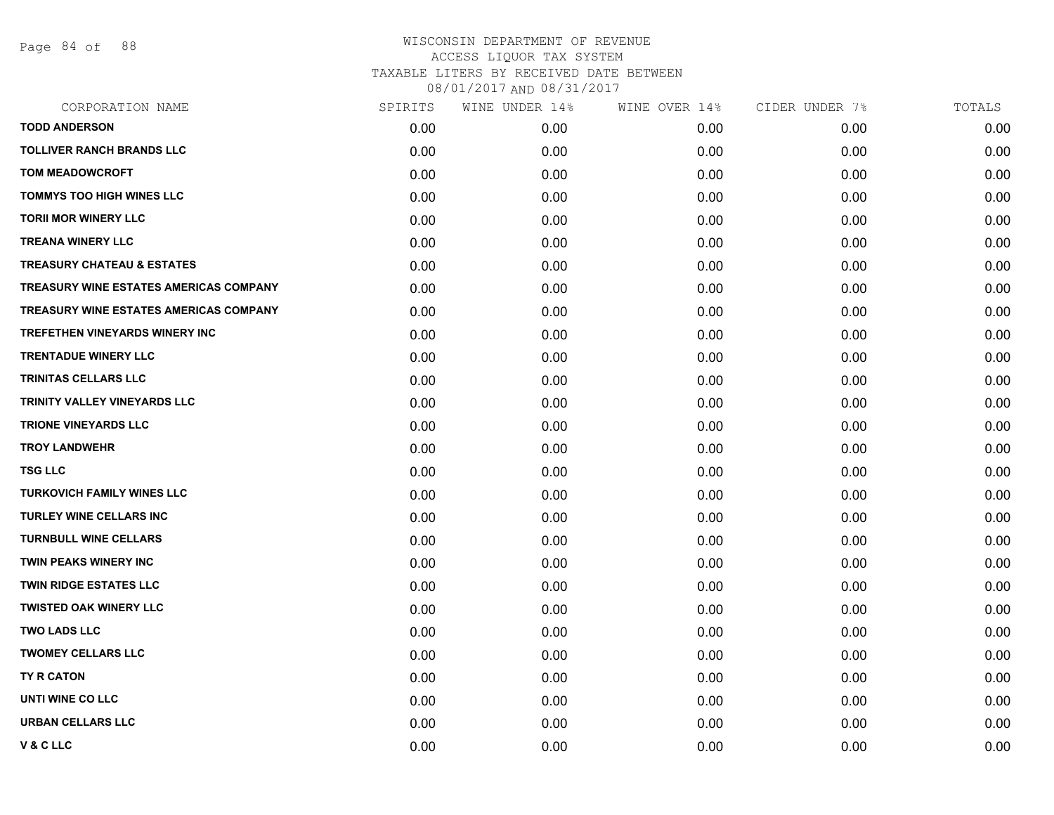# WISCONSIN DEPARTMENT OF REVENUE
## ACCESS LIQUOR TAX SYSTEM
## TAXABLE LITERS BY RECEIVED DATE BETWEEN 08/01/2017 AND 08/31/2017

| CORPORATION NAME | SPIRITS | WINE UNDER 14% | WINE OVER 14% | CIDER UNDER 7% | TOTALS |
|---|---|---|---|---|---|
| TODD ANDERSON | 0.00 | 0.00 | 0.00 | 0.00 | 0.00 |
| TOLLIVER RANCH BRANDS LLC | 0.00 | 0.00 | 0.00 | 0.00 | 0.00 |
| TOM MEADOWCROFT | 0.00 | 0.00 | 0.00 | 0.00 | 0.00 |
| TOMMYS TOO HIGH WINES LLC | 0.00 | 0.00 | 0.00 | 0.00 | 0.00 |
| TORII MOR WINERY LLC | 0.00 | 0.00 | 0.00 | 0.00 | 0.00 |
| TREANA WINERY LLC | 0.00 | 0.00 | 0.00 | 0.00 | 0.00 |
| TREASURY CHATEAU & ESTATES | 0.00 | 0.00 | 0.00 | 0.00 | 0.00 |
| TREASURY WINE ESTATES AMERICAS COMPANY | 0.00 | 0.00 | 0.00 | 0.00 | 0.00 |
| TREASURY WINE ESTATES AMERICAS COMPANY | 0.00 | 0.00 | 0.00 | 0.00 | 0.00 |
| TREFETHEN VINEYARDS WINERY INC | 0.00 | 0.00 | 0.00 | 0.00 | 0.00 |
| TRENTADUE WINERY LLC | 0.00 | 0.00 | 0.00 | 0.00 | 0.00 |
| TRINITAS CELLARS LLC | 0.00 | 0.00 | 0.00 | 0.00 | 0.00 |
| TRINITY VALLEY VINEYARDS LLC | 0.00 | 0.00 | 0.00 | 0.00 | 0.00 |
| TRIONE VINEYARDS LLC | 0.00 | 0.00 | 0.00 | 0.00 | 0.00 |
| TROY LANDWEHR | 0.00 | 0.00 | 0.00 | 0.00 | 0.00 |
| TSG LLC | 0.00 | 0.00 | 0.00 | 0.00 | 0.00 |
| TURKOVICH FAMILY WINES LLC | 0.00 | 0.00 | 0.00 | 0.00 | 0.00 |
| TURLEY WINE CELLARS INC | 0.00 | 0.00 | 0.00 | 0.00 | 0.00 |
| TURNBULL WINE CELLARS | 0.00 | 0.00 | 0.00 | 0.00 | 0.00 |
| TWIN PEAKS WINERY INC | 0.00 | 0.00 | 0.00 | 0.00 | 0.00 |
| TWIN RIDGE ESTATES LLC | 0.00 | 0.00 | 0.00 | 0.00 | 0.00 |
| TWISTED OAK WINERY LLC | 0.00 | 0.00 | 0.00 | 0.00 | 0.00 |
| TWO LADS LLC | 0.00 | 0.00 | 0.00 | 0.00 | 0.00 |
| TWOMEY CELLARS LLC | 0.00 | 0.00 | 0.00 | 0.00 | 0.00 |
| TY R CATON | 0.00 | 0.00 | 0.00 | 0.00 | 0.00 |
| UNTI WINE CO LLC | 0.00 | 0.00 | 0.00 | 0.00 | 0.00 |
| URBAN CELLARS LLC | 0.00 | 0.00 | 0.00 | 0.00 | 0.00 |
| V & C LLC | 0.00 | 0.00 | 0.00 | 0.00 | 0.00 |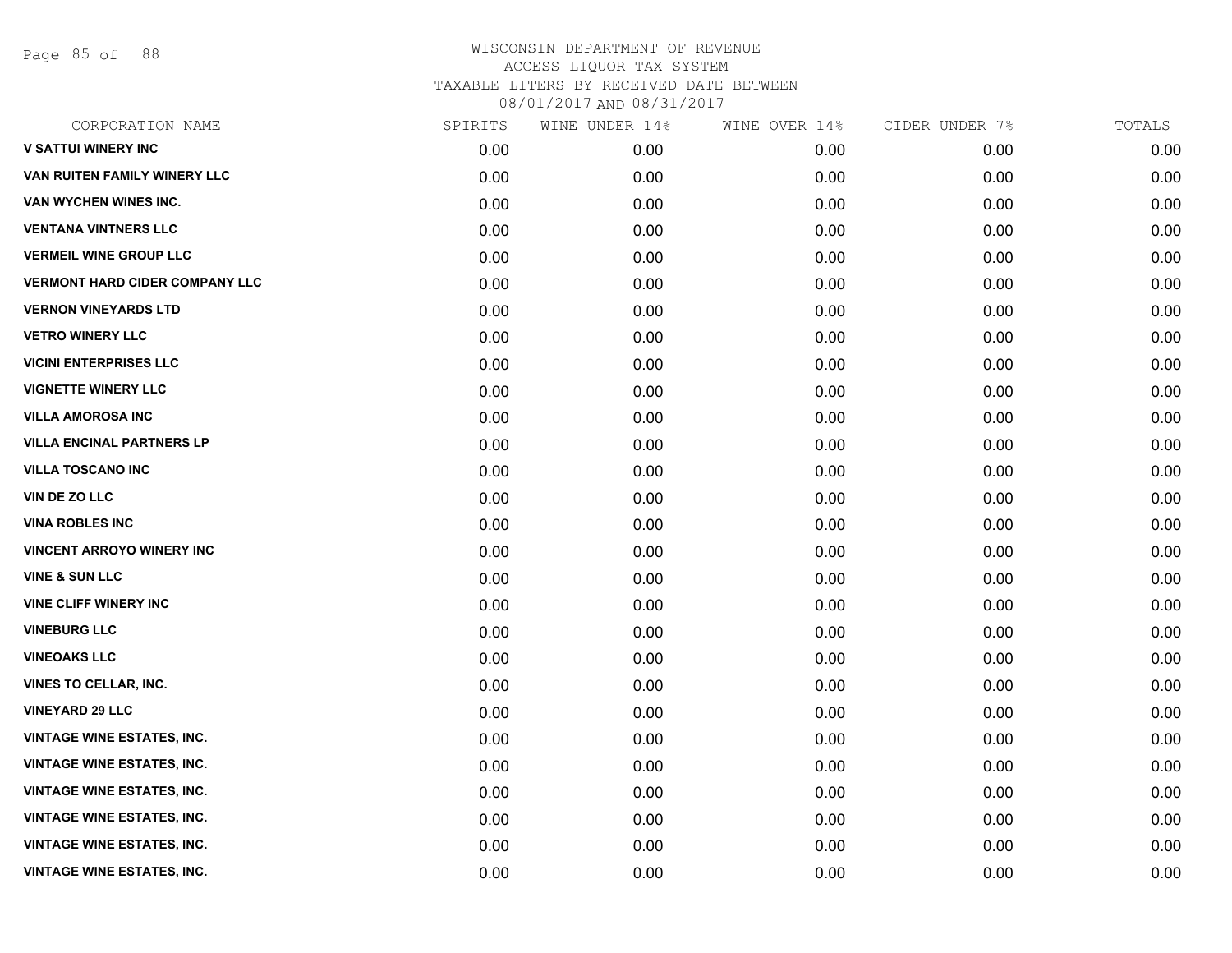# WISCONSIN DEPARTMENT OF REVENUE
ACCESS LIQUOR TAX SYSTEM
TAXABLE LITERS BY RECEIVED DATE BETWEEN
08/01/2017 AND 08/31/2017

| CORPORATION NAME | SPIRITS | WINE UNDER 14% | WINE OVER 14% | CIDER UNDER 7% | TOTALS |
|---|---|---|---|---|---|
| V SATTUI WINERY INC | 0.00 | 0.00 | 0.00 | 0.00 | 0.00 |
| VAN RUITEN FAMILY WINERY LLC | 0.00 | 0.00 | 0.00 | 0.00 | 0.00 |
| VAN WYCHEN WINES INC. | 0.00 | 0.00 | 0.00 | 0.00 | 0.00 |
| VENTANA VINTNERS LLC | 0.00 | 0.00 | 0.00 | 0.00 | 0.00 |
| VERMEIL WINE GROUP LLC | 0.00 | 0.00 | 0.00 | 0.00 | 0.00 |
| VERMONT HARD CIDER COMPANY LLC | 0.00 | 0.00 | 0.00 | 0.00 | 0.00 |
| VERNON VINEYARDS LTD | 0.00 | 0.00 | 0.00 | 0.00 | 0.00 |
| VETRO WINERY LLC | 0.00 | 0.00 | 0.00 | 0.00 | 0.00 |
| VICINI ENTERPRISES LLC | 0.00 | 0.00 | 0.00 | 0.00 | 0.00 |
| VIGNETTE WINERY LLC | 0.00 | 0.00 | 0.00 | 0.00 | 0.00 |
| VILLA AMOROSA INC | 0.00 | 0.00 | 0.00 | 0.00 | 0.00 |
| VILLA ENCINAL PARTNERS LP | 0.00 | 0.00 | 0.00 | 0.00 | 0.00 |
| VILLA TOSCANO INC | 0.00 | 0.00 | 0.00 | 0.00 | 0.00 |
| VIN DE ZO LLC | 0.00 | 0.00 | 0.00 | 0.00 | 0.00 |
| VINA ROBLES INC | 0.00 | 0.00 | 0.00 | 0.00 | 0.00 |
| VINCENT ARROYO WINERY INC | 0.00 | 0.00 | 0.00 | 0.00 | 0.00 |
| VINE & SUN LLC | 0.00 | 0.00 | 0.00 | 0.00 | 0.00 |
| VINE CLIFF WINERY INC | 0.00 | 0.00 | 0.00 | 0.00 | 0.00 |
| VINEBURG LLC | 0.00 | 0.00 | 0.00 | 0.00 | 0.00 |
| VINEOAKS LLC | 0.00 | 0.00 | 0.00 | 0.00 | 0.00 |
| VINES TO CELLAR, INC. | 0.00 | 0.00 | 0.00 | 0.00 | 0.00 |
| VINEYARD 29 LLC | 0.00 | 0.00 | 0.00 | 0.00 | 0.00 |
| VINTAGE WINE ESTATES, INC. | 0.00 | 0.00 | 0.00 | 0.00 | 0.00 |
| VINTAGE WINE ESTATES, INC. | 0.00 | 0.00 | 0.00 | 0.00 | 0.00 |
| VINTAGE WINE ESTATES, INC. | 0.00 | 0.00 | 0.00 | 0.00 | 0.00 |
| VINTAGE WINE ESTATES, INC. | 0.00 | 0.00 | 0.00 | 0.00 | 0.00 |
| VINTAGE WINE ESTATES, INC. | 0.00 | 0.00 | 0.00 | 0.00 | 0.00 |
| VINTAGE WINE ESTATES, INC. | 0.00 | 0.00 | 0.00 | 0.00 | 0.00 |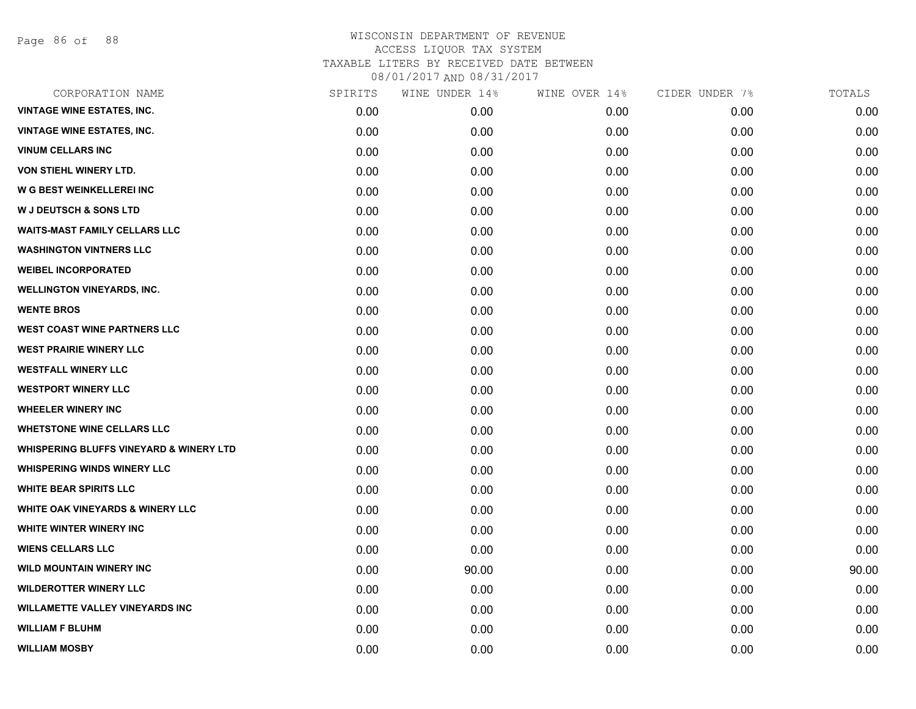WISCONSIN DEPARTMENT OF REVENUE
ACCESS LIQUOR TAX SYSTEM
TAXABLE LITERS BY RECEIVED DATE BETWEEN
08/01/2017 AND 08/31/2017

| CORPORATION NAME | SPIRITS | WINE UNDER 14% | WINE OVER 14% | CIDER UNDER 7% | TOTALS |
|---|---|---|---|---|---|
| VINTAGE WINE ESTATES, INC. | 0.00 | 0.00 | 0.00 | 0.00 | 0.00 |
| VINTAGE WINE ESTATES, INC. | 0.00 | 0.00 | 0.00 | 0.00 | 0.00 |
| VINUM CELLARS INC | 0.00 | 0.00 | 0.00 | 0.00 | 0.00 |
| VON STIEHL WINERY LTD. | 0.00 | 0.00 | 0.00 | 0.00 | 0.00 |
| W G BEST WEINKELLEREI INC | 0.00 | 0.00 | 0.00 | 0.00 | 0.00 |
| W J DEUTSCH & SONS LTD | 0.00 | 0.00 | 0.00 | 0.00 | 0.00 |
| WAITS-MAST FAMILY CELLARS LLC | 0.00 | 0.00 | 0.00 | 0.00 | 0.00 |
| WASHINGTON VINTNERS LLC | 0.00 | 0.00 | 0.00 | 0.00 | 0.00 |
| WEIBEL INCORPORATED | 0.00 | 0.00 | 0.00 | 0.00 | 0.00 |
| WELLINGTON VINEYARDS, INC. | 0.00 | 0.00 | 0.00 | 0.00 | 0.00 |
| WENTE BROS | 0.00 | 0.00 | 0.00 | 0.00 | 0.00 |
| WEST COAST WINE PARTNERS LLC | 0.00 | 0.00 | 0.00 | 0.00 | 0.00 |
| WEST PRAIRIE WINERY LLC | 0.00 | 0.00 | 0.00 | 0.00 | 0.00 |
| WESTFALL WINERY LLC | 0.00 | 0.00 | 0.00 | 0.00 | 0.00 |
| WESTPORT WINERY LLC | 0.00 | 0.00 | 0.00 | 0.00 | 0.00 |
| WHEELER WINERY INC | 0.00 | 0.00 | 0.00 | 0.00 | 0.00 |
| WHETSTONE WINE CELLARS LLC | 0.00 | 0.00 | 0.00 | 0.00 | 0.00 |
| WHISPERING BLUFFS VINEYARD & WINERY LTD | 0.00 | 0.00 | 0.00 | 0.00 | 0.00 |
| WHISPERING WINDS WINERY LLC | 0.00 | 0.00 | 0.00 | 0.00 | 0.00 |
| WHITE BEAR SPIRITS LLC | 0.00 | 0.00 | 0.00 | 0.00 | 0.00 |
| WHITE OAK VINEYARDS & WINERY LLC | 0.00 | 0.00 | 0.00 | 0.00 | 0.00 |
| WHITE WINTER WINERY INC | 0.00 | 0.00 | 0.00 | 0.00 | 0.00 |
| WIENS CELLARS LLC | 0.00 | 0.00 | 0.00 | 0.00 | 0.00 |
| WILD MOUNTAIN WINERY INC | 0.00 | 90.00 | 0.00 | 0.00 | 90.00 |
| WILDEROTTER WINERY LLC | 0.00 | 0.00 | 0.00 | 0.00 | 0.00 |
| WILLAMETTE VALLEY VINEYARDS INC | 0.00 | 0.00 | 0.00 | 0.00 | 0.00 |
| WILLIAM F BLUHM | 0.00 | 0.00 | 0.00 | 0.00 | 0.00 |
| WILLIAM MOSBY | 0.00 | 0.00 | 0.00 | 0.00 | 0.00 |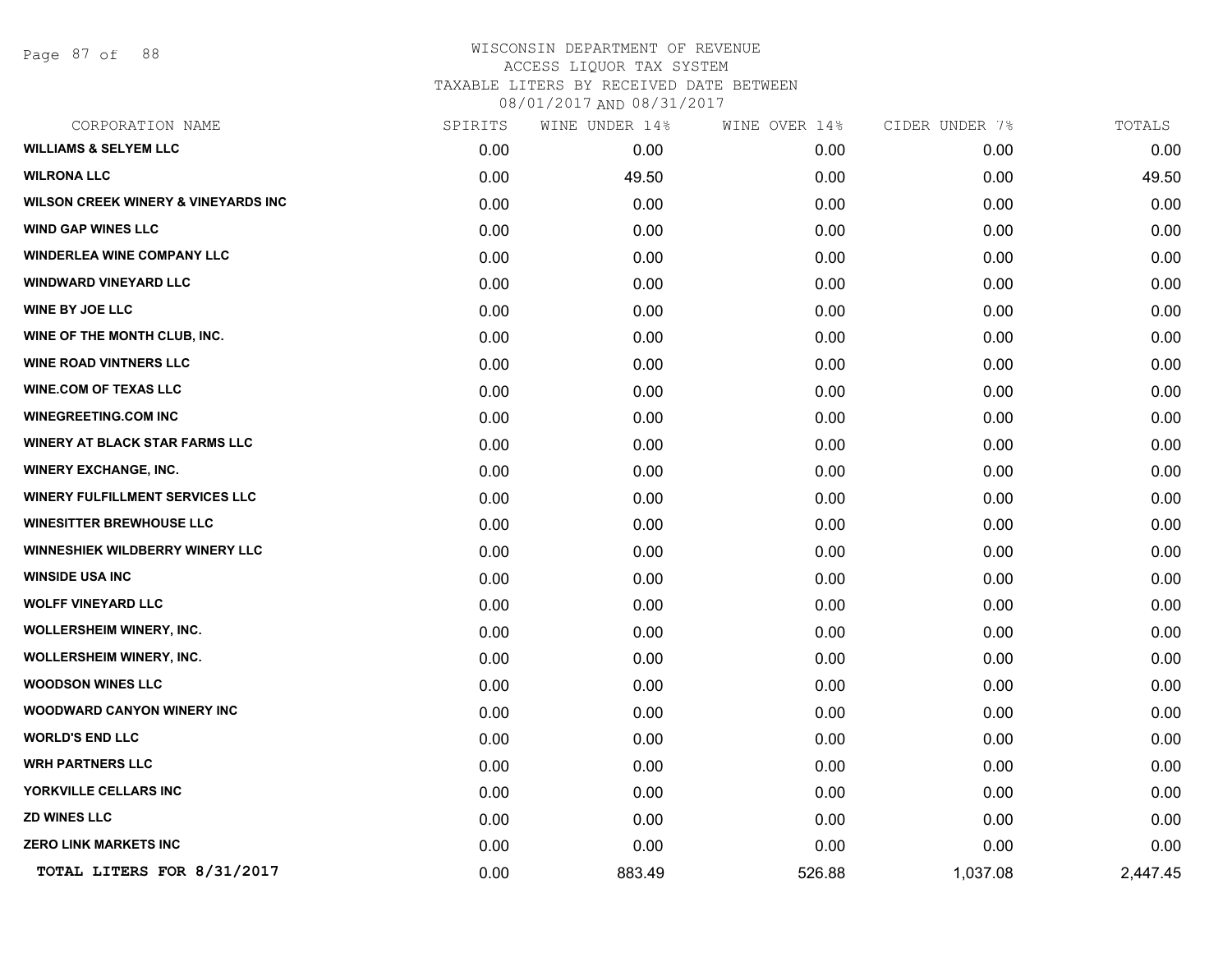WISCONSIN DEPARTMENT OF REVENUE
ACCESS LIQUOR TAX SYSTEM
TAXABLE LITERS BY RECEIVED DATE BETWEEN
08/01/2017 AND 08/31/2017

| CORPORATION NAME | SPIRITS | WINE UNDER 14% | WINE OVER 14% | CIDER UNDER 7% | TOTALS |
|---|---|---|---|---|---|
| WILLIAMS & SELYEM LLC | 0.00 | 0.00 | 0.00 | 0.00 | 0.00 |
| WILRONA LLC | 0.00 | 49.50 | 0.00 | 0.00 | 49.50 |
| WILSON CREEK WINERY & VINEYARDS INC | 0.00 | 0.00 | 0.00 | 0.00 | 0.00 |
| WIND GAP WINES LLC | 0.00 | 0.00 | 0.00 | 0.00 | 0.00 |
| WINDERLEA WINE COMPANY LLC | 0.00 | 0.00 | 0.00 | 0.00 | 0.00 |
| WINDWARD VINEYARD LLC | 0.00 | 0.00 | 0.00 | 0.00 | 0.00 |
| WINE BY JOE LLC | 0.00 | 0.00 | 0.00 | 0.00 | 0.00 |
| WINE OF THE MONTH CLUB, INC. | 0.00 | 0.00 | 0.00 | 0.00 | 0.00 |
| WINE ROAD VINTNERS LLC | 0.00 | 0.00 | 0.00 | 0.00 | 0.00 |
| WINE.COM OF TEXAS LLC | 0.00 | 0.00 | 0.00 | 0.00 | 0.00 |
| WINEGREETING.COM INC | 0.00 | 0.00 | 0.00 | 0.00 | 0.00 |
| WINERY AT BLACK STAR FARMS LLC | 0.00 | 0.00 | 0.00 | 0.00 | 0.00 |
| WINERY EXCHANGE, INC. | 0.00 | 0.00 | 0.00 | 0.00 | 0.00 |
| WINERY FULFILLMENT SERVICES LLC | 0.00 | 0.00 | 0.00 | 0.00 | 0.00 |
| WINESITTER BREWHOUSE LLC | 0.00 | 0.00 | 0.00 | 0.00 | 0.00 |
| WINNESHIEK WILDBERRY WINERY LLC | 0.00 | 0.00 | 0.00 | 0.00 | 0.00 |
| WINSIDE USA INC | 0.00 | 0.00 | 0.00 | 0.00 | 0.00 |
| WOLFF VINEYARD LLC | 0.00 | 0.00 | 0.00 | 0.00 | 0.00 |
| WOLLERSHEIM WINERY, INC. | 0.00 | 0.00 | 0.00 | 0.00 | 0.00 |
| WOLLERSHEIM WINERY, INC. | 0.00 | 0.00 | 0.00 | 0.00 | 0.00 |
| WOODSON WINES LLC | 0.00 | 0.00 | 0.00 | 0.00 | 0.00 |
| WOODWARD CANYON WINERY INC | 0.00 | 0.00 | 0.00 | 0.00 | 0.00 |
| WORLD'S END LLC | 0.00 | 0.00 | 0.00 | 0.00 | 0.00 |
| WRH PARTNERS LLC | 0.00 | 0.00 | 0.00 | 0.00 | 0.00 |
| YORKVILLE CELLARS INC | 0.00 | 0.00 | 0.00 | 0.00 | 0.00 |
| ZD WINES LLC | 0.00 | 0.00 | 0.00 | 0.00 | 0.00 |
| ZERO LINK MARKETS INC | 0.00 | 0.00 | 0.00 | 0.00 | 0.00 |
| **TOTAL LITERS FOR 8/31/2017** | 0.00 | 883.49 | 526.88 | 1,037.08 | 2,447.45 |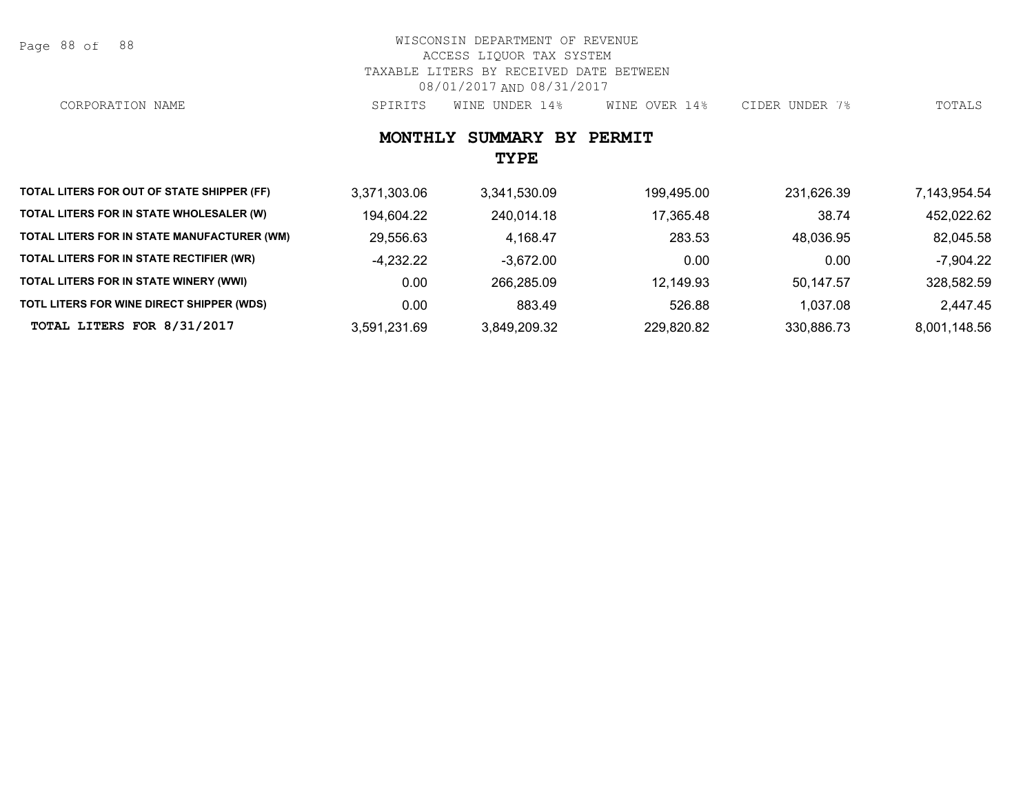WISCONSIN DEPARTMENT OF REVENUE
ACCESS LIQUOR TAX SYSTEM
TAXABLE LITERS BY RECEIVED DATE BETWEEN
08/01/2017 AND 08/31/2017

## MONTHLY SUMMARY BY PERMIT TYPE

| CORPORATION NAME | SPIRITS | WINE UNDER 14% | WINE OVER 14% | CIDER UNDER 7% | TOTALS |
|---|---|---|---|---|---|
| TOTAL LITERS FOR OUT OF STATE SHIPPER (FF) | 3,371,303.06 | 3,341,530.09 | 199,495.00 | 231,626.39 | 7,143,954.54 |
| TOTAL LITERS FOR IN STATE WHOLESALER (W) | 194,604.22 | 240,014.18 | 17,365.48 | 38.74 | 452,022.62 |
| TOTAL LITERS FOR IN STATE MANUFACTURER (WM) | 29,556.63 | 4,168.47 | 283.53 | 48,036.95 | 82,045.58 |
| TOTAL LITERS FOR IN STATE RECTIFIER (WR) | -4,232.22 | -3,672.00 | 0.00 | 0.00 | -7,904.22 |
| TOTAL LITERS FOR IN STATE WINERY (WWI) | 0.00 | 266,285.09 | 12,149.93 | 50,147.57 | 328,582.59 |
| TOTL LITERS FOR WINE DIRECT SHIPPER (WDS) | 0.00 | 883.49 | 526.88 | 1,037.08 | 2,447.45 |
| **TOTAL LITERS FOR 8/31/2017** | 3,591,231.69 | 3,849,209.32 | 229,820.82 | 330,886.73 | 8,001,148.56 |